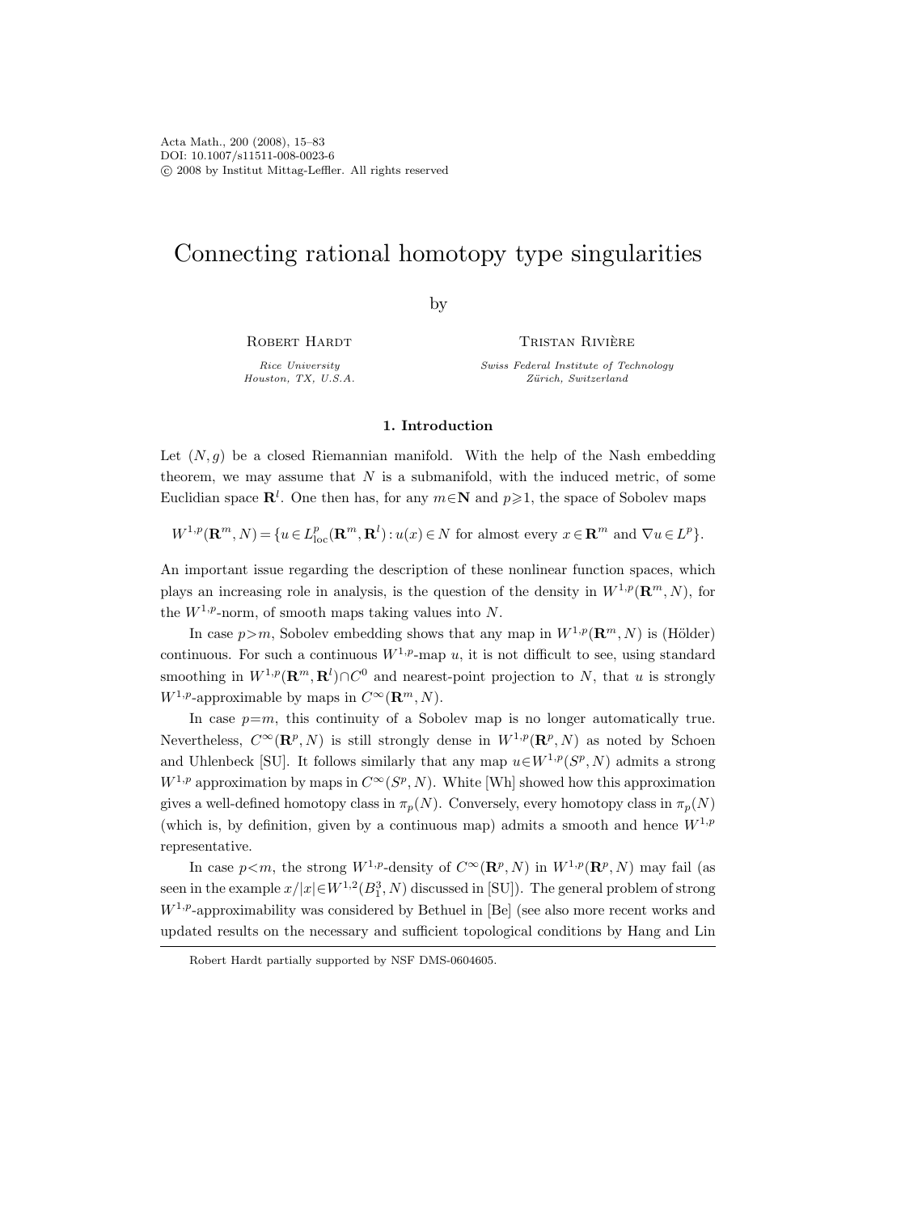Acta Math., 200 (2008), 15–83
DOI: 10.1007/s11511-008-0023-6
© 2008 by Institut Mittag-Leffler. All rights reserved

# Connecting rational homotopy type singularities

by

Robert Hardt

*Rice University*
*Houston, TX, U.S.A.*

Tristan Rivière

*Swiss Federal Institute of Technology*
*Zürich, Switzerland*

## 1. Introduction

Let $(N, g)$ be a closed Riemannian manifold. With the help of the Nash embedding theorem, we may assume that $N$ is a submanifold, with the induced metric, of some Euclidian space $\mathbf{R}^l$. One then has, for any $m \in \mathbf{N}$ and $p \geqslant 1$, the space of Sobolev maps

$$W^{1,p}(\mathbf{R}^m, N) = \{u \in L^p_{\mathrm{loc}}(\mathbf{R}^m, \mathbf{R}^l) : u(x) \in N \text{ for almost every } x \in \mathbf{R}^m \text{ and } \nabla u \in L^p\}.$$

An important issue regarding the description of these nonlinear function spaces, which plays an increasing role in analysis, is the question of the density in $W^{1,p}(\mathbf{R}^m, N)$, for the $W^{1,p}$-norm, of smooth maps taking values into $N$.

In case $p > m$, Sobolev embedding shows that any map in $W^{1,p}(\mathbf{R}^m, N)$ is (Hölder) continuous. For such a continuous $W^{1,p}$-map $u$, it is not difficult to see, using standard smoothing in $W^{1,p}(\mathbf{R}^m, \mathbf{R}^l) \cap C^0$ and nearest-point projection to $N$, that $u$ is strongly $W^{1,p}$-approximable by maps in $C^\infty(\mathbf{R}^m, N)$.

In case $p = m$, this continuity of a Sobolev map is no longer automatically true. Nevertheless, $C^\infty(\mathbf{R}^p, N)$ is still strongly dense in $W^{1,p}(\mathbf{R}^p, N)$ as noted by Schoen and Uhlenbeck [SU]. It follows similarly that any map $u \in W^{1,p}(S^p, N)$ admits a strong $W^{1,p}$ approximation by maps in $C^\infty(S^p, N)$. White [Wh] showed how this approximation gives a well-defined homotopy class in $\pi_p(N)$. Conversely, every homotopy class in $\pi_p(N)$ (which is, by definition, given by a continuous map) admits a smooth and hence $W^{1,p}$ representative.

In case $p < m$, the strong $W^{1,p}$-density of $C^\infty(\mathbf{R}^p, N)$ in $W^{1,p}(\mathbf{R}^p, N)$ may fail (as seen in the example $x/|x| \in W^{1,2}(B^3_1, N)$ discussed in [SU]). The general problem of strong $W^{1,p}$-approximability was considered by Bethuel in [Be] (see also more recent works and updated results on the necessary and sufficient topological conditions by Hang and Lin

Robert Hardt partially supported by NSF DMS-0604605.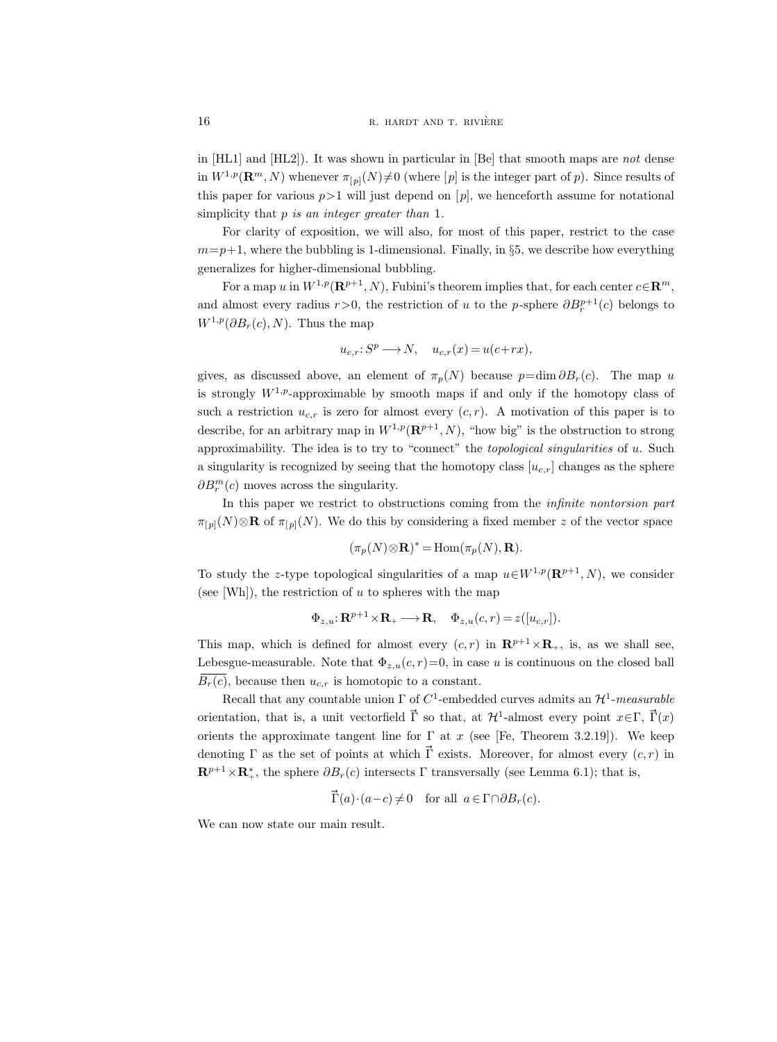in [HL1] and [HL2]). It was shown in particular in [Be] that smooth maps are *not* dense in $W^{1,p}(\mathbf{R}^m, N)$ whenever $\pi_{[p]}(N)\neq 0$ (where $[p]$ is the integer part of $p$). Since results of this paper for various $p>1$ will just depend on $[p]$, we henceforth assume for notational simplicity that *$p$ is an integer greater than* 1.

For clarity of exposition, we will also, for most of this paper, restrict to the case $m=p+1$, where the bubbling is 1-dimensional. Finally, in §5, we describe how everything generalizes for higher-dimensional bubbling.

For a map $u$ in $W^{1,p}(\mathbf{R}^{p+1}, N)$, Fubini's theorem implies that, for each center $c\in\mathbf{R}^m$, and almost every radius $r>0$, the restriction of $u$ to the $p$-sphere $\partial B_r^{p+1}(c)$ belongs to $W^{1,p}(\partial B_r(c), N)$. Thus the map

$$u_{c,r}\colon S^p \longrightarrow N, \quad u_{c,r}(x)=u(c+rx),$$

gives, as discussed above, an element of $\pi_p(N)$ because $p=\dim \partial B_r(c)$. The map $u$ is strongly $W^{1,p}$-approximable by smooth maps if and only if the homotopy class of such a restriction $u_{c,r}$ is zero for almost every $(c,r)$. A motivation of this paper is to describe, for an arbitrary map in $W^{1,p}(\mathbf{R}^{p+1}, N)$, "how big" is the obstruction to strong approximability. The idea is to try to "connect" the *topological singularities* of $u$. Such a singularity is recognized by seeing that the homotopy class $[u_{c,r}]$ changes as the sphere $\partial B_r^m(c)$ moves across the singularity.

In this paper we restrict to obstructions coming from the *infinite nontorsion part* $\pi_{[p]}(N)\otimes\mathbf{R}$ of $\pi_{[p]}(N)$. We do this by considering a fixed member $z$ of the vector space

$$(\pi_p(N)\otimes\mathbf{R})^* = \operatorname{Hom}(\pi_p(N), \mathbf{R}).$$

To study the $z$-type topological singularities of a map $u\in W^{1,p}(\mathbf{R}^{p+1}, N)$, we consider (see [Wh]), the restriction of $u$ to spheres with the map

$$\Phi_{z,u}\colon \mathbf{R}^{p+1}\times\mathbf{R}_+ \longrightarrow \mathbf{R}, \quad \Phi_{z,u}(c,r)=z([u_{c,r}]).$$

This map, which is defined for almost every $(c,r)$ in $\mathbf{R}^{p+1}\times\mathbf{R}_+$, is, as we shall see, Lebesgue-measurable. Note that $\Phi_{z,u}(c,r)=0$, in case $u$ is continuous on the closed ball $\overline{B_r(c)}$, because then $u_{c,r}$ is homotopic to a constant.

Recall that any countable union $\Gamma$ of $C^1$-embedded curves admits an $\mathcal{H}^1$-*measurable* orientation, that is, a unit vectorfield $\vec{\Gamma}$ so that, at $\mathcal{H}^1$-almost every point $x\in\Gamma$, $\vec{\Gamma}(x)$ orients the approximate tangent line for $\Gamma$ at $x$ (see [Fe, Theorem 3.2.19]). We keep denoting $\Gamma$ as the set of points at which $\vec{\Gamma}$ exists. Moreover, for almost every $(c,r)$ in $\mathbf{R}^{p+1}\times\mathbf{R}_+^*$, the sphere $\partial B_r(c)$ intersects $\Gamma$ transversally (see Lemma 6.1); that is,

$$\vec{\Gamma}(a)\cdot(a-c)\neq 0 \quad \text{for all } a\in\Gamma\cap\partial B_r(c).$$

We can now state our main result.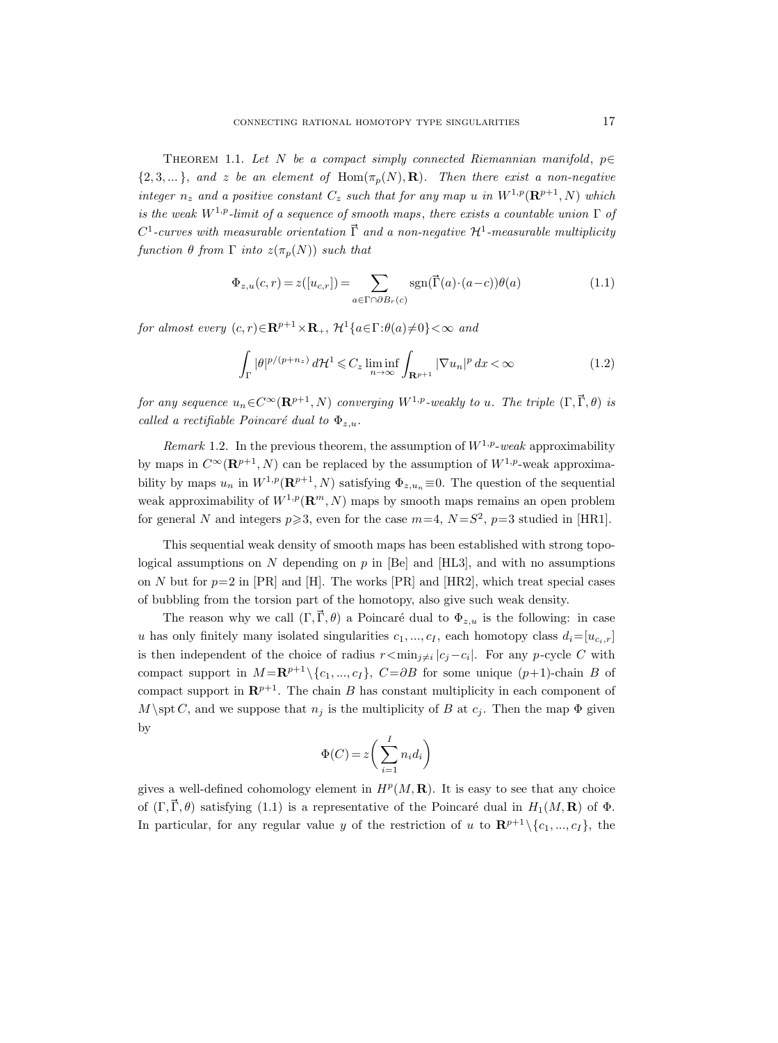THEOREM 1.1. *Let $N$ be a compact simply connected Riemannian manifold, $p \in \{2,3,\dots\}$, and $z$ be an element of $\operatorname{Hom}(\pi_p(N), \mathbf{R})$. Then there exist a non-negative integer $n_z$ and a positive constant $C_z$ such that for any map $u$ in $W^{1,p}(\mathbf{R}^{p+1}, N)$ which is the weak $W^{1,p}$-limit of a sequence of smooth maps, there exists a countable union $\Gamma$ of $C^1$-curves with measurable orientation $\vec{\Gamma}$ and a non-negative $\mathcal{H}^1$-measurable multiplicity function $\theta$ from $\Gamma$ into $z(\pi_p(N))$ such that*

$$\Phi_{z,u}(c,r) = z([u_{c,r}]) = \sum_{a \in \Gamma \cap \partial B_r(c)} \operatorname{sgn}(\vec{\Gamma}(a)\cdot(a-c))\theta(a) \tag{1.1}$$

*for almost every $(c,r) \in \mathbf{R}^{p+1} \times \mathbf{R}_+$, $\mathcal{H}^1\{a \in \Gamma : \theta(a) \neq 0\} < \infty$ and*

$$\int_\Gamma |\theta|^{p/(p+n_z)}\, d\mathcal{H}^1 \leqslant C_z \liminf_{n\to\infty} \int_{\mathbf{R}^{p+1}} |\nabla u_n|^p\, dx < \infty \tag{1.2}$$

*for any sequence $u_n \in C^\infty(\mathbf{R}^{p+1}, N)$ converging $W^{1,p}$-weakly to $u$. The triple $(\Gamma, \vec{\Gamma}, \theta)$ is called a rectifiable Poincaré dual to $\Phi_{z,u}$.*

*Remark* 1.2. In the previous theorem, the assumption of $W^{1,p}$-*weak* approximability by maps in $C^\infty(\mathbf{R}^{p+1}, N)$ can be replaced by the assumption of $W^{1,p}$-weak approximability by maps $u_n$ in $W^{1,p}(\mathbf{R}^{p+1}, N)$ satisfying $\Phi_{z,u_n} \equiv 0$. The question of the sequential weak approximability of $W^{1,p}(\mathbf{R}^m, N)$ maps by smooth maps remains an open problem for general $N$ and integers $p \geqslant 3$, even for the case $m=4$, $N=S^2$, $p=3$ studied in [HR1].

This sequential weak density of smooth maps has been established with strong topological assumptions on $N$ depending on $p$ in [Be] and [HL3], and with no assumptions on $N$ but for $p=2$ in [PR] and [H]. The works [PR] and [HR2], which treat special cases of bubbling from the torsion part of the homotopy, also give such weak density.

The reason why we call $(\Gamma, \vec{\Gamma}, \theta)$ a Poincaré dual to $\Phi_{z,u}$ is the following: in case $u$ has only finitely many isolated singularities $c_1, \dots, c_I$, each homotopy class $d_i = [u_{c_i,r}]$ is then independent of the choice of radius $r < \min_{j \neq i} |c_j - c_i|$. For any $p$-cycle $C$ with compact support in $M = \mathbf{R}^{p+1} \setminus \{c_1, \dots, c_I\}$, $C = \partial B$ for some unique $(p+1)$-chain $B$ of compact support in $\mathbf{R}^{p+1}$. The chain $B$ has constant multiplicity in each component of $M \setminus \operatorname{spt} C$, and we suppose that $n_j$ is the multiplicity of $B$ at $c_j$. Then the map $\Phi$ given by

$$\Phi(C) = z\biggl(\sum_{i=1}^{I} n_i d_i\biggr)$$

gives a well-defined cohomology element in $H^p(M, \mathbf{R})$. It is easy to see that any choice of $(\Gamma, \vec{\Gamma}, \theta)$ satisfying (1.1) is a representative of the Poincaré dual in $H_1(M, \mathbf{R})$ of $\Phi$. In particular, for any regular value $y$ of the restriction of $u$ to $\mathbf{R}^{p+1} \setminus \{c_1, \dots, c_I\}$, the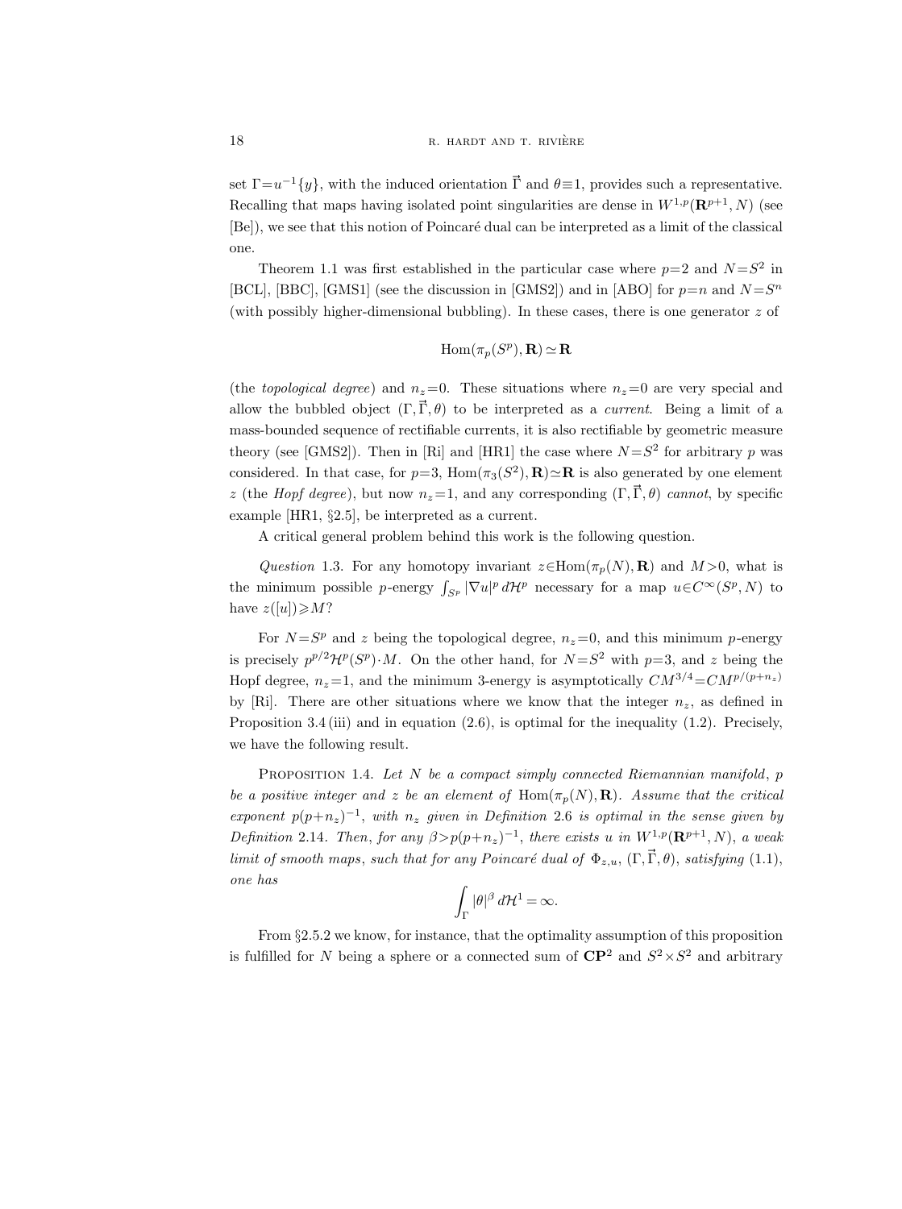set $\Gamma=u^{-1}\{y\}$, with the induced orientation $\vec{\Gamma}$ and $\theta\equiv 1$, provides such a representative. Recalling that maps having isolated point singularities are dense in $W^{1,p}(\mathbf{R}^{p+1},N)$ (see [Be]), we see that this notion of Poincaré dual can be interpreted as a limit of the classical one.

Theorem 1.1 was first established in the particular case where $p=2$ and $N=S^2$ in [BCL], [BBC], [GMS1] (see the discussion in [GMS2]) and in [ABO] for $p=n$ and $N=S^n$ (with possibly higher-dimensional bubbling). In these cases, there is one generator $z$ of

$$\operatorname{Hom}(\pi_p(S^p),\mathbf{R})\simeq\mathbf{R}$$

(the *topological degree*) and $n_z=0$. These situations where $n_z=0$ are very special and allow the bubbled object $(\Gamma,\vec{\Gamma},\theta)$ to be interpreted as a *current*. Being a limit of a mass-bounded sequence of rectifiable currents, it is also rectifiable by geometric measure theory (see [GMS2]). Then in [Ri] and [HR1] the case where $N=S^2$ for arbitrary $p$ was considered. In that case, for $p=3$, $\operatorname{Hom}(\pi_3(S^2),\mathbf{R})\simeq\mathbf{R}$ is also generated by one element $z$ (the *Hopf degree*), but now $n_z=1$, and any corresponding $(\Gamma,\vec{\Gamma},\theta)$ *cannot*, by specific example [HR1, §2.5], be interpreted as a current.

A critical general problem behind this work is the following question.

*Question* 1.3. For any homotopy invariant $z\in\operatorname{Hom}(\pi_p(N),\mathbf{R})$ and $M>0$, what is the minimum possible $p$-energy $\int_{S^p}|\nabla u|^p\,d\mathcal{H}^p$ necessary for a map $u\in C^\infty(S^p,N)$ to have $z([u])\geqslant M$?

For $N=S^p$ and $z$ being the topological degree, $n_z=0$, and this minimum $p$-energy is precisely $p^{p/2}\mathcal{H}^p(S^p)\cdot M$. On the other hand, for $N=S^2$ with $p=3$, and $z$ being the Hopf degree, $n_z=1$, and the minimum 3-energy is asymptotically $CM^{3/4}=CM^{p/(p+n_z)}$ by [Ri]. There are other situations where we know that the integer $n_z$, as defined in Proposition 3.4 (iii) and in equation (2.6), is optimal for the inequality (1.2). Precisely, we have the following result.

Proposition 1.4. *Let $N$ be a compact simply connected Riemannian manifold, $p$ be a positive integer and $z$ be an element of $\operatorname{Hom}(\pi_p(N),\mathbf{R})$. Assume that the critical exponent $p(p+n_z)^{-1}$, with $n_z$ given in Definition* 2.6 *is optimal in the sense given by Definition* 2.14. *Then, for any $\beta>p(p+n_z)^{-1}$, there exists $u$ in $W^{1,p}(\mathbf{R}^{p+1},N)$, a weak limit of smooth maps, such that for any Poincaré dual of $\Phi_{z,u}$, $(\Gamma,\vec{\Gamma},\theta)$, satisfying* (1.1), *one has*

$$\int_\Gamma|\theta|^\beta\,d\mathcal{H}^1=\infty.$$

From §2.5.2 we know, for instance, that the optimality assumption of this proposition is fulfilled for $N$ being a sphere or a connected sum of $\mathbf{CP}^2$ and $S^2\times S^2$ and arbitrary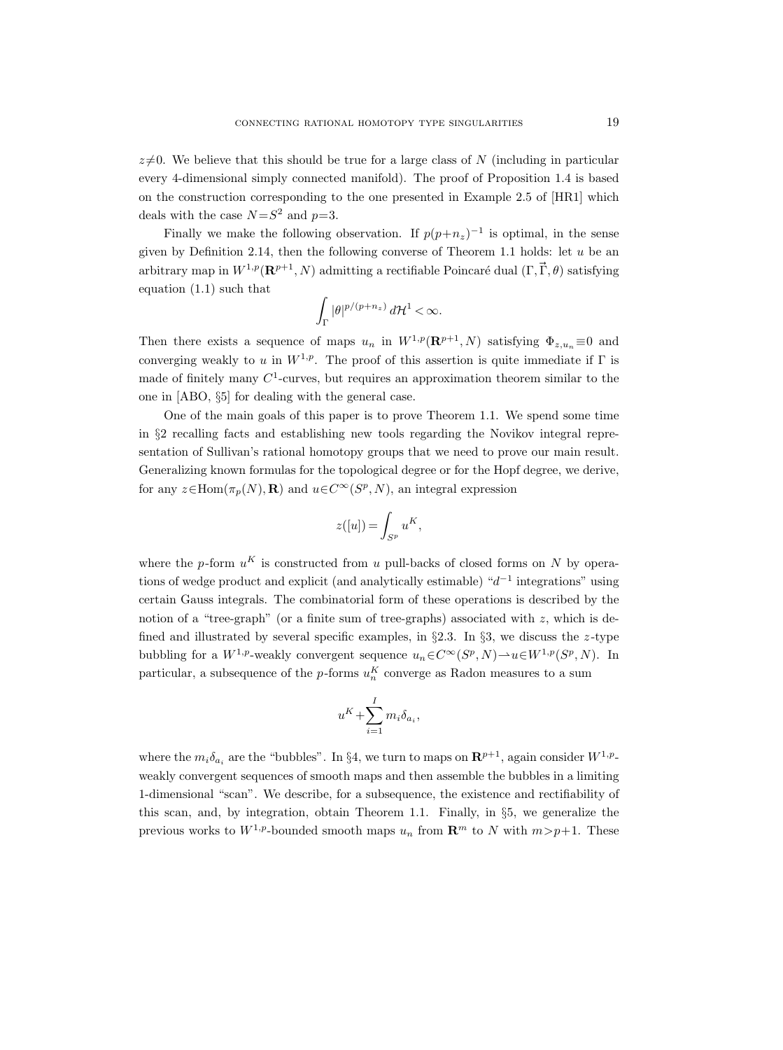$z\neq 0$. We believe that this should be true for a large class of $N$ (including in particular every 4-dimensional simply connected manifold). The proof of Proposition 1.4 is based on the construction corresponding to the one presented in Example 2.5 of [HR1] which deals with the case $N=S^2$ and $p=3$.

Finally we make the following observation. If $p(p+n_z)^{-1}$ is optimal, in the sense given by Definition 2.14, then the following converse of Theorem 1.1 holds: let $u$ be an arbitrary map in $W^{1,p}(\mathbf{R}^{p+1},N)$ admitting a rectifiable Poincaré dual $(\Gamma,\vec{\Gamma},\theta)$ satisfying equation (1.1) such that

$$\int_\Gamma |\theta|^{p/(p+n_z)}\,d\mathcal{H}^1<\infty.$$

Then there exists a sequence of maps $u_n$ in $W^{1,p}(\mathbf{R}^{p+1},N)$ satisfying $\Phi_{z,u_n}\equiv 0$ and converging weakly to $u$ in $W^{1,p}$. The proof of this assertion is quite immediate if $\Gamma$ is made of finitely many $C^1$-curves, but requires an approximation theorem similar to the one in [ABO, §5] for dealing with the general case.

One of the main goals of this paper is to prove Theorem 1.1. We spend some time in §2 recalling facts and establishing new tools regarding the Novikov integral representation of Sullivan's rational homotopy groups that we need to prove our main result. Generalizing known formulas for the topological degree or for the Hopf degree, we derive, for any $z\in\operatorname{Hom}(\pi_p(N),\mathbf{R})$ and $u\in C^\infty(S^p,N)$, an integral expression

$$z([u])=\int_{S^p} u^K,$$

where the $p$-form $u^K$ is constructed from $u$ pull-backs of closed forms on $N$ by operations of wedge product and explicit (and analytically estimable) "$d^{-1}$ integrations" using certain Gauss integrals. The combinatorial form of these operations is described by the notion of a "tree-graph" (or a finite sum of tree-graphs) associated with $z$, which is defined and illustrated by several specific examples, in §2.3. In §3, we discuss the $z$-type bubbling for a $W^{1,p}$-weakly convergent sequence $u_n\in C^\infty(S^p,N)\rightharpoonup u\in W^{1,p}(S^p,N)$. In particular, a subsequence of the $p$-forms $u_n^K$ converge as Radon measures to a sum

$$u^K+\sum_{i=1}^{I} m_i\delta_{a_i},$$

where the $m_i\delta_{a_i}$ are the "bubbles". In §4, we turn to maps on $\mathbf{R}^{p+1}$, again consider $W^{1,p}$-weakly convergent sequences of smooth maps and then assemble the bubbles in a limiting 1-dimensional "scan". We describe, for a subsequence, the existence and rectifiability of this scan, and, by integration, obtain Theorem 1.1. Finally, in §5, we generalize the previous works to $W^{1,p}$-bounded smooth maps $u_n$ from $\mathbf{R}^m$ to $N$ with $m>p+1$. These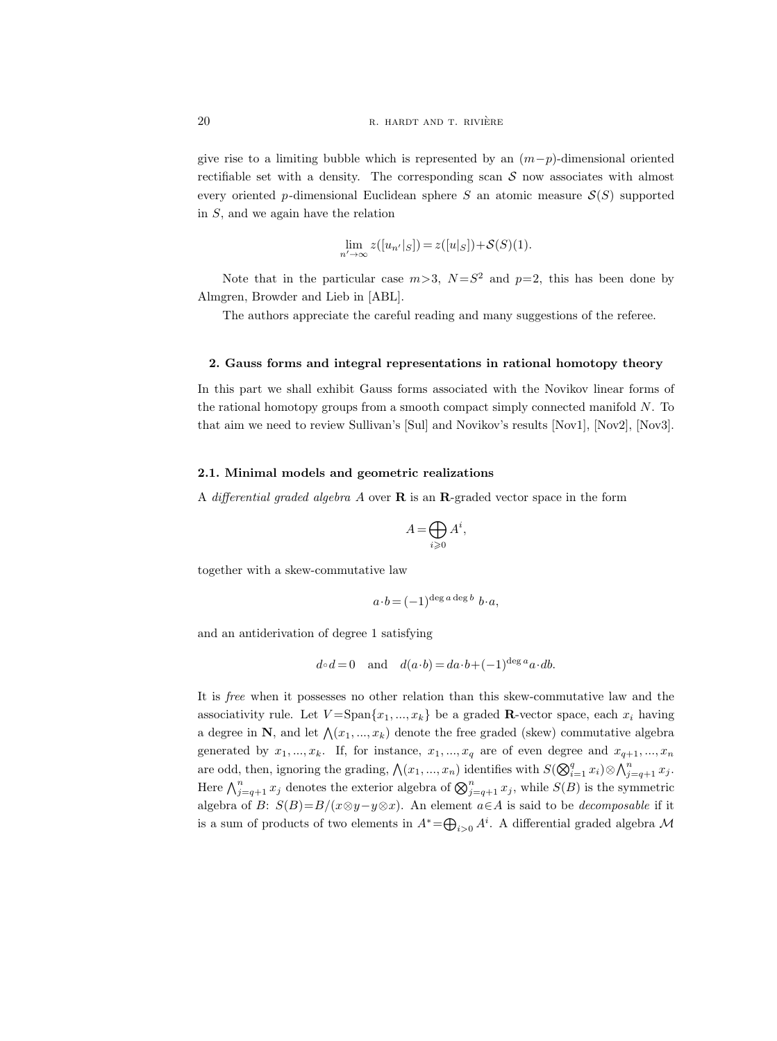give rise to a limiting bubble which is represented by an $(m-p)$-dimensional oriented rectifiable set with a density. The corresponding scan $\mathcal{S}$ now associates with almost every oriented $p$-dimensional Euclidean sphere $S$ an atomic measure $\mathcal{S}(S)$ supported in $S$, and we again have the relation

$$\lim_{n'\to\infty} z([u_{n'}|_S]) = z([u|_S]) + \mathcal{S}(S)(1).$$

Note that in the particular case $m>3$, $N=S^2$ and $p=2$, this has been done by Almgren, Browder and Lieb in [ABL].

The authors appreciate the careful reading and many suggestions of the referee.

## 2. Gauss forms and integral representations in rational homotopy theory

In this part we shall exhibit Gauss forms associated with the Novikov linear forms of the rational homotopy groups from a smooth compact simply connected manifold $N$. To that aim we need to review Sullivan's [Sul] and Novikov's results [Nov1], [Nov2], [Nov3].

### 2.1. Minimal models and geometric realizations

A *differential graded algebra* $A$ over $\mathbf{R}$ is an $\mathbf{R}$-graded vector space in the form

$$A = \bigoplus_{i\geqslant 0} A^i,$$

together with a skew-commutative law

$$a\cdot b = (-1)^{\deg a \deg b}\, b\cdot a,$$

and an antiderivation of degree 1 satisfying

$$d\circ d = 0 \quad \text{and} \quad d(a\cdot b) = da\cdot b + (-1)^{\deg a} a\cdot db.$$

It is *free* when it possesses no other relation than this skew-commutative law and the associativity rule. Let $V=\operatorname{Span}\{x_1, ..., x_k\}$ be a graded $\mathbf{R}$-vector space, each $x_i$ having a degree in $\mathbf{N}$, and let $\bigwedge(x_1, ..., x_k)$ denote the free graded (skew) commutative algebra generated by $x_1, ..., x_k$. If, for instance, $x_1, ..., x_q$ are of even degree and $x_{q+1}, ..., x_n$ are odd, then, ignoring the grading, $\bigwedge(x_1, ..., x_n)$ identifies with $S(\bigotimes_{i=1}^q x_i)\otimes\bigwedge_{j=q+1}^n x_j$. Here $\bigwedge_{j=q+1}^n x_j$ denotes the exterior algebra of $\bigotimes_{j=q+1}^n x_j$, while $S(B)$ is the symmetric algebra of $B$: $S(B)=B/(x\otimes y - y\otimes x)$. An element $a\in A$ is said to be *decomposable* if it is a sum of products of two elements in $A^* = \bigoplus_{i>0} A^i$. A differential graded algebra $\mathcal{M}$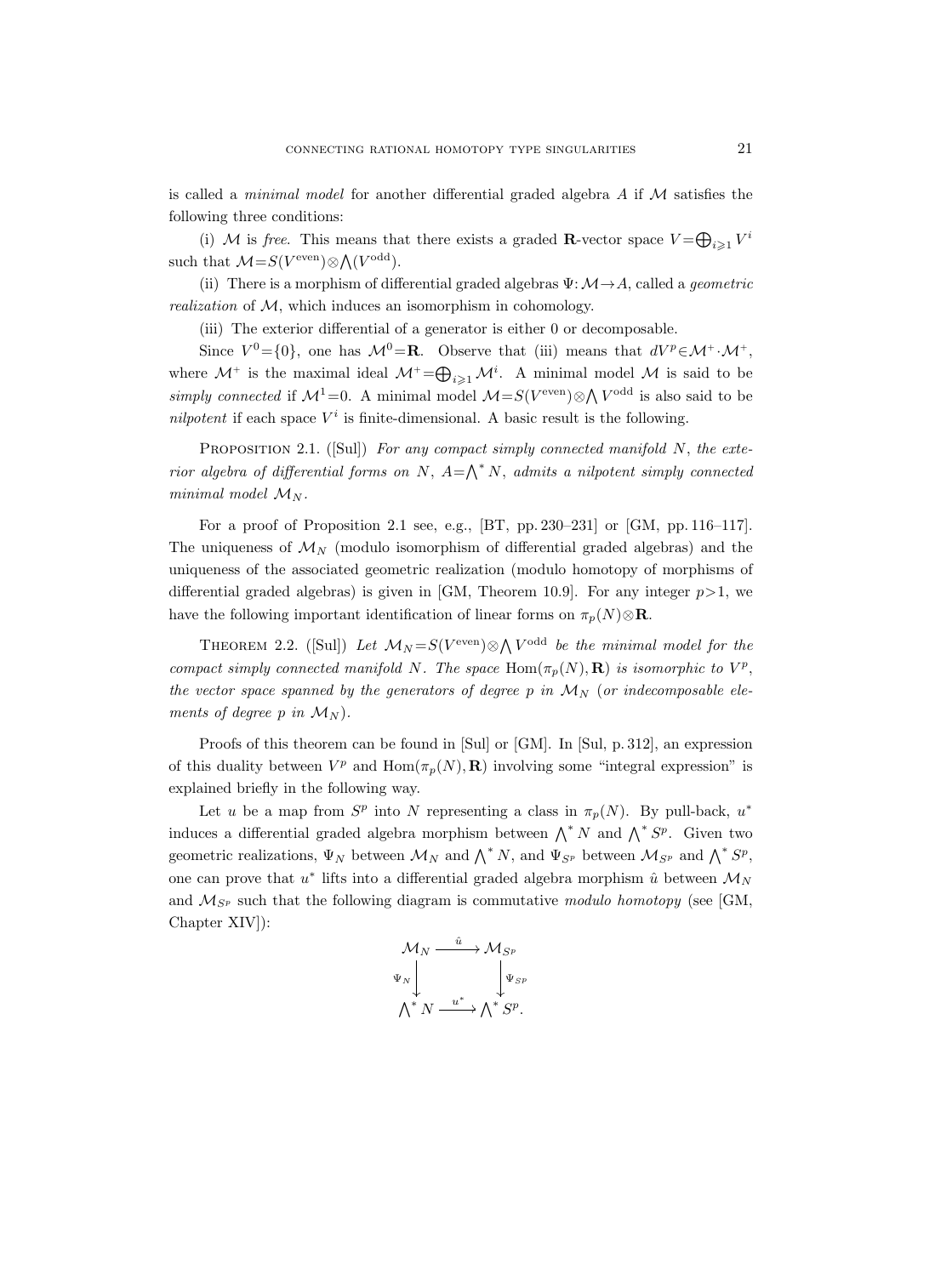is called a *minimal model* for another differential graded algebra $A$ if $\mathcal{M}$ satisfies the following three conditions:

(i) $\mathcal{M}$ is *free*. This means that there exists a graded $\mathbf{R}$-vector space $V=\bigoplus_{i\geqslant 1} V^i$ such that $\mathcal{M}=S(V^{\mathrm{even}})\otimes\bigwedge(V^{\mathrm{odd}})$.

(ii) There is a morphism of differential graded algebras $\Psi\colon\mathcal{M}\to A$, called a *geometric realization* of $\mathcal{M}$, which induces an isomorphism in cohomology.

(iii) The exterior differential of a generator is either 0 or decomposable.

Since $V^0=\{0\}$, one has $\mathcal{M}^0=\mathbf{R}$. Observe that (iii) means that $dV^p\in\mathcal{M}^+\cdot\mathcal{M}^+$, where $\mathcal{M}^+$ is the maximal ideal $\mathcal{M}^+=\bigoplus_{i\geqslant 1}\mathcal{M}^i$. A minimal model $\mathcal{M}$ is said to be *simply connected* if $\mathcal{M}^1=0$. A minimal model $\mathcal{M}=S(V^{\mathrm{even}})\otimes\bigwedge V^{\mathrm{odd}}$ is also said to be *nilpotent* if each space $V^i$ is finite-dimensional. A basic result is the following.

Proposition 2.1. ([Sul]) *For any compact simply connected manifold $N$, the exterior algebra of differential forms on $N$, $A=\bigwedge^* N$, admits a nilpotent simply connected minimal model $\mathcal{M}_N$.*

For a proof of Proposition 2.1 see, e.g., [BT, pp. 230–231] or [GM, pp. 116–117]. The uniqueness of $\mathcal{M}_N$ (modulo isomorphism of differential graded algebras) and the uniqueness of the associated geometric realization (modulo homotopy of morphisms of differential graded algebras) is given in [GM, Theorem 10.9]. For any integer $p>1$, we have the following important identification of linear forms on $\pi_p(N)\otimes\mathbf{R}$.

Theorem 2.2. ([Sul]) *Let $\mathcal{M}_N=S(V^{\mathrm{even}})\otimes\bigwedge V^{\mathrm{odd}}$ be the minimal model for the compact simply connected manifold $N$. The space $\mathrm{Hom}(\pi_p(N),\mathbf{R})$ is isomorphic to $V^p$, the vector space spanned by the generators of degree $p$ in $\mathcal{M}_N$ (or indecomposable elements of degree $p$ in $\mathcal{M}_N$).*

Proofs of this theorem can be found in [Sul] or [GM]. In [Sul, p. 312], an expression of this duality between $V^p$ and $\mathrm{Hom}(\pi_p(N),\mathbf{R})$ involving some "integral expression" is explained briefly in the following way.

Let $u$ be a map from $S^p$ into $N$ representing a class in $\pi_p(N)$. By pull-back, $u^*$ induces a differential graded algebra morphism between $\bigwedge^* N$ and $\bigwedge^* S^p$. Given two geometric realizations, $\Psi_N$ between $\mathcal{M}_N$ and $\bigwedge^* N$, and $\Psi_{S^p}$ between $\mathcal{M}_{S^p}$ and $\bigwedge^* S^p$, one can prove that $u^*$ lifts into a differential graded algebra morphism $\hat{u}$ between $\mathcal{M}_N$ and $\mathcal{M}_{S^p}$ such that the following diagram is commutative *modulo homotopy* (see [GM, Chapter XIV]):

$$\begin{array}{ccc} \mathcal{M}_N & \xrightarrow{\hat{u}} & \mathcal{M}_{S^p} \\ {\scriptstyle\Psi_N}\big\downarrow & & \big\downarrow{\scriptstyle\Psi_{S^p}} \\ \bigwedge^* N & \xrightarrow{u^*} & \bigwedge^* S^p. \end{array}$$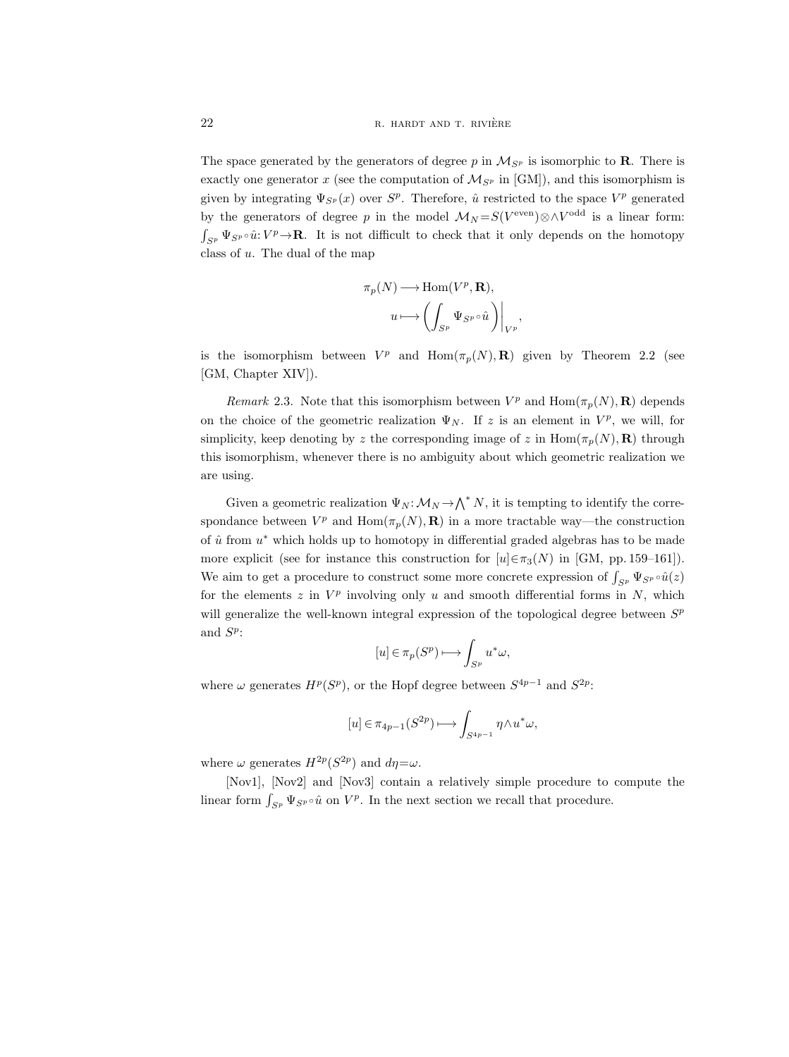The space generated by the generators of degree $p$ in $\mathcal{M}_{S^p}$ is isomorphic to $\mathbf{R}$. There is exactly one generator $x$ (see the computation of $\mathcal{M}_{S^p}$ in [GM]), and this isomorphism is given by integrating $\Psi_{S^p}(x)$ over $S^p$. Therefore, $\hat{u}$ restricted to the space $V^p$ generated by the generators of degree $p$ in the model $\mathcal{M}_N = S(V^{\text{even}}) \otimes \wedge V^{\text{odd}}$ is a linear form: $\int_{S^p} \Psi_{S^p} \circ \hat{u}: V^p \to \mathbf{R}$. It is not difficult to check that it only depends on the homotopy class of $u$. The dual of the map

$$\begin{aligned}\pi_p(N) &\longrightarrow \operatorname{Hom}(V^p, \mathbf{R}),\\ u &\longmapsto \left(\int_{S^p} \Psi_{S^p} \circ \hat{u}\right)\Big|_{V^p},\end{aligned}$$

is the isomorphism between $V^p$ and $\operatorname{Hom}(\pi_p(N), \mathbf{R})$ given by Theorem 2.2 (see [GM, Chapter XIV]).

*Remark* 2.3. Note that this isomorphism between $V^p$ and $\operatorname{Hom}(\pi_p(N), \mathbf{R})$ depends on the choice of the geometric realization $\Psi_N$. If $z$ is an element in $V^p$, we will, for simplicity, keep denoting by $z$ the corresponding image of $z$ in $\operatorname{Hom}(\pi_p(N), \mathbf{R})$ through this isomorphism, whenever there is no ambiguity about which geometric realization we are using.

Given a geometric realization $\Psi_N: \mathcal{M}_N \to \bigwedge^* N$, it is tempting to identify the correspondance between $V^p$ and $\operatorname{Hom}(\pi_p(N), \mathbf{R})$ in a more tractable way—the construction of $\hat{u}$ from $u^*$ which holds up to homotopy in differential graded algebras has to be made more explicit (see for instance this construction for $[u] \in \pi_3(N)$ in [GM, pp. 159–161]). We aim to get a procedure to construct some more concrete expression of $\int_{S^p} \Psi_{S^p} \circ \hat{u}(z)$ for the elements $z$ in $V^p$ involving only $u$ and smooth differential forms in $N$, which will generalize the well-known integral expression of the topological degree between $S^p$ and $S^p$:

$$[u] \in \pi_p(S^p) \longmapsto \int_{S^p} u^* \omega,$$

where $\omega$ generates $H^p(S^p)$, or the Hopf degree between $S^{4p-1}$ and $S^{2p}$:

$$[u] \in \pi_{4p-1}(S^{2p}) \longmapsto \int_{S^{4p-1}} \eta \wedge u^* \omega,$$

where $\omega$ generates $H^{2p}(S^{2p})$ and $d\eta = \omega$.

[Nov1], [Nov2] and [Nov3] contain a relatively simple procedure to compute the linear form $\int_{S^p} \Psi_{S^p} \circ \hat{u}$ on $V^p$. In the next section we recall that procedure.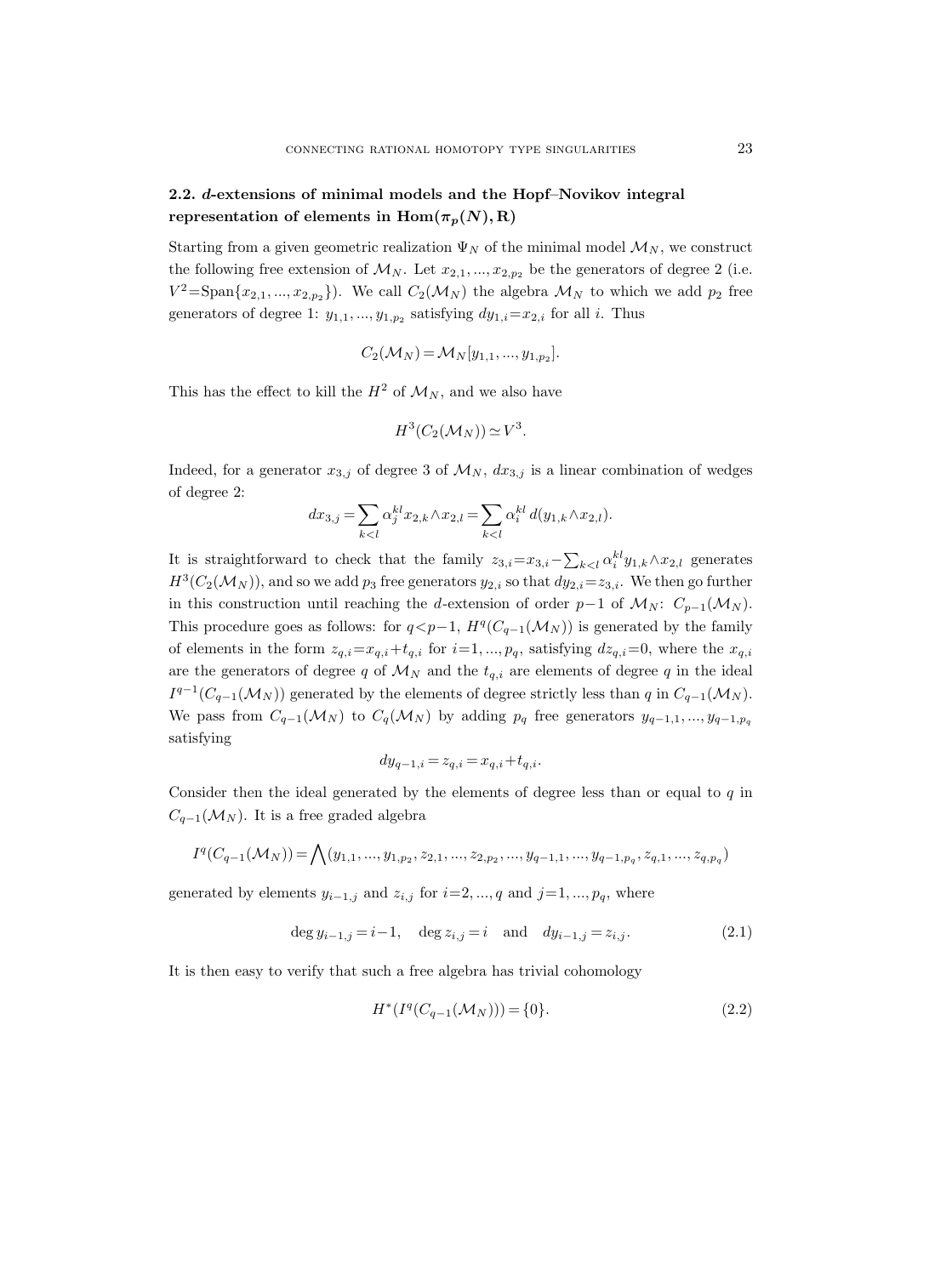### 2.2. *d*-extensions of minimal models and the Hopf–Novikov integral representation of elements in $\mathbf{Hom}(\pi_p(N), \mathbf{R})$

Starting from a given geometric realization $\Psi_N$ of the minimal model $\mathcal{M}_N$, we construct the following free extension of $\mathcal{M}_N$. Let $x_{2,1}, ..., x_{2,p_2}$ be the generators of degree 2 (i.e. $V^2 = \mathrm{Span}\{x_{2,1}, ..., x_{2,p_2}\}$). We call $C_2(\mathcal{M}_N)$ the algebra $\mathcal{M}_N$ to which we add $p_2$ free generators of degree 1: $y_{1,1}, ..., y_{1,p_2}$ satisfying $dy_{1,i} = x_{2,i}$ for all $i$. Thus

$$C_2(\mathcal{M}_N) = \mathcal{M}_N[y_{1,1}, ..., y_{1,p_2}].$$

This has the effect to kill the $H^2$ of $\mathcal{M}_N$, and we also have

$$H^3(C_2(\mathcal{M}_N)) \simeq V^3.$$

Indeed, for a generator $x_{3,j}$ of degree 3 of $\mathcal{M}_N$, $dx_{3,j}$ is a linear combination of wedges of degree 2:

$$dx_{3,j} = \sum_{k<l} \alpha_j^{kl} x_{2,k} \wedge x_{2,l} = \sum_{k<l} \alpha_i^{kl} \, d(y_{1,k} \wedge x_{2,l}).$$

It is straightforward to check that the family $z_{3,i} = x_{3,i} - \sum_{k<l} \alpha_i^{kl} y_{1,k} \wedge x_{2,l}$ generates $H^3(C_2(\mathcal{M}_N))$, and so we add $p_3$ free generators $y_{2,i}$ so that $dy_{2,i} = z_{3,i}$. We then go further in this construction until reaching the $d$-extension of order $p-1$ of $\mathcal{M}_N$: $C_{p-1}(\mathcal{M}_N)$. This procedure goes as follows: for $q < p-1$, $H^q(C_{q-1}(\mathcal{M}_N))$ is generated by the family of elements in the form $z_{q,i} = x_{q,i} + t_{q,i}$ for $i = 1, ..., p_q$, satisfying $dz_{q,i} = 0$, where the $x_{q,i}$ are the generators of degree $q$ of $\mathcal{M}_N$ and the $t_{q,i}$ are elements of degree $q$ in the ideal $I^{q-1}(C_{q-1}(\mathcal{M}_N))$ generated by the elements of degree strictly less than $q$ in $C_{q-1}(\mathcal{M}_N)$. We pass from $C_{q-1}(\mathcal{M}_N)$ to $C_q(\mathcal{M}_N)$ by adding $p_q$ free generators $y_{q-1,1}, ..., y_{q-1,p_q}$ satisfying

$$dy_{q-1,i} = z_{q,i} = x_{q,i} + t_{q,i}.$$

Consider then the ideal generated by the elements of degree less than or equal to $q$ in $C_{q-1}(\mathcal{M}_N)$. It is a free graded algebra

$$I^q(C_{q-1}(\mathcal{M}_N)) = \bigwedge (y_{1,1}, ..., y_{1,p_2}, z_{2,1}, ..., z_{2,p_2}, ..., y_{q-1,1}, ..., y_{q-1,p_q}, z_{q,1}, ..., z_{q,p_q})$$

generated by elements $y_{i-1,j}$ and $z_{i,j}$ for $i = 2, ..., q$ and $j = 1, ..., p_q$, where

$$\deg y_{i-1,j} = i-1, \quad \deg z_{i,j} = i \quad \text{and} \quad dy_{i-1,j} = z_{i,j}. \tag{2.1}$$

It is then easy to verify that such a free algebra has trivial cohomology

$$H^*(I^q(C_{q-1}(\mathcal{M}_N))) = \{0\}. \tag{2.2}$$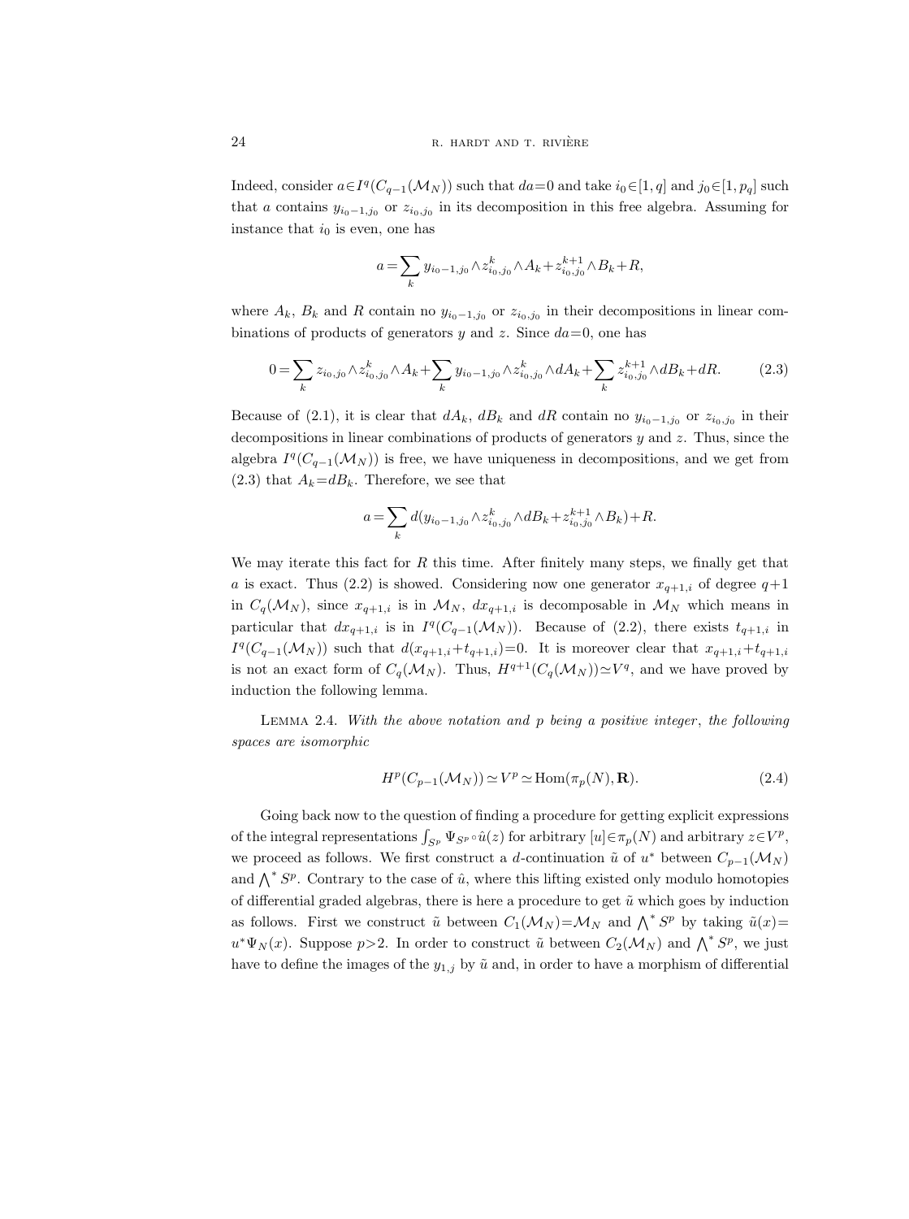Indeed, consider $a\in I^q(C_{q-1}(\mathcal{M}_N))$ such that $da=0$ and take $i_0\in[1,q]$ and $j_0\in[1,p_q]$ such that $a$ contains $y_{i_0-1,j_0}$ or $z_{i_0,j_0}$ in its decomposition in this free algebra. Assuming for instance that $i_0$ is even, one has

$$a=\sum_k y_{i_0-1,j_0}\wedge z^k_{i_0,j_0}\wedge A_k+z^{k+1}_{i_0,j_0}\wedge B_k+R,$$

where $A_k$, $B_k$ and $R$ contain no $y_{i_0-1,j_0}$ or $z_{i_0,j_0}$ in their decompositions in linear combinations of products of generators $y$ and $z$. Since $da=0$, one has

$$0=\sum_k z_{i_0,j_0}\wedge z^k_{i_0,j_0}\wedge A_k+\sum_k y_{i_0-1,j_0}\wedge z^k_{i_0,j_0}\wedge dA_k+\sum_k z^{k+1}_{i_0,j_0}\wedge dB_k+dR. \tag{2.3}$$

Because of (2.1), it is clear that $dA_k$, $dB_k$ and $dR$ contain no $y_{i_0-1,j_0}$ or $z_{i_0,j_0}$ in their decompositions in linear combinations of products of generators $y$ and $z$. Thus, since the algebra $I^q(C_{q-1}(\mathcal{M}_N))$ is free, we have uniqueness in decompositions, and we get from (2.3) that $A_k=dB_k$. Therefore, we see that

$$a=\sum_k d(y_{i_0-1,j_0}\wedge z^k_{i_0,j_0}\wedge dB_k+z^{k+1}_{i_0,j_0}\wedge B_k)+R.$$

We may iterate this fact for $R$ this time. After finitely many steps, we finally get that $a$ is exact. Thus (2.2) is showed. Considering now one generator $x_{q+1,i}$ of degree $q+1$ in $C_q(\mathcal{M}_N)$, since $x_{q+1,i}$ is in $\mathcal{M}_N$, $dx_{q+1,i}$ is decomposable in $\mathcal{M}_N$ which means in particular that $dx_{q+1,i}$ is in $I^q(C_{q-1}(\mathcal{M}_N))$. Because of (2.2), there exists $t_{q+1,i}$ in $I^q(C_{q-1}(\mathcal{M}_N))$ such that $d(x_{q+1,i}+t_{q+1,i})=0$. It is moreover clear that $x_{q+1,i}+t_{q+1,i}$ is not an exact form of $C_q(\mathcal{M}_N)$. Thus, $H^{q+1}(C_q(\mathcal{M}_N))\simeq V^q$, and we have proved by induction the following lemma.

Lemma 2.4. *With the above notation and $p$ being a positive integer, the following spaces are isomorphic*

$$H^p(C_{p-1}(\mathcal{M}_N))\simeq V^p\simeq \operatorname{Hom}(\pi_p(N),\mathbf{R}). \tag{2.4}$$

Going back now to the question of finding a procedure for getting explicit expressions of the integral representations $\int_{S^p}\Psi_{S^p}\circ\hat{u}(z)$ for arbitrary $[u]\in\pi_p(N)$ and arbitrary $z\in V^p$, we proceed as follows. We first construct a $d$-continuation $\tilde{u}$ of $u^*$ between $C_{p-1}(\mathcal{M}_N)$ and $\bigwedge^* S^p$. Contrary to the case of $\hat{u}$, where this lifting existed only modulo homotopies of differential graded algebras, there is here a procedure to get $\tilde{u}$ which goes by induction as follows. First we construct $\tilde{u}$ between $C_1(\mathcal{M}_N)=\mathcal{M}_N$ and $\bigwedge^* S^p$ by taking $\tilde{u}(x)=u^*\Psi_N(x)$. Suppose $p>2$. In order to construct $\tilde{u}$ between $C_2(\mathcal{M}_N)$ and $\bigwedge^* S^p$, we just have to define the images of the $y_{1,j}$ by $\tilde{u}$ and, in order to have a morphism of differential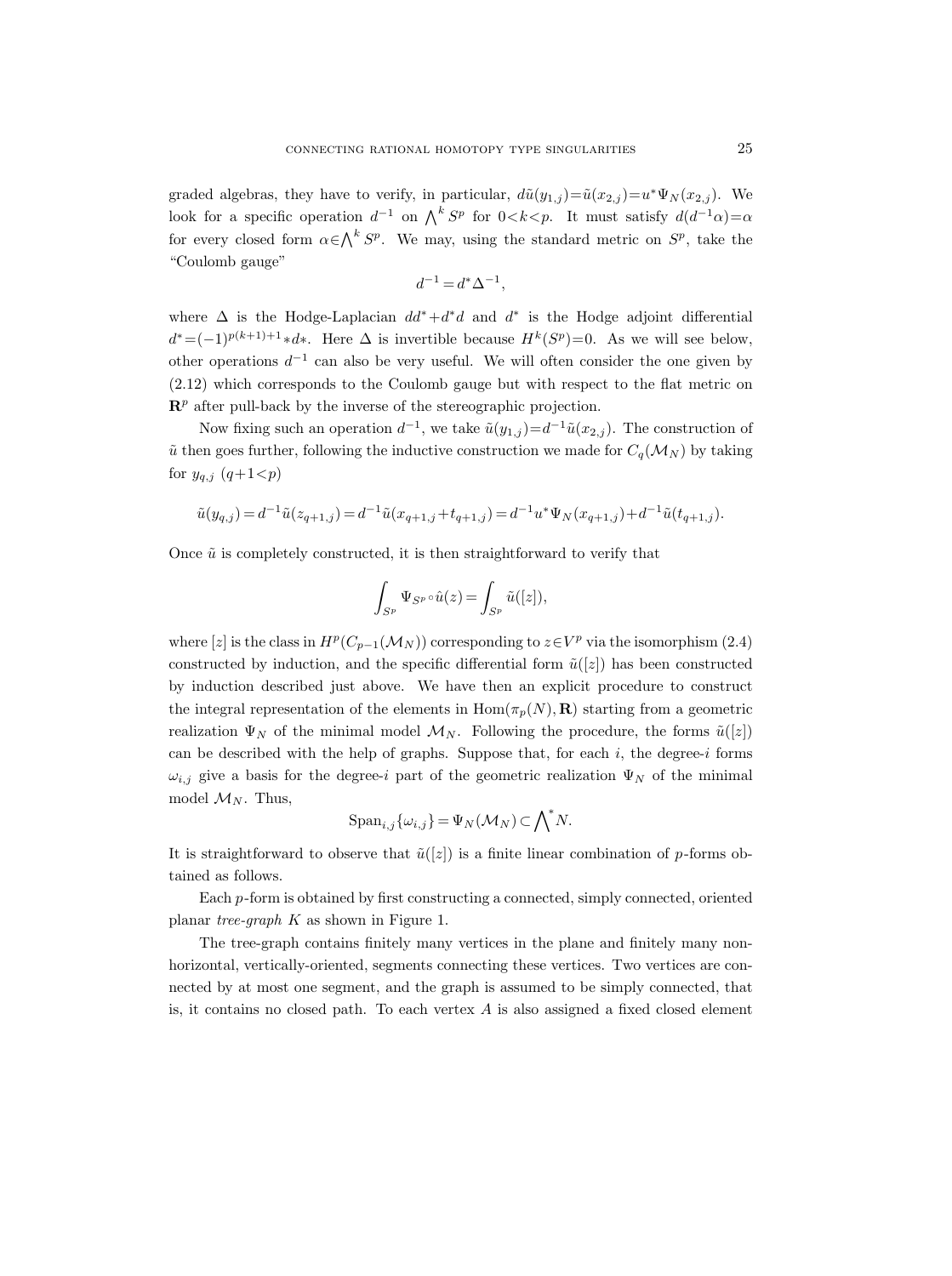graded algebras, they have to verify, in particular, $d\tilde{u}(y_{1,j})=\tilde{u}(x_{2,j})=u^*\Psi_N(x_{2,j})$. We look for a specific operation $d^{-1}$ on $\bigwedge^k S^p$ for $0<k<p$. It must satisfy $d(d^{-1}\alpha)=\alpha$ for every closed form $\alpha\in\bigwedge^k S^p$. We may, using the standard metric on $S^p$, take the "Coulomb gauge"

$$d^{-1}=d^*\Delta^{-1},$$

where $\Delta$ is the Hodge-Laplacian $dd^*+d^*d$ and $d^*$ is the Hodge adjoint differential $d^*=(-1)^{p(k+1)+1}*d*$. Here $\Delta$ is invertible because $H^k(S^p)=0$. As we will see below, other operations $d^{-1}$ can also be very useful. We will often consider the one given by (2.12) which corresponds to the Coulomb gauge but with respect to the flat metric on $\mathbf{R}^p$ after pull-back by the inverse of the stereographic projection.

Now fixing such an operation $d^{-1}$, we take $\tilde{u}(y_{1,j})=d^{-1}\tilde{u}(x_{2,j})$. The construction of $\tilde{u}$ then goes further, following the inductive construction we made for $C_q(\mathcal{M}_N)$ by taking for $y_{q,j}$ $(q+1<p)$

$$\tilde{u}(y_{q,j})=d^{-1}\tilde{u}(z_{q+1,j})=d^{-1}\tilde{u}(x_{q+1,j}+t_{q+1,j})=d^{-1}u^*\Psi_N(x_{q+1,j})+d^{-1}\tilde{u}(t_{q+1,j}).$$

Once $\tilde{u}$ is completely constructed, it is then straightforward to verify that

$$\int_{S^p}\Psi_{S^p}\circ\hat{u}(z)=\int_{S^p}\tilde{u}([z]),$$

where $[z]$ is the class in $H^p(C_{p-1}(\mathcal{M}_N))$ corresponding to $z\in V^p$ via the isomorphism (2.4) constructed by induction, and the specific differential form $\tilde{u}([z])$ has been constructed by induction described just above. We have then an explicit procedure to construct the integral representation of the elements in $\operatorname{Hom}(\pi_p(N),\mathbf{R})$ starting from a geometric realization $\Psi_N$ of the minimal model $\mathcal{M}_N$. Following the procedure, the forms $\tilde{u}([z])$ can be described with the help of graphs. Suppose that, for each $i$, the degree-$i$ forms $\omega_{i,j}$ give a basis for the degree-$i$ part of the geometric realization $\Psi_N$ of the minimal model $\mathcal{M}_N$. Thus,

$$\operatorname{Span}_{i,j}\{\omega_{i,j}\}=\Psi_N(\mathcal{M}_N)\subset{\bigwedge}^*N.$$

It is straightforward to observe that $\tilde{u}([z])$ is a finite linear combination of $p$-forms obtained as follows.

Each $p$-form is obtained by first constructing a connected, simply connected, oriented planar *tree-graph* $K$ as shown in Figure 1.

The tree-graph contains finitely many vertices in the plane and finitely many non-horizontal, vertically-oriented, segments connecting these vertices. Two vertices are connected by at most one segment, and the graph is assumed to be simply connected, that is, it contains no closed path. To each vertex $A$ is also assigned a fixed closed element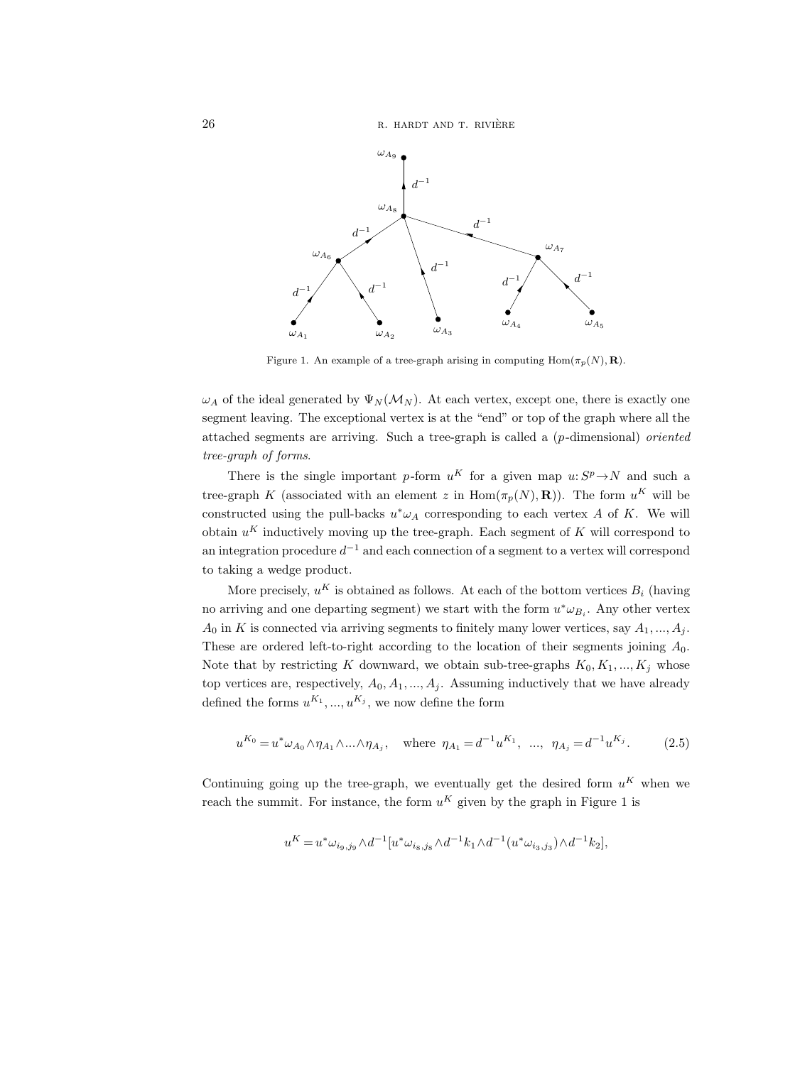Figure 1. An example of a tree-graph arising in computing $\mathrm{Hom}(\pi_p(N), \mathbf{R})$.

$\omega_A$ of the ideal generated by $\Psi_N(\mathcal{M}_N)$. At each vertex, except one, there is exactly one segment leaving. The exceptional vertex is at the "end" or top of the graph where all the attached segments are arriving. Such a tree-graph is called a ($p$-dimensional) *oriented tree-graph of forms*.

There is the single important $p$-form $u^K$ for a given map $u: S^p \to N$ and such a tree-graph $K$ (associated with an element $z$ in $\mathrm{Hom}(\pi_p(N), \mathbf{R})$). The form $u^K$ will be constructed using the pull-backs $u^*\omega_A$ corresponding to each vertex $A$ of $K$. We will obtain $u^K$ inductively moving up the tree-graph. Each segment of $K$ will correspond to an integration procedure $d^{-1}$ and each connection of a segment to a vertex will correspond to taking a wedge product.

More precisely, $u^K$ is obtained as follows. At each of the bottom vertices $B_i$ (having no arriving and one departing segment) we start with the form $u^*\omega_{B_i}$. Any other vertex $A_0$ in $K$ is connected via arriving segments to finitely many lower vertices, say $A_1, ..., A_j$. These are ordered left-to-right according to the location of their segments joining $A_0$. Note that by restricting $K$ downward, we obtain sub-tree-graphs $K_0, K_1, ..., K_j$ whose top vertices are, respectively, $A_0, A_1, ..., A_j$. Assuming inductively that we have already defined the forms $u^{K_1}, ..., u^{K_j}$, we now define the form

$$u^{K_0} = u^*\omega_{A_0} \wedge \eta_{A_1} \wedge ... \wedge \eta_{A_j}, \quad \text{where } \eta_{A_1} = d^{-1}u^{K_1}, \ \ ..., \ \ \eta_{A_j} = d^{-1}u^{K_j}. \tag{2.5}$$

Continuing going up the tree-graph, we eventually get the desired form $u^K$ when we reach the summit. For instance, the form $u^K$ given by the graph in Figure 1 is

$$u^K = u^*\omega_{i_9,j_9} \wedge d^{-1}[u^*\omega_{i_8,j_8} \wedge d^{-1}k_1 \wedge d^{-1}(u^*\omega_{i_3,j_3}) \wedge d^{-1}k_2],$$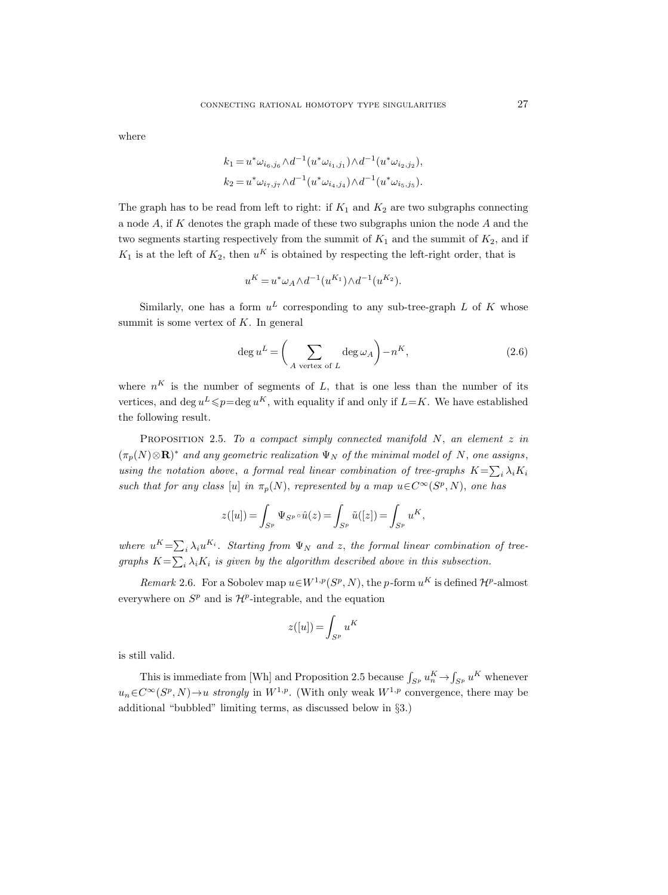where

$$k_1 = u^*\omega_{i_6,j_6}\wedge d^{-1}(u^*\omega_{i_1,j_1})\wedge d^{-1}(u^*\omega_{i_2,j_2}),$$
$$k_2 = u^*\omega_{i_7,j_7}\wedge d^{-1}(u^*\omega_{i_4,j_4})\wedge d^{-1}(u^*\omega_{i_5,j_5}).$$

The graph has to be read from left to right: if $K_1$ and $K_2$ are two subgraphs connecting a node $A$, if $K$ denotes the graph made of these two subgraphs union the node $A$ and the two segments starting respectively from the summit of $K_1$ and the summit of $K_2$, and if $K_1$ is at the left of $K_2$, then $u^K$ is obtained by respecting the left-right order, that is

$$u^K = u^*\omega_A\wedge d^{-1}(u^{K_1})\wedge d^{-1}(u^{K_2}).$$

Similarly, one has a form $u^L$ corresponding to any sub-tree-graph $L$ of $K$ whose summit is some vertex of $K$. In general

$$\deg u^L = \left(\sum_{A \text{ vertex of } L} \deg\omega_A\right) - n^K, \tag{2.6}$$

where $n^K$ is the number of segments of $L$, that is one less than the number of its vertices, and $\deg u^L \leqslant p = \deg u^K$, with equality if and only if $L=K$. We have established the following result.

Proposition 2.5. *To a compact simply connected manifold $N$, an element $z$ in $(\pi_p(N)\otimes\mathbf{R})^*$ and any geometric realization $\Psi_N$ of the minimal model of $N$, one assigns, using the notation above, a formal real linear combination of tree-graphs $K=\sum_i \lambda_i K_i$ such that for any class $[u]$ in $\pi_p(N)$, represented by a map $u\in C^\infty(S^p, N)$, one has*

$$z([u]) = \int_{S^p} \Psi_{S^p}\circ\hat{u}(z) = \int_{S^p}\tilde{u}([z]) = \int_{S^p} u^K,$$

*where $u^K = \sum_i \lambda_i u^{K_i}$. Starting from $\Psi_N$ and $z$, the formal linear combination of tree-graphs $K=\sum_i\lambda_i K_i$ is given by the algorithm described above in this subsection.*

*Remark* 2.6. For a Sobolev map $u\in W^{1,p}(S^p, N)$, the $p$-form $u^K$ is defined $\mathcal{H}^p$-almost everywhere on $S^p$ and is $\mathcal{H}^p$-integrable, and the equation

$$z([u]) = \int_{S^p} u^K$$

is still valid.

This is immediate from [Wh] and Proposition 2.5 because $\int_{S^p} u_n^K \to \int_{S^p} u^K$ whenever $u_n \in C^\infty(S^p, N) \to u$ *strongly* in $W^{1,p}$. (With only weak $W^{1,p}$ convergence, there may be additional "bubbled" limiting terms, as discussed below in §3.)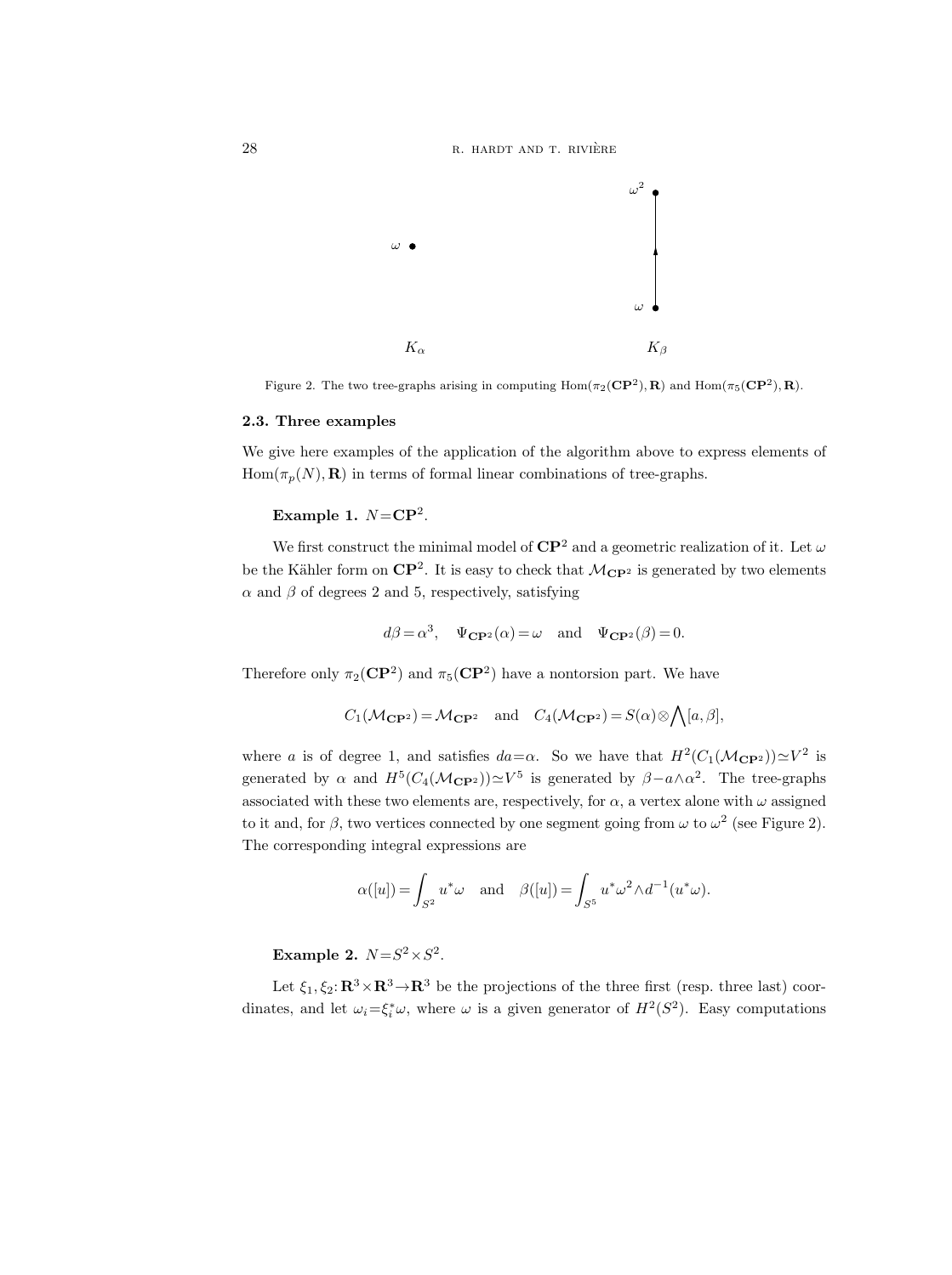Figure 2. The two tree-graphs arising in computing $\mathrm{Hom}(\pi_2(\mathbf{CP}^2),\mathbf{R})$ and $\mathrm{Hom}(\pi_5(\mathbf{CP}^2),\mathbf{R})$.

### 2.3. Three examples

We give here examples of the application of the algorithm above to express elements of $\mathrm{Hom}(\pi_p(N),\mathbf{R})$ in terms of formal linear combinations of tree-graphs.

**Example 1.** $N=\mathbf{CP}^2$.

We first construct the minimal model of $\mathbf{CP}^2$ and a geometric realization of it. Let $\omega$ be the Kähler form on $\mathbf{CP}^2$. It is easy to check that $\mathcal{M}_{\mathbf{CP}^2}$ is generated by two elements $\alpha$ and $\beta$ of degrees 2 and 5, respectively, satisfying

$$d\beta=\alpha^3,\quad \Psi_{\mathbf{CP}^2}(\alpha)=\omega \quad\text{and}\quad \Psi_{\mathbf{CP}^2}(\beta)=0.$$

Therefore only $\pi_2(\mathbf{CP}^2)$ and $\pi_5(\mathbf{CP}^2)$ have a nontorsion part. We have

$$C_1(\mathcal{M}_{\mathbf{CP}^2})=\mathcal{M}_{\mathbf{CP}^2}\quad\text{and}\quad C_4(\mathcal{M}_{\mathbf{CP}^2})=S(\alpha)\otimes\bigwedge[a,\beta],$$

where $a$ is of degree 1, and satisfies $da=\alpha$. So we have that $H^2(C_1(\mathcal{M}_{\mathbf{CP}^2}))\simeq V^2$ is generated by $\alpha$ and $H^5(C_4(\mathcal{M}_{\mathbf{CP}^2}))\simeq V^5$ is generated by $\beta-a\wedge\alpha^2$. The tree-graphs associated with these two elements are, respectively, for $\alpha$, a vertex alone with $\omega$ assigned to it and, for $\beta$, two vertices connected by one segment going from $\omega$ to $\omega^2$ (see Figure 2). The corresponding integral expressions are

$$\alpha([u])=\int_{S^2}u^*\omega\quad\text{and}\quad \beta([u])=\int_{S^5}u^*\omega^2\wedge d^{-1}(u^*\omega).$$

**Example 2.** $N=S^2\times S^2$.

Let $\xi_1,\xi_2\colon\mathbf{R}^3\times\mathbf{R}^3\to\mathbf{R}^3$ be the projections of the three first (resp. three last) coordinates, and let $\omega_i=\xi_i^*\omega$, where $\omega$ is a given generator of $H^2(S^2)$. Easy computations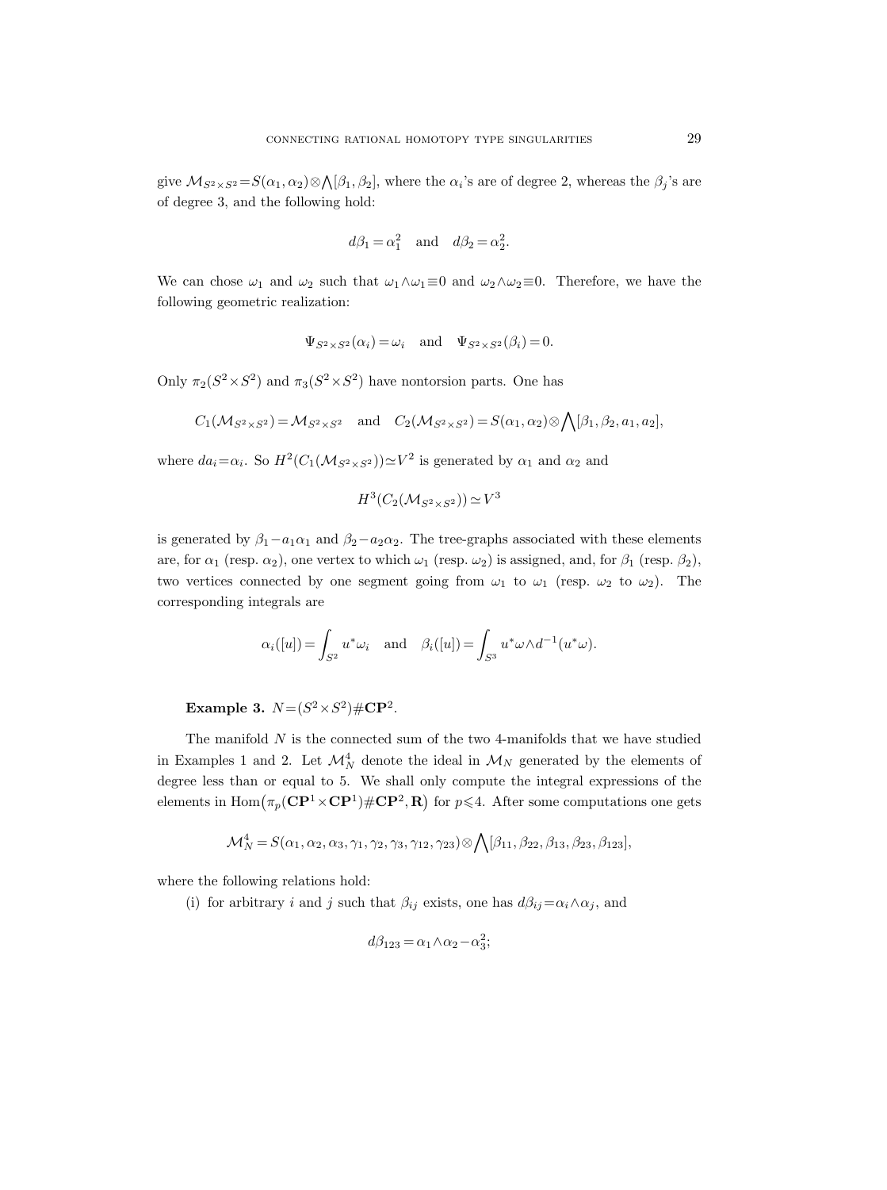give $\mathcal{M}_{S^2\times S^2}=S(\alpha_1,\alpha_2)\otimes\bigwedge[\beta_1,\beta_2]$, where the $\alpha_i$'s are of degree 2, whereas the $\beta_j$'s are of degree 3, and the following hold:

$$d\beta_1=\alpha_1^2 \quad \text{and} \quad d\beta_2=\alpha_2^2.$$

We can chose $\omega_1$ and $\omega_2$ such that $\omega_1\wedge\omega_1\equiv 0$ and $\omega_2\wedge\omega_2\equiv 0$. Therefore, we have the following geometric realization:

$$\Psi_{S^2\times S^2}(\alpha_i)=\omega_i \quad \text{and} \quad \Psi_{S^2\times S^2}(\beta_i)=0.$$

Only $\pi_2(S^2\times S^2)$ and $\pi_3(S^2\times S^2)$ have nontorsion parts. One has

$$C_1(\mathcal{M}_{S^2\times S^2})=\mathcal{M}_{S^2\times S^2} \quad \text{and} \quad C_2(\mathcal{M}_{S^2\times S^2})=S(\alpha_1,\alpha_2)\otimes\bigwedge[\beta_1,\beta_2,a_1,a_2],$$

where $da_i=\alpha_i$. So $H^2(C_1(\mathcal{M}_{S^2\times S^2}))\simeq V^2$ is generated by $\alpha_1$ and $\alpha_2$ and

$$H^3(C_2(\mathcal{M}_{S^2\times S^2}))\simeq V^3$$

is generated by $\beta_1-a_1\alpha_1$ and $\beta_2-a_2\alpha_2$. The tree-graphs associated with these elements are, for $\alpha_1$ (resp. $\alpha_2$), one vertex to which $\omega_1$ (resp. $\omega_2$) is assigned, and, for $\beta_1$ (resp. $\beta_2$), two vertices connected by one segment going from $\omega_1$ to $\omega_1$ (resp. $\omega_2$ to $\omega_2$). The corresponding integrals are

$$\alpha_i([u])=\int_{S^2}u^*\omega_i \quad \text{and} \quad \beta_i([u])=\int_{S^3}u^*\omega\wedge d^{-1}(u^*\omega).$$

**Example 3.** $N=(S^2\times S^2)\#\mathbf{CP}^2$.

The manifold $N$ is the connected sum of the two 4-manifolds that we have studied in Examples 1 and 2. Let $\mathcal{M}_N^4$ denote the ideal in $\mathcal{M}_N$ generated by the elements of degree less than or equal to 5. We shall only compute the integral expressions of the elements in $\mathrm{Hom}\big(\pi_p(\mathbf{CP}^1\times\mathbf{CP}^1)\#\mathbf{CP}^2,\mathbf{R}\big)$ for $p\leqslant 4$. After some computations one gets

$$\mathcal{M}_N^4=S(\alpha_1,\alpha_2,\alpha_3,\gamma_1,\gamma_2,\gamma_3,\gamma_{12},\gamma_{23})\otimes\bigwedge[\beta_{11},\beta_{22},\beta_{13},\beta_{23},\beta_{123}],$$

where the following relations hold:

(i) for arbitrary $i$ and $j$ such that $\beta_{ij}$ exists, one has $d\beta_{ij}=\alpha_i\wedge\alpha_j$, and

$$d\beta_{123}=\alpha_1\wedge\alpha_2-\alpha_3^2;$$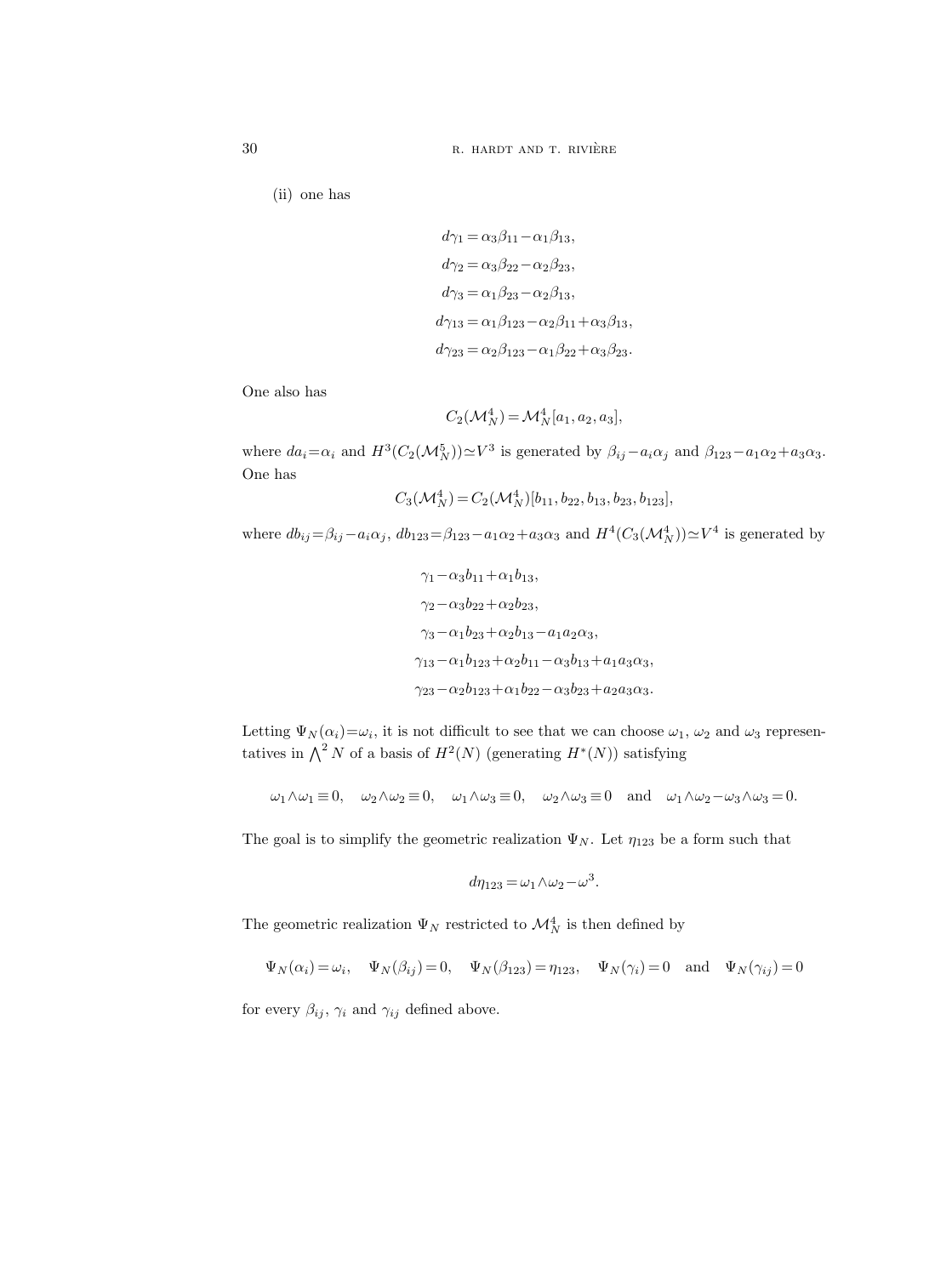(ii) one has

$$
\begin{aligned}
d\gamma_1 &= \alpha_3\beta_{11} - \alpha_1\beta_{13},\\
d\gamma_2 &= \alpha_3\beta_{22} - \alpha_2\beta_{23},\\
d\gamma_3 &= \alpha_1\beta_{23} - \alpha_2\beta_{13},\\
d\gamma_{13} &= \alpha_1\beta_{123} - \alpha_2\beta_{11} + \alpha_3\beta_{13},\\
d\gamma_{23} &= \alpha_2\beta_{123} - \alpha_1\beta_{22} + \alpha_3\beta_{23}.
\end{aligned}
$$

One also has

$$
C_2(\mathcal{M}_N^4) = \mathcal{M}_N^4[a_1, a_2, a_3],
$$

where $da_i = \alpha_i$ and $H^3(C_2(\mathcal{M}_N^5)) \simeq V^3$ is generated by $\beta_{ij} - a_i\alpha_j$ and $\beta_{123} - a_1\alpha_2 + a_3\alpha_3$. One has

$$
C_3(\mathcal{M}_N^4) = C_2(\mathcal{M}_N^4)[b_{11}, b_{22}, b_{13}, b_{23}, b_{123}],
$$

where $db_{ij} = \beta_{ij} - a_i\alpha_j$, $db_{123} = \beta_{123} - a_1\alpha_2 + a_3\alpha_3$ and $H^4(C_3(\mathcal{M}_N^4)) \simeq V^4$ is generated by

$$
\begin{aligned}
&\gamma_1 - \alpha_3 b_{11} + \alpha_1 b_{13},\\
&\gamma_2 - \alpha_3 b_{22} + \alpha_2 b_{23},\\
&\gamma_3 - \alpha_1 b_{23} + \alpha_2 b_{13} - a_1 a_2 \alpha_3,\\
&\gamma_{13} - \alpha_1 b_{123} + \alpha_2 b_{11} - \alpha_3 b_{13} + a_1 a_3 \alpha_3,\\
&\gamma_{23} - \alpha_2 b_{123} + \alpha_1 b_{22} - \alpha_3 b_{23} + a_2 a_3 \alpha_3.
\end{aligned}
$$

Letting $\Psi_N(\alpha_i) = \omega_i$, it is not difficult to see that we can choose $\omega_1$, $\omega_2$ and $\omega_3$ representatives in $\bigwedge^2 N$ of a basis of $H^2(N)$ (generating $H^*(N)$) satisfying

$$
\omega_1 \wedge \omega_1 \equiv 0, \quad \omega_2 \wedge \omega_2 \equiv 0, \quad \omega_1 \wedge \omega_3 \equiv 0, \quad \omega_2 \wedge \omega_3 \equiv 0 \quad \text{and} \quad \omega_1 \wedge \omega_2 - \omega_3 \wedge \omega_3 = 0.
$$

The goal is to simplify the geometric realization $\Psi_N$. Let $\eta_{123}$ be a form such that

$$
d\eta_{123} = \omega_1 \wedge \omega_2 - \omega^3.
$$

The geometric realization $\Psi_N$ restricted to $\mathcal{M}_N^4$ is then defined by

$$
\Psi_N(\alpha_i) = \omega_i, \quad \Psi_N(\beta_{ij}) = 0, \quad \Psi_N(\beta_{123}) = \eta_{123}, \quad \Psi_N(\gamma_i) = 0 \quad \text{and} \quad \Psi_N(\gamma_{ij}) = 0
$$

for every $\beta_{ij}$, $\gamma_i$ and $\gamma_{ij}$ defined above.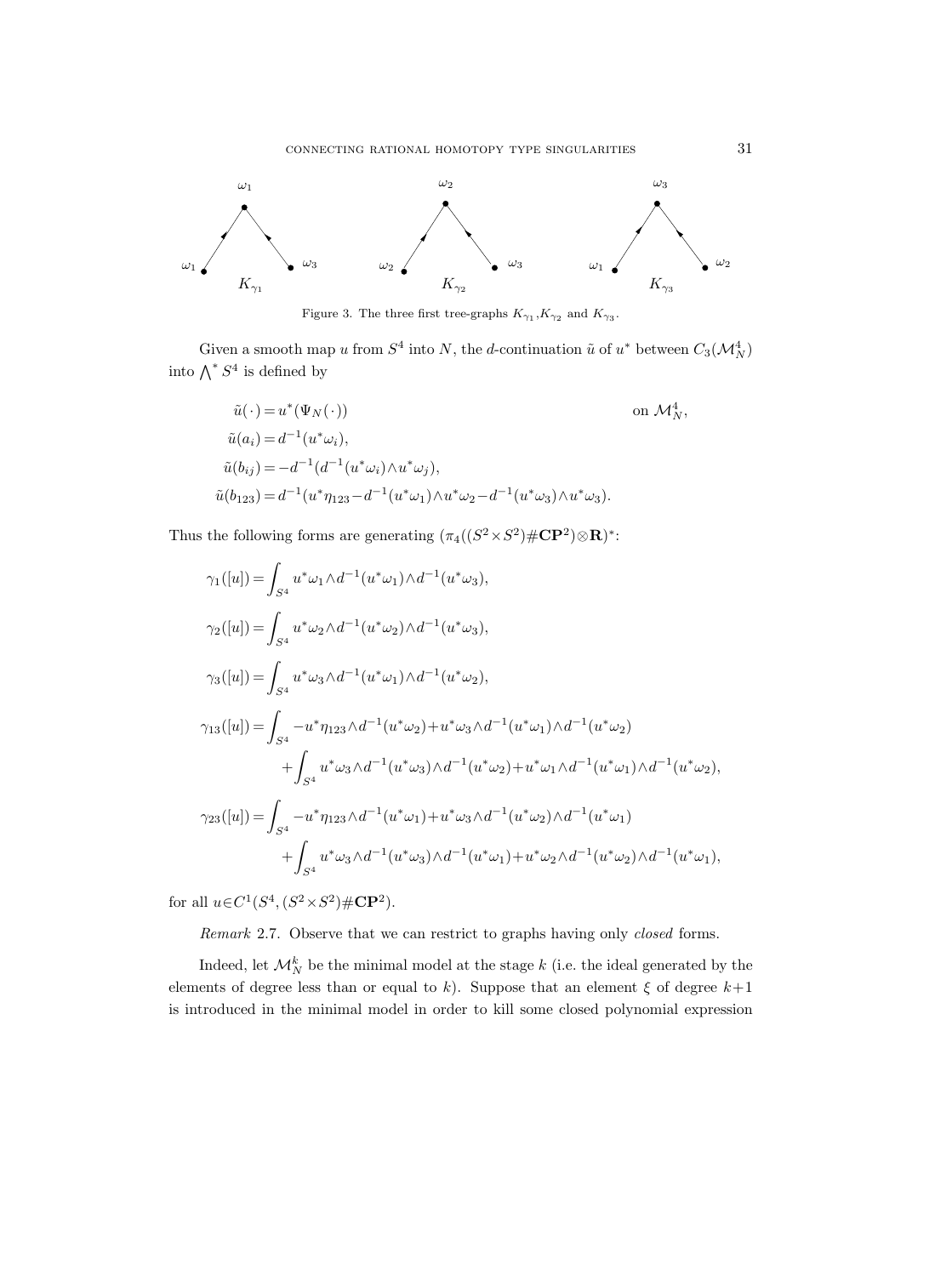Figure 3. The three first tree-graphs $K_{\gamma_1}$,$K_{\gamma_2}$ and $K_{\gamma_3}$.

Given a smooth map $u$ from $S^4$ into $N$, the $d$-continuation $\tilde{u}$ of $u^*$ between $C_3(\mathcal{M}_N^4)$ into $\bigwedge^* S^4$ is defined by

$$
\begin{aligned}
\tilde{u}(\cdot) &= u^*(\Psi_N(\cdot)) && \text{on } \mathcal{M}_N^4,\\
\tilde{u}(a_i) &= d^{-1}(u^*\omega_i),\\
\tilde{u}(b_{ij}) &= -d^{-1}(d^{-1}(u^*\omega_i)\wedge u^*\omega_j),\\
\tilde{u}(b_{123}) &= d^{-1}(u^*\eta_{123} - d^{-1}(u^*\omega_1)\wedge u^*\omega_2 - d^{-1}(u^*\omega_3)\wedge u^*\omega_3).
\end{aligned}
$$

Thus the following forms are generating $(\pi_4((S^2\times S^2)\#\mathbf{CP}^2)\otimes\mathbf{R})^*$:

$$
\begin{aligned}
\gamma_1([u]) &= \int_{S^4} u^*\omega_1 \wedge d^{-1}(u^*\omega_1)\wedge d^{-1}(u^*\omega_3),\\
\gamma_2([u]) &= \int_{S^4} u^*\omega_2 \wedge d^{-1}(u^*\omega_2)\wedge d^{-1}(u^*\omega_3),\\
\gamma_3([u]) &= \int_{S^4} u^*\omega_3 \wedge d^{-1}(u^*\omega_1)\wedge d^{-1}(u^*\omega_2),\\
\gamma_{13}([u]) &= \int_{S^4} -u^*\eta_{123}\wedge d^{-1}(u^*\omega_2) + u^*\omega_3\wedge d^{-1}(u^*\omega_1)\wedge d^{-1}(u^*\omega_2)\\
&\quad + \int_{S^4} u^*\omega_3\wedge d^{-1}(u^*\omega_3)\wedge d^{-1}(u^*\omega_2) + u^*\omega_1\wedge d^{-1}(u^*\omega_1)\wedge d^{-1}(u^*\omega_2),\\
\gamma_{23}([u]) &= \int_{S^4} -u^*\eta_{123}\wedge d^{-1}(u^*\omega_1) + u^*\omega_3\wedge d^{-1}(u^*\omega_2)\wedge d^{-1}(u^*\omega_1)\\
&\quad + \int_{S^4} u^*\omega_3\wedge d^{-1}(u^*\omega_3)\wedge d^{-1}(u^*\omega_1) + u^*\omega_2\wedge d^{-1}(u^*\omega_2)\wedge d^{-1}(u^*\omega_1),
\end{aligned}
$$

for all $u\in C^1(S^4,(S^2\times S^2)\#\mathbf{CP}^2)$.

*Remark* 2.7. Observe that we can restrict to graphs having only *closed* forms.

Indeed, let $\mathcal{M}_N^k$ be the minimal model at the stage $k$ (i.e. the ideal generated by the elements of degree less than or equal to $k$). Suppose that an element $\xi$ of degree $k+1$ is introduced in the minimal model in order to kill some closed polynomial expression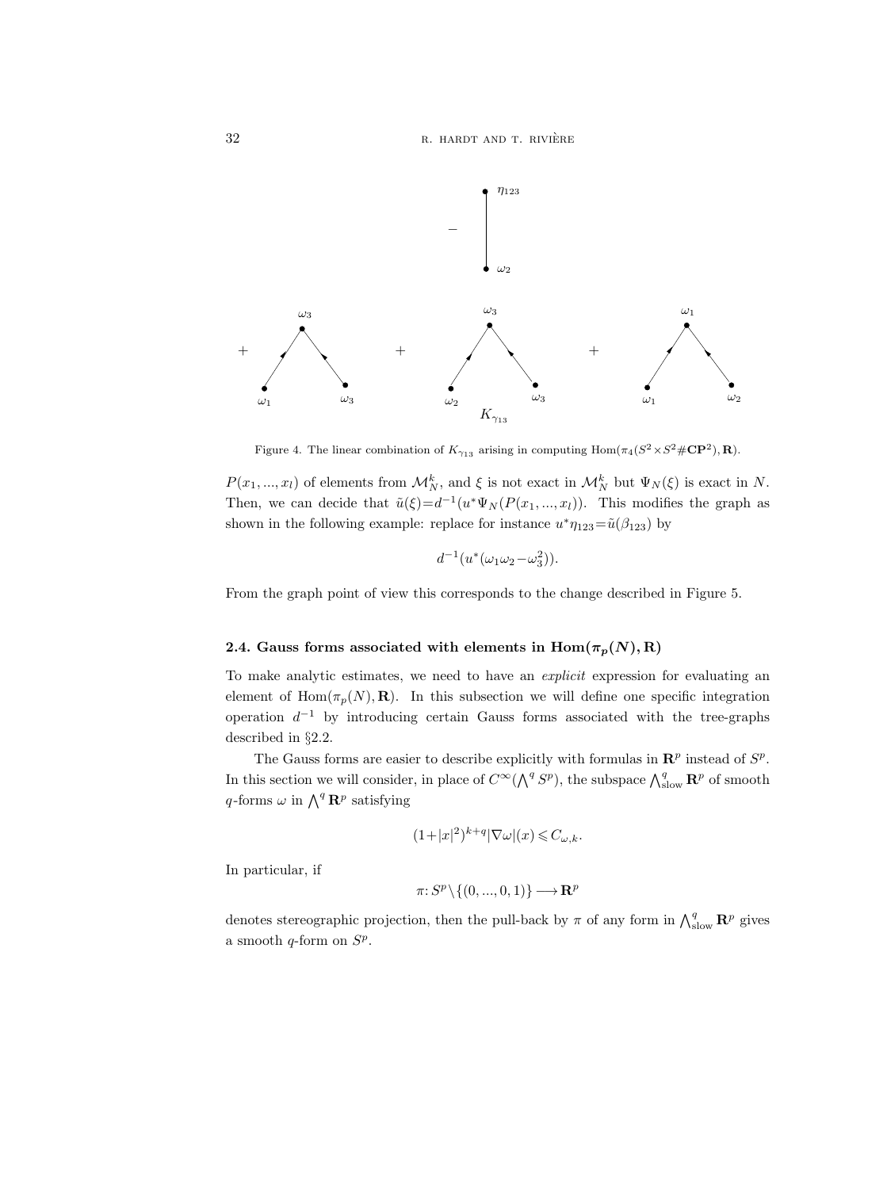Figure 4. The linear combination of $K_{\gamma_{13}}$ arising in computing $\mathrm{Hom}(\pi_4(S^2\times S^2\#\mathbf{CP}^2),\mathbf{R})$.

$P(x_1,...,x_l)$ of elements from $\mathcal{M}_N^k$, and $\xi$ is not exact in $\mathcal{M}_N^k$ but $\Psi_N(\xi)$ is exact in $N$. Then, we can decide that $\tilde{u}(\xi)=d^{-1}(u^*\Psi_N(P(x_1,...,x_l)))$. This modifies the graph as shown in the following example: replace for instance $u^*\eta_{123}=\tilde{u}(\beta_{123})$ by

$$d^{-1}(u^*(\omega_1\omega_2-\omega_3^2)).$$

From the graph point of view this corresponds to the change described in Figure 5.

### 2.4. Gauss forms associated with elements in $\mathrm{Hom}(\pi_p(N),\mathbf{R})$

To make analytic estimates, we need to have an *explicit* expression for evaluating an element of $\mathrm{Hom}(\pi_p(N),\mathbf{R})$. In this subsection we will define one specific integration operation $d^{-1}$ by introducing certain Gauss forms associated with the tree-graphs described in §2.2.

The Gauss forms are easier to describe explicitly with formulas in $\mathbf{R}^p$ instead of $S^p$. In this section we will consider, in place of $C^\infty(\bigwedge^q S^p)$, the subspace $\bigwedge^q_{\mathrm{slow}}\mathbf{R}^p$ of smooth $q$-forms $\omega$ in $\bigwedge^q\mathbf{R}^p$ satisfying

$$(1+|x|^2)^{k+q}|\nabla\omega|(x)\leqslant C_{\omega,k}.$$

In particular, if

$$\pi: S^p\setminus\{(0,...,0,1)\}\longrightarrow\mathbf{R}^p$$

denotes stereographic projection, then the pull-back by $\pi$ of any form in $\bigwedge^q_{\mathrm{slow}}\mathbf{R}^p$ gives a smooth $q$-form on $S^p$.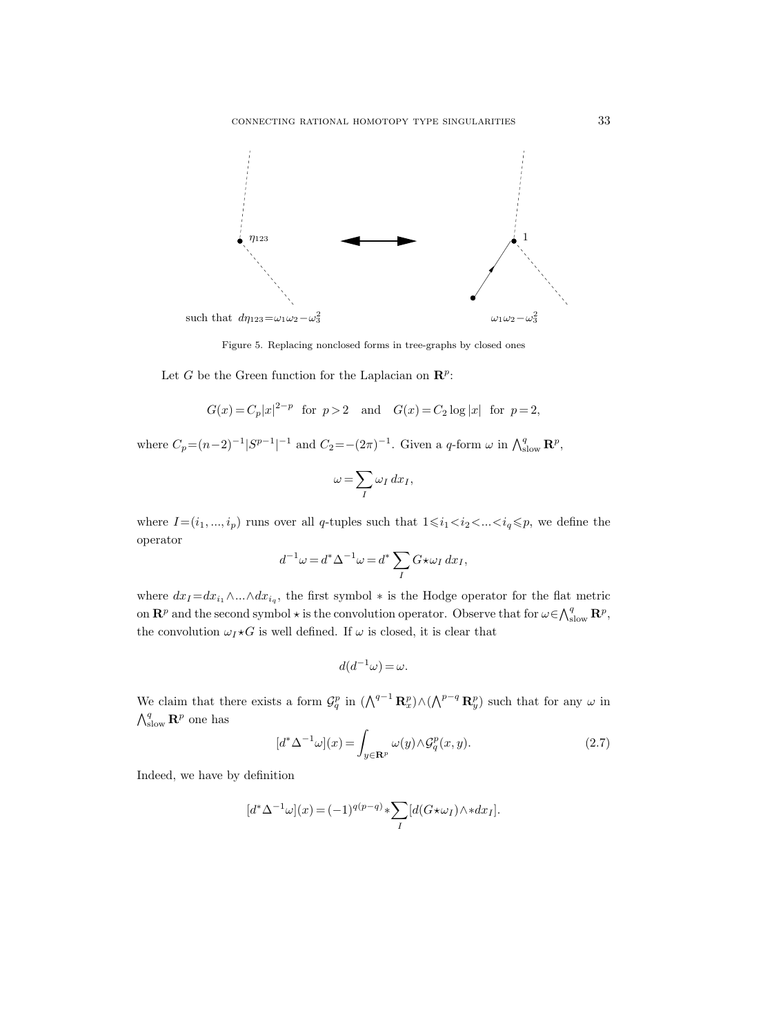such that $d\eta_{123}=\omega_1\omega_2-\omega_3^2$ $\omega_1\omega_2-\omega_3^2$

Figure 5. Replacing nonclosed forms in tree-graphs by closed ones

Let $G$ be the Green function for the Laplacian on $\mathbf{R}^p$:

$$G(x)=C_p|x|^{2-p} \quad \text{for } p>2 \quad \text{and} \quad G(x)=C_2\log|x| \quad \text{for } p=2,$$

where $C_p=(n-2)^{-1}|S^{p-1}|^{-1}$ and $C_2=-(2\pi)^{-1}$. Given a $q$-form $\omega$ in $\bigwedge^q_{\text{slow}}\mathbf{R}^p$,

$$\omega=\sum_I \omega_I\, dx_I,$$

where $I=(i_1,...,i_p)$ runs over all $q$-tuples such that $1\leqslant i_1<i_2<...<i_q\leqslant p$, we define the operator

$$d^{-1}\omega=d^*\Delta^{-1}\omega=d^*\sum_I G\star\omega_I\, dx_I,$$

where $dx_I=dx_{i_1}\wedge...\wedge dx_{i_q}$, the first symbol $*$ is the Hodge operator for the flat metric on $\mathbf{R}^p$ and the second symbol $\star$ is the convolution operator. Observe that for $\omega\in\bigwedge^q_{\text{slow}}\mathbf{R}^p$, the convolution $\omega_I\star G$ is well defined. If $\omega$ is closed, it is clear that

$$d(d^{-1}\omega)=\omega.$$

We claim that there exists a form $\mathcal{G}^p_q$ in $(\bigwedge^{q-1}\mathbf{R}^p_x)\wedge(\bigwedge^{p-q}\mathbf{R}^p_y)$ such that for any $\omega$ in $\bigwedge^q_{\text{slow}}\mathbf{R}^p$ one has

$$[d^*\Delta^{-1}\omega](x)=\int_{y\in\mathbf{R}^p}\omega(y)\wedge\mathcal{G}^p_q(x,y). \tag{2.7}$$

Indeed, we have by definition

$$[d^*\Delta^{-1}\omega](x)=(-1)^{q(p-q)}*\sum_I[d(G\star\omega_I)\wedge *dx_I].$$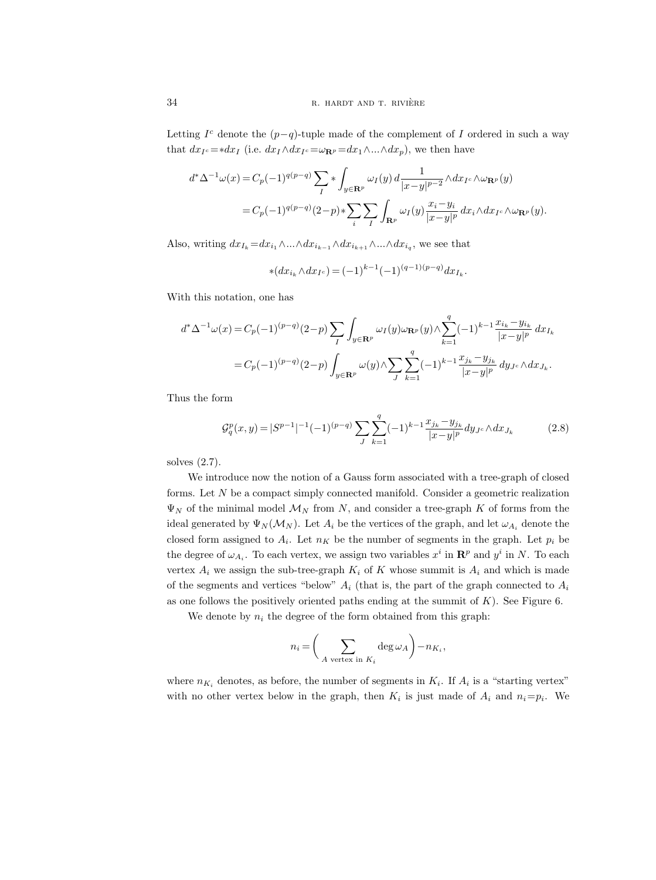Letting $I^c$ denote the $(p-q)$-tuple made of the complement of $I$ ordered in such a way that $dx_{I^c} = *dx_I$ (i.e. $dx_I \wedge dx_{I^c} = \omega_{\mathbf{R}^p} = dx_1 \wedge ... \wedge dx_p$), we then have

$$
\begin{aligned}
d^*\Delta^{-1}\omega(x) &= C_p(-1)^{q(p-q)} \sum_I * \int_{y\in\mathbf{R}^p} \omega_I(y)\, d\frac{1}{|x-y|^{p-2}} \wedge dx_{I^c} \wedge \omega_{\mathbf{R}^p}(y) \\
&= C_p(-1)^{q(p-q)}(2-p) * \sum_i \sum_I \int_{\mathbf{R}^p} \omega_I(y) \frac{x_i - y_i}{|x-y|^p}\, dx_i \wedge dx_{I^c} \wedge \omega_{\mathbf{R}^p}(y).
\end{aligned}
$$

Also, writing $dx_{I_k} = dx_{i_1} \wedge ... \wedge dx_{i_{k-1}} \wedge dx_{i_{k+1}} \wedge ... \wedge dx_{i_q}$, we see that

$$
*(dx_{i_k} \wedge dx_{I^c}) = (-1)^{k-1}(-1)^{(q-1)(p-q)} dx_{I_k}.
$$

With this notation, one has

$$
\begin{aligned}
d^*\Delta^{-1}\omega(x) &= C_p(-1)^{(p-q)}(2-p) \sum_I \int_{y\in\mathbf{R}^p} \omega_I(y)\omega_{\mathbf{R}^p}(y) \wedge \sum_{k=1}^{q} (-1)^{k-1} \frac{x_{i_k} - y_{i_k}}{|x-y|^p}\, dx_{I_k} \\
&= C_p(-1)^{(p-q)}(2-p) \int_{y\in\mathbf{R}^p} \omega(y) \wedge \sum_J \sum_{k=1}^{q} (-1)^{k-1} \frac{x_{j_k} - y_{j_k}}{|x-y|^p}\, dy_{J^c} \wedge dx_{J_k}.
\end{aligned}
$$

Thus the form

$$
\mathcal{G}_q^p(x,y) = |S^{p-1}|^{-1}(-1)^{(p-q)} \sum_J \sum_{k=1}^{q} (-1)^{k-1} \frac{x_{j_k} - y_{j_k}}{|x-y|^p} dy_{J^c} \wedge dx_{J_k} \tag{2.8}
$$

solves (2.7).

We introduce now the notion of a Gauss form associated with a tree-graph of closed forms. Let $N$ be a compact simply connected manifold. Consider a geometric realization $\Psi_N$ of the minimal model $\mathcal{M}_N$ from $N$, and consider a tree-graph $K$ of forms from the ideal generated by $\Psi_N(\mathcal{M}_N)$. Let $A_i$ be the vertices of the graph, and let $\omega_{A_i}$ denote the closed form assigned to $A_i$. Let $n_K$ be the number of segments in the graph. Let $p_i$ be the degree of $\omega_{A_i}$. To each vertex, we assign two variables $x^i$ in $\mathbf{R}^p$ and $y^i$ in $N$. To each vertex $A_i$ we assign the sub-tree-graph $K_i$ of $K$ whose summit is $A_i$ and which is made of the segments and vertices "below" $A_i$ (that is, the part of the graph connected to $A_i$ as one follows the positively oriented paths ending at the summit of $K$). See Figure 6.

We denote by $n_i$ the degree of the form obtained from this graph:

$$
n_i = \left( \sum_{A \text{ vertex in } K_i} \deg \omega_A \right) - n_{K_i},
$$

where $n_{K_i}$ denotes, as before, the number of segments in $K_i$. If $A_i$ is a "starting vertex" with no other vertex below in the graph, then $K_i$ is just made of $A_i$ and $n_i = p_i$. We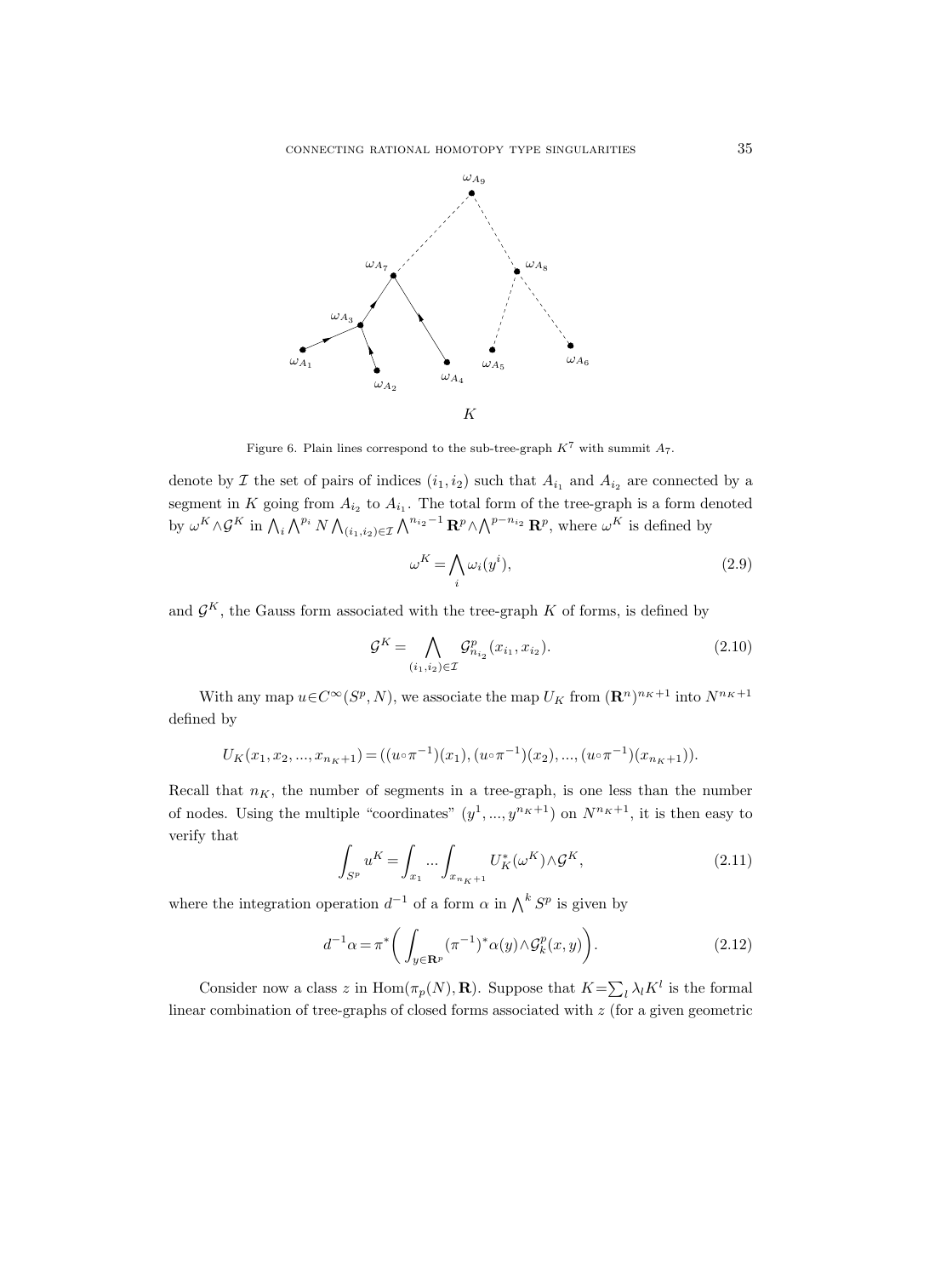Figure 6. Plain lines correspond to the sub-tree-graph $K^7$ with summit $A_7$.

denote by $\mathcal{I}$ the set of pairs of indices $(i_1, i_2)$ such that $A_{i_1}$ and $A_{i_2}$ are connected by a segment in $K$ going from $A_{i_2}$ to $A_{i_1}$. The total form of the tree-graph is a form denoted by $\omega^K \wedge \mathcal{G}^K$ in $\bigwedge_i \bigwedge^{p_i} N \bigwedge_{(i_1,i_2)\in\mathcal{I}} \bigwedge^{n_{i_2}-1} \mathbf{R}^p \wedge \bigwedge^{p-n_{i_2}} \mathbf{R}^p$, where $\omega^K$ is defined by

$$\omega^K = \bigwedge_i \omega_i(y^i), \tag{2.9}$$

and $\mathcal{G}^K$, the Gauss form associated with the tree-graph $K$ of forms, is defined by

$$\mathcal{G}^K = \bigwedge_{(i_1,i_2)\in\mathcal{I}} \mathcal{G}^p_{n_{i_2}}(x_{i_1}, x_{i_2}). \tag{2.10}$$

With any map $u \in C^\infty(S^p, N)$, we associate the map $U_K$ from $(\mathbf{R}^n)^{n_K+1}$ into $N^{n_K+1}$ defined by

$$U_K(x_1, x_2, ..., x_{n_K+1}) = ((u \circ \pi^{-1})(x_1), (u \circ \pi^{-1})(x_2), ..., (u \circ \pi^{-1})(x_{n_K+1})).$$

Recall that $n_K$, the number of segments in a tree-graph, is one less than the number of nodes. Using the multiple "coordinates" $(y^1, ..., y^{n_K+1})$ on $N^{n_K+1}$, it is then easy to verify that

$$\int_{S^p} u^K = \int_{x_1} ... \int_{x_{n_K+1}} U_K^*(\omega^K) \wedge \mathcal{G}^K, \tag{2.11}$$

where the integration operation $d^{-1}$ of a form $\alpha$ in $\bigwedge^k S^p$ is given by

$$d^{-1}\alpha = \pi^* \biggl( \int_{y\in\mathbf{R}^p} (\pi^{-1})^* \alpha(y) \wedge \mathcal{G}^p_k(x, y) \biggr). \tag{2.12}$$

Consider now a class $z$ in $\mathrm{Hom}(\pi_p(N), \mathbf{R})$. Suppose that $K = \sum_l \lambda_l K^l$ is the formal linear combination of tree-graphs of closed forms associated with $z$ (for a given geometric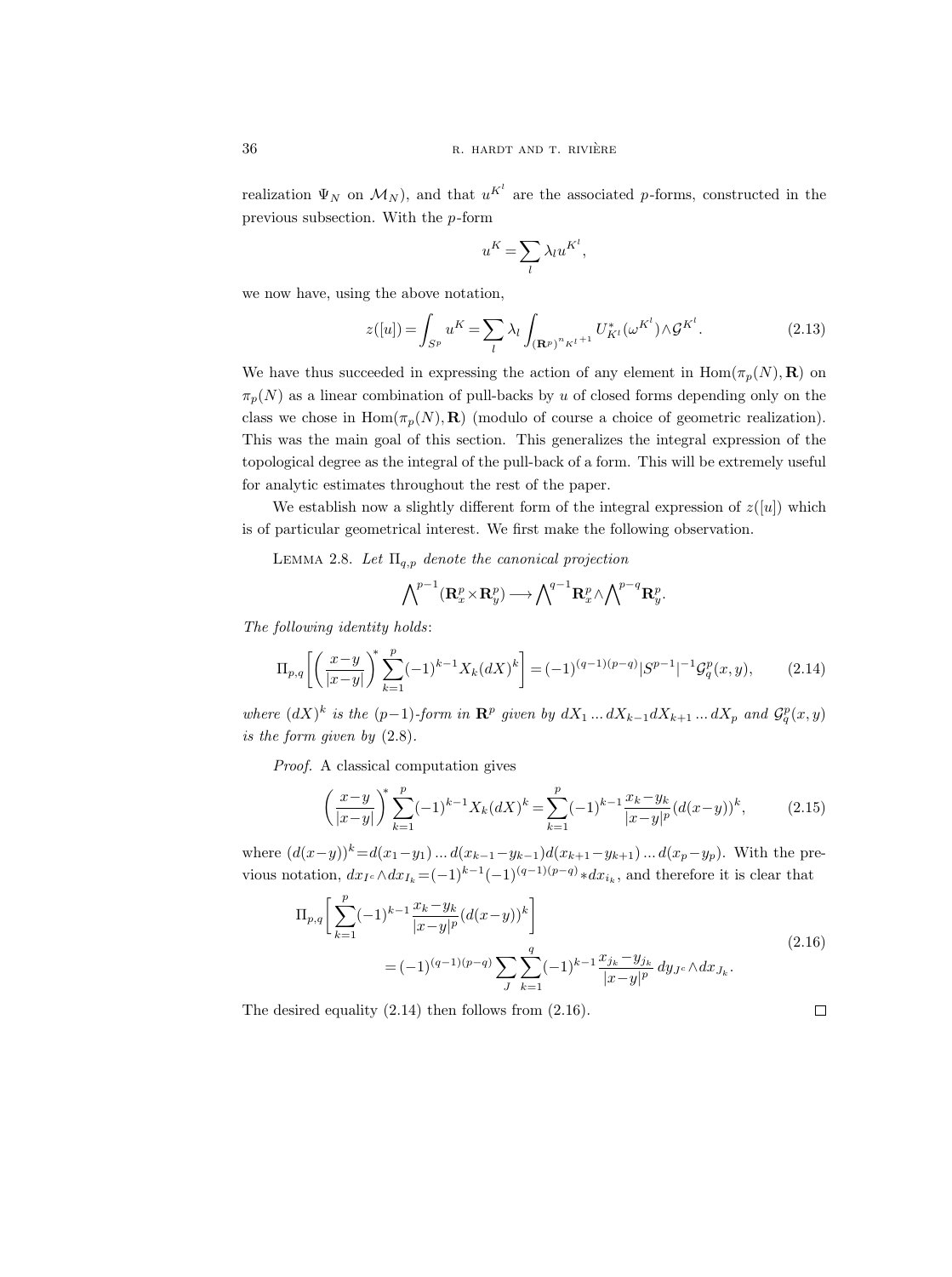realization $\Psi_N$ on $\mathcal{M}_N$), and that $u^{K^l}$ are the associated $p$-forms, constructed in the previous subsection. With the $p$-form

$$u^K = \sum_l \lambda_l u^{K^l},$$

we now have, using the above notation,

$$z([u]) = \int_{S^p} u^K = \sum_l \lambda_l \int_{(\mathbf{R}^p)^{n_{K^l}+1}} U^*_{K^l}(\omega^{K^l}) \wedge \mathcal{G}^{K^l}. \tag{2.13}$$

We have thus succeeded in expressing the action of any element in $\mathrm{Hom}(\pi_p(N), \mathbf{R})$ on $\pi_p(N)$ as a linear combination of pull-backs by $u$ of closed forms depending only on the class we chose in $\mathrm{Hom}(\pi_p(N), \mathbf{R})$ (modulo of course a choice of geometric realization). This was the main goal of this section. This generalizes the integral expression of the topological degree as the integral of the pull-back of a form. This will be extremely useful for analytic estimates throughout the rest of the paper.

We establish now a slightly different form of the integral expression of $z([u])$ which is of particular geometrical interest. We first make the following observation.

Lemma 2.8. *Let $\Pi_{q,p}$ denote the canonical projection*

$$\bigwedge\nolimits^{p-1}(\mathbf{R}^p_x \times \mathbf{R}^p_y) \longrightarrow \bigwedge\nolimits^{q-1}\mathbf{R}^p_x \wedge \bigwedge\nolimits^{p-q}\mathbf{R}^p_y.$$

*The following identity holds*:

$$\Pi_{p,q}\bigg[\bigg(\frac{x-y}{|x-y|}\bigg)^* \sum_{k=1}^p (-1)^{k-1} X_k (dX)^k\bigg] = (-1)^{(q-1)(p-q)} |S^{p-1}|^{-1} \mathcal{G}^p_q(x,y), \tag{2.14}$$

*where $(dX)^k$ is the $(p-1)$-form in $\mathbf{R}^p$ given by $dX_1 \dots dX_{k-1} dX_{k+1} \dots dX_p$ and $\mathcal{G}^p_q(x,y)$ is the form given by* (2.8).

*Proof.* A classical computation gives

$$\bigg(\frac{x-y}{|x-y|}\bigg)^* \sum_{k=1}^p (-1)^{k-1} X_k (dX)^k = \sum_{k=1}^p (-1)^{k-1} \frac{x_k - y_k}{|x-y|^p} (d(x-y))^k, \tag{2.15}$$

where $(d(x-y))^k = d(x_1-y_1) \dots d(x_{k-1}-y_{k-1}) d(x_{k+1}-y_{k+1}) \dots d(x_p-y_p)$. With the previous notation, $dx_{I^c} \wedge dx_{I_k} = (-1)^{k-1}(-1)^{(q-1)(p-q)} * dx_{i_k}$, and therefore it is clear that

$$\begin{aligned}\Pi_{p,q}\bigg[\sum_{k=1}^p (-1)^{k-1} \frac{x_k - y_k}{|x-y|^p} (d(x-y))^k\bigg] \\ = (-1)^{(q-1)(p-q)} \sum_J \sum_{k=1}^q (-1)^{k-1} \frac{x_{j_k} - y_{j_k}}{|x-y|^p}\, dy_{J^c} \wedge dx_{J_k}.\end{aligned} \tag{2.16}$$

The desired equality (2.14) then follows from (2.16). $\square$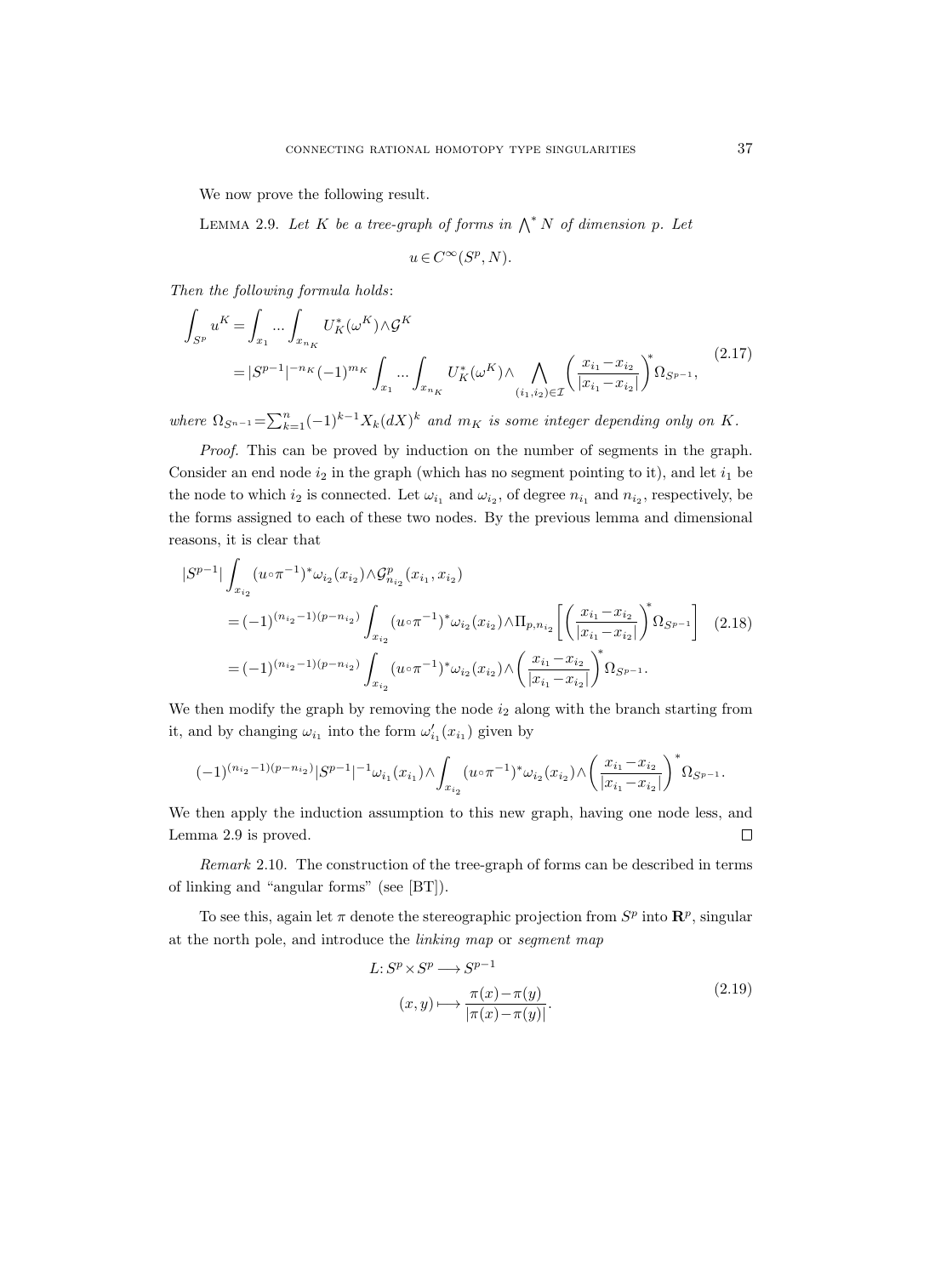We now prove the following result.

Lemma 2.9. *Let $K$ be a tree-graph of forms in $\bigwedge^* N$ of dimension $p$. Let*

$$u \in C^\infty(S^p, N).$$

*Then the following formula holds*:

$$\begin{aligned}\int_{S^p} u^K &= \int_{x_1} \dots \int_{x_{n_K}} U_K^*(\omega^K) \wedge \mathcal{G}^K \\ &= |S^{p-1}|^{-n_K} (-1)^{m_K} \int_{x_1} \dots \int_{x_{n_K}} U_K^*(\omega^K) \wedge \bigwedge_{(i_1,i_2)\in\mathcal{I}} \left(\frac{x_{i_1}-x_{i_2}}{|x_{i_1}-x_{i_2}|}\right)^* \Omega_{S^{p-1}},\end{aligned} \tag{2.17}$$

*where $\Omega_{S^{n-1}} = \sum_{k=1}^n (-1)^{k-1} X_k (dX)^k$ and $m_K$ is some integer depending only on $K$.*

*Proof.* This can be proved by induction on the number of segments in the graph. Consider an end node $i_2$ in the graph (which has no segment pointing to it), and let $i_1$ be the node to which $i_2$ is connected. Let $\omega_{i_1}$ and $\omega_{i_2}$, of degree $n_{i_1}$ and $n_{i_2}$, respectively, be the forms assigned to each of these two nodes. By the previous lemma and dimensional reasons, it is clear that

$$\begin{aligned}|S^{p-1}| &\int_{x_{i_2}} (u \circ \pi^{-1})^* \omega_{i_2}(x_{i_2}) \wedge \mathcal{G}^p_{n_{i_2}}(x_{i_1}, x_{i_2}) \\ &= (-1)^{(n_{i_2}-1)(p-n_{i_2})} \int_{x_{i_2}} (u \circ \pi^{-1})^* \omega_{i_2}(x_{i_2}) \wedge \Pi_{p,n_{i_2}} \left[ \left(\frac{x_{i_1}-x_{i_2}}{|x_{i_1}-x_{i_2}|}\right)^* \Omega_{S^{p-1}} \right] \\ &= (-1)^{(n_{i_2}-1)(p-n_{i_2})} \int_{x_{i_2}} (u \circ \pi^{-1})^* \omega_{i_2}(x_{i_2}) \wedge \left(\frac{x_{i_1}-x_{i_2}}{|x_{i_1}-x_{i_2}|}\right)^* \Omega_{S^{p-1}}.\end{aligned} \tag{2.18}$$

We then modify the graph by removing the node $i_2$ along with the branch starting from it, and by changing $\omega_{i_1}$ into the form $\omega'_{i_1}(x_{i_1})$ given by

$$(-1)^{(n_{i_2}-1)(p-n_{i_2})} |S^{p-1}|^{-1} \omega_{i_1}(x_{i_1}) \wedge \int_{x_{i_2}} (u \circ \pi^{-1})^* \omega_{i_2}(x_{i_2}) \wedge \left(\frac{x_{i_1}-x_{i_2}}{|x_{i_1}-x_{i_2}|}\right)^* \Omega_{S^{p-1}}.$$

We then apply the induction assumption to this new graph, having one node less, and Lemma 2.9 is proved. $\square$

*Remark* 2.10. The construction of the tree-graph of forms can be described in terms of linking and "angular forms" (see [BT]).

To see this, again let $\pi$ denote the stereographic projection from $S^p$ into $\mathbf{R}^p$, singular at the north pole, and introduce the *linking map* or *segment map*

$$\begin{aligned}L: S^p \times S^p &\longrightarrow S^{p-1} \\ (x,y) &\longmapsto \frac{\pi(x)-\pi(y)}{|\pi(x)-\pi(y)|}.\end{aligned} \tag{2.19}$$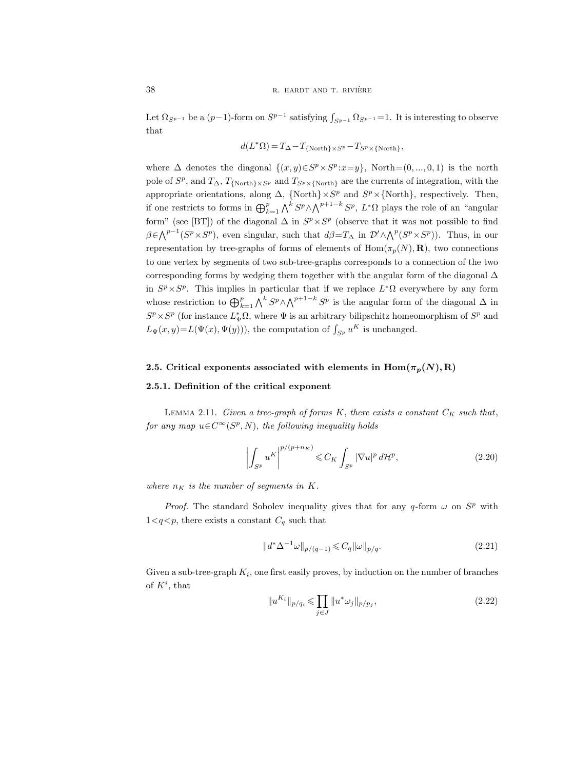Let $\Omega_{S^{p-1}}$ be a $(p-1)$-form on $S^{p-1}$ satisfying $\int_{S^{p-1}} \Omega_{S^{p-1}} = 1$. It is interesting to observe that

$$d(L^*\Omega) = T_\Delta - T_{\{\mathrm{North}\}\times S^p} - T_{S^p\times\{\mathrm{North}\}},$$

where $\Delta$ denotes the diagonal $\{(x,y)\in S^p\times S^p : x=y\}$, North$=(0,\dots,0,1)$ is the north pole of $S^p$, and $T_\Delta$, $T_{\{\mathrm{North}\}\times S^p}$ and $T_{S^p\times\{\mathrm{North}\}}$ are the currents of integration, with the appropriate orientations, along $\Delta$, $\{\mathrm{North}\}\times S^p$ and $S^p\times\{\mathrm{North}\}$, respectively. Then, if one restricts to forms in $\bigoplus_{k=1}^p \bigwedge^k S^p \wedge \bigwedge^{p+1-k} S^p$, $L^*\Omega$ plays the role of an "angular form" (see [BT]) of the diagonal $\Delta$ in $S^p\times S^p$ (observe that it was not possible to find $\beta\in\bigwedge^{p-1}(S^p\times S^p)$, even singular, such that $d\beta = T_\Delta$ in $\mathcal{D}'\wedge\bigwedge^p(S^p\times S^p)$). Thus, in our representation by tree-graphs of forms of elements of $\mathrm{Hom}(\pi_p(N),\mathbf{R})$, two connections to one vertex by segments of two sub-tree-graphs corresponds to a connection of the two corresponding forms by wedging them together with the angular form of the diagonal $\Delta$ in $S^p\times S^p$. This implies in particular that if we replace $L^*\Omega$ everywhere by any form whose restriction to $\bigoplus_{k=1}^p \bigwedge^k S^p\wedge\bigwedge^{p+1-k} S^p$ is the angular form of the diagonal $\Delta$ in $S^p\times S^p$ (for instance $L^*_\Psi\Omega$, where $\Psi$ is an arbitrary bilipschitz homeomorphism of $S^p$ and $L_\Psi(x,y) = L(\Psi(x),\Psi(y))$), the computation of $\int_{S^p} u^K$ is unchanged.

## 2.5. Critical exponents associated with elements in $\mathrm{Hom}(\pi_p(N),\mathbf{R})$

### 2.5.1. Definition of the critical exponent

Lemma 2.11. *Given a tree-graph of forms $K$, there exists a constant $C_K$ such that, for any map $u\in C^\infty(S^p,N)$, the following inequality holds*

$$\left|\int_{S^p} u^K\right|^{p/(p+n_K)} \leqslant C_K \int_{S^p} |\nabla u|^p \, d\mathcal{H}^p, \tag{2.20}$$

*where $n_K$ is the number of segments in $K$.*

*Proof.* The standard Sobolev inequality gives that for any $q$-form $\omega$ on $S^p$ with $1<q<p$, there exists a constant $C_q$ such that

$$\|d^*\Delta^{-1}\omega\|_{p/(q-1)} \leqslant C_q \|\omega\|_{p/q}. \tag{2.21}$$

Given a sub-tree-graph $K_i$, one first easily proves, by induction on the number of branches of $K^i$, that

$$\|u^{K_i}\|_{p/q_i} \leqslant \prod_{j\in J} \|u^*\omega_j\|_{p/p_j}, \tag{2.22}$$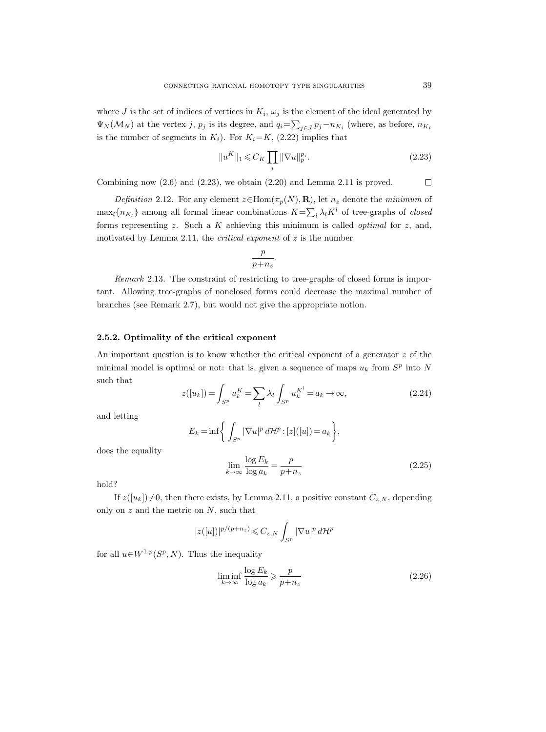where $J$ is the set of indices of vertices in $K_i$, $\omega_j$ is the element of the ideal generated by $\Psi_N(\mathcal{M}_N)$ at the vertex $j$, $p_j$ is its degree, and $q_i=\sum_{j\in J} p_j - n_{K_i}$ (where, as before, $n_{K_i}$ is the number of segments in $K_i$). For $K_i=K$, (2.22) implies that

$$\|u^K\|_1 \leqslant C_K \prod_i \|\nabla u\|_p^{p_i}. \tag{2.23}$$

Combining now (2.6) and (2.23), we obtain (2.20) and Lemma 2.11 is proved. □

*Definition* 2.12. For any element $z\in\operatorname{Hom}(\pi_p(N),\mathbf{R})$, let $n_z$ denote the *minimum* of $\max_l\{n_{K_l}\}$ among all formal linear combinations $K=\sum_l \lambda_l K^l$ of tree-graphs of *closed* forms representing $z$. Such a $K$ achieving this minimum is called *optimal* for $z$, and, motivated by Lemma 2.11, the *critical exponent* of $z$ is the number

$$\frac{p}{p+n_z}.$$

*Remark* 2.13. The constraint of restricting to tree-graphs of closed forms is important. Allowing tree-graphs of nonclosed forms could decrease the maximal number of branches (see Remark 2.7), but would not give the appropriate notion.

### 2.5.2. Optimality of the critical exponent

An important question is to know whether the critical exponent of a generator $z$ of the minimal model is optimal or not: that is, given a sequence of maps $u_k$ from $S^p$ into $N$ such that

$$z([u_k]) = \int_{S^p} u_k^K = \sum_l \lambda_l \int_{S^p} u_k^{K^l} = a_k \to \infty, \tag{2.24}$$

and letting

$$E_k = \inf\biggl\{ \int_{S^p} |\nabla u|^p \, d\mathcal{H}^p : [z]([u]) = a_k \biggr\},$$

does the equality

$$\lim_{k\to\infty} \frac{\log E_k}{\log a_k} = \frac{p}{p+n_z} \tag{2.25}$$

hold?

If $z([u_k])\neq 0$, then there exists, by Lemma 2.11, a positive constant $C_{z,N}$, depending only on $z$ and the metric on $N$, such that

$$|z([u])|^{p/(p+n_z)} \leqslant C_{z,N} \int_{S^p} |\nabla u|^p \, d\mathcal{H}^p$$

for all $u\in W^{1,p}(S^p,N)$. Thus the inequality

$$\liminf_{k\to\infty} \frac{\log E_k}{\log a_k} \geqslant \frac{p}{p+n_z} \tag{2.26}$$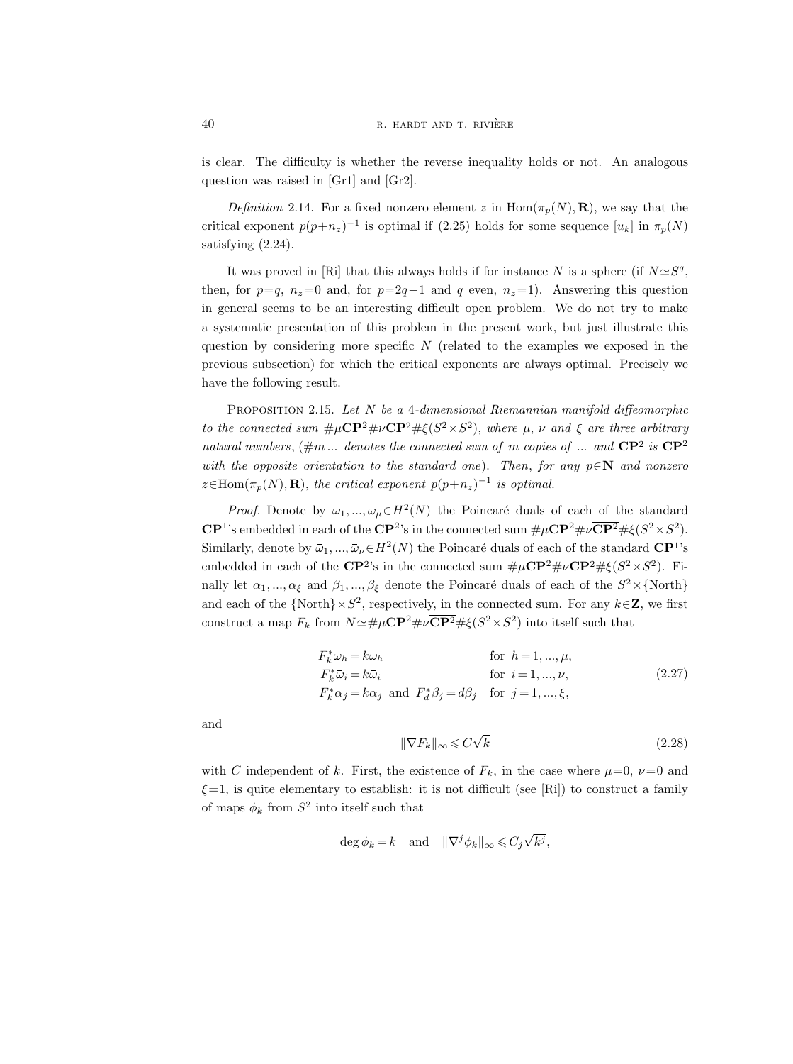is clear. The difficulty is whether the reverse inequality holds or not. An analogous question was raised in [Gr1] and [Gr2].

*Definition* 2.14. For a fixed nonzero element $z$ in $\mathrm{Hom}(\pi_p(N), \mathbf{R})$, we say that the critical exponent $p(p+n_z)^{-1}$ is optimal if (2.25) holds for some sequence $[u_k]$ in $\pi_p(N)$ satisfying (2.24).

It was proved in [Ri] that this always holds if for instance $N$ is a sphere (if $N \simeq S^q$, then, for $p=q$, $n_z=0$ and, for $p=2q-1$ and $q$ even, $n_z=1$). Answering this question in general seems to be an interesting difficult open problem. We do not try to make a systematic presentation of this problem in the present work, but just illustrate this question by considering more specific $N$ (related to the examples we exposed in the previous subsection) for which the critical exponents are always optimal. Precisely we have the following result.

PROPOSITION 2.15. *Let $N$ be a 4-dimensional Riemannian manifold diffeomorphic to the connected sum $\#\mu\mathbf{CP}^2 \# \nu\overline{\mathbf{CP}^2} \# \xi(S^2 \times S^2)$, where $\mu$, $\nu$ and $\xi$ are three arbitrary natural numbers*, ($\#m \dots$ *denotes the connected sum of $m$ copies of ... and $\overline{\mathbf{CP}^2}$ is $\mathbf{CP}^2$ with the opposite orientation to the standard one*). *Then, for any $p \in \mathbf{N}$ and nonzero $z \in \mathrm{Hom}(\pi_p(N), \mathbf{R})$, the critical exponent $p(p+n_z)^{-1}$ is optimal.*

*Proof.* Denote by $\omega_1, ..., \omega_\mu \in H^2(N)$ the Poincaré duals of each of the standard $\mathbf{CP}^1$'s embedded in each of the $\mathbf{CP}^2$'s in the connected sum $\#\mu\mathbf{CP}^2 \# \nu\overline{\mathbf{CP}^2} \# \xi(S^2 \times S^2)$. Similarly, denote by $\bar{\omega}_1, ..., \bar{\omega}_\nu \in H^2(N)$ the Poincaré duals of each of the standard $\overline{\mathbf{CP}^1}$'s embedded in each of the $\overline{\mathbf{CP}^2}$'s in the connected sum $\#\mu\mathbf{CP}^2 \# \nu\overline{\mathbf{CP}^2} \# \xi(S^2 \times S^2)$. Finally let $\alpha_1, ..., \alpha_\xi$ and $\beta_1, ..., \beta_\xi$ denote the Poincaré duals of each of the $S^2 \times \{\text{North}\}$ and each of the $\{\text{North}\} \times S^2$, respectively, in the connected sum. For any $k \in \mathbf{Z}$, we first construct a map $F_k$ from $N \simeq \#\mu\mathbf{CP}^2 \# \nu\overline{\mathbf{CP}^2} \# \xi(S^2 \times S^2)$ into itself such that

$$
\begin{aligned}
&F_k^* \omega_h = k\omega_h && \text{for } h = 1, ..., \mu, \\
&F_k^* \bar{\omega}_i = k\bar{\omega}_i && \text{for } i = 1, ..., \nu, \\
&F_k^* \alpha_j = k\alpha_j \text{ and } F_d^* \beta_j = d\beta_j && \text{for } j = 1, ..., \xi,
\end{aligned}
\tag{2.27}
$$

and

$$
\|\nabla F_k\|_\infty \leqslant C\sqrt{k} \tag{2.28}
$$

with $C$ independent of $k$. First, the existence of $F_k$, in the case where $\mu=0$, $\nu=0$ and $\xi=1$, is quite elementary to establish: it is not difficult (see [Ri]) to construct a family of maps $\phi_k$ from $S^2$ into itself such that

$$
\deg \phi_k = k \quad \text{and} \quad \|\nabla^j \phi_k\|_\infty \leqslant C_j \sqrt{k^j},
$$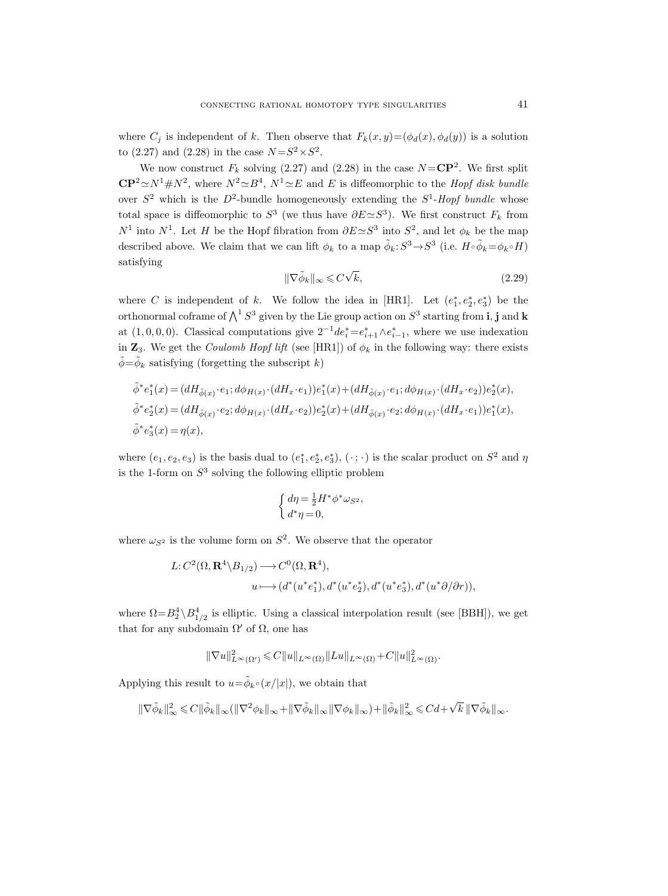where $C_j$ is independent of $k$. Then observe that $F_k(x,y)=(\phi_d(x),\phi_d(y))$ is a solution to (2.27) and (2.28) in the case $N=S^2\times S^2$.

We now construct $F_k$ solving (2.27) and (2.28) in the case $N=\mathbf{CP}^2$. We first split $\mathbf{CP}^2\simeq N^1\# N^2$, where $N^2\simeq B^4$, $N^1\simeq E$ and $E$ is diffeomorphic to the *Hopf disk bundle* over $S^2$ which is the $D^2$-bundle homogeneously extending the $S^1$-*Hopf bundle* whose total space is diffeomorphic to $S^3$ (we thus have $\partial E\simeq S^3$). We first construct $F_k$ from $N^1$ into $N^1$. Let $H$ be the Hopf fibration from $\partial E\simeq S^3$ into $S^2$, and let $\phi_k$ be the map described above. We claim that we can lift $\phi_k$ to a map $\tilde{\phi}_k: S^3\to S^3$ (i.e. $H\circ\tilde{\phi}_k=\phi_k\circ H$) satisfying

$$\|\nabla\tilde{\phi}_k\|_\infty \leqslant C\sqrt{k}, \tag{2.29}$$

where $C$ is independent of $k$. We follow the idea in [HR1]. Let $(e_1^*,e_2^*,e_3^*)$ be the orthonormal coframe of $\bigwedge^1 S^3$ given by the Lie group action on $S^3$ starting from $\mathbf{i}$, $\mathbf{j}$ and $\mathbf{k}$ at $(1,0,0,0)$. Classical computations give $2^{-1}de_i^*=e_{i+1}^*\wedge e_{i-1}^*$, where we use indexation in $\mathbf{Z}_3$. We get the *Coulomb Hopf lift* (see [HR1]) of $\phi_k$ in the following way: there exists $\tilde{\phi}=\tilde{\phi}_k$ satisfying (forgetting the subscript $k$)

$$
\begin{aligned}
\tilde{\phi}^*e_1^*(x) &= (dH_{\tilde{\phi}(x)}\cdot e_1; d\phi_{H(x)}\cdot(dH_x\cdot e_1))e_1^*(x)+(dH_{\tilde{\phi}(x)}\cdot e_1; d\phi_{H(x)}\cdot(dH_x\cdot e_2))e_2^*(x),\\
\tilde{\phi}^*e_2^*(x) &= (dH_{\tilde{\phi}(x)}\cdot e_2; d\phi_{H(x)}\cdot(dH_x\cdot e_2))e_2^*(x)+(dH_{\tilde{\phi}(x)}\cdot e_2; d\phi_{H(x)}\cdot(dH_x\cdot e_1))e_1^*(x),\\
\tilde{\phi}^*e_3^*(x) &= \eta(x),
\end{aligned}
$$

where $(e_1,e_2,e_3)$ is the basis dual to $(e_1^*,e_2^*,e_3^*)$, $(\,\cdot\,;\,\cdot\,)$ is the scalar product on $S^2$ and $\eta$ is the 1-form on $S^3$ solving the following elliptic problem

$$
\begin{cases}
d\eta=\frac{1}{2}H^*\phi^*\omega_{S^2},\\
d^*\eta=0,
\end{cases}
$$

where $\omega_{S^2}$ is the volume form on $S^2$. We observe that the operator

$$
\begin{aligned}
L\colon C^2(\Omega,\mathbf{R}^4\setminus B_{1/2}) &\longrightarrow C^0(\Omega,\mathbf{R}^4),\\
u &\longmapsto (d^*(u^*e_1^*), d^*(u^*e_2^*), d^*(u^*e_3^*), d^*(u^*\partial/\partial r)),
\end{aligned}
$$

where $\Omega=B_2^4\setminus B_{1/2}^4$ is elliptic. Using a classical interpolation result (see [BBH]), we get that for any subdomain $\Omega'$ of $\Omega$, one has

$$\|\nabla u\|^2_{L^\infty(\Omega')}\leqslant C\|u\|_{L^\infty(\Omega)}\|Lu\|_{L^\infty(\Omega)}+C\|u\|^2_{L^\infty(\Omega)}.$$

Applying this result to $u=\tilde{\phi}_k\circ(x/|x|)$, we obtain that

$$\|\nabla\tilde{\phi}_k\|^2_\infty\leqslant C\|\tilde{\phi}_k\|_\infty(\|\nabla^2\phi_k\|_\infty+\|\nabla\tilde{\phi}_k\|_\infty\|\nabla\phi_k\|_\infty)+\|\tilde{\phi}_k\|^2_\infty\leqslant Cd+\sqrt{k}\,\|\nabla\tilde{\phi}_k\|_\infty.$$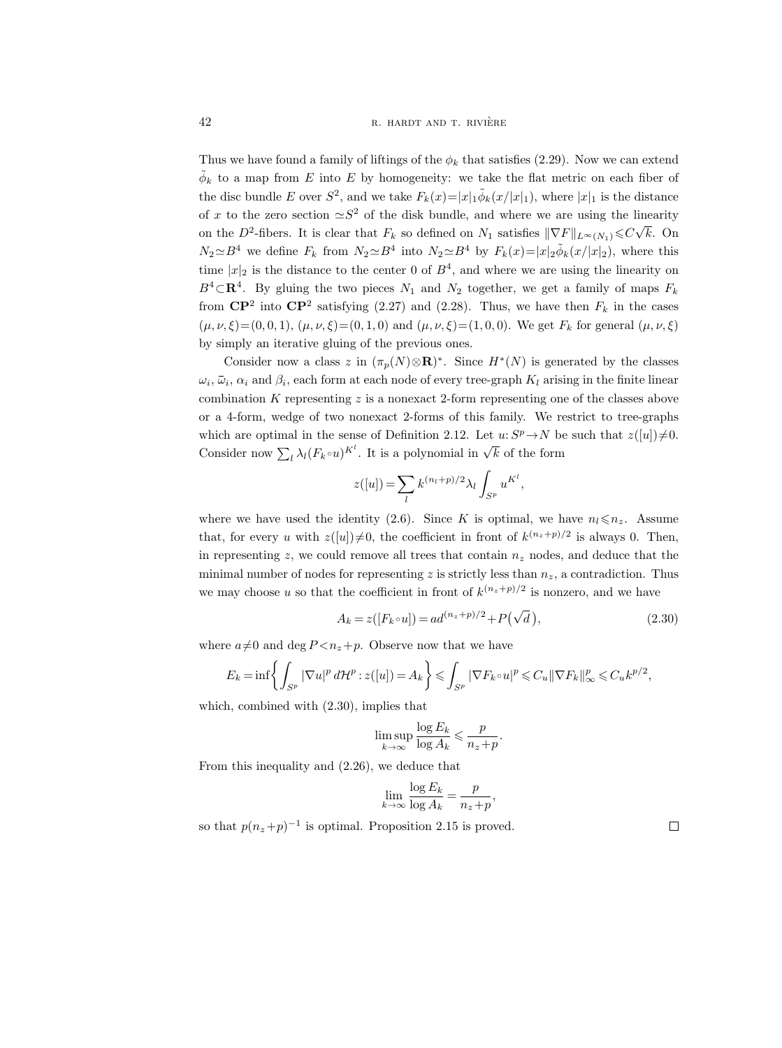Thus we have found a family of liftings of the $\phi_k$ that satisfies (2.29). Now we can extend $\tilde{\phi}_k$ to a map from $E$ into $E$ by homogeneity: we take the flat metric on each fiber of the disc bundle $E$ over $S^2$, and we take $F_k(x)=|x|_1\tilde{\phi}_k(x/|x|_1)$, where $|x|_1$ is the distance of $x$ to the zero section $\simeq S^2$ of the disk bundle, and where we are using the linearity on the $D^2$-fibers. It is clear that $F_k$ so defined on $N_1$ satisfies $\|\nabla F\|_{L^\infty(N_1)}\leqslant C\sqrt{k}$. On $N_2\simeq B^4$ we define $F_k$ from $N_2\simeq B^4$ into $N_2\simeq B^4$ by $F_k(x)=|x|_2\tilde{\phi}_k(x/|x|_2)$, where this time $|x|_2$ is the distance to the center 0 of $B^4$, and where we are using the linearity on $B^4\subset\mathbf{R}^4$. By gluing the two pieces $N_1$ and $N_2$ together, we get a family of maps $F_k$ from $\mathbf{CP}^2$ into $\mathbf{CP}^2$ satisfying (2.27) and (2.28). Thus, we have then $F_k$ in the cases $(\mu,\nu,\xi)=(0,0,1)$, $(\mu,\nu,\xi)=(0,1,0)$ and $(\mu,\nu,\xi)=(1,0,0)$. We get $F_k$ for general $(\mu,\nu,\xi)$ by simply an iterative gluing of the previous ones.

Consider now a class $z$ in $(\pi_p(N)\otimes\mathbf{R})^*$. Since $H^*(N)$ is generated by the classes $\omega_i$, $\bar{\omega}_i$, $\alpha_i$ and $\beta_i$, each form at each node of every tree-graph $K_l$ arising in the finite linear combination $K$ representing $z$ is a nonexact 2-form representing one of the classes above or a 4-form, wedge of two nonexact 2-forms of this family. We restrict to tree-graphs which are optimal in the sense of Definition 2.12. Let $u: S^p\to N$ be such that $z([u])\neq 0$. Consider now $\sum_l \lambda_l (F_k\circ u)^{K^l}$. It is a polynomial in $\sqrt{k}$ of the form

$$z([u])=\sum_l k^{(n_l+p)/2}\lambda_l\int_{S^p}u^{K^l},$$

where we have used the identity (2.6). Since $K$ is optimal, we have $n_l\leqslant n_z$. Assume that, for every $u$ with $z([u])\neq 0$, the coefficient in front of $k^{(n_z+p)/2}$ is always 0. Then, in representing $z$, we could remove all trees that contain $n_z$ nodes, and deduce that the minimal number of nodes for representing $z$ is strictly less than $n_z$, a contradiction. Thus we may choose $u$ so that the coefficient in front of $k^{(n_z+p)/2}$ is nonzero, and we have

$$A_k=z([F_k\circ u])=ad^{(n_z+p)/2}+P\big(\sqrt{d}\,\big), \tag{2.30}$$

where $a\neq 0$ and $\deg P<n_z+p$. Observe now that we have

$$E_k=\inf\left\{\int_{S^p}|\nabla u|^p\,d\mathcal{H}^p : z([u])=A_k\right\}\leqslant\int_{S^p}|\nabla F_k\circ u|^p\leqslant C_u\|\nabla F_k\|_\infty^p\leqslant C_u k^{p/2},$$

which, combined with (2.30), implies that

$$\limsup_{k\to\infty}\frac{\log E_k}{\log A_k}\leqslant\frac{p}{n_z+p}.$$

From this inequality and (2.26), we deduce that

$$\lim_{k\to\infty}\frac{\log E_k}{\log A_k}=\frac{p}{n_z+p},$$

so that $p(n_z+p)^{-1}$ is optimal. Proposition 2.15 is proved. $\square$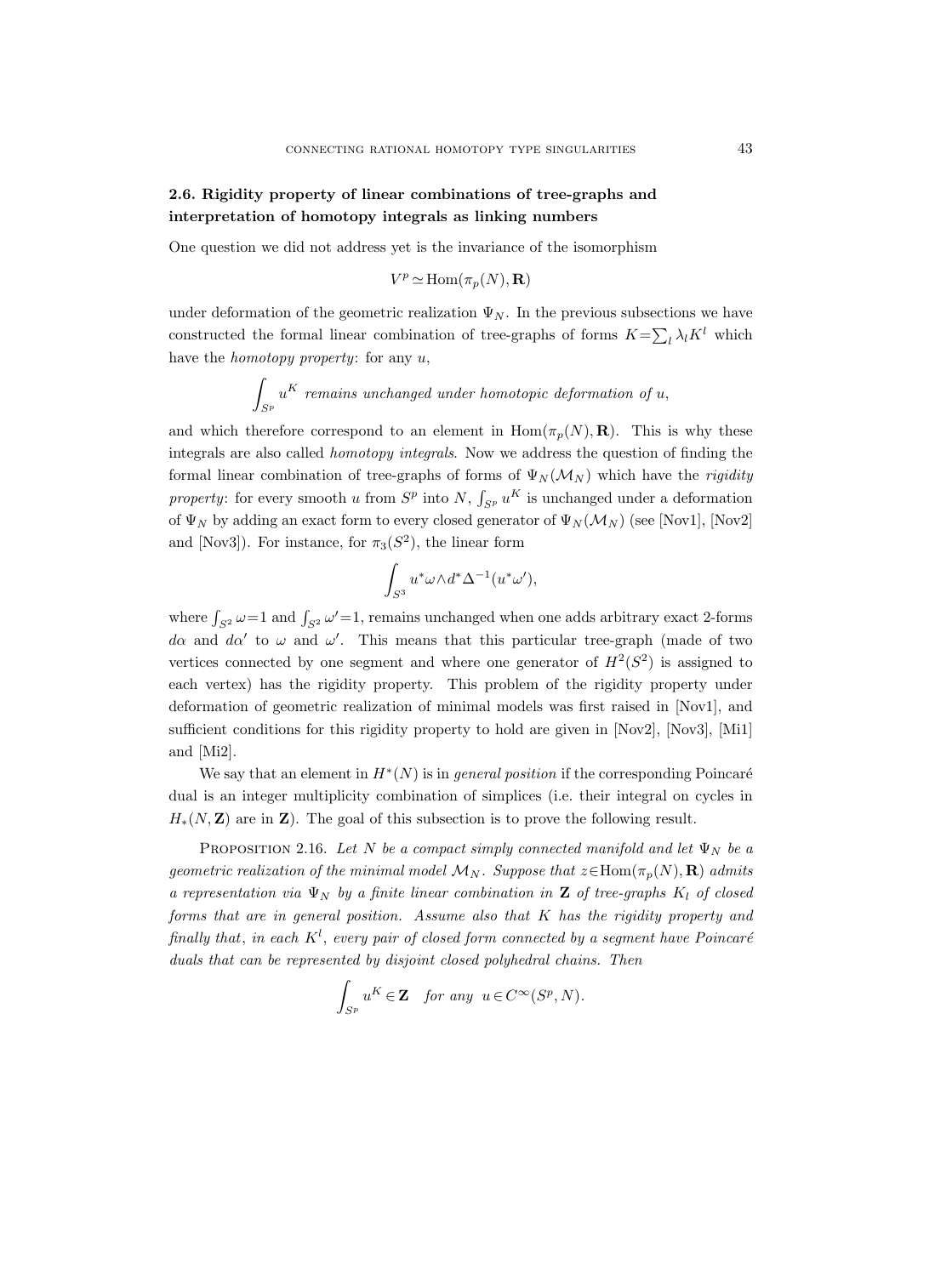### 2.6. Rigidity property of linear combinations of tree-graphs and interpretation of homotopy integrals as linking numbers

One question we did not address yet is the invariance of the isomorphism

$$V^p \simeq \mathrm{Hom}(\pi_p(N), \mathbf{R})$$

under deformation of the geometric realization $\Psi_N$. In the previous subsections we have constructed the formal linear combination of tree-graphs of forms $K = \sum_l \lambda_l K^l$ which have the *homotopy property*: for any $u$,

$$\int_{S^p} u^K \ \textit{remains unchanged under homotopic deformation of } u,$$

and which therefore correspond to an element in $\mathrm{Hom}(\pi_p(N), \mathbf{R})$. This is why these integrals are also called *homotopy integrals*. Now we address the question of finding the formal linear combination of tree-graphs of forms of $\Psi_N(\mathcal{M}_N)$ which have the *rigidity property*: for every smooth $u$ from $S^p$ into $N$, $\int_{S^p} u^K$ is unchanged under a deformation of $\Psi_N$ by adding an exact form to every closed generator of $\Psi_N(\mathcal{M}_N)$ (see [Nov1], [Nov2] and [Nov3]). For instance, for $\pi_3(S^2)$, the linear form

$$\int_{S^3} u^*\omega \wedge d^*\Delta^{-1}(u^*\omega'),$$

where $\int_{S^2} \omega = 1$ and $\int_{S^2} \omega' = 1$, remains unchanged when one adds arbitrary exact 2-forms $d\alpha$ and $d\alpha'$ to $\omega$ and $\omega'$. This means that this particular tree-graph (made of two vertices connected by one segment and where one generator of $H^2(S^2)$ is assigned to each vertex) has the rigidity property. This problem of the rigidity property under deformation of geometric realization of minimal models was first raised in [Nov1], and sufficient conditions for this rigidity property to hold are given in [Nov2], [Nov3], [Mi1] and [Mi2].

We say that an element in $H^*(N)$ is in *general position* if the corresponding Poincaré dual is an integer multiplicity combination of simplices (i.e. their integral on cycles in $H_*(N, \mathbf{Z})$ are in $\mathbf{Z}$). The goal of this subsection is to prove the following result.

Proposition 2.16. *Let $N$ be a compact simply connected manifold and let $\Psi_N$ be a geometric realization of the minimal model $\mathcal{M}_N$. Suppose that $z \in \mathrm{Hom}(\pi_p(N), \mathbf{R})$ admits a representation via $\Psi_N$ by a finite linear combination in $\mathbf{Z}$ of tree-graphs $K_l$ of closed forms that are in general position. Assume also that $K$ has the rigidity property and finally that, in each $K^l$, every pair of closed form connected by a segment have Poincaré duals that can be represented by disjoint closed polyhedral chains. Then*

$$\int_{S^p} u^K \in \mathbf{Z} \quad \textit{for any } \ u \in C^\infty(S^p, N).$$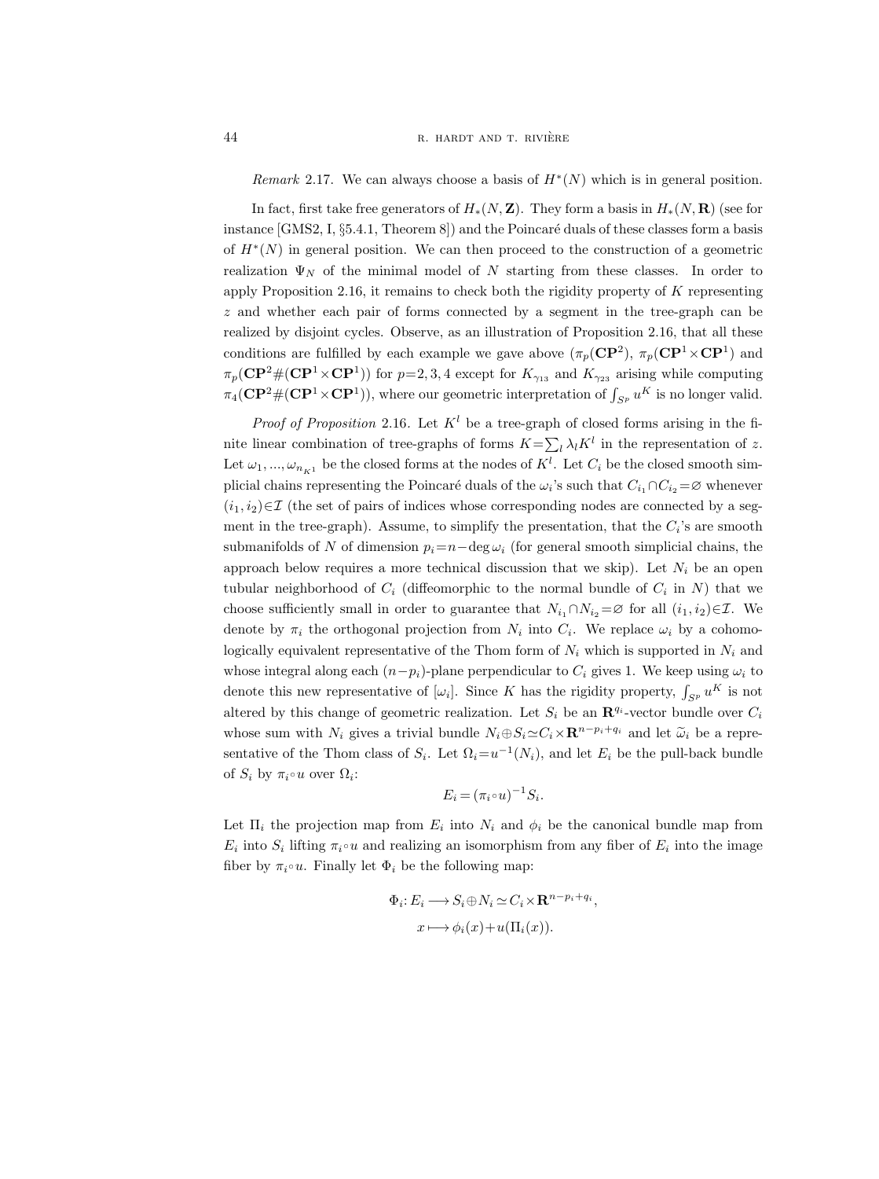*Remark* 2.17. We can always choose a basis of $H^*(N)$ which is in general position.

In fact, first take free generators of $H_*(N, \mathbf{Z})$. They form a basis in $H_*(N, \mathbf{R})$ (see for instance [GMS2, I, §5.4.1, Theorem 8]) and the Poincaré duals of these classes form a basis of $H^*(N)$ in general position. We can then proceed to the construction of a geometric realization $\Psi_N$ of the minimal model of $N$ starting from these classes. In order to apply Proposition 2.16, it remains to check both the rigidity property of $K$ representing $z$ and whether each pair of forms connected by a segment in the tree-graph can be realized by disjoint cycles. Observe, as an illustration of Proposition 2.16, that all these conditions are fulfilled by each example we gave above ($\pi_p(\mathbf{CP}^2)$, $\pi_p(\mathbf{CP}^1 \times \mathbf{CP}^1)$ and $\pi_p(\mathbf{CP}^2 \# (\mathbf{CP}^1 \times \mathbf{CP}^1))$ for $p=2,3,4$ except for $K_{\gamma_{13}}$ and $K_{\gamma_{23}}$ arising while computing $\pi_4(\mathbf{CP}^2 \# (\mathbf{CP}^1 \times \mathbf{CP}^1))$, where our geometric interpretation of $\int_{S^p} u^K$ is no longer valid.

*Proof of Proposition* 2.16. Let $K^l$ be a tree-graph of closed forms arising in the finite linear combination of tree-graphs of forms $K = \sum_l \lambda_l K^l$ in the representation of $z$. Let $\omega_1, ..., \omega_{n_{K^1}}$ be the closed forms at the nodes of $K^l$. Let $C_i$ be the closed smooth simplicial chains representing the Poincaré duals of the $\omega_i$'s such that $C_{i_1} \cap C_{i_2} = \varnothing$ whenever $(i_1, i_2) \in \mathcal{I}$ (the set of pairs of indices whose corresponding nodes are connected by a segment in the tree-graph). Assume, to simplify the presentation, that the $C_i$'s are smooth submanifolds of $N$ of dimension $p_i = n - \deg \omega_i$ (for general smooth simplicial chains, the approach below requires a more technical discussion that we skip). Let $N_i$ be an open tubular neighborhood of $C_i$ (diffeomorphic to the normal bundle of $C_i$ in $N$) that we choose sufficiently small in order to guarantee that $N_{i_1} \cap N_{i_2} = \varnothing$ for all $(i_1, i_2) \in \mathcal{I}$. We denote by $\pi_i$ the orthogonal projection from $N_i$ into $C_i$. We replace $\omega_i$ by a cohomologically equivalent representative of the Thom form of $N_i$ which is supported in $N_i$ and whose integral along each $(n-p_i)$-plane perpendicular to $C_i$ gives 1. We keep using $\omega_i$ to denote this new representative of $[\omega_i]$. Since $K$ has the rigidity property, $\int_{S^p} u^K$ is not altered by this change of geometric realization. Let $S_i$ be an $\mathbf{R}^{q_i}$-vector bundle over $C_i$ whose sum with $N_i$ gives a trivial bundle $N_i \oplus S_i \simeq C_i \times \mathbf{R}^{n-p_i+q_i}$ and let $\widetilde{\omega}_i$ be a representative of the Thom class of $S_i$. Let $\Omega_i = u^{-1}(N_i)$, and let $E_i$ be the pull-back bundle of $S_i$ by $\pi_i \circ u$ over $\Omega_i$:

$$E_i = (\pi_i \circ u)^{-1} S_i.$$

Let $\Pi_i$ the projection map from $E_i$ into $N_i$ and $\phi_i$ be the canonical bundle map from $E_i$ into $S_i$ lifting $\pi_i \circ u$ and realizing an isomorphism from any fiber of $E_i$ into the image fiber by $\pi_i \circ u$. Finally let $\Phi_i$ be the following map:

$$\Phi_i \colon E_i \longrightarrow S_i \oplus N_i \simeq C_i \times \mathbf{R}^{n-p_i+q_i},$$
$$x \longmapsto \phi_i(x) + u(\Pi_i(x)).$$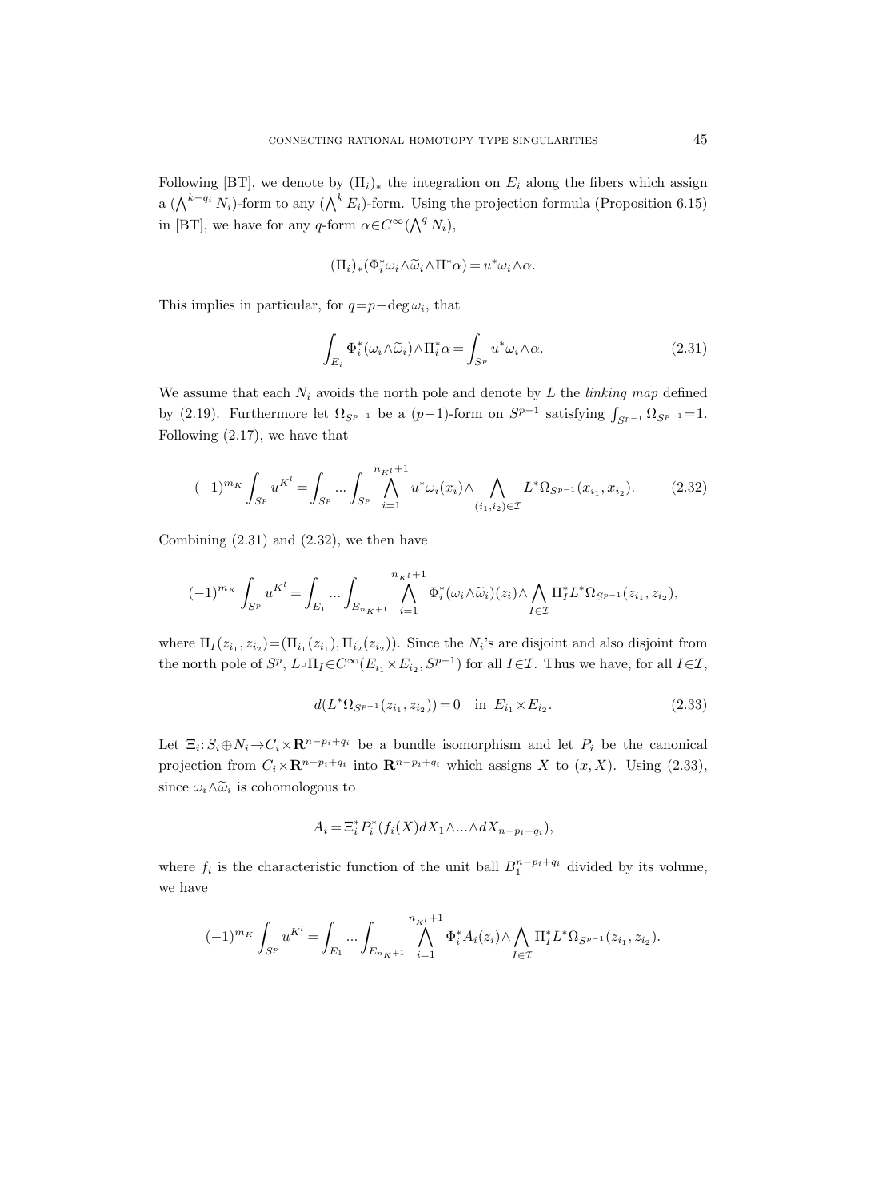Following [BT], we denote by $(\Pi_i)_*$ the integration on $E_i$ along the fibers which assign a $(\bigwedge^{k-q_i} N_i)$-form to any $(\bigwedge^k E_i)$-form. Using the projection formula (Proposition 6.15) in [BT], we have for any $q$-form $\alpha \in C^\infty(\bigwedge^q N_i)$,

$$(\Pi_i)_*(\Phi_i^* \omega_i \wedge \widetilde{\omega}_i \wedge \Pi^* \alpha) = u^* \omega_i \wedge \alpha.$$

This implies in particular, for $q = p - \deg \omega_i$, that

$$\int_{E_i} \Phi_i^* (\omega_i \wedge \widetilde{\omega}_i) \wedge \Pi_i^* \alpha = \int_{S^p} u^* \omega_i \wedge \alpha. \tag{2.31}$$

We assume that each $N_i$ avoids the north pole and denote by $L$ the *linking map* defined by (2.19). Furthermore let $\Omega_{S^{p-1}}$ be a $(p-1)$-form on $S^{p-1}$ satisfying $\int_{S^{p-1}} \Omega_{S^{p-1}} = 1$. Following (2.17), we have that

$$(-1)^{m_K} \int_{S^p} u^{K^l} = \int_{S^p} \dots \int_{S^p} \bigwedge_{i=1}^{n_{K^l}+1} u^* \omega_i(x_i) \wedge \bigwedge_{(i_1,i_2)\in \mathcal{I}} L^* \Omega_{S^{p-1}}(x_{i_1}, x_{i_2}). \tag{2.32}$$

Combining (2.31) and (2.32), we then have

$$(-1)^{m_K} \int_{S^p} u^{K^l} = \int_{E_1} \dots \int_{E_{n_K+1}} \bigwedge_{i=1}^{n_{K^l}+1} \Phi_i^* (\omega_i \wedge \widetilde{\omega}_i)(z_i) \wedge \bigwedge_{I \in \mathcal{I}} \Pi_I^* L^* \Omega_{S^{p-1}}(z_{i_1}, z_{i_2}),$$

where $\Pi_I(z_{i_1}, z_{i_2}) = (\Pi_{i_1}(z_{i_1}), \Pi_{i_2}(z_{i_2}))$. Since the $N_i$'s are disjoint and also disjoint from the north pole of $S^p$, $L \circ \Pi_I \in C^\infty(E_{i_1} \times E_{i_2}, S^{p-1})$ for all $I \in \mathcal{I}$. Thus we have, for all $I \in \mathcal{I}$,

$$d(L^* \Omega_{S^{p-1}}(z_{i_1}, z_{i_2})) = 0 \quad \text{in } E_{i_1} \times E_{i_2}. \tag{2.33}$$

Let $\Xi_i : S_i \oplus N_i \to C_i \times \mathbf{R}^{n-p_i+q_i}$ be a bundle isomorphism and let $P_i$ be the canonical projection from $C_i \times \mathbf{R}^{n-p_i+q_i}$ into $\mathbf{R}^{n-p_i+q_i}$ which assigns $X$ to $(x, X)$. Using (2.33), since $\omega_i \wedge \widetilde{\omega}_i$ is cohomologous to

$$A_i = \Xi_i^* P_i^* (f_i(X)\, dX_1 \wedge \dots \wedge dX_{n-p_i+q_i}),$$

where $f_i$ is the characteristic function of the unit ball $B_1^{n-p_i+q_i}$ divided by its volume, we have

$$(-1)^{m_K} \int_{S^p} u^{K^l} = \int_{E_1} \dots \int_{E_{n_K+1}} \bigwedge_{i=1}^{n_{K^l}+1} \Phi_i^* A_i(z_i) \wedge \bigwedge_{I \in \mathcal{I}} \Pi_I^* L^* \Omega_{S^{p-1}}(z_{i_1}, z_{i_2}).$$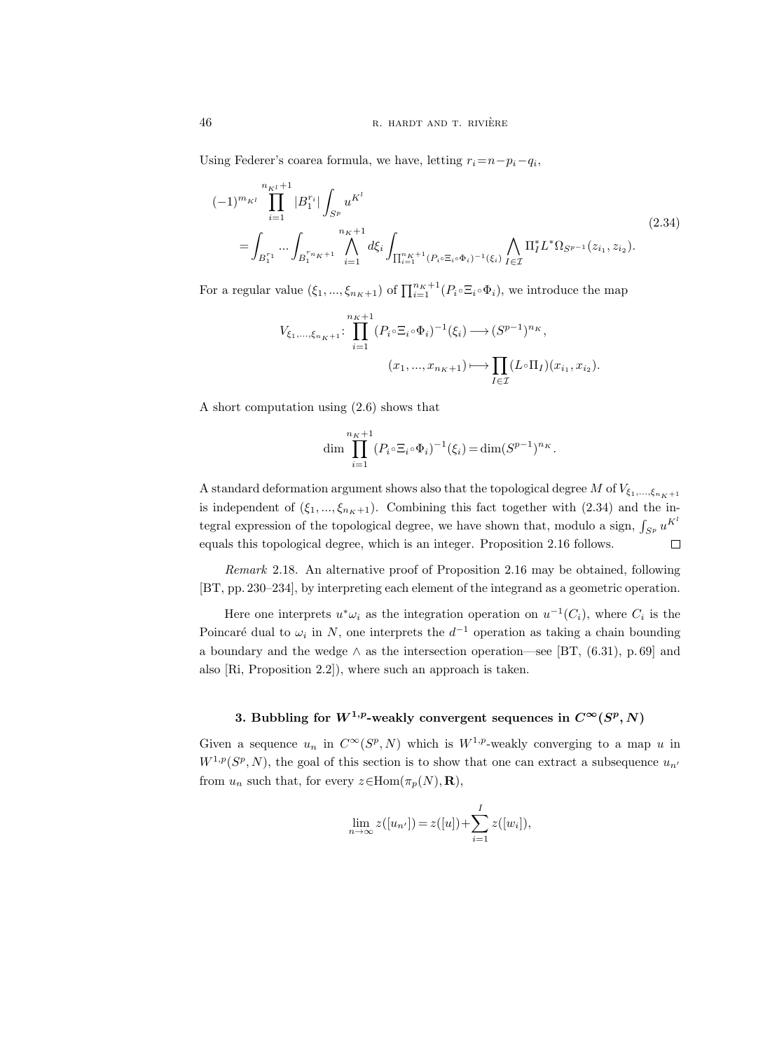Using Federer's coarea formula, we have, letting $r_i = n - p_i - q_i$,

$$
\begin{aligned}
(-1)^{m_{K^l}} \prod_{i=1}^{n_{K^l}+1} |B_1^{r_i}| \int_{S^p} u^{K^l} \\
= \int_{B_1^{r_1}} \dots \int_{B_1^{r_{n_K+1}}} \bigwedge_{i=1}^{n_K+1} d\xi_i \int_{\prod_{i=1}^{n_K+1} (P_i \circ \Xi_i \circ \Phi_i)^{-1}(\xi_i)} \bigwedge_{I \in \mathcal{I}} \Pi_I^* L^* \Omega_{S^{p-1}}(z_{i_1}, z_{i_2}).
\end{aligned}
\tag{2.34}
$$

For a regular value $(\xi_1, ..., \xi_{n_K+1})$ of $\prod_{i=1}^{n_K+1} (P_i \circ \Xi_i \circ \Phi_i)$, we introduce the map

$$
\begin{aligned}
V_{\xi_1, ..., \xi_{n_K+1}} \colon \prod_{i=1}^{n_K+1} (P_i \circ \Xi_i \circ \Phi_i)^{-1}(\xi_i) \longrightarrow (S^{p-1})^{n_K}, \\
(x_1, ..., x_{n_K+1}) \longmapsto \prod_{I \in \mathcal{I}} (L \circ \Pi_I)(x_{i_1}, x_{i_2}).
\end{aligned}
$$

A short computation using (2.6) shows that

$$
\dim \prod_{i=1}^{n_K+1} (P_i \circ \Xi_i \circ \Phi_i)^{-1}(\xi_i) = \dim (S^{p-1})^{n_K}.
$$

A standard deformation argument shows also that the topological degree $M$ of $V_{\xi_1, ..., \xi_{n_K+1}}$ is independent of $(\xi_1, ..., \xi_{n_K+1})$. Combining this fact together with (2.34) and the integral expression of the topological degree, we have shown that, modulo a sign, $\int_{S^p} u^{K^l}$ equals this topological degree, which is an integer. Proposition 2.16 follows. $\square$

*Remark* 2.18. An alternative proof of Proposition 2.16 may be obtained, following [BT, pp. 230–234], by interpreting each element of the integrand as a geometric operation.

Here one interprets $u^* \omega_i$ as the integration operation on $u^{-1}(C_i)$, where $C_i$ is the Poincaré dual to $\omega_i$ in $N$, one interprets the $d^{-1}$ operation as taking a chain bounding a boundary and the wedge $\wedge$ as the intersection operation—see [BT, (6.31), p. 69] and also [Ri, Proposition 2.2]), where such an approach is taken.

## 3. Bubbling for $W^{1,p}$-weakly convergent sequences in $C^\infty(S^p, N)$

Given a sequence $u_n$ in $C^\infty(S^p, N)$ which is $W^{1,p}$-weakly converging to a map $u$ in $W^{1,p}(S^p, N)$, the goal of this section is to show that one can extract a subsequence $u_{n'}$ from $u_n$ such that, for every $z \in \mathrm{Hom}(\pi_p(N), \mathbf{R})$,

$$
\lim_{n \to \infty} z([u_{n'}]) = z([u]) + \sum_{i=1}^{I} z([w_i]),
$$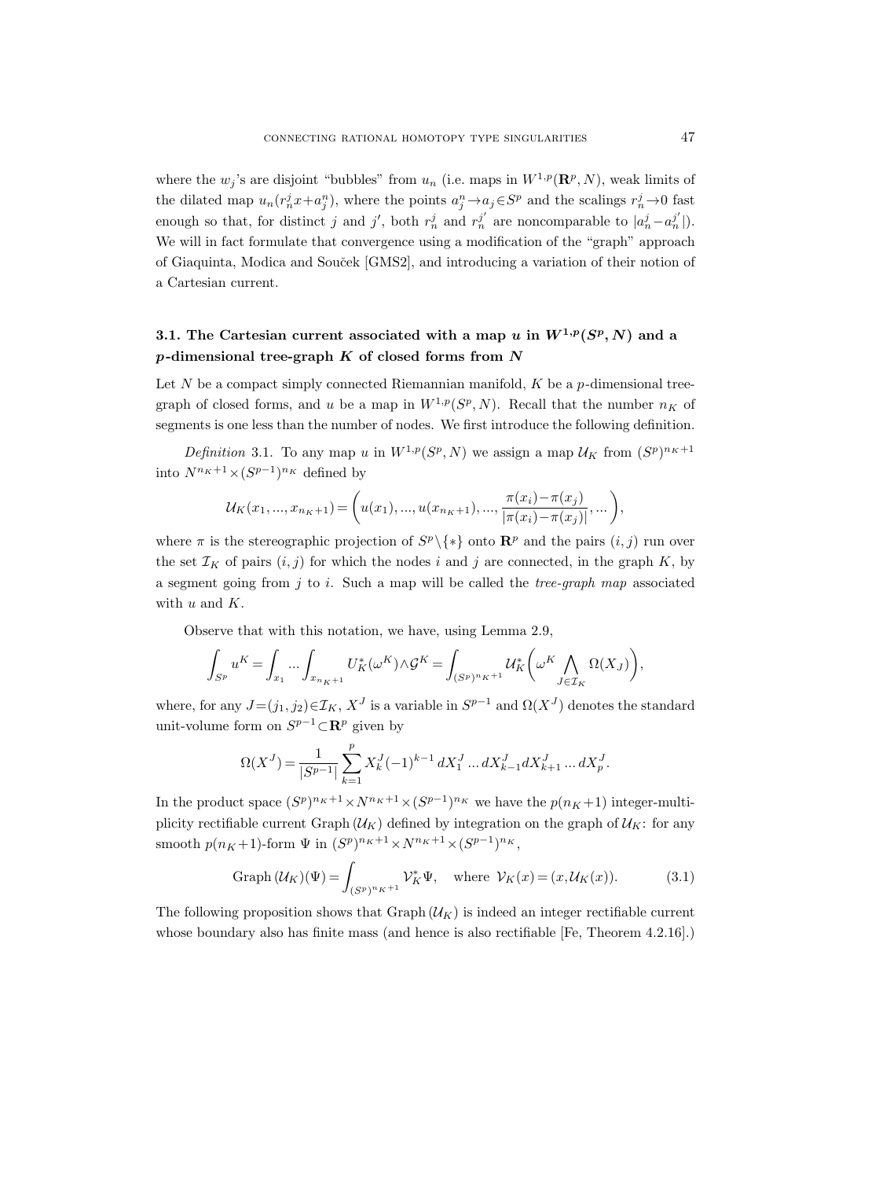where the $w_j$'s are disjoint "bubbles" from $u_n$ (i.e. maps in $W^{1,p}(\mathbf{R}^p, N)$, weak limits of the dilated map $u_n(r_n^j x + a_j^n)$, where the points $a_j^n \to a_j \in S^p$ and the scalings $r_n^j \to 0$ fast enough so that, for distinct $j$ and $j'$, both $r_n^j$ and $r_n^{j'}$ are noncomparable to $|a_n^j - a_n^{j'}|$). We will in fact formulate that convergence using a modification of the "graph" approach of Giaquinta, Modica and Souček [GMS2], and introducing a variation of their notion of a Cartesian current.

### 3.1. The Cartesian current associated with a map $u$ in $W^{1,p}(S^p, N)$ and a $p$-dimensional tree-graph $K$ of closed forms from $N$

Let $N$ be a compact simply connected Riemannian manifold, $K$ be a $p$-dimensional tree-graph of closed forms, and $u$ be a map in $W^{1,p}(S^p, N)$. Recall that the number $n_K$ of segments is one less than the number of nodes. We first introduce the following definition.

*Definition* 3.1. To any map $u$ in $W^{1,p}(S^p, N)$ we assign a map $\mathcal{U}_K$ from $(S^p)^{n_K+1}$ into $N^{n_K+1} \times (S^{p-1})^{n_K}$ defined by

$$\mathcal{U}_K(x_1, ..., x_{n_K+1}) = \left( u(x_1), ..., u(x_{n_K+1}), ..., \frac{\pi(x_i) - \pi(x_j)}{|\pi(x_i) - \pi(x_j)|}, ... \right),$$

where $\pi$ is the stereographic projection of $S^p \setminus \{*\}$ onto $\mathbf{R}^p$ and the pairs $(i, j)$ run over the set $\mathcal{I}_K$ of pairs $(i, j)$ for which the nodes $i$ and $j$ are connected, in the graph $K$, by a segment going from $j$ to $i$. Such a map will be called the *tree-graph map* associated with $u$ and $K$.

Observe that with this notation, we have, using Lemma 2.9,

$$\int_{S^p} u^K = \int_{x_1} ... \int_{x_{n_K+1}} U_K^*(\omega^K) \wedge \mathcal{G}^K = \int_{(S^p)^{n_K+1}} \mathcal{U}_K^* \bigg( \omega^K \bigwedge_{J \in \mathcal{I}_K} \Omega(X_J) \bigg),$$

where, for any $J = (j_1, j_2) \in \mathcal{I}_K$, $X^J$ is a variable in $S^{p-1}$ and $\Omega(X^J)$ denotes the standard unit-volume form on $S^{p-1} \subset \mathbf{R}^p$ given by

$$\Omega(X^J) = \frac{1}{|S^{p-1}|} \sum_{k=1}^{p} X_k^J (-1)^{k-1} \, dX_1^J \ldots dX_{k-1}^J dX_{k+1}^J \ldots dX_p^J.$$

In the product space $(S^p)^{n_K+1} \times N^{n_K+1} \times (S^{p-1})^{n_K}$ we have the $p(n_K+1)$ integer-multiplicity rectifiable current $\operatorname{Graph}(\mathcal{U}_K)$ defined by integration on the graph of $\mathcal{U}_K$: for any smooth $p(n_K+1)$-form $\Psi$ in $(S^p)^{n_K+1} \times N^{n_K+1} \times (S^{p-1})^{n_K}$,

$$\operatorname{Graph}(\mathcal{U}_K)(\Psi) = \int_{(S^p)^{n_K+1}} \mathcal{V}_K^* \Psi, \quad \text{where } \mathcal{V}_K(x) = (x, \mathcal{U}_K(x)). \tag{3.1}$$

The following proposition shows that $\operatorname{Graph}(\mathcal{U}_K)$ is indeed an integer rectifiable current whose boundary also has finite mass (and hence is also rectifiable [Fe, Theorem 4.2.16].)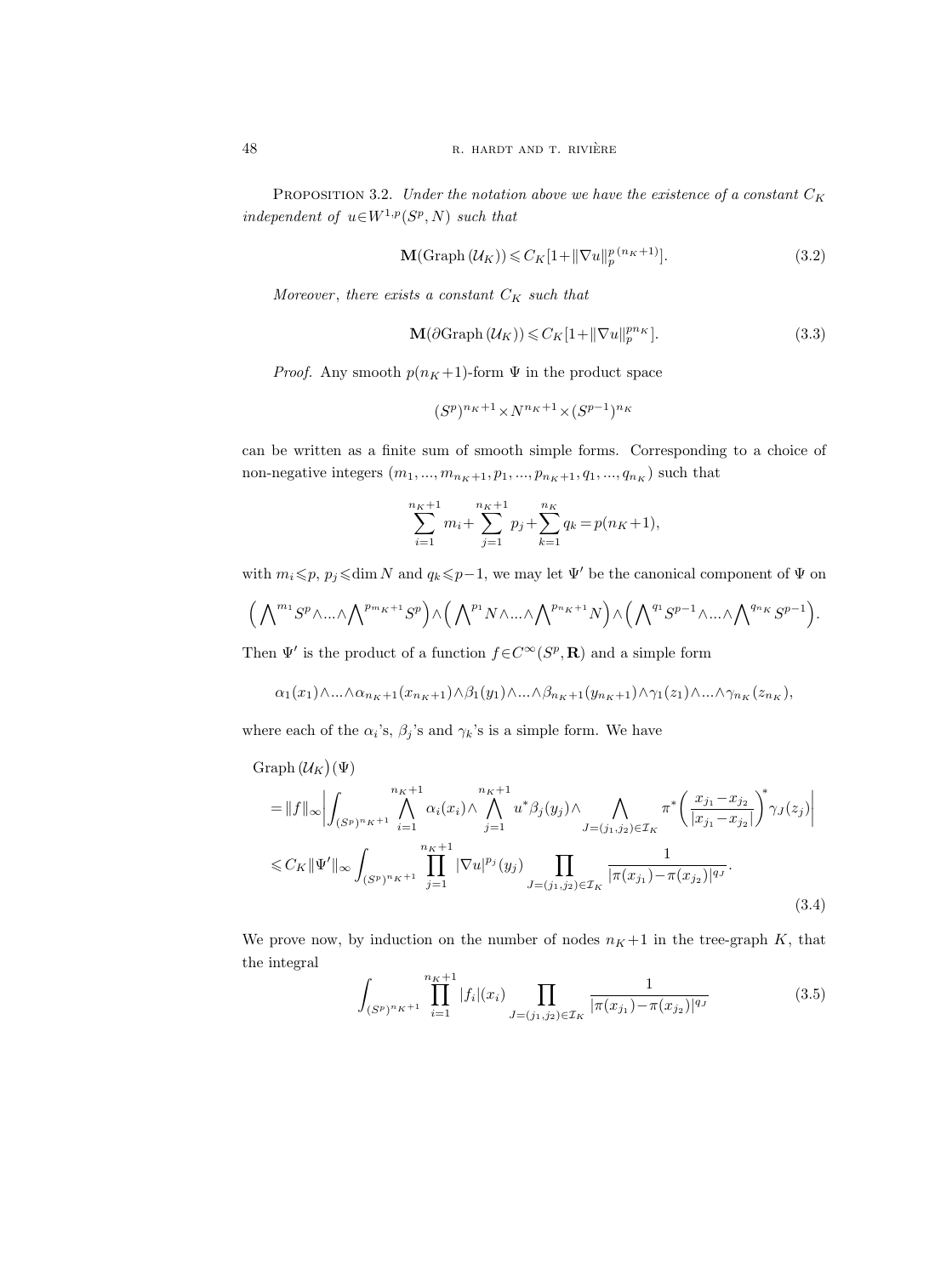Proposition 3.2. *Under the notation above we have the existence of a constant $C_K$ independent of $u \in W^{1,p}(S^p, N)$ such that*

$$\mathbf{M}(\operatorname{Graph}(\mathcal{U}_K)) \leqslant C_K[1 + \|\nabla u\|_p^{p\,(n_K+1)}]. \tag{3.2}$$

*Moreover, there exists a constant $C_K$ such that*

$$\mathbf{M}(\partial \operatorname{Graph}(\mathcal{U}_K)) \leqslant C_K[1 + \|\nabla u\|_p^{p n_K}]. \tag{3.3}$$

*Proof.* Any smooth $p(n_K+1)$-form $\Psi$ in the product space

$$(S^p)^{n_K+1} \times N^{n_K+1} \times (S^{p-1})^{n_K}$$

can be written as a finite sum of smooth simple forms. Corresponding to a choice of non-negative integers $(m_1, ..., m_{n_K+1}, p_1, ..., p_{n_K+1}, q_1, ..., q_{n_K})$ such that

$$\sum_{i=1}^{n_K+1} m_i + \sum_{j=1}^{n_K+1} p_j + \sum_{k=1}^{n_K} q_k = p(n_K+1),$$

with $m_i \leqslant p$, $p_j \leqslant \dim N$ and $q_k \leqslant p-1$, we may let $\Psi'$ be the canonical component of $\Psi$ on

$$\Big( \bigwedge\nolimits^{m_1} S^p \wedge ... \wedge \bigwedge\nolimits^{p_{m_K+1}} S^p \Big) \wedge \Big( \bigwedge\nolimits^{p_1} N \wedge ... \wedge \bigwedge\nolimits^{p_{n_K+1}} N \Big) \wedge \Big( \bigwedge\nolimits^{q_1} S^{p-1} \wedge ... \wedge \bigwedge\nolimits^{q_{n_K}} S^{p-1} \Big).$$

Then $\Psi'$ is the product of a function $f \in C^\infty(S^p, \mathbf{R})$ and a simple form

$$\alpha_1(x_1) \wedge ... \wedge \alpha_{n_K+1}(x_{n_K+1}) \wedge \beta_1(y_1) \wedge ... \wedge \beta_{n_K+1}(y_{n_K+1}) \wedge \gamma_1(z_1) \wedge ... \wedge \gamma_{n_K}(z_{n_K}),$$

where each of the $\alpha_i$'s, $\beta_j$'s and $\gamma_k$'s is a simple form. We have

$$\begin{aligned}
&\operatorname{Graph}(\mathcal{U}_K)(\Psi) \\
&= \|f\|_\infty \bigg| \int_{(S^p)^{n_K+1}} \bigwedge_{i=1}^{n_K+1} \alpha_i(x_i) \wedge \bigwedge_{j=1}^{n_K+1} u^* \beta_j(y_j) \wedge \bigwedge_{J=(j_1,j_2) \in \mathcal{I}_K} \pi^* \bigg( \frac{x_{j_1} - x_{j_2}}{|x_{j_1} - x_{j_2}|} \bigg)^* \gamma_J(z_j) \bigg| \\
&\leqslant C_K \|\Psi'\|_\infty \int_{(S^p)^{n_K+1}} \prod_{j=1}^{n_K+1} |\nabla u|^{p_j}(y_j) \prod_{J=(j_1,j_2) \in \mathcal{I}_K} \frac{1}{|\pi(x_{j_1}) - \pi(x_{j_2})|^{q_J}}.
\end{aligned} \tag{3.4}$$

We prove now, by induction on the number of nodes $n_K+1$ in the tree-graph $K$, that the integral

$$\int_{(S^p)^{n_K+1}} \prod_{i=1}^{n_K+1} |f_i|(x_i) \prod_{J=(j_1,j_2) \in \mathcal{I}_K} \frac{1}{|\pi(x_{j_1}) - \pi(x_{j_2})|^{q_J}} \tag{3.5}$$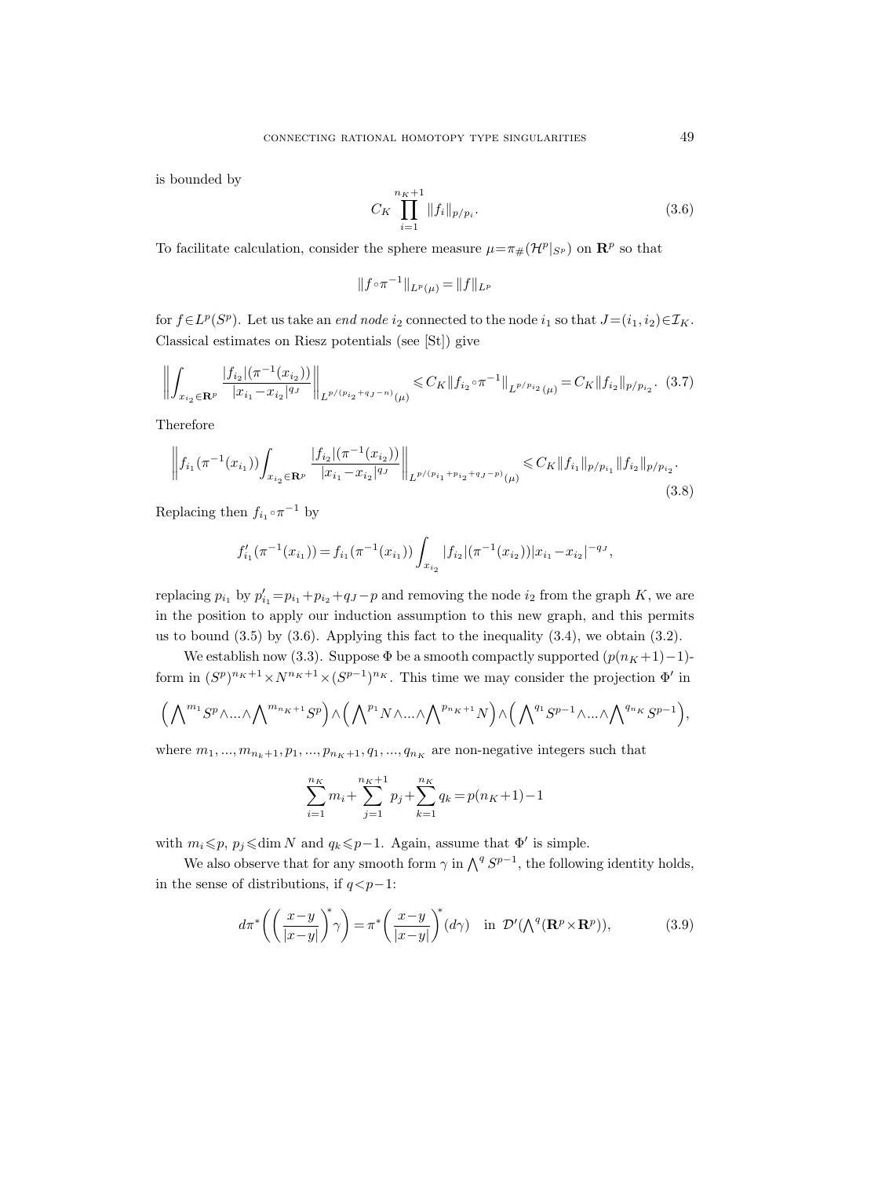is bounded by

$$C_K \prod_{i=1}^{n_K+1} \|f_i\|_{p/p_i}. \tag{3.6}$$

To facilitate calculation, consider the sphere measure $\mu=\pi_{\#}(\mathcal{H}^p|_{S^p})$ on $\mathbf{R}^p$ so that

$$\|f\circ\pi^{-1}\|_{L^p(\mu)} = \|f\|_{L^p}$$

for $f\in L^p(S^p)$. Let us take an *end node* $i_2$ connected to the node $i_1$ so that $J=(i_1,i_2)\in\mathcal{I}_K$. Classical estimates on Riesz potentials (see [St]) give

$$\left\| \int_{x_{i_2}\in\mathbf{R}^p} \frac{|f_{i_2}|(\pi^{-1}(x_{i_2}))}{|x_{i_1}-x_{i_2}|^{q_J}} \right\|_{L^{p/(p_{i_2}+q_J-n)}(\mu)} \leqslant C_K \|f_{i_2}\circ\pi^{-1}\|_{L^{p/p_{i_2}}(\mu)} = C_K \|f_{i_2}\|_{p/p_{i_2}}. \tag{3.7}$$

Therefore

$$\left\| f_{i_1}(\pi^{-1}(x_{i_1})) \int_{x_{i_2}\in\mathbf{R}^p} \frac{|f_{i_2}|(\pi^{-1}(x_{i_2}))}{|x_{i_1}-x_{i_2}|^{q_J}} \right\|_{L^{p/(p_{i_1}+p_{i_2}+q_J-p)}(\mu)} \leqslant C_K \|f_{i_1}\|_{p/p_{i_1}} \|f_{i_2}\|_{p/p_{i_2}}. \tag{3.8}$$

Replacing then $f_{i_1}\circ\pi^{-1}$ by

$$f'_{i_1}(\pi^{-1}(x_{i_1})) = f_{i_1}(\pi^{-1}(x_{i_1})) \int_{x_{i_2}} |f_{i_2}|(\pi^{-1}(x_{i_2}))|x_{i_1}-x_{i_2}|^{-q_J},$$

replacing $p_{i_1}$ by $p'_{i_1}=p_{i_1}+p_{i_2}+q_J-p$ and removing the node $i_2$ from the graph $K$, we are in the position to apply our induction assumption to this new graph, and this permits us to bound (3.5) by (3.6). Applying this fact to the inequality (3.4), we obtain (3.2).

We establish now (3.3). Suppose $\Phi$ be a smooth compactly supported $(p(n_K+1)-1)$-form in $(S^p)^{n_K+1}\times N^{n_K+1}\times(S^{p-1})^{n_K}$. This time we may consider the projection $\Phi'$ in

$$\left(\bigwedge\nolimits^{m_1} S^p \wedge\ldots\wedge \bigwedge\nolimits^{m_{n_K+1}} S^p\right) \wedge \left(\bigwedge\nolimits^{p_1} N \wedge\ldots\wedge \bigwedge\nolimits^{p_{n_K+1}} N\right) \wedge \left(\bigwedge\nolimits^{q_1} S^{p-1} \wedge\ldots\wedge \bigwedge\nolimits^{q_{n_K}} S^{p-1}\right),$$

where $m_1,\ldots,m_{n_k+1},p_1,\ldots,p_{n_K+1},q_1,\ldots,q_{n_K}$ are non-negative integers such that

$$\sum_{i=1}^{n_K} m_i + \sum_{j=1}^{n_K+1} p_j + \sum_{k=1}^{n_K} q_k = p(n_K+1)-1$$

with $m_i\leqslant p$, $p_j\leqslant\dim N$ and $q_k\leqslant p-1$. Again, assume that $\Phi'$ is simple.

We also observe that for any smooth form $\gamma$ in $\bigwedge^q S^{p-1}$, the following identity holds, in the sense of distributions, if $q<p-1$:

$$d\pi^*\left(\left(\frac{x-y}{|x-y|}\right)^*\gamma\right) = \pi^*\left(\frac{x-y}{|x-y|}\right)^*(d\gamma) \quad \text{in } \mathcal{D}'(\textstyle\bigwedge^q(\mathbf{R}^p\times\mathbf{R}^p)), \tag{3.9}$$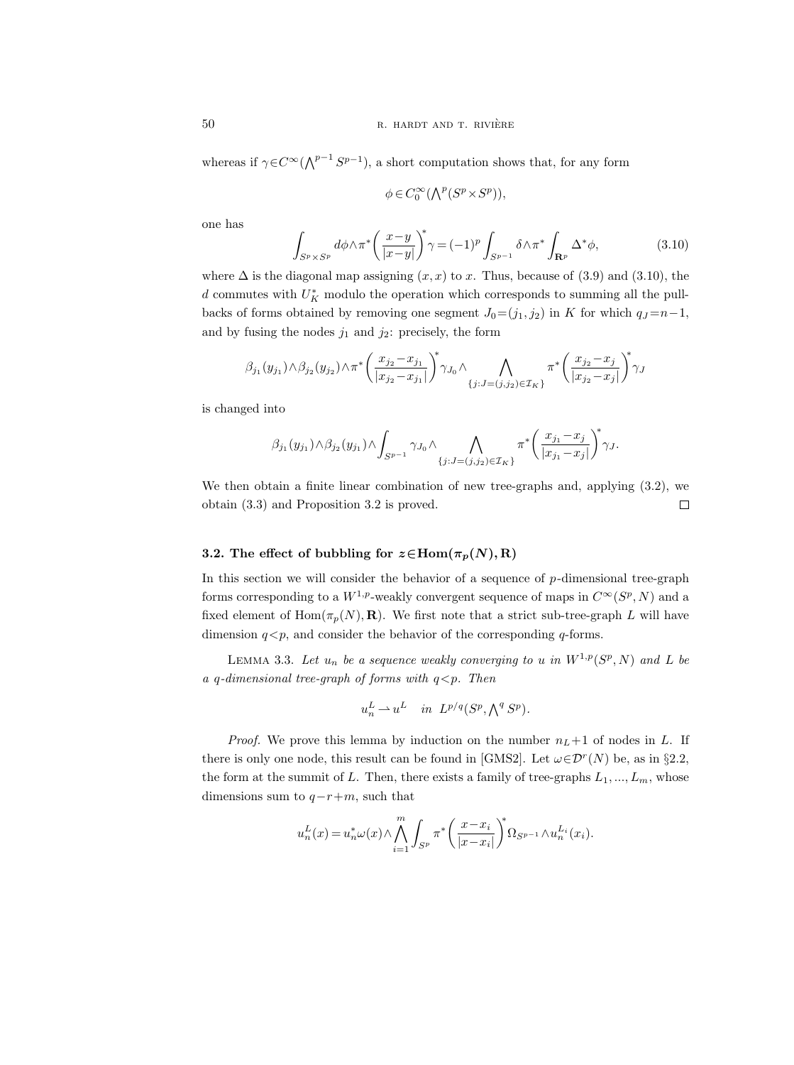whereas if $\gamma \in C^\infty(\bigwedge^{p-1} S^{p-1})$, a short computation shows that, for any form

$$\phi \in C_0^\infty(\textstyle\bigwedge^p (S^p \times S^p)),$$

one has

$$\int_{S^p \times S^p} d\phi \wedge \pi^* \left( \frac{x-y}{|x-y|} \right)^* \gamma = (-1)^p \int_{S^{p-1}} \delta \wedge \pi^* \int_{\mathbf{R}^p} \Delta^* \phi, \tag{3.10}$$

where $\Delta$ is the diagonal map assigning $(x, x)$ to $x$. Thus, because of (3.9) and (3.10), the $d$ commutes with $U_K^*$ modulo the operation which corresponds to summing all the pull-backs of forms obtained by removing one segment $J_0 = (j_1, j_2)$ in $K$ for which $q_J = n-1$, and by fusing the nodes $j_1$ and $j_2$: precisely, the form

$$\beta_{j_1}(y_{j_1}) \wedge \beta_{j_2}(y_{j_2}) \wedge \pi^* \left( \frac{x_{j_2} - x_{j_1}}{|x_{j_2} - x_{j_1}|} \right)^* \gamma_{J_0} \wedge \bigwedge_{\{j : J = (j, j_2) \in \mathcal{I}_K\}} \pi^* \left( \frac{x_{j_2} - x_j}{|x_{j_2} - x_j|} \right)^* \gamma_J$$

is changed into

$$\beta_{j_1}(y_{j_1}) \wedge \beta_{j_2}(y_{j_1}) \wedge \int_{S^{p-1}} \gamma_{J_0} \wedge \bigwedge_{\{j : J = (j, j_2) \in \mathcal{I}_K\}} \pi^* \left( \frac{x_{j_1} - x_j}{|x_{j_1} - x_j|} \right)^* \gamma_J.$$

We then obtain a finite linear combination of new tree-graphs and, applying (3.2), we obtain (3.3) and Proposition 3.2 is proved. ∎

### 3.2. The effect of bubbling for $z \in \mathrm{Hom}(\pi_p(N), \mathbf{R})$

In this section we will consider the behavior of a sequence of $p$-dimensional tree-graph forms corresponding to a $W^{1,p}$-weakly convergent sequence of maps in $C^\infty(S^p, N)$ and a fixed element of $\mathrm{Hom}(\pi_p(N), \mathbf{R})$. We first note that a strict sub-tree-graph $L$ will have dimension $q < p$, and consider the behavior of the corresponding $q$-forms.

LEMMA 3.3. *Let $u_n$ be a sequence weakly converging to $u$ in $W^{1,p}(S^p, N)$ and $L$ be a $q$-dimensional tree-graph of forms with $q < p$. Then*

$$u_n^L \rightharpoonup u^L \quad \text{in } L^{p/q}(S^p, \textstyle\bigwedge^q S^p).$$

*Proof.* We prove this lemma by induction on the number $n_L + 1$ of nodes in $L$. If there is only one node, this result can be found in [GMS2]. Let $\omega \in \mathcal{D}^r(N)$ be, as in §2.2, the form at the summit of $L$. Then, there exists a family of tree-graphs $L_1, ..., L_m$, whose dimensions sum to $q - r + m$, such that

$$u_n^L(x) = u_n^* \omega(x) \wedge \bigwedge_{i=1}^m \int_{S^p} \pi^* \left( \frac{x - x_i}{|x - x_i|} \right)^* \Omega_{S^{p-1}} \wedge u_n^{L_i}(x_i).$$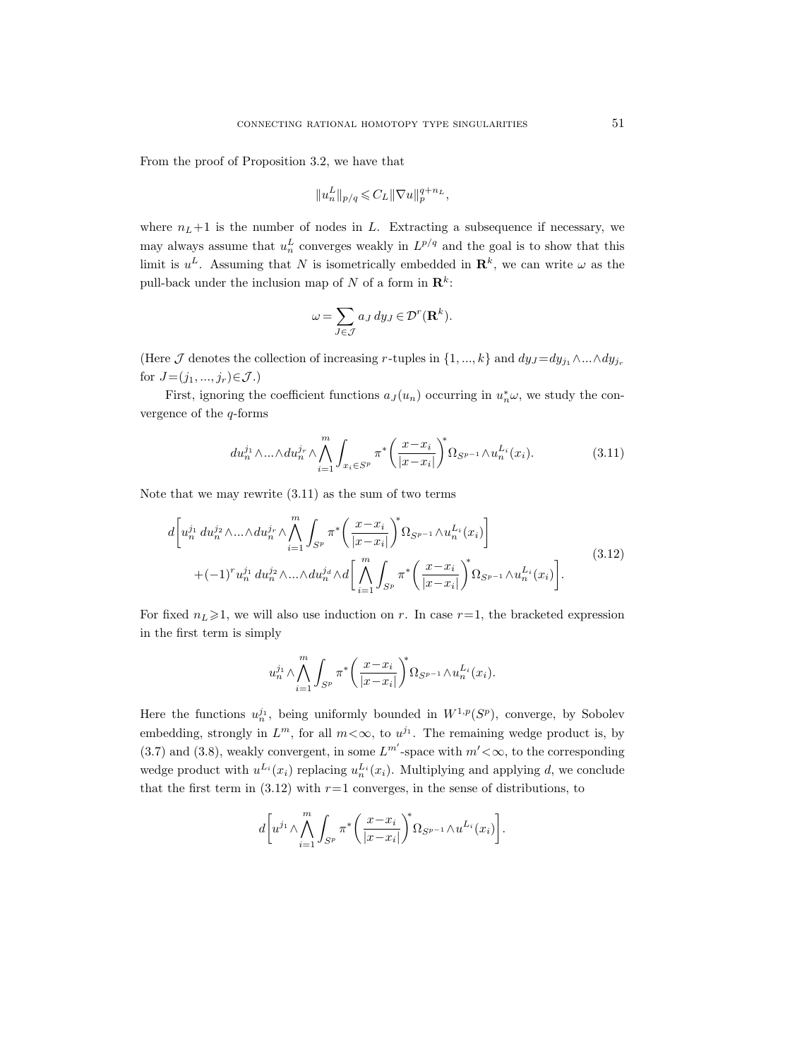From the proof of Proposition 3.2, we have that

$$\|u_n^L\|_{p/q} \leqslant C_L \|\nabla u\|_p^{q+n_L},$$

where $n_L+1$ is the number of nodes in $L$. Extracting a subsequence if necessary, we may always assume that $u_n^L$ converges weakly in $L^{p/q}$ and the goal is to show that this limit is $u^L$. Assuming that $N$ is isometrically embedded in $\mathbf{R}^k$, we can write $\omega$ as the pull-back under the inclusion map of $N$ of a form in $\mathbf{R}^k$:

$$\omega = \sum_{J \in \mathcal{J}} a_J \, dy_J \in \mathcal{D}^r(\mathbf{R}^k).$$

(Here $\mathcal{J}$ denotes the collection of increasing $r$-tuples in $\{1, ..., k\}$ and $dy_J = dy_{j_1} \wedge ... \wedge dy_{j_r}$ for $J = (j_1, ..., j_r) \in \mathcal{J}$.)

First, ignoring the coefficient functions $a_J(u_n)$ occurring in $u_n^* \omega$, we study the convergence of the $q$-forms

$$du_n^{j_1} \wedge ... \wedge du_n^{j_r} \wedge \bigwedge_{i=1}^m \int_{x_i \in S^p} \pi^* \left( \frac{x - x_i}{|x - x_i|} \right)^* \Omega_{S^{p-1}} \wedge u_n^{L_i}(x_i). \tag{3.11}$$

Note that we may rewrite (3.11) as the sum of two terms

$$\begin{aligned} d\bigg[ u_n^{j_1} \, du_n^{j_2} \wedge ... \wedge du_n^{j_r} \wedge \bigwedge_{i=1}^m \int_{S^p} \pi^* \left( \frac{x - x_i}{|x - x_i|} \right)^* \Omega_{S^{p-1}} \wedge u_n^{L_i}(x_i) \bigg] \\ + (-1)^r u_n^{j_1} \, du_n^{j_2} \wedge ... \wedge du_n^{j_d} \wedge d\bigg[ \bigwedge_{i=1}^m \int_{S^p} \pi^* \left( \frac{x - x_i}{|x - x_i|} \right)^* \Omega_{S^{p-1}} \wedge u_n^{L_i}(x_i) \bigg]. \end{aligned} \tag{3.12}$$

For fixed $n_L \geqslant 1$, we will also use induction on $r$. In case $r=1$, the bracketed expression in the first term is simply

$$u_n^{j_1} \wedge \bigwedge_{i=1}^m \int_{S^p} \pi^* \left( \frac{x - x_i}{|x - x_i|} \right)^* \Omega_{S^{p-1}} \wedge u_n^{L_i}(x_i).$$

Here the functions $u_n^{j_1}$, being uniformly bounded in $W^{1,p}(S^p)$, converge, by Sobolev embedding, strongly in $L^m$, for all $m < \infty$, to $u^{j_1}$. The remaining wedge product is, by (3.7) and (3.8), weakly convergent, in some $L^{m'}$-space with $m' < \infty$, to the corresponding wedge product with $u^{L_i}(x_i)$ replacing $u_n^{L_i}(x_i)$. Multiplying and applying $d$, we conclude that the first term in (3.12) with $r=1$ converges, in the sense of distributions, to

$$d\bigg[ u^{j_1} \wedge \bigwedge_{i=1}^m \int_{S^p} \pi^* \left( \frac{x - x_i}{|x - x_i|} \right)^* \Omega_{S^{p-1}} \wedge u^{L_i}(x_i) \bigg].$$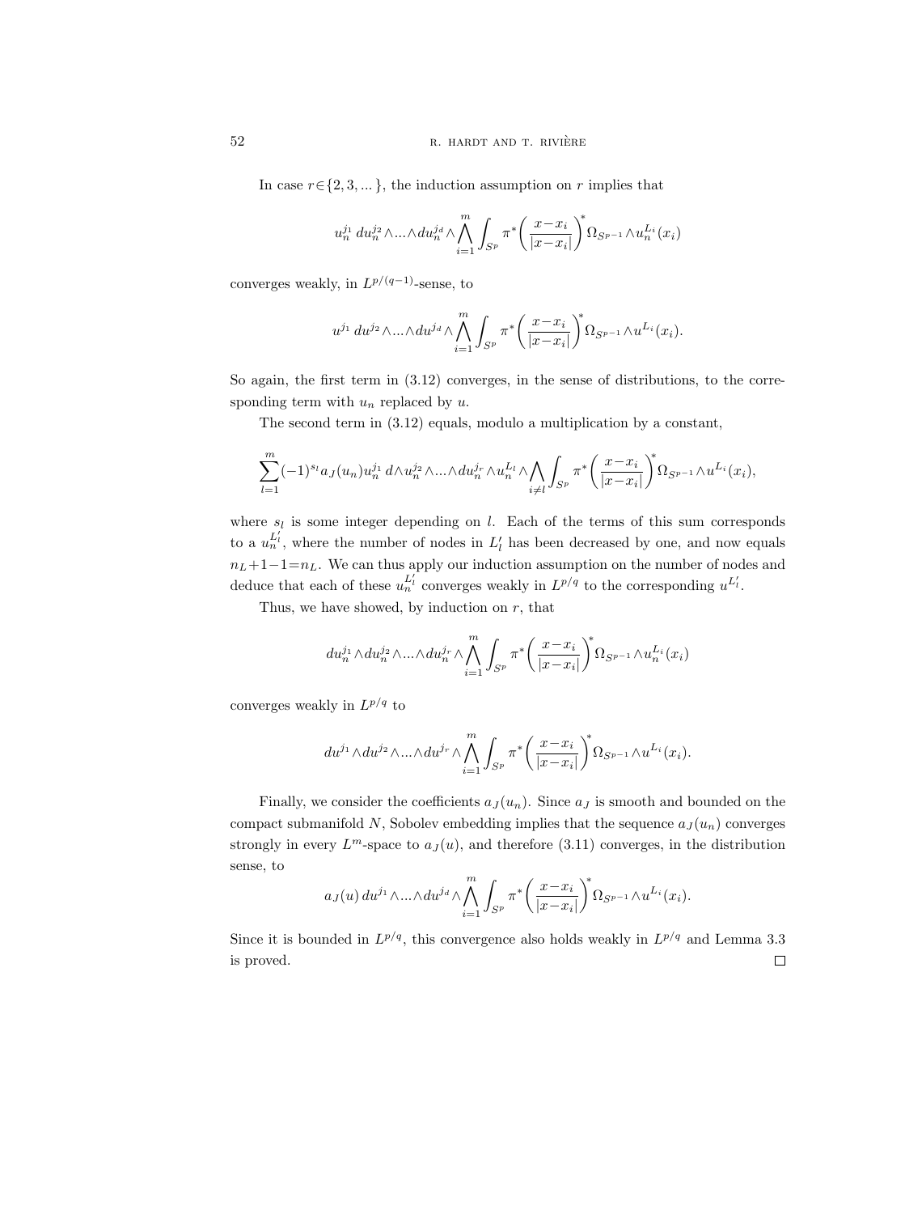In case $r\in\{2,3,...\}$, the induction assumption on $r$ implies that

$$u_n^{j_1}\, du_n^{j_2}\wedge...\wedge du_n^{j_d}\wedge\bigwedge_{i=1}^m\int_{S^p}\pi^*\biggl(\frac{x-x_i}{|x-x_i|}\biggr)^*\Omega_{S^{p-1}}\wedge u_n^{L_i}(x_i)$$

converges weakly, in $L^{p/(q-1)}$-sense, to

$$u^{j_1}\, du^{j_2}\wedge...\wedge du^{j_d}\wedge\bigwedge_{i=1}^m\int_{S^p}\pi^*\biggl(\frac{x-x_i}{|x-x_i|}\biggr)^*\Omega_{S^{p-1}}\wedge u^{L_i}(x_i).$$

So again, the first term in (3.12) converges, in the sense of distributions, to the corresponding term with $u_n$ replaced by $u$.

The second term in (3.12) equals, modulo a multiplication by a constant,

$$\sum_{l=1}^m(-1)^{s_l}a_J(u_n)u_n^{j_1}\, d\wedge u_n^{j_2}\wedge...\wedge du_n^{j_r}\wedge u_n^{L_l}\wedge\bigwedge_{i\neq l}\int_{S^p}\pi^*\biggl(\frac{x-x_i}{|x-x_i|}\biggr)^*\Omega_{S^{p-1}}\wedge u^{L_i}(x_i),$$

where $s_l$ is some integer depending on $l$. Each of the terms of this sum corresponds to a $u_n^{L_l'}$, where the number of nodes in $L_l'$ has been decreased by one, and now equals $n_L+1-1=n_L$. We can thus apply our induction assumption on the number of nodes and deduce that each of these $u_n^{L_l'}$ converges weakly in $L^{p/q}$ to the corresponding $u^{L_l'}$.

Thus, we have showed, by induction on $r$, that

$$du_n^{j_1}\wedge du_n^{j_2}\wedge...\wedge du_n^{j_r}\wedge\bigwedge_{i=1}^m\int_{S^p}\pi^*\biggl(\frac{x-x_i}{|x-x_i|}\biggr)^*\Omega_{S^{p-1}}\wedge u_n^{L_i}(x_i)$$

converges weakly in $L^{p/q}$ to

$$du^{j_1}\wedge du^{j_2}\wedge...\wedge du^{j_r}\wedge\bigwedge_{i=1}^m\int_{S^p}\pi^*\biggl(\frac{x-x_i}{|x-x_i|}\biggr)^*\Omega_{S^{p-1}}\wedge u^{L_i}(x_i).$$

Finally, we consider the coefficients $a_J(u_n)$. Since $a_J$ is smooth and bounded on the compact submanifold $N$, Sobolev embedding implies that the sequence $a_J(u_n)$ converges strongly in every $L^m$-space to $a_J(u)$, and therefore (3.11) converges, in the distribution sense, to

$$a_J(u)\, du^{j_1}\wedge...\wedge du^{j_d}\wedge\bigwedge_{i=1}^m\int_{S^p}\pi^*\biggl(\frac{x-x_i}{|x-x_i|}\biggr)^*\Omega_{S^{p-1}}\wedge u^{L_i}(x_i).$$

Since it is bounded in $L^{p/q}$, this convergence also holds weakly in $L^{p/q}$ and Lemma 3.3 is proved. $\square$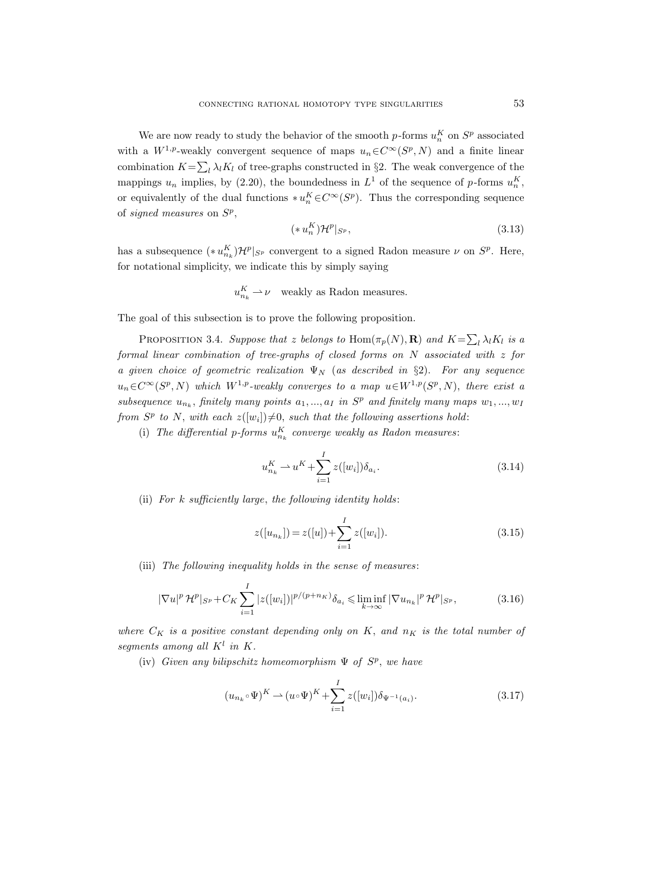We are now ready to study the behavior of the smooth $p$-forms $u_n^K$ on $S^p$ associated with a $W^{1,p}$-weakly convergent sequence of maps $u_n \in C^\infty(S^p, N)$ and a finite linear combination $K = \sum_l \lambda_l K_l$ of tree-graphs constructed in §2. The weak convergence of the mappings $u_n$ implies, by (2.20), the boundedness in $L^1$ of the sequence of $p$-forms $u_n^K$, or equivalently of the dual functions $*u_n^K \in C^\infty(S^p)$. Thus the corresponding sequence of *signed measures* on $S^p$,

$$(*u_n^K)\mathcal{H}^p|_{S^p}, \tag{3.13}$$

has a subsequence $(*u_{n_k}^K)\mathcal{H}^p|_{S^p}$ convergent to a signed Radon measure $\nu$ on $S^p$. Here, for notational simplicity, we indicate this by simply saying

$$u_{n_k}^K \rightharpoonup \nu \quad \text{weakly as Radon measures.}$$

The goal of this subsection is to prove the following proposition.

Proposition 3.4. *Suppose that $z$ belongs to $\mathrm{Hom}(\pi_p(N), \mathbf{R})$ and $K = \sum_l \lambda_l K_l$ is a formal linear combination of tree-graphs of closed forms on $N$ associated with $z$ for a given choice of geometric realization $\Psi_N$ (as described in §2). For any sequence $u_n \in C^\infty(S^p, N)$ which $W^{1,p}$-weakly converges to a map $u \in W^{1,p}(S^p, N)$, there exist a subsequence $u_{n_k}$, finitely many points $a_1, ..., a_I$ in $S^p$ and finitely many maps $w_1, ..., w_I$ from $S^p$ to $N$, with each $z([w_i]) \neq 0$, such that the following assertions hold*:

(i) *The differential $p$-forms $u_{n_k}^K$ converge weakly as Radon measures*:

$$u_{n_k}^K \rightharpoonup u^K + \sum_{i=1}^{I} z([w_i])\delta_{a_i}. \tag{3.14}$$

(ii) *For $k$ sufficiently large, the following identity holds*:

$$z([u_{n_k}]) = z([u]) + \sum_{i=1}^{I} z([w_i]). \tag{3.15}$$

(iii) *The following inequality holds in the sense of measures*:

$$|\nabla u|^p \, \mathcal{H}^p|_{S^p} + C_K \sum_{i=1}^{I} |z([w_i])|^{p/(p+n_K)} \delta_{a_i} \leqslant \liminf_{k \to \infty} |\nabla u_{n_k}|^p \, \mathcal{H}^p|_{S^p}, \tag{3.16}$$

*where $C_K$ is a positive constant depending only on $K$, and $n_K$ is the total number of segments among all $K^l$ in $K$.*

(iv) *Given any bilipschitz homeomorphism $\Psi$ of $S^p$, we have*

$$(u_{n_k} \circ \Psi)^K \rightharpoonup (u \circ \Psi)^K + \sum_{i=1}^{I} z([w_i])\delta_{\Psi^{-1}(a_i)}. \tag{3.17}$$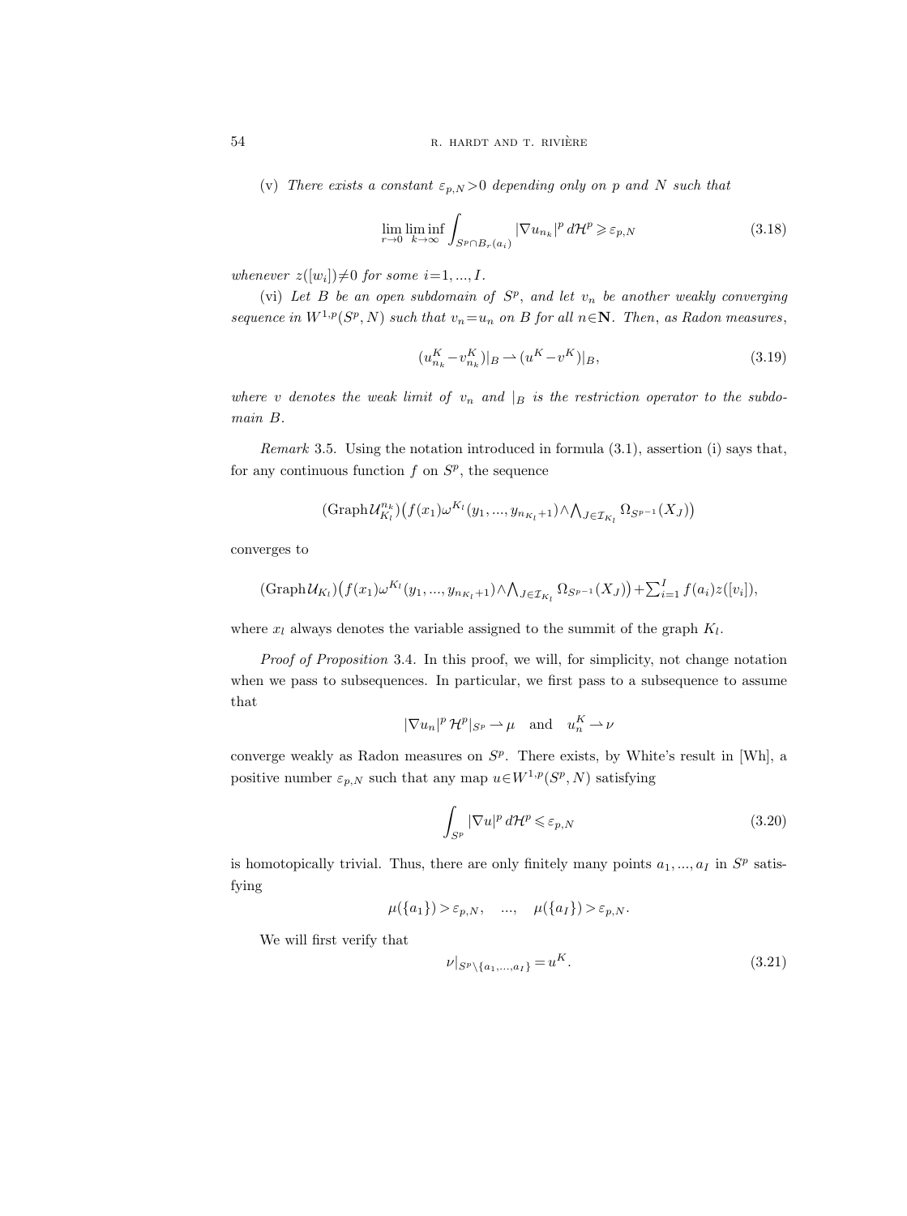(v) *There exists a constant* $\varepsilon_{p,N}>0$ *depending only on* $p$ *and* $N$ *such that*

$$\lim_{r\to 0}\liminf_{k\to\infty}\int_{S^p\cap B_r(a_i)}|\nabla u_{n_k}|^p\,d\mathcal{H}^p\geqslant\varepsilon_{p,N}\tag{3.18}$$

*whenever* $z([w_i])\neq 0$ *for some* $i=1,...,I$.

(vi) *Let* $B$ *be an open subdomain of* $S^p$, *and let* $v_n$ *be another weakly converging sequence in* $W^{1,p}(S^p,N)$ *such that* $v_n=u_n$ *on* $B$ *for all* $n\in\mathbf{N}$. *Then, as Radon measures*,

$$(u^K_{n_k}-v^K_{n_k})|_B\rightharpoonup(u^K-v^K)|_B,\tag{3.19}$$

*where* $v$ *denotes the weak limit of* $v_n$ *and* $|_B$ *is the restriction operator to the subdomain* $B$.

*Remark* 3.5. Using the notation introduced in formula (3.1), assertion (i) says that, for any continuous function $f$ on $S^p$, the sequence

$$(\operatorname{Graph}\mathcal{U}^{n_k}_{K_l})\big(f(x_1)\omega^{K_l}(y_1,...,y_{n_{K_l}+1})\wedge\textstyle\bigwedge_{J\in\mathcal{I}_{K_l}}\Omega_{S^{p-1}}(X_J)\big)$$

converges to

$$(\operatorname{Graph}\mathcal{U}_{K_l})\big(f(x_1)\omega^{K_l}(y_1,...,y_{n_{K_l}+1})\wedge\textstyle\bigwedge_{J\in\mathcal{I}_{K_l}}\Omega_{S^{p-1}}(X_J)\big)+\sum_{i=1}^I f(a_i)z([v_i]),$$

where $x_l$ always denotes the variable assigned to the summit of the graph $K_l$.

*Proof of Proposition* 3.4. In this proof, we will, for simplicity, not change notation when we pass to subsequences. In particular, we first pass to a subsequence to assume that

$$|\nabla u_n|^p\,\mathcal{H}^p|_{S^p}\rightharpoonup\mu\quad\text{and}\quad u^K_n\rightharpoonup\nu$$

converge weakly as Radon measures on $S^p$. There exists, by White's result in [Wh], a positive number $\varepsilon_{p,N}$ such that any map $u\in W^{1,p}(S^p,N)$ satisfying

$$\int_{S^p}|\nabla u|^p\,d\mathcal{H}^p\leqslant\varepsilon_{p,N}\tag{3.20}$$

is homotopically trivial. Thus, there are only finitely many points $a_1,...,a_I$ in $S^p$ satisfying

$$\mu(\{a_1\})>\varepsilon_{p,N},\quad ...,\quad \mu(\{a_I\})>\varepsilon_{p,N}.$$

We will first verify that

$$\nu|_{S^p\setminus\{a_1,...,a_I\}}=u^K.\tag{3.21}$$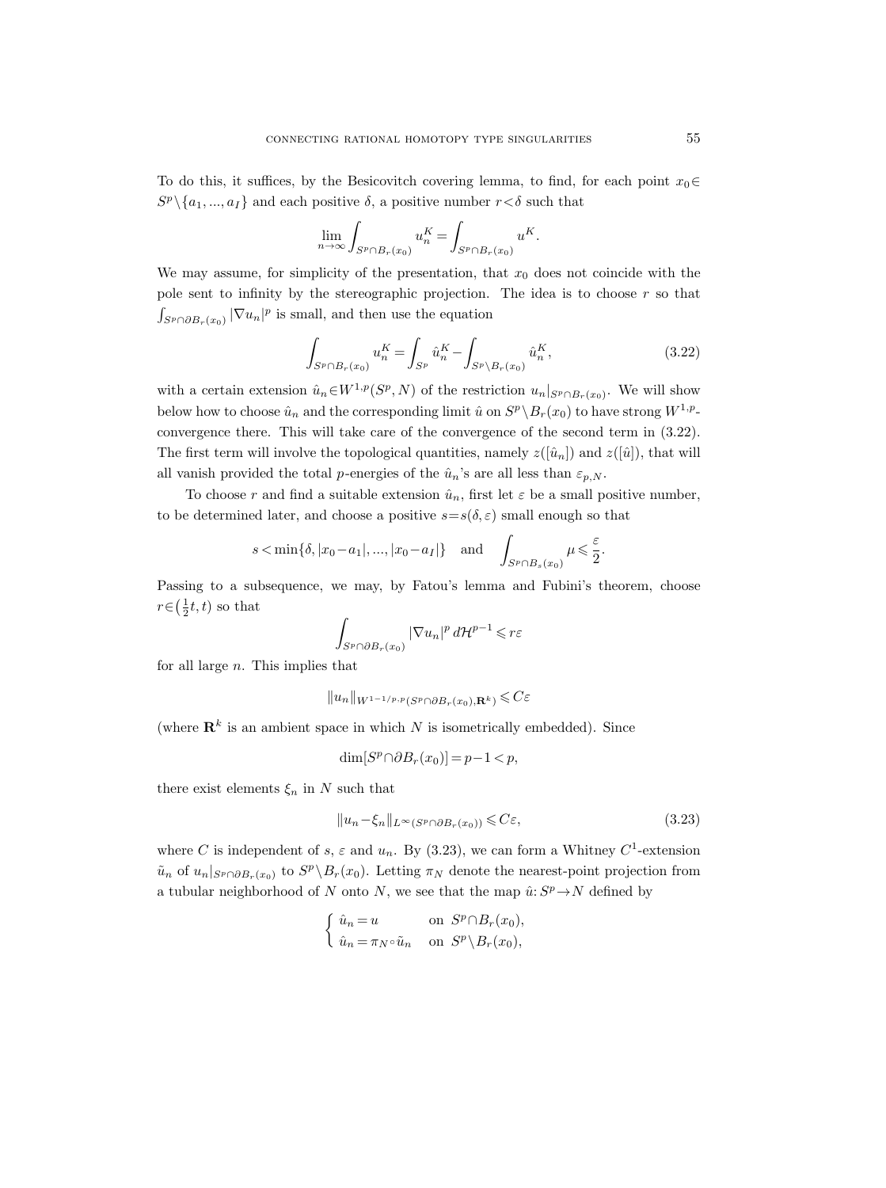To do this, it suffices, by the Besicovitch covering lemma, to find, for each point $x_0 \in S^p \setminus \{a_1, ..., a_I\}$ and each positive $\delta$, a positive number $r < \delta$ such that

$$\lim_{n\to\infty} \int_{S^p \cap B_r(x_0)} u_n^K = \int_{S^p \cap B_r(x_0)} u^K.$$

We may assume, for simplicity of the presentation, that $x_0$ does not coincide with the pole sent to infinity by the stereographic projection. The idea is to choose $r$ so that $\int_{S^p \cap \partial B_r(x_0)} |\nabla u_n|^p$ is small, and then use the equation

$$\int_{S^p \cap B_r(x_0)} u_n^K = \int_{S^p} \hat{u}_n^K - \int_{S^p \setminus B_r(x_0)} \hat{u}_n^K, \tag{3.22}$$

with a certain extension $\hat{u}_n \in W^{1,p}(S^p, N)$ of the restriction $u_n|_{S^p \cap B_r(x_0)}$. We will show below how to choose $\hat{u}_n$ and the corresponding limit $\hat{u}$ on $S^p \setminus B_r(x_0)$ to have strong $W^{1,p}$-convergence there. This will take care of the convergence of the second term in (3.22). The first term will involve the topological quantities, namely $z([\hat{u}_n])$ and $z([\hat{u}])$, that will all vanish provided the total $p$-energies of the $\hat{u}_n$'s are all less than $\varepsilon_{p,N}$.

To choose $r$ and find a suitable extension $\hat{u}_n$, first let $\varepsilon$ be a small positive number, to be determined later, and choose a positive $s = s(\delta, \varepsilon)$ small enough so that

$$s < \min\{\delta, |x_0 - a_1|, ..., |x_0 - a_I|\} \quad \text{and} \quad \int_{S^p \cap B_s(x_0)} \mu \leqslant \frac{\varepsilon}{2}.$$

Passing to a subsequence, we may, by Fatou's lemma and Fubini's theorem, choose $r \in \left(\frac{1}{2}t, t\right)$ so that

$$\int_{S^p \cap \partial B_r(x_0)} |\nabla u_n|^p \, d\mathcal{H}^{p-1} \leqslant r\varepsilon$$

for all large $n$. This implies that

$$\|u_n\|_{W^{1-1/p,p}(S^p \cap \partial B_r(x_0), \mathbf{R}^k)} \leqslant C\varepsilon$$

(where $\mathbf{R}^k$ is an ambient space in which $N$ is isometrically embedded). Since

$$\dim[S^p \cap \partial B_r(x_0)] = p - 1 < p,$$

there exist elements $\xi_n$ in $N$ such that

$$\|u_n - \xi_n\|_{L^\infty(S^p \cap \partial B_r(x_0))} \leqslant C\varepsilon, \tag{3.23}$$

where $C$ is independent of $s$, $\varepsilon$ and $u_n$. By (3.23), we can form a Whitney $C^1$-extension $\tilde{u}_n$ of $u_n|_{S^p \cap \partial B_r(x_0)}$ to $S^p \setminus B_r(x_0)$. Letting $\pi_N$ denote the nearest-point projection from a tubular neighborhood of $N$ onto $N$, we see that the map $\hat{u}: S^p \to N$ defined by

$$\begin{cases} \hat{u}_n = u & \text{on } S^p \cap B_r(x_0), \\ \hat{u}_n = \pi_N \circ \tilde{u}_n & \text{on } S^p \setminus B_r(x_0), \end{cases}$$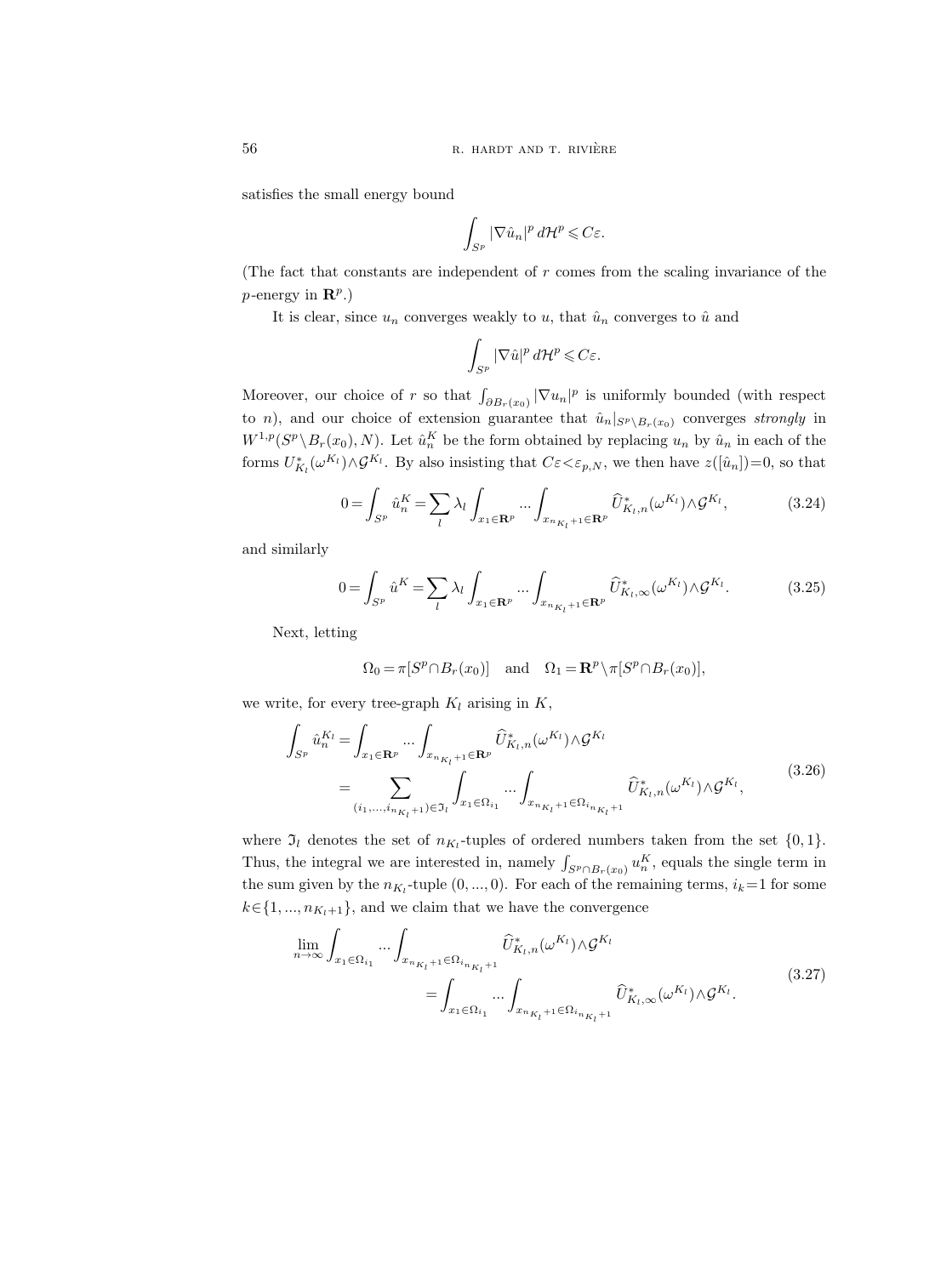satisfies the small energy bound

$$\int_{S^p} |\nabla \hat{u}_n|^p \, d\mathcal{H}^p \leqslant C\varepsilon.$$

(The fact that constants are independent of $r$ comes from the scaling invariance of the $p$-energy in $\mathbf{R}^p$.)

It is clear, since $u_n$ converges weakly to $u$, that $\hat{u}_n$ converges to $\hat{u}$ and

$$\int_{S^p} |\nabla \hat{u}|^p \, d\mathcal{H}^p \leqslant C\varepsilon.$$

Moreover, our choice of $r$ so that $\int_{\partial B_r(x_0)} |\nabla u_n|^p$ is uniformly bounded (with respect to $n$), and our choice of extension guarantee that $\hat{u}_n|_{S^p \setminus B_r(x_0)}$ converges *strongly* in $W^{1,p}(S^p \setminus B_r(x_0), N)$. Let $\hat{u}_n^K$ be the form obtained by replacing $u_n$ by $\hat{u}_n$ in each of the forms $U_{K_l}^*(\omega^{K_l}) \wedge \mathcal{G}^{K_l}$. By also insisting that $C\varepsilon < \varepsilon_{p,N}$, we then have $z([\hat{u}_n])=0$, so that

$$0 = \int_{S^p} \hat{u}_n^K = \sum_l \lambda_l \int_{x_1 \in \mathbf{R}^p} \cdots \int_{x_{n_{K_l}+1} \in \mathbf{R}^p} \widehat{U}_{K_l,n}^*(\omega^{K_l}) \wedge \mathcal{G}^{K_l}, \tag{3.24}$$

and similarly

$$0 = \int_{S^p} \hat{u}^K = \sum_l \lambda_l \int_{x_1 \in \mathbf{R}^p} \cdots \int_{x_{n_{K_l}+1} \in \mathbf{R}^p} \widehat{U}_{K_l,\infty}^*(\omega^{K_l}) \wedge \mathcal{G}^{K_l}. \tag{3.25}$$

Next, letting

$$\Omega_0 = \pi[S^p \cap B_r(x_0)] \quad \text{and} \quad \Omega_1 = \mathbf{R}^p \setminus \pi[S^p \cap B_r(x_0)],$$

we write, for every tree-graph $K_l$ arising in $K$,

$$\begin{aligned} \int_{S^p} \hat{u}_n^{K_l} &= \int_{x_1 \in \mathbf{R}^p} \cdots \int_{x_{n_{K_l}+1} \in \mathbf{R}^p} \widehat{U}_{K_l,n}^*(\omega^{K_l}) \wedge \mathcal{G}^{K_l} \\ &= \sum_{(i_1, \ldots, i_{n_{K_l}+1}) \in \mathfrak{I}_l} \int_{x_1 \in \Omega_{i_1}} \cdots \int_{x_{n_{K_l}+1} \in \Omega_{i_{n_{K_l}+1}}} \widehat{U}_{K_l,n}^*(\omega^{K_l}) \wedge \mathcal{G}^{K_l}, \end{aligned} \tag{3.26}$$

where $\mathfrak{I}_l$ denotes the set of $n_{K_l}$-tuples of ordered numbers taken from the set $\{0,1\}$. Thus, the integral we are interested in, namely $\int_{S^p \cap B_r(x_0)} u_n^K$, equals the single term in the sum given by the $n_{K_l}$-tuple $(0, \ldots, 0)$. For each of the remaining terms, $i_k = 1$ for some $k \in \{1, \ldots, n_{K_l+1}\}$, and we claim that we have the convergence

$$\begin{aligned} \lim_{n \to \infty} \int_{x_1 \in \Omega_{i_1}} \cdots \int_{x_{n_{K_l}+1} \in \Omega_{i_{n_{K_l}+1}}} & \widehat{U}_{K_l,n}^*(\omega^{K_l}) \wedge \mathcal{G}^{K_l} \\ &= \int_{x_1 \in \Omega_{i_1}} \cdots \int_{x_{n_{K_l}+1} \in \Omega_{i_{n_{K_l}+1}}} \widehat{U}_{K_l,\infty}^*(\omega^{K_l}) \wedge \mathcal{G}^{K_l}. \end{aligned} \tag{3.27}$$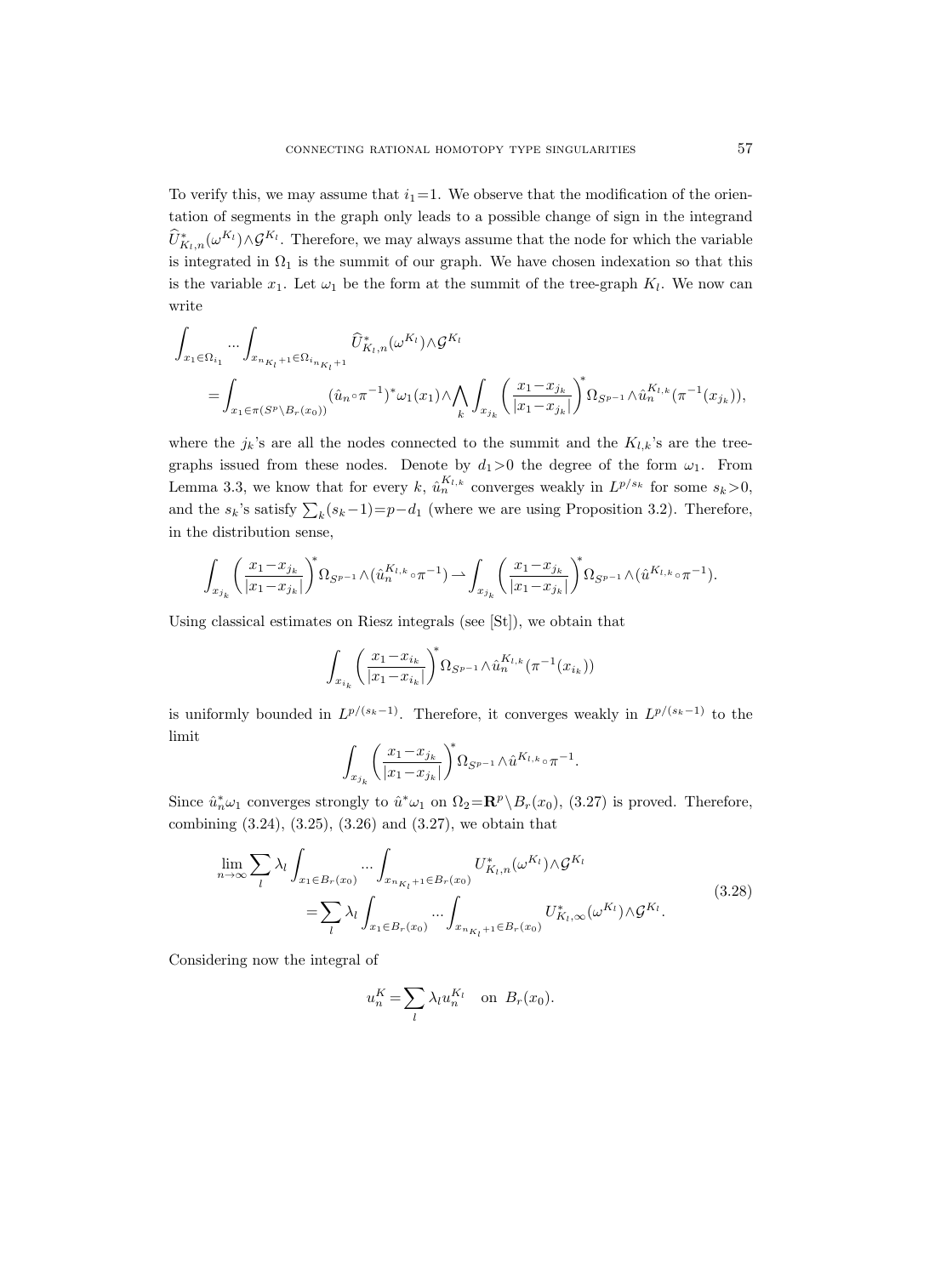To verify this, we may assume that $i_1=1$. We observe that the modification of the orientation of segments in the graph only leads to a possible change of sign in the integrand $\widehat{U}^*_{K_l,n}(\omega^{K_l})\wedge\mathcal{G}^{K_l}$. Therefore, we may always assume that the node for which the variable is integrated in $\Omega_1$ is the summit of our graph. We have chosen indexation so that this is the variable $x_1$. Let $\omega_1$ be the form at the summit of the tree-graph $K_l$. We now can write

$$
\begin{aligned}
&\int_{x_1\in\Omega_{i_1}}\cdots\int_{x_{n_{K_l}+1}\in\Omega_{i_{n_{K_l}+1}}}\widehat{U}^*_{K_l,n}(\omega^{K_l})\wedge\mathcal{G}^{K_l}\\
&\qquad=\int_{x_1\in\pi(S^p\setminus B_r(x_0))}(\hat{u}_n\circ\pi^{-1})^*\omega_1(x_1)\wedge\bigwedge_k\int_{x_{j_k}}\left(\frac{x_1-x_{j_k}}{|x_1-x_{j_k}|}\right)^*\Omega_{S^{p-1}}\wedge\hat{u}_n^{K_{l,k}}(\pi^{-1}(x_{j_k})),
\end{aligned}
$$

where the $j_k$'s are all the nodes connected to the summit and the $K_{l,k}$'s are the tree-graphs issued from these nodes. Denote by $d_1>0$ the degree of the form $\omega_1$. From Lemma 3.3, we know that for every $k$, $\hat{u}_n^{K_{l,k}}$ converges weakly in $L^{p/s_k}$ for some $s_k>0$, and the $s_k$'s satisfy $\sum_k(s_k-1)=p-d_1$ (where we are using Proposition 3.2). Therefore, in the distribution sense,

$$
\int_{x_{j_k}}\left(\frac{x_1-x_{j_k}}{|x_1-x_{j_k}|}\right)^*\Omega_{S^{p-1}}\wedge(\hat{u}_n^{K_{l,k}}\circ\pi^{-1})\rightharpoonup\int_{x_{j_k}}\left(\frac{x_1-x_{j_k}}{|x_1-x_{j_k}|}\right)^*\Omega_{S^{p-1}}\wedge(\hat{u}^{K_{l,k}}\circ\pi^{-1}).
$$

Using classical estimates on Riesz integrals (see [St]), we obtain that

$$
\int_{x_{i_k}}\left(\frac{x_1-x_{i_k}}{|x_1-x_{i_k}|}\right)^*\Omega_{S^{p-1}}\wedge\hat{u}_n^{K_{l,k}}(\pi^{-1}(x_{i_k}))
$$

is uniformly bounded in $L^{p/(s_k-1)}$. Therefore, it converges weakly in $L^{p/(s_k-1)}$ to the limit

$$
\int_{x_{j_k}}\left(\frac{x_1-x_{j_k}}{|x_1-x_{j_k}|}\right)^*\Omega_{S^{p-1}}\wedge\hat{u}^{K_{l,k}}\circ\pi^{-1}.
$$

Since $\hat{u}_n^*\omega_1$ converges strongly to $\hat{u}^*\omega_1$ on $\Omega_2=\mathbf{R}^p\setminus B_r(x_0)$, (3.27) is proved. Therefore, combining (3.24), (3.25), (3.26) and (3.27), we obtain that

$$
\begin{aligned}
\lim_{n\to\infty}\sum_l\lambda_l&\int_{x_1\in B_r(x_0)}\cdots\int_{x_{n_{K_l}+1}\in B_r(x_0)}U^*_{K_l,n}(\omega^{K_l})\wedge\mathcal{G}^{K_l}\\
&=\sum_l\lambda_l\int_{x_1\in B_r(x_0)}\cdots\int_{x_{n_{K_l}+1}\in B_r(x_0)}U^*_{K_l,\infty}(\omega^{K_l})\wedge\mathcal{G}^{K_l}.
\end{aligned}
\tag{3.28}
$$

Considering now the integral of

$$
u_n^K=\sum_l\lambda_l u_n^{K_l}\quad\text{on } B_r(x_0).
$$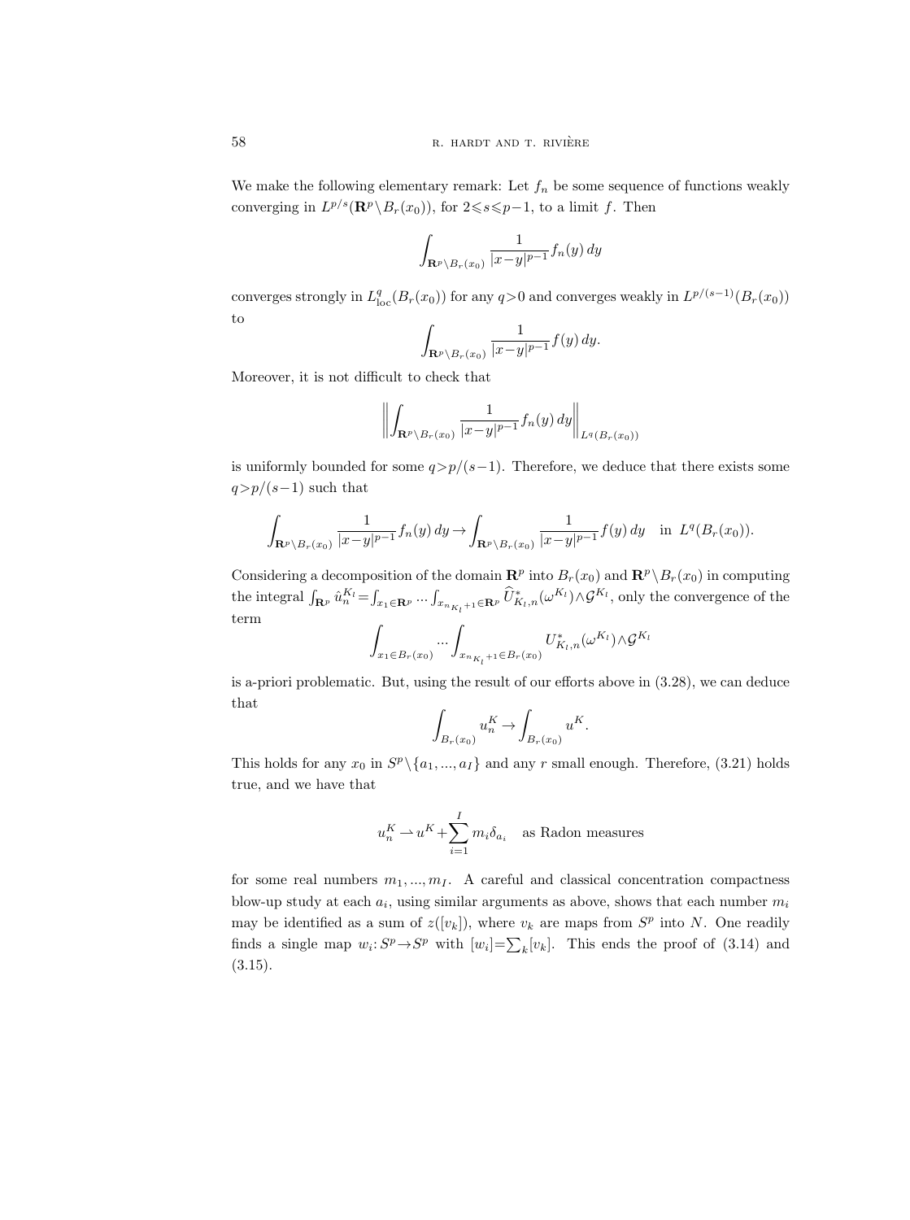We make the following elementary remark: Let $f_n$ be some sequence of functions weakly converging in $L^{p/s}(\mathbf{R}^p\setminus B_r(x_0))$, for $2\leqslant s\leqslant p-1$, to a limit $f$. Then

$$\int_{\mathbf{R}^p\setminus B_r(x_0)} \frac{1}{|x-y|^{p-1}} f_n(y)\,dy$$

converges strongly in $L^q_{\mathrm{loc}}(B_r(x_0))$ for any $q>0$ and converges weakly in $L^{p/(s-1)}(B_r(x_0))$ to

$$\int_{\mathbf{R}^p\setminus B_r(x_0)} \frac{1}{|x-y|^{p-1}} f(y)\,dy.$$

Moreover, it is not difficult to check that

$$\left\|\int_{\mathbf{R}^p\setminus B_r(x_0)} \frac{1}{|x-y|^{p-1}} f_n(y)\,dy\right\|_{L^q(B_r(x_0))}$$

is uniformly bounded for some $q>p/(s-1)$. Therefore, we deduce that there exists some $q>p/(s-1)$ such that

$$\int_{\mathbf{R}^p\setminus B_r(x_0)} \frac{1}{|x-y|^{p-1}} f_n(y)\,dy \to \int_{\mathbf{R}^p\setminus B_r(x_0)} \frac{1}{|x-y|^{p-1}} f(y)\,dy \quad \text{in } L^q(B_r(x_0)).$$

Considering a decomposition of the domain $\mathbf{R}^p$ into $B_r(x_0)$ and $\mathbf{R}^p\setminus B_r(x_0)$ in computing the integral $\int_{\mathbf{R}^p}\hat{u}_n^{K_l}=\int_{x_1\in\mathbf{R}^p}\cdots\int_{x_{n_{K_l}+1}\in\mathbf{R}^p}\widehat{U}^*_{K_l,n}(\omega^{K_l})\wedge\mathcal{G}^{K_l}$, only the convergence of the term

$$\int_{x_1\in B_r(x_0)}\cdots\int_{x_{n_{K_l}+1}\in B_r(x_0)} U^*_{K_l,n}(\omega^{K_l})\wedge\mathcal{G}^{K_l}$$

is a-priori problematic. But, using the result of our efforts above in (3.28), we can deduce that

$$\int_{B_r(x_0)} u_n^K \to \int_{B_r(x_0)} u^K.$$

This holds for any $x_0$ in $S^p\setminus\{a_1,\ldots,a_I\}$ and any $r$ small enough. Therefore, (3.21) holds true, and we have that

$$u_n^K \rightharpoonup u^K+\sum_{i=1}^I m_i\delta_{a_i} \quad \text{as Radon measures}$$

for some real numbers $m_1,\ldots,m_I$. A careful and classical concentration compactness blow-up study at each $a_i$, using similar arguments as above, shows that each number $m_i$ may be identified as a sum of $z([v_k])$, where $v_k$ are maps from $S^p$ into $N$. One readily finds a single map $w_i\colon S^p\to S^p$ with $[w_i]=\sum_k[v_k]$. This ends the proof of (3.14) and (3.15).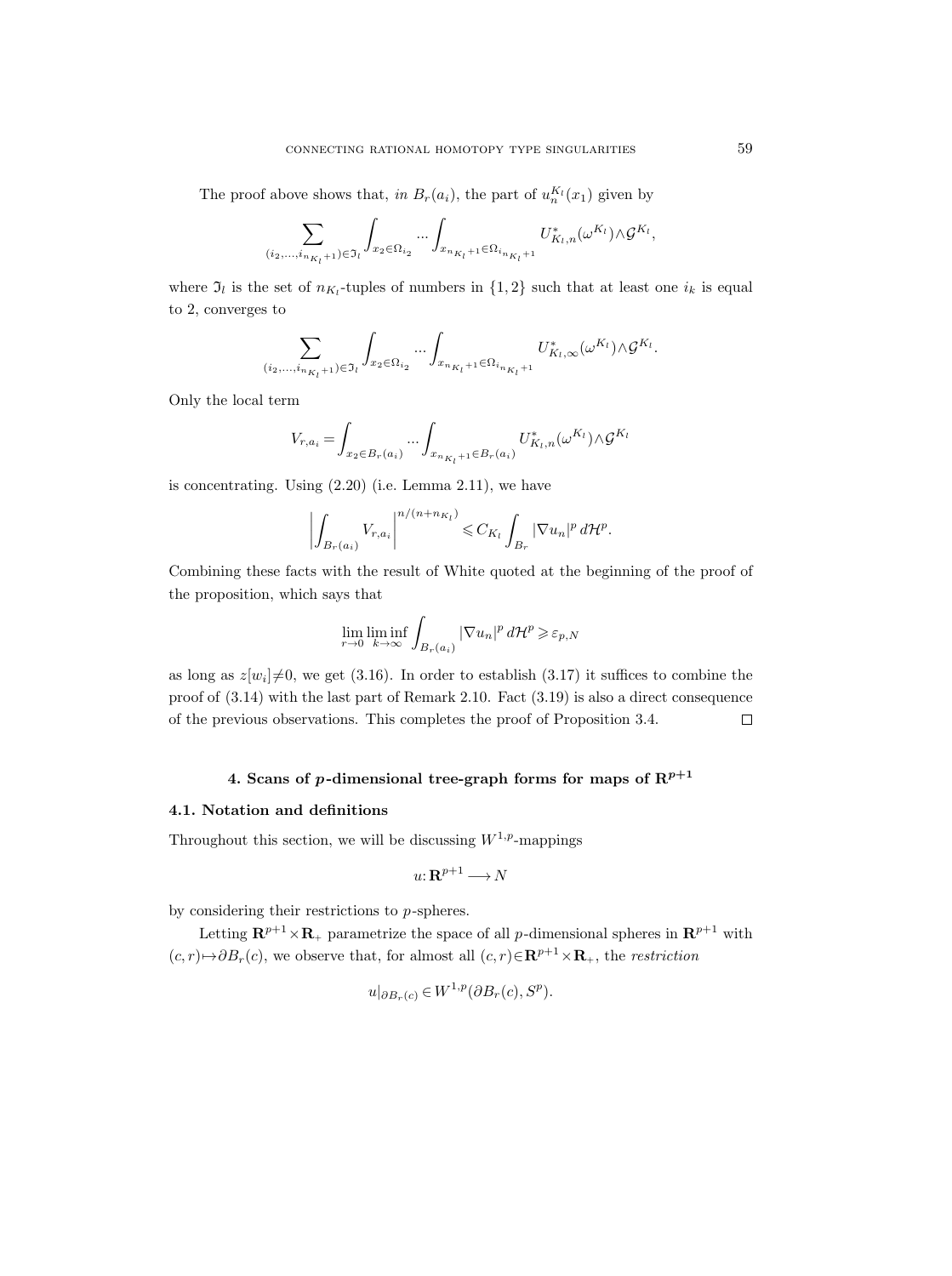The proof above shows that, *in* $B_r(a_i)$, the part of $u_n^{K_l}(x_1)$ given by

$$\sum_{(i_2,\dots,i_{n_{K_l}+1})\in\mathfrak{I}_l}\int_{x_2\in\Omega_{i_2}}\dots\int_{x_{n_{K_l}+1}\in\Omega_{i_{n_{K_l}+1}}} U^*_{K_l,n}(\omega^{K_l})\wedge\mathcal{G}^{K_l},$$

where $\mathfrak{I}_l$ is the set of $n_{K_l}$-tuples of numbers in $\{1,2\}$ such that at least one $i_k$ is equal to 2, converges to

$$\sum_{(i_2,\dots,i_{n_{K_l}+1})\in\mathfrak{I}_l}\int_{x_2\in\Omega_{i_2}}\dots\int_{x_{n_{K_l}+1}\in\Omega_{i_{n_{K_l}+1}}} U^*_{K_l,\infty}(\omega^{K_l})\wedge\mathcal{G}^{K_l}.$$

Only the local term

$$V_{r,a_i}=\int_{x_2\in B_r(a_i)}\dots\int_{x_{n_{K_l}+1}\in B_r(a_i)} U^*_{K_l,n}(\omega^{K_l})\wedge\mathcal{G}^{K_l}$$

is concentrating. Using (2.20) (i.e. Lemma 2.11), we have

$$\left|\int_{B_r(a_i)} V_{r,a_i}\right|^{n/(n+n_{K_l})}\leqslant C_{K_l}\int_{B_r}|\nabla u_n|^p\,d\mathcal{H}^p.$$

Combining these facts with the result of White quoted at the beginning of the proof of the proposition, which says that

$$\lim_{r\to 0}\liminf_{k\to\infty}\int_{B_r(a_i)}|\nabla u_n|^p\,d\mathcal{H}^p\geqslant\varepsilon_{p,N}$$

as long as $z[w_i]\neq 0$, we get (3.16). In order to establish (3.17) it suffices to combine the proof of (3.14) with the last part of Remark 2.10. Fact (3.19) is also a direct consequence of the previous observations. This completes the proof of Proposition 3.4. □

## 4. Scans of $p$-dimensional tree-graph forms for maps of $\mathbf{R}^{p+1}$

### 4.1. Notation and definitions

Throughout this section, we will be discussing $W^{1,p}$-mappings

$$u:\mathbf{R}^{p+1}\longrightarrow N$$

by considering their restrictions to $p$-spheres.

Letting $\mathbf{R}^{p+1}\times\mathbf{R}_+$ parametrize the space of all $p$-dimensional spheres in $\mathbf{R}^{p+1}$ with $(c,r)\mapsto\partial B_r(c)$, we observe that, for almost all $(c,r)\in\mathbf{R}^{p+1}\times\mathbf{R}_+$, the *restriction*

$$u|_{\partial B_r(c)}\in W^{1,p}(\partial B_r(c),S^p).$$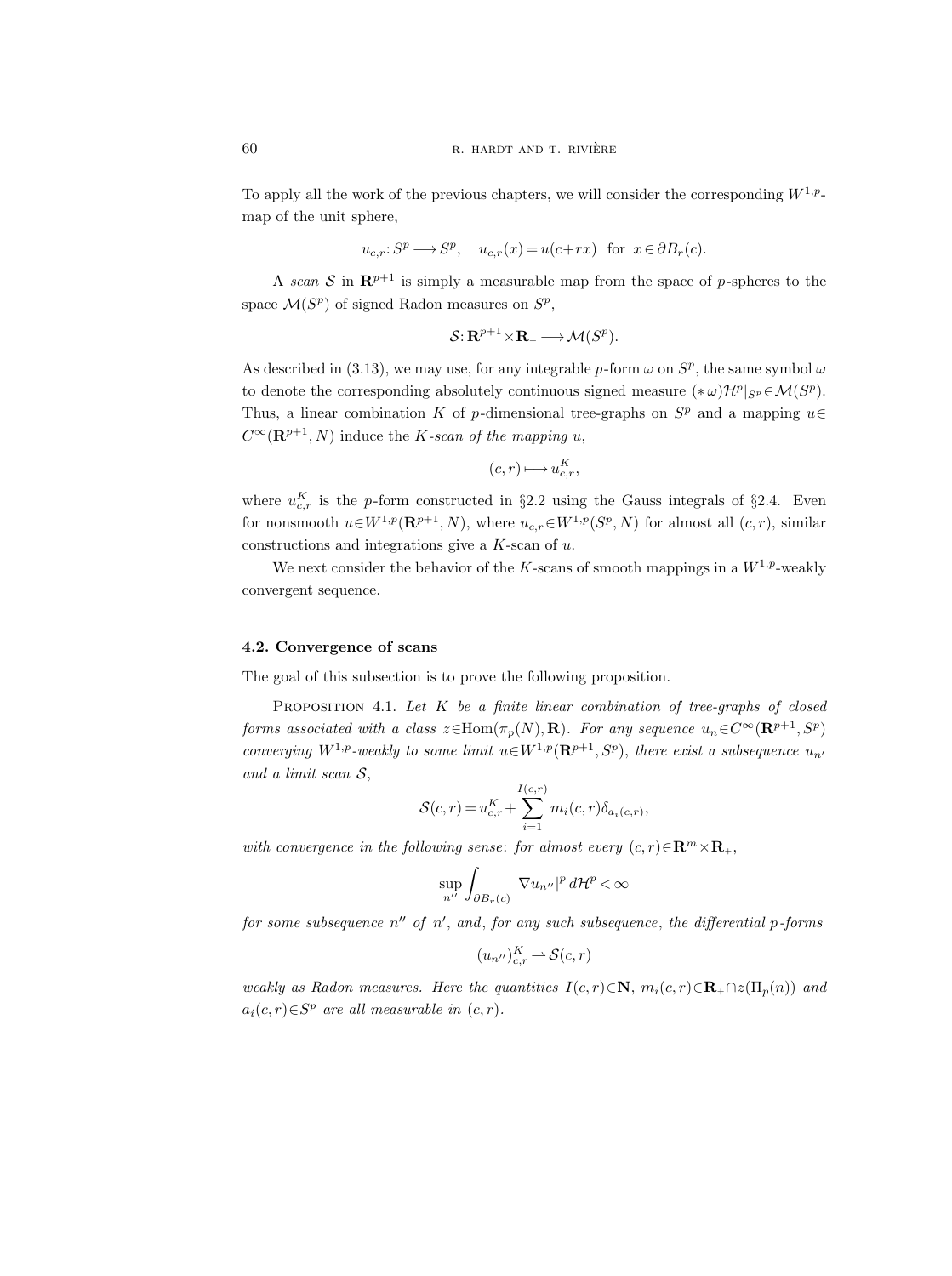To apply all the work of the previous chapters, we will consider the corresponding $W^{1,p}$-map of the unit sphere,

$$u_{c,r}: S^p \longrightarrow S^p, \quad u_{c,r}(x) = u(c+rx) \ \text{ for } \ x \in \partial B_r(c).$$

A *scan* $\mathcal{S}$ in $\mathbf{R}^{p+1}$ is simply a measurable map from the space of $p$-spheres to the space $\mathcal{M}(S^p)$ of signed Radon measures on $S^p$,

$$\mathcal{S}: \mathbf{R}^{p+1} \times \mathbf{R}_+ \longrightarrow \mathcal{M}(S^p).$$

As described in (3.13), we may use, for any integrable $p$-form $\omega$ on $S^p$, the same symbol $\omega$ to denote the corresponding absolutely continuous signed measure $(*\,\omega)\mathcal{H}^p|_{S^p} \in \mathcal{M}(S^p)$. Thus, a linear combination $K$ of $p$-dimensional tree-graphs on $S^p$ and a mapping $u \in C^\infty(\mathbf{R}^{p+1}, N)$ induce the *$K$-scan of the mapping $u$*,

$$(c, r) \longmapsto u^K_{c,r},$$

where $u^K_{c,r}$ is the $p$-form constructed in §2.2 using the Gauss integrals of §2.4. Even for nonsmooth $u \in W^{1,p}(\mathbf{R}^{p+1}, N)$, where $u_{c,r} \in W^{1,p}(S^p, N)$ for almost all $(c, r)$, similar constructions and integrations give a $K$-scan of $u$.

We next consider the behavior of the $K$-scans of smooth mappings in a $W^{1,p}$-weakly convergent sequence.

### 4.2. Convergence of scans

The goal of this subsection is to prove the following proposition.

Proposition 4.1. *Let $K$ be a finite linear combination of tree-graphs of closed forms associated with a class $z \in \operatorname{Hom}(\pi_p(N), \mathbf{R})$. For any sequence $u_n \in C^\infty(\mathbf{R}^{p+1}, S^p)$ converging $W^{1,p}$-weakly to some limit $u \in W^{1,p}(\mathbf{R}^{p+1}, S^p)$, there exist a subsequence $u_{n'}$ and a limit scan $\mathcal{S}$,*

$$\mathcal{S}(c, r) = u^K_{c,r} + \sum_{i=1}^{I(c,r)} m_i(c, r)\delta_{a_i(c,r)},$$

*with convergence in the following sense: for almost every $(c, r) \in \mathbf{R}^m \times \mathbf{R}_+$,*

$$\sup_{n''} \int_{\partial B_r(c)} |\nabla u_{n''}|^p \, d\mathcal{H}^p < \infty$$

*for some subsequence $n''$ of $n'$, and, for any such subsequence, the differential $p$-forms*

$$(u_{n''})^K_{c,r} \rightharpoonup \mathcal{S}(c, r)$$

*weakly as Radon measures. Here the quantities $I(c, r) \in \mathbf{N}$, $m_i(c, r) \in \mathbf{R}_+ \cap z(\Pi_p(n))$ and $a_i(c, r) \in S^p$ are all measurable in $(c, r)$.*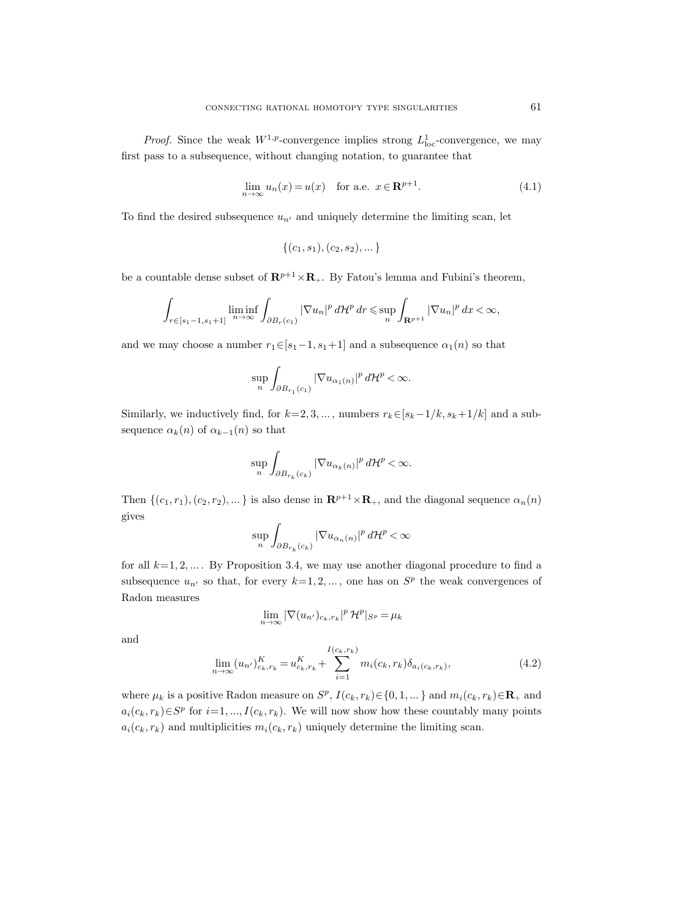*Proof.* Since the weak $W^{1,p}$-convergence implies strong $L^1_{\mathrm{loc}}$-convergence, we may first pass to a subsequence, without changing notation, to guarantee that

$$\lim_{n\to\infty} u_n(x) = u(x) \quad \text{for a.e. } x \in \mathbf{R}^{p+1}. \tag{4.1}$$

To find the desired subsequence $u_{n'}$ and uniquely determine the limiting scan, let

$$\{(c_1, s_1), (c_2, s_2), ...\}$$

be a countable dense subset of $\mathbf{R}^{p+1}\times\mathbf{R}_+$. By Fatou's lemma and Fubini's theorem,

$$\int_{r\in[s_1-1,s_1+1]} \liminf_{n\to\infty} \int_{\partial B_r(c_1)} |\nabla u_n|^p \, d\mathcal{H}^p \, dr \leqslant \sup_n \int_{\mathbf{R}^{p+1}} |\nabla u_n|^p \, dx < \infty,$$

and we may choose a number $r_1 \in [s_1-1, s_1+1]$ and a subsequence $\alpha_1(n)$ so that

$$\sup_n \int_{\partial B_{r_1}(c_1)} |\nabla u_{\alpha_1(n)}|^p \, d\mathcal{H}^p < \infty.$$

Similarly, we inductively find, for $k=2,3,...$, numbers $r_k \in [s_k-1/k, s_k+1/k]$ and a subsequence $\alpha_k(n)$ of $\alpha_{k-1}(n)$ so that

$$\sup_n \int_{\partial B_{r_k}(c_k)} |\nabla u_{\alpha_k(n)}|^p \, d\mathcal{H}^p < \infty.$$

Then $\{(c_1, r_1), (c_2, r_2), ...\}$ is also dense in $\mathbf{R}^{p+1}\times\mathbf{R}_+$, and the diagonal sequence $\alpha_n(n)$ gives

$$\sup_n \int_{\partial B_{r_k}(c_k)} |\nabla u_{\alpha_n(n)}|^p \, d\mathcal{H}^p < \infty$$

for all $k=1,2,...$. By Proposition 3.4, we may use another diagonal procedure to find a subsequence $u_{n'}$ so that, for every $k=1,2,...$, one has on $S^p$ the weak convergences of Radon measures

$$\lim_{n\to\infty} |\nabla (u_{n'})_{c_k,r_k}|^p \, \mathcal{H}^p|_{S^p} = \mu_k$$

and

$$\lim_{n\to\infty} (u_{n'})^K_{c_k,r_k} = u^K_{c_k,r_k} + \sum_{i=1}^{I(c_k,r_k)} m_i(c_k,r_k) \delta_{a_i(c_k,r_k)}, \tag{4.2}$$

where $\mu_k$ is a positive Radon measure on $S^p$, $I(c_k,r_k) \in \{0,1,...\}$ and $m_i(c_k,r_k) \in \mathbf{R}_+$ and $a_i(c_k,r_k) \in S^p$ for $i=1,...,I(c_k,r_k)$. We will now show how these countably many points $a_i(c_k,r_k)$ and multiplicities $m_i(c_k,r_k)$ uniquely determine the limiting scan.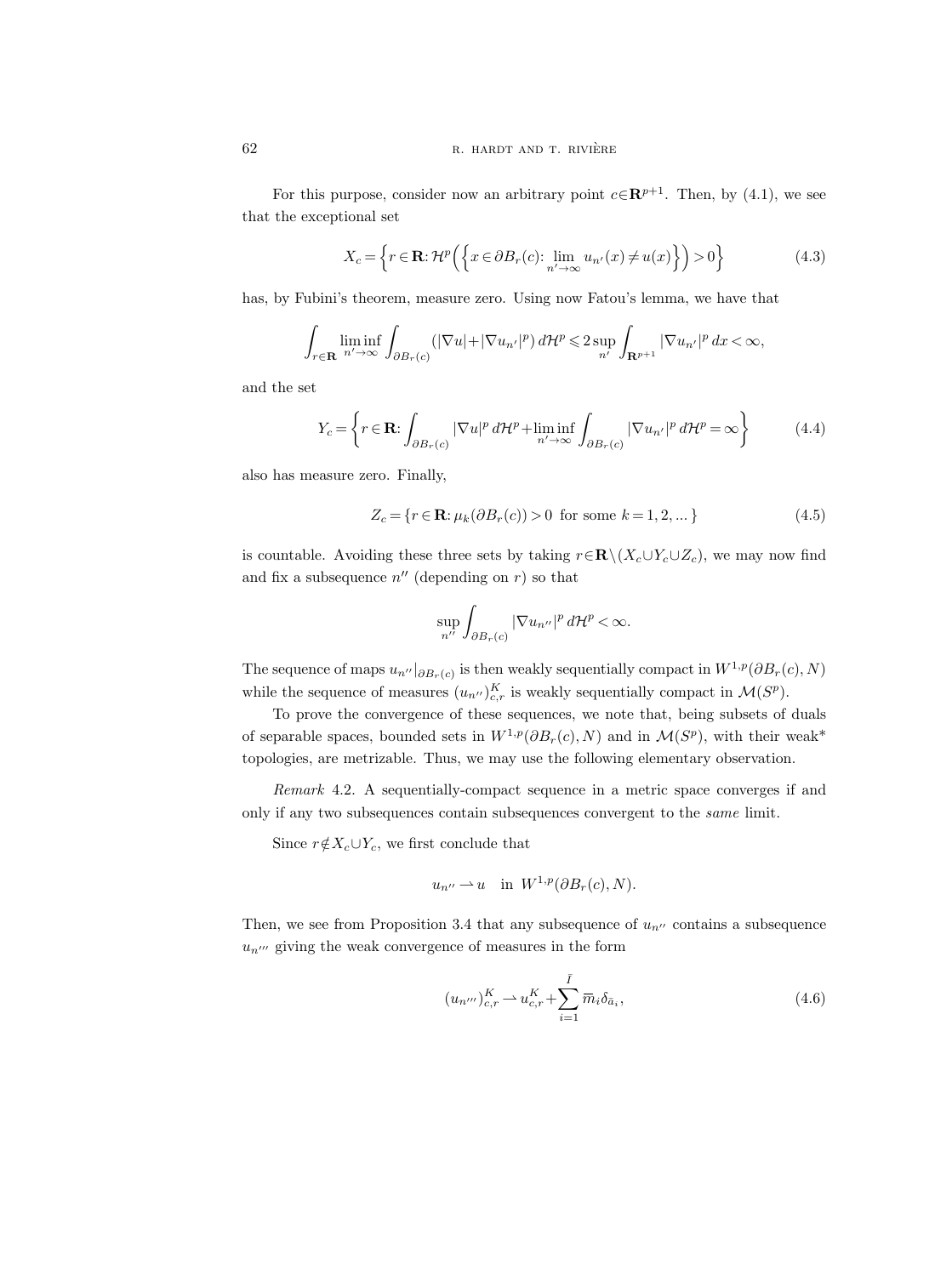For this purpose, consider now an arbitrary point $c \in \mathbf{R}^{p+1}$. Then, by (4.1), we see that the exceptional set

$$X_c = \Big\{ r \in \mathbf{R} \colon \mathcal{H}^p\Big( \Big\{ x \in \partial B_r(c) \colon \lim_{n' \to \infty} u_{n'}(x) \neq u(x) \Big\} \Big) > 0 \Big\} \tag{4.3}$$

has, by Fubini's theorem, measure zero. Using now Fatou's lemma, we have that

$$\int_{r \in \mathbf{R}} \liminf_{n' \to \infty} \int_{\partial B_r(c)} (|\nabla u| + |\nabla u_{n'}|^p) \, d\mathcal{H}^p \leqslant 2 \sup_{n'} \int_{\mathbf{R}^{p+1}} |\nabla u_{n'}|^p \, dx < \infty,$$

and the set

$$Y_c = \Big\{ r \in \mathbf{R} \colon \int_{\partial B_r(c)} |\nabla u|^p \, d\mathcal{H}^p + \liminf_{n' \to \infty} \int_{\partial B_r(c)} |\nabla u_{n'}|^p \, d\mathcal{H}^p = \infty \Big\} \tag{4.4}$$

also has measure zero. Finally,

$$Z_c = \{ r \in \mathbf{R} \colon \mu_k(\partial B_r(c)) > 0 \text{ for some } k = 1, 2, \ldots \} \tag{4.5}$$

is countable. Avoiding these three sets by taking $r \in \mathbf{R} \setminus (X_c \cup Y_c \cup Z_c)$, we may now find and fix a subsequence $n''$ (depending on $r$) so that

$$\sup_{n''} \int_{\partial B_r(c)} |\nabla u_{n''}|^p \, d\mathcal{H}^p < \infty.$$

The sequence of maps $u_{n''}|_{\partial B_r(c)}$ is then weakly sequentially compact in $W^{1,p}(\partial B_r(c), N)$ while the sequence of measures $(u_{n''})^K_{c,r}$ is weakly sequentially compact in $\mathcal{M}(S^p)$.

To prove the convergence of these sequences, we note that, being subsets of duals of separable spaces, bounded sets in $W^{1,p}(\partial B_r(c), N)$ and in $\mathcal{M}(S^p)$, with their weak* topologies, are metrizable. Thus, we may use the following elementary observation.

*Remark* 4.2. A sequentially-compact sequence in a metric space converges if and only if any two subsequences contain subsequences convergent to the *same* limit.

Since $r \notin X_c \cup Y_c$, we first conclude that

$$u_{n''} \rightharpoonup u \quad \text{in } W^{1,p}(\partial B_r(c), N).$$

Then, we see from Proposition 3.4 that any subsequence of $u_{n''}$ contains a subsequence $u_{n'''}$ giving the weak convergence of measures in the form

$$(u_{n'''})^K_{c,r} \rightharpoonup u^K_{c,r} + \sum_{i=1}^{\bar{I}} \overline{m}_i \delta_{\bar{a}_i}, \tag{4.6}$$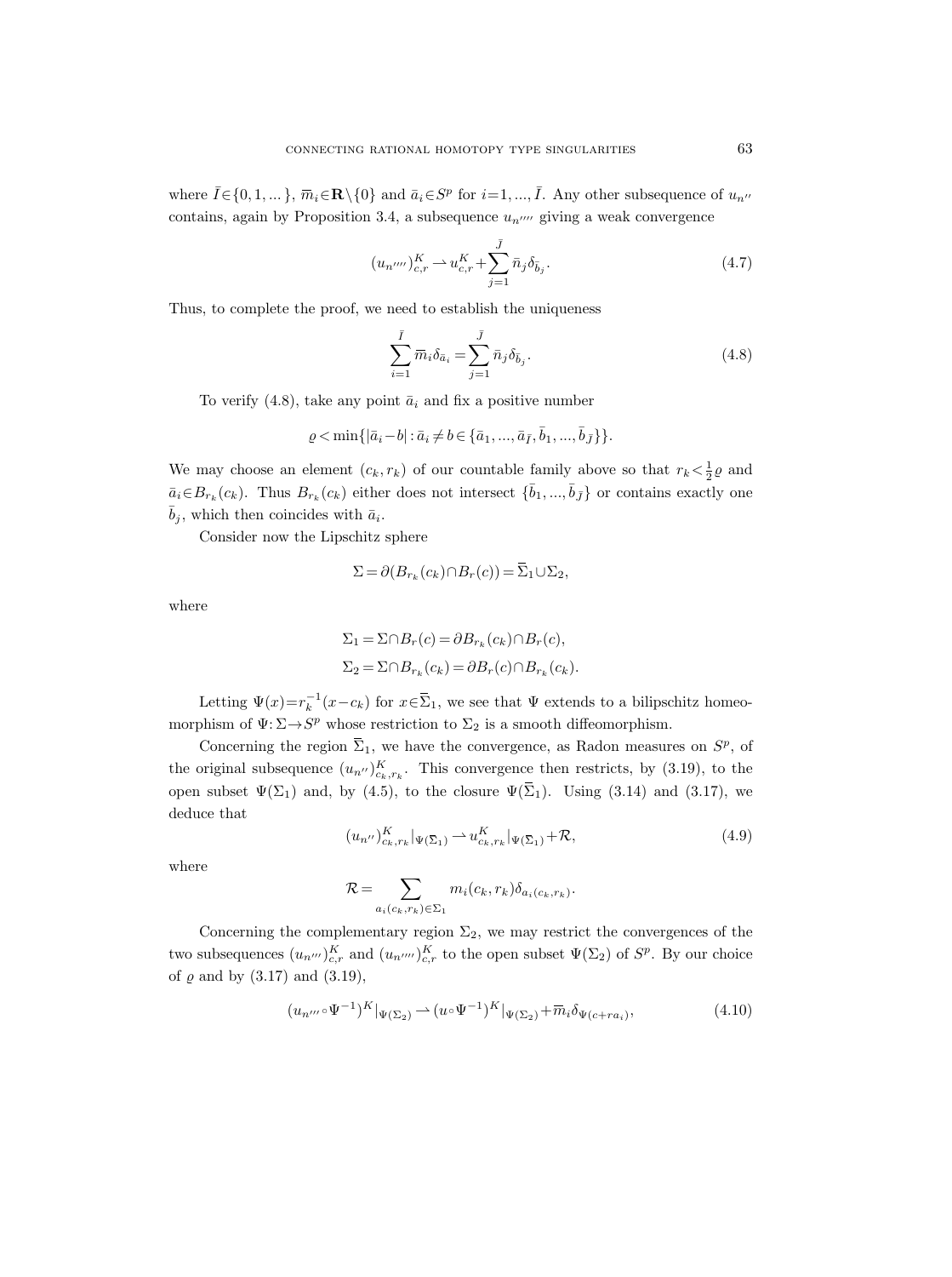where $\bar{I}\in\{0,1,...\}$, $\overline{m}_i\in\mathbf{R}\setminus\{0\}$ and $\bar{a}_i\in S^p$ for $i=1,...,\bar{I}$. Any other subsequence of $u_{n''}$ contains, again by Proposition 3.4, a subsequence $u_{n''''}$ giving a weak convergence

$$(u_{n''''})^K_{c,r} \rightharpoonup u^K_{c,r} + \sum_{j=1}^{\bar{J}} \bar{n}_j \delta_{\bar{b}_j}. \tag{4.7}$$

Thus, to complete the proof, we need to establish the uniqueness

$$\sum_{i=1}^{\bar{I}} \overline{m}_i \delta_{\bar{a}_i} = \sum_{j=1}^{\bar{J}} \bar{n}_j \delta_{\bar{b}_j}. \tag{4.8}$$

To verify (4.8), take any point $\bar{a}_i$ and fix a positive number

$$\varrho < \min\{|\bar{a}_i - b| : \bar{a}_i \neq b \in \{\bar{a}_1, ..., \bar{a}_{\bar{I}}, \bar{b}_1, ..., \bar{b}_{\bar{J}}\}\}.$$

We may choose an element $(c_k, r_k)$ of our countable family above so that $r_k < \frac{1}{2}\varrho$ and $\bar{a}_i \in B_{r_k}(c_k)$. Thus $B_{r_k}(c_k)$ either does not intersect $\{\bar{b}_1, ..., \bar{b}_{\bar{J}}\}$ or contains exactly one $\bar{b}_j$, which then coincides with $\bar{a}_i$.

Consider now the Lipschitz sphere

$$\Sigma = \partial(B_{r_k}(c_k) \cap B_r(c)) = \overline{\Sigma}_1 \cup \Sigma_2,$$

where

$$\Sigma_1 = \Sigma \cap B_r(c) = \partial B_{r_k}(c_k) \cap B_r(c),$$
$$\Sigma_2 = \Sigma \cap B_{r_k}(c_k) = \partial B_r(c) \cap B_{r_k}(c_k).$$

Letting $\Psi(x) = r_k^{-1}(x - c_k)$ for $x \in \overline{\Sigma}_1$, we see that $\Psi$ extends to a bilipschitz homeomorphism of $\Psi: \Sigma \to S^p$ whose restriction to $\Sigma_2$ is a smooth diffeomorphism.

Concerning the region $\overline{\Sigma}_1$, we have the convergence, as Radon measures on $S^p$, of the original subsequence $(u_{n''})^K_{c_k, r_k}$. This convergence then restricts, by (3.19), to the open subset $\Psi(\Sigma_1)$ and, by (4.5), to the closure $\Psi(\overline{\Sigma}_1)$. Using (3.14) and (3.17), we deduce that

$$(u_{n''})^K_{c_k, r_k}|_{\Psi(\overline{\Sigma}_1)} \rightharpoonup u^K_{c_k, r_k}|_{\Psi(\overline{\Sigma}_1)} + \mathcal{R}, \tag{4.9}$$

where

$$\mathcal{R} = \sum_{a_i(c_k, r_k) \in \Sigma_1} m_i(c_k, r_k) \delta_{a_i(c_k, r_k)}.$$

Concerning the complementary region $\Sigma_2$, we may restrict the convergences of the two subsequences $(u_{n'''})^K_{c,r}$ and $(u_{n''''})^K_{c,r}$ to the open subset $\Psi(\Sigma_2)$ of $S^p$. By our choice of $\varrho$ and by (3.17) and (3.19),

$$(u_{n'''} \circ \Psi^{-1})^K|_{\Psi(\Sigma_2)} \rightharpoonup (u \circ \Psi^{-1})^K|_{\Psi(\Sigma_2)} + \overline{m}_i \delta_{\Psi(c + r a_i)}, \tag{4.10}$$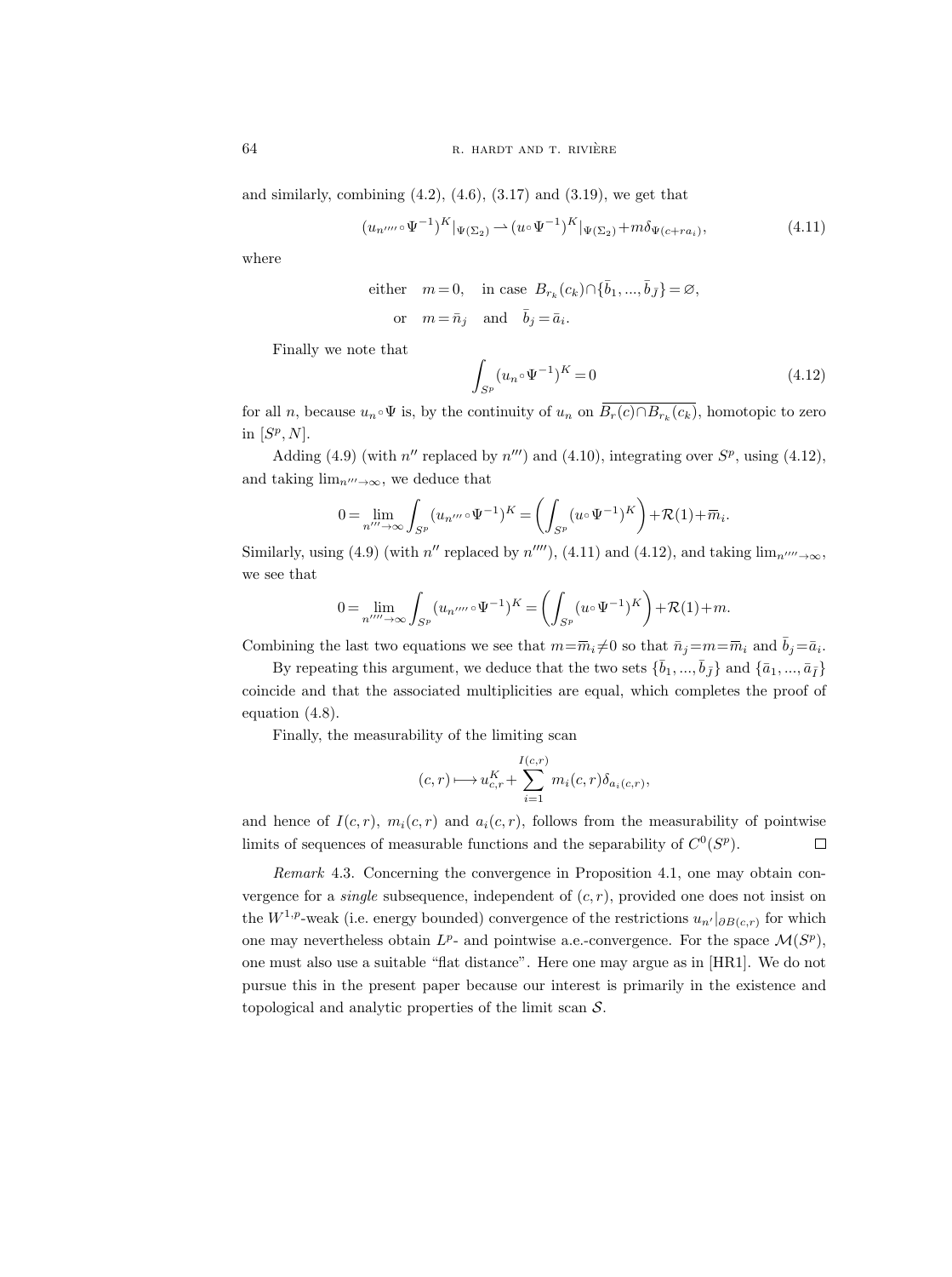and similarly, combining (4.2), (4.6), (3.17) and (3.19), we get that

$$(u_{n''''}\circ\Psi^{-1})^K|_{\Psi(\Sigma_2)} \rightharpoonup (u\circ\Psi^{-1})^K|_{\Psi(\Sigma_2)} + m\delta_{\Psi(c+ra_i)}, \tag{4.11}$$

where

$$\text{either} \quad m=0, \quad \text{in case } B_{r_k}(c_k)\cap\{\bar{b}_1, ..., \bar{b}_{\bar{J}}\}=\varnothing,$$
$$\text{or} \quad m=\bar{n}_j \quad \text{and} \quad \bar{b}_j=\bar{a}_i.$$

Finally we note that

$$\int_{S^p} (u_n\circ\Psi^{-1})^K = 0 \tag{4.12}$$

for all $n$, because $u_n\circ\Psi$ is, by the continuity of $u_n$ on $\overline{B_r(c)\cap B_{r_k}(c_k)}$, homotopic to zero in $[S^p, N]$.

Adding (4.9) (with $n''$ replaced by $n'''$) and (4.10), integrating over $S^p$, using (4.12), and taking $\lim_{n'''\to\infty}$, we deduce that

$$0 = \lim_{n'''\to\infty} \int_{S^p} (u_{n'''}\circ\Psi^{-1})^K = \left(\int_{S^p} (u\circ\Psi^{-1})^K\right) + \mathcal{R}(1) + \overline{m}_i.$$

Similarly, using (4.9) (with $n''$ replaced by $n''''$), (4.11) and (4.12), and taking $\lim_{n''''\to\infty}$, we see that

$$0 = \lim_{n''''\to\infty} \int_{S^p} (u_{n''''}\circ\Psi^{-1})^K = \left(\int_{S^p} (u\circ\Psi^{-1})^K\right) + \mathcal{R}(1) + m.$$

Combining the last two equations we see that $m=\overline{m}_i\neq 0$ so that $\bar{n}_j=m=\overline{m}_i$ and $\bar{b}_j=\bar{a}_i$.

By repeating this argument, we deduce that the two sets $\{\bar{b}_1, ..., \bar{b}_{\bar{J}}\}$ and $\{\bar{a}_1, ..., \bar{a}_{\bar{I}}\}$ coincide and that the associated multiplicities are equal, which completes the proof of equation (4.8).

Finally, the measurability of the limiting scan

$$(c,r) \longmapsto u^K_{c,r} + \sum_{i=1}^{I(c,r)} m_i(c,r)\delta_{a_i(c,r)},$$

and hence of $I(c,r)$, $m_i(c,r)$ and $a_i(c,r)$, follows from the measurability of pointwise limits of sequences of measurable functions and the separability of $C^0(S^p)$. □

*Remark* 4.3. Concerning the convergence in Proposition 4.1, one may obtain convergence for a *single* subsequence, independent of $(c,r)$, provided one does not insist on the $W^{1,p}$-weak (i.e. energy bounded) convergence of the restrictions $u_{n'}|_{\partial B(c,r)}$ for which one may nevertheless obtain $L^p$- and pointwise a.e.-convergence. For the space $\mathcal{M}(S^p)$, one must also use a suitable "flat distance". Here one may argue as in [HR1]. We do not pursue this in the present paper because our interest is primarily in the existence and topological and analytic properties of the limit scan $\mathcal{S}$.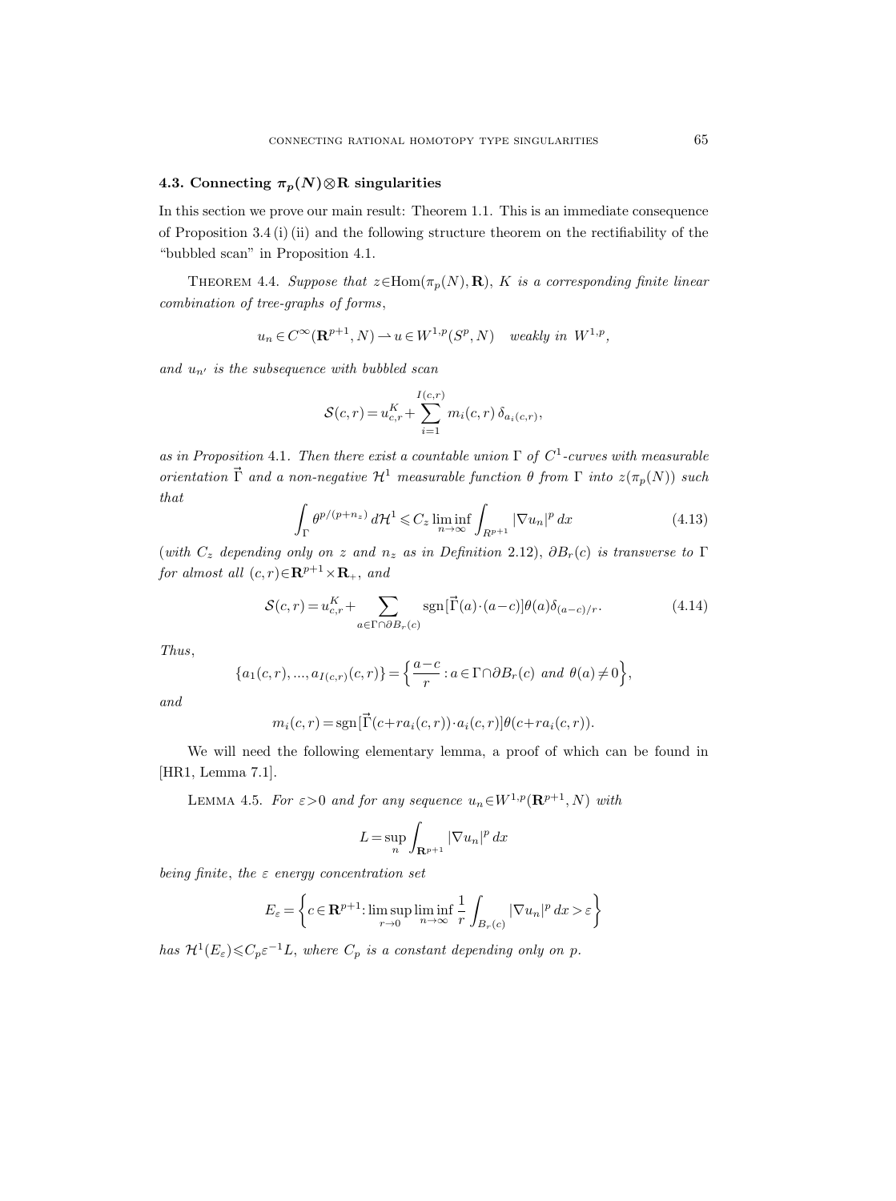### 4.3. Connecting $\pi_p(N)\otimes\mathbf{R}$ singularities

In this section we prove our main result: Theorem 1.1. This is an immediate consequence of Proposition 3.4 (i) (ii) and the following structure theorem on the rectifiability of the "bubbled scan" in Proposition 4.1.

THEOREM 4.4. *Suppose that $z\in\mathrm{Hom}(\pi_p(N),\mathbf{R})$, $K$ is a corresponding finite linear combination of tree-graphs of forms,*

$$u_n\in C^\infty(\mathbf{R}^{p+1},N)\rightharpoonup u\in W^{1,p}(S^p,N)\quad \textit{weakly in } W^{1,p},$$

*and $u_{n'}$ is the subsequence with bubbled scan*

$$\mathcal{S}(c,r)=u^K_{c,r}+\sum_{i=1}^{I(c,r)} m_i(c,r)\,\delta_{a_i(c,r)},$$

*as in Proposition 4.1. Then there exist a countable union $\Gamma$ of $C^1$-curves with measurable orientation $\vec{\Gamma}$ and a non-negative $\mathcal{H}^1$ measurable function $\theta$ from $\Gamma$ into $z(\pi_p(N))$ such that*

$$\int_\Gamma \theta^{p/(p+n_z)}\,d\mathcal{H}^1\leqslant C_z\liminf_{n\to\infty}\int_{R^{p+1}}|\nabla u_n|^p\,dx \tag{4.13}$$

(*with $C_z$ depending only on $z$ and $n_z$ as in Definition* 2.12), *$\partial B_r(c)$ is transverse to $\Gamma$ for almost all $(c,r)\in\mathbf{R}^{p+1}\times\mathbf{R}_+$, and*

$$\mathcal{S}(c,r)=u^K_{c,r}+\sum_{a\in\Gamma\cap\partial B_r(c)}\mathrm{sgn}[\vec{\Gamma}(a)\cdot(a-c)]\theta(a)\delta_{(a-c)/r}. \tag{4.14}$$

*Thus,*

$$\{a_1(c,r),...,a_{I(c,r)}(c,r)\}=\Big\{\frac{a-c}{r}:a\in\Gamma\cap\partial B_r(c)\ \textit{and}\ \theta(a)\neq 0\Big\},$$

*and*

$$m_i(c,r)=\mathrm{sgn}[\vec{\Gamma}(c+ra_i(c,r))\cdot a_i(c,r)]\theta(c+ra_i(c,r)).$$

We will need the following elementary lemma, a proof of which can be found in [HR1, Lemma 7.1].

LEMMA 4.5. *For $\varepsilon>0$ and for any sequence $u_n\in W^{1,p}(\mathbf{R}^{p+1},N)$ with*

$$L=\sup_n\int_{\mathbf{R}^{p+1}}|\nabla u_n|^p\,dx$$

*being finite, the $\varepsilon$ energy concentration set*

$$E_\varepsilon=\left\{c\in\mathbf{R}^{p+1}:\limsup_{r\to 0}\liminf_{n\to\infty}\frac{1}{r}\int_{B_r(c)}|\nabla u_n|^p\,dx>\varepsilon\right\}$$

*has $\mathcal{H}^1(E_\varepsilon)\leqslant C_p\varepsilon^{-1}L$, where $C_p$ is a constant depending only on $p$.*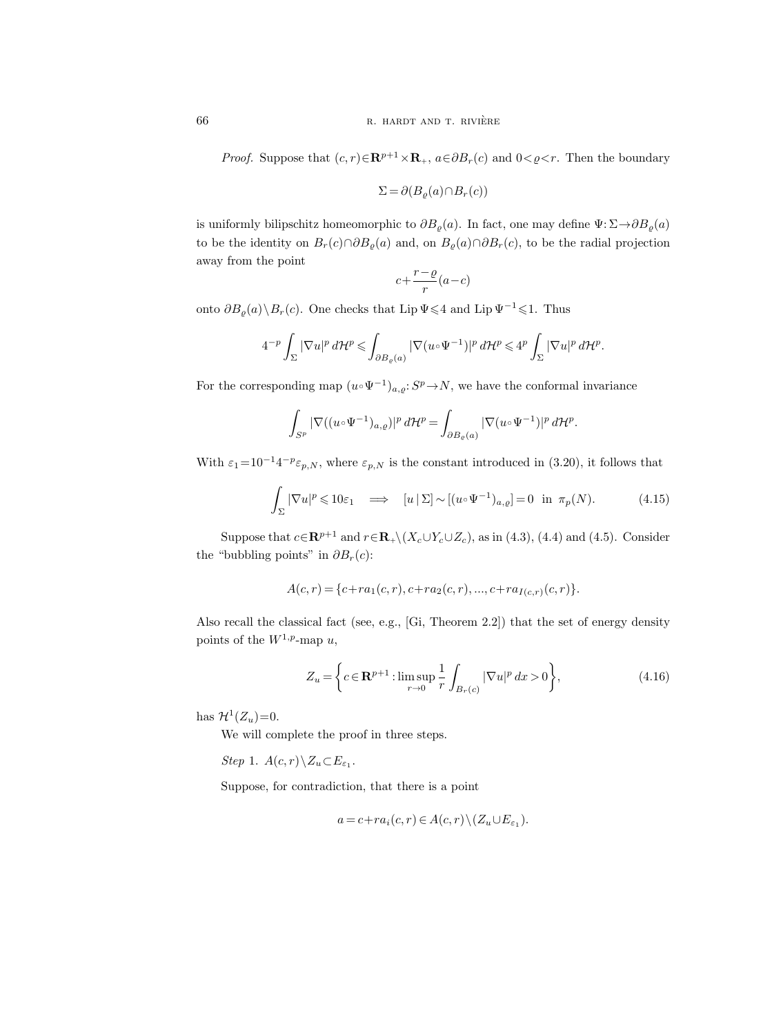*Proof.* Suppose that $(c,r)\in\mathbf{R}^{p+1}\times\mathbf{R}_+$, $a\in\partial B_r(c)$ and $0<\varrho<r$. Then the boundary

$$\Sigma=\partial(B_\varrho(a)\cap B_r(c))$$

is uniformly bilipschitz homeomorphic to $\partial B_\varrho(a)$. In fact, one may define $\Psi:\Sigma\to\partial B_\varrho(a)$ to be the identity on $B_r(c)\cap\partial B_\varrho(a)$ and, on $B_\varrho(a)\cap\partial B_r(c)$, to be the radial projection away from the point

$$c+\frac{r-\varrho}{r}(a-c)$$

onto $\partial B_\varrho(a)\setminus B_r(c)$. One checks that $\operatorname{Lip}\Psi\leqslant 4$ and $\operatorname{Lip}\Psi^{-1}\leqslant 1$. Thus

$$4^{-p}\int_\Sigma|\nabla u|^p\,d\mathcal{H}^p\leqslant\int_{\partial B_\varrho(a)}|\nabla(u\circ\Psi^{-1})|^p\,d\mathcal{H}^p\leqslant 4^p\int_\Sigma|\nabla u|^p\,d\mathcal{H}^p.$$

For the corresponding map $(u\circ\Psi^{-1})_{a,\varrho}:S^p\to N$, we have the conformal invariance

$$\int_{S^p}|\nabla((u\circ\Psi^{-1})_{a,\varrho})|^p\,d\mathcal{H}^p=\int_{\partial B_\varrho(a)}|\nabla(u\circ\Psi^{-1})|^p\,d\mathcal{H}^p.$$

With $\varepsilon_1=10^{-1}4^{-p}\varepsilon_{p,N}$, where $\varepsilon_{p,N}$ is the constant introduced in (3.20), it follows that

$$\int_\Sigma|\nabla u|^p\leqslant 10\varepsilon_1\quad\Longrightarrow\quad[u\,|\,\Sigma]\sim[(u\circ\Psi^{-1})_{a,\varrho}]=0\ \text{ in }\ \pi_p(N).\tag{4.15}$$

Suppose that $c\in\mathbf{R}^{p+1}$ and $r\in\mathbf{R}_+\setminus(X_c\cup Y_c\cup Z_c)$, as in (4.3), (4.4) and (4.5). Consider the "bubbling points" in $\partial B_r(c)$:

$$A(c,r)=\{c+ra_1(c,r),c+ra_2(c,r),...,c+ra_{I(c,r)}(c,r)\}.$$

Also recall the classical fact (see, e.g., [Gi, Theorem 2.2]) that the set of energy density points of the $W^{1,p}$-map $u$,

$$Z_u=\biggl\{c\in\mathbf{R}^{p+1}:\limsup_{r\to 0}\frac{1}{r}\int_{B_r(c)}|\nabla u|^p\,dx>0\biggr\},\tag{4.16}$$

has $\mathcal{H}^1(Z_u)=0$.

We will complete the proof in three steps.

*Step* 1. $A(c,r)\setminus Z_u\subset E_{\varepsilon_1}$.

Suppose, for contradiction, that there is a point

$$a=c+ra_i(c,r)\in A(c,r)\setminus(Z_u\cup E_{\varepsilon_1}).$$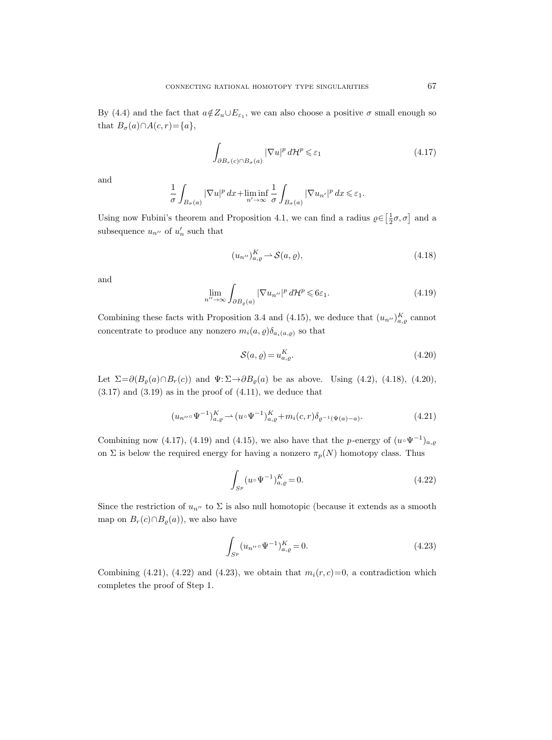By (4.4) and the fact that $a \notin Z_u \cup E_{\varepsilon_1}$, we can also choose a positive $\sigma$ small enough so that $B_\sigma(a) \cap A(c,r) = \{a\}$,

$$\int_{\partial B_r(c) \cap B_\sigma(a)} |\nabla u|^p \, d\mathcal{H}^p \leqslant \varepsilon_1 \tag{4.17}$$

and

$$\frac{1}{\sigma} \int_{B_\sigma(a)} |\nabla u|^p \, dx + \liminf_{n' \to \infty} \frac{1}{\sigma} \int_{B_\sigma(a)} |\nabla u_{n'}|^p \, dx \leqslant \varepsilon_1.$$

Using now Fubini's theorem and Proposition 4.1, we can find a radius $\varrho \in \left[\frac{1}{2}\sigma, \sigma\right]$ and a subsequence $u_{n''}$ of $u'_n$ such that

$$(u_{n''})^K_{a,\varrho} \rightharpoonup \mathcal{S}(a,\varrho), \tag{4.18}$$

and

$$\lim_{n'' \to \infty} \int_{\partial B_\varrho(a)} |\nabla u_{n''}|^p \, d\mathcal{H}^p \leqslant 6\varepsilon_1. \tag{4.19}$$

Combining these facts with Proposition 3.4 and (4.15), we deduce that $(u_{n''})^K_{a,\varrho}$ cannot concentrate to produce any nonzero $m_i(a,\varrho)\delta_{a_i(a,\varrho)}$ so that

$$\mathcal{S}(a,\varrho) = u^K_{a,\varrho}. \tag{4.20}$$

Let $\Sigma = \partial(B_\varrho(a) \cap B_r(c))$ and $\Psi\colon \Sigma \to \partial B_\varrho(a)$ be as above. Using (4.2), (4.18), (4.20), (3.17) and (3.19) as in the proof of (4.11), we deduce that

$$(u_{n''} \circ \Psi^{-1})^K_{a,\varrho} \rightharpoonup (u \circ \Psi^{-1})^K_{a,\varrho} + m_i(c,r)\delta_{\varrho^{-1}(\Psi(a)-a)}. \tag{4.21}$$

Combining now (4.17), (4.19) and (4.15), we also have that the $p$-energy of $(u \circ \Psi^{-1})_{a,\varrho}$ on $\Sigma$ is below the required energy for having a nonzero $\pi_p(N)$ homotopy class. Thus

$$\int_{S^p} (u \circ \Psi^{-1})^K_{a,\varrho} = 0. \tag{4.22}$$

Since the restriction of $u_{n''}$ to $\Sigma$ is also null homotopic (because it extends as a smooth map on $B_r(c) \cap B_\varrho(a)$), we also have

$$\int_{S^p} (u_{n''} \circ \Psi^{-1})^K_{a,\varrho} = 0. \tag{4.23}$$

Combining (4.21), (4.22) and (4.23), we obtain that $m_i(r,c) = 0$, a contradiction which completes the proof of Step 1.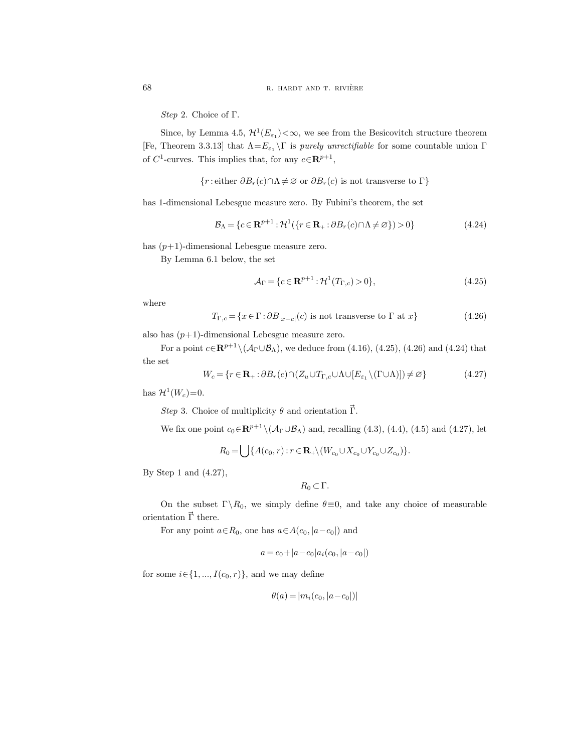*Step* 2. Choice of $\Gamma$.

Since, by Lemma 4.5, $\mathcal{H}^1(E_{\varepsilon_1})<\infty$, we see from the Besicovitch structure theorem [Fe, Theorem 3.3.13] that $\Lambda = E_{\varepsilon_1}\setminus\Gamma$ is *purely unrectifiable* for some countable union $\Gamma$ of $C^1$-curves. This implies that, for any $c\in\mathbf{R}^{p+1}$,

$$\{r : \text{either } \partial B_r(c)\cap\Lambda\neq\varnothing \text{ or } \partial B_r(c) \text{ is not transverse to } \Gamma\}$$

has 1-dimensional Lebesgue measure zero. By Fubini's theorem, the set

$$\mathcal{B}_\Lambda = \{c\in\mathbf{R}^{p+1} : \mathcal{H}^1(\{r\in\mathbf{R}_+ : \partial B_r(c)\cap\Lambda\neq\varnothing\})>0\} \tag{4.24}$$

has $(p+1)$-dimensional Lebesgue measure zero.

By Lemma 6.1 below, the set

$$\mathcal{A}_\Gamma = \{c\in\mathbf{R}^{p+1} : \mathcal{H}^1(T_{\Gamma,c})>0\}, \tag{4.25}$$

where

$$T_{\Gamma,c} = \{x\in\Gamma : \partial B_{|x-c|}(c) \text{ is not transverse to } \Gamma \text{ at } x\} \tag{4.26}$$

also has $(p+1)$-dimensional Lebesgue measure zero.

For a point $c\in\mathbf{R}^{p+1}\setminus(\mathcal{A}_\Gamma\cup\mathcal{B}_\Lambda)$, we deduce from (4.16), (4.25), (4.26) and (4.24) that the set

$$W_c = \{r\in\mathbf{R}_+ : \partial B_r(c)\cap(Z_u\cup T_{\Gamma,c}\cup\Lambda\cup[E_{\varepsilon_1}\setminus(\Gamma\cup\Lambda)])\neq\varnothing\} \tag{4.27}$$

has $\mathcal{H}^1(W_c)=0$.

*Step* 3. Choice of multiplicity $\theta$ and orientation $\vec{\Gamma}$.

We fix one point $c_0\in\mathbf{R}^{p+1}\setminus(\mathcal{A}_\Gamma\cup\mathcal{B}_\Lambda)$ and, recalling (4.3), (4.4), (4.5) and (4.27), let

$$R_0 = \bigcup\{A(c_0,r) : r\in\mathbf{R}_+\setminus(W_{c_0}\cup X_{c_0}\cup Y_{c_0}\cup Z_{c_0})\}.$$

By Step 1 and (4.27),

$$R_0\subset\Gamma.$$

On the subset $\Gamma\setminus R_0$, we simply define $\theta\equiv 0$, and take any choice of measurable orientation $\vec{\Gamma}$ there.

For any point $a\in R_0$, one has $a\in A(c_0,|a-c_0|)$ and

$$a = c_0 + |a-c_0|a_i(c_0,|a-c_0|)$$

for some $i\in\{1,\ldots,I(c_0,r)\}$, and we may define

$$\theta(a) = |m_i(c_0,|a-c_0|)|$$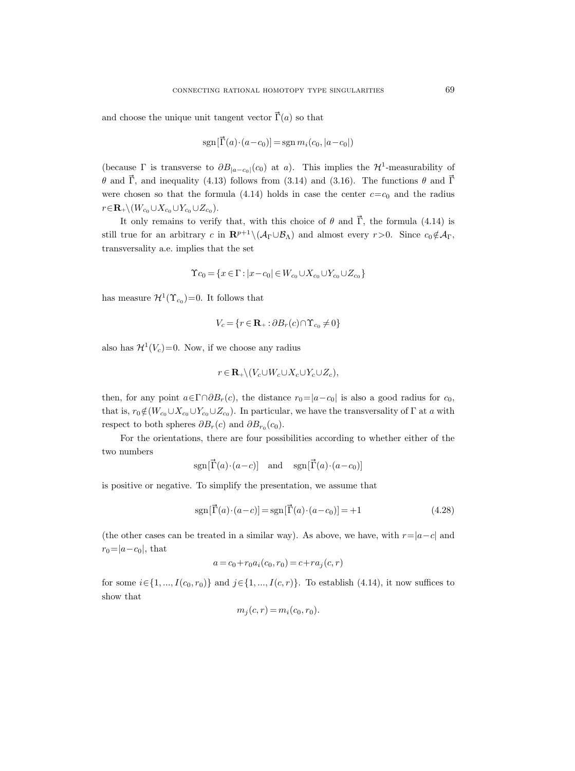and choose the unique unit tangent vector $\vec{\Gamma}(a)$ so that

$$\operatorname{sgn}[\vec{\Gamma}(a)\cdot(a-c_0)] = \operatorname{sgn} m_i(c_0, |a-c_0|)$$

(because $\Gamma$ is transverse to $\partial B_{|a-c_0|}(c_0)$ at $a$). This implies the $\mathcal{H}^1$-measurability of $\theta$ and $\vec{\Gamma}$, and inequality (4.13) follows from (3.14) and (3.16). The functions $\theta$ and $\vec{\Gamma}$ were chosen so that the formula (4.14) holds in case the center $c=c_0$ and the radius $r \in \mathbf{R}_+ \setminus (W_{c_0} \cup X_{c_0} \cup Y_{c_0} \cup Z_{c_0})$.

It only remains to verify that, with this choice of $\theta$ and $\vec{\Gamma}$, the formula (4.14) is still true for an arbitrary $c$ in $\mathbf{R}^{p+1} \setminus (\mathcal{A}_\Gamma \cup \mathcal{B}_\Lambda)$ and almost every $r>0$. Since $c_0 \notin \mathcal{A}_\Gamma$, transversality a.e. implies that the set

$$\Upsilon c_0 = \{x \in \Gamma : |x-c_0| \in W_{c_0} \cup X_{c_0} \cup Y_{c_0} \cup Z_{c_0}\}$$

has measure $\mathcal{H}^1(\Upsilon_{c_0})=0$. It follows that

$$V_c = \{r \in \mathbf{R}_+ : \partial B_r(c) \cap \Upsilon_{c_0} \neq 0\}$$

also has $\mathcal{H}^1(V_c)=0$. Now, if we choose any radius

$$r \in \mathbf{R}_+ \setminus (V_c \cup W_c \cup X_c \cup Y_c \cup Z_c),$$

then, for any point $a \in \Gamma \cap \partial B_r(c)$, the distance $r_0 = |a-c_0|$ is also a good radius for $c_0$, that is, $r_0 \notin (W_{c_0} \cup X_{c_0} \cup Y_{c_0} \cup Z_{c_0})$. In particular, we have the transversality of $\Gamma$ at $a$ with respect to both spheres $\partial B_r(c)$ and $\partial B_{r_0}(c_0)$.

For the orientations, there are four possibilities according to whether either of the two numbers

$$\operatorname{sgn}[\vec{\Gamma}(a)\cdot(a-c)] \quad \text{and} \quad \operatorname{sgn}[\vec{\Gamma}(a)\cdot(a-c_0)]$$

is positive or negative. To simplify the presentation, we assume that

$$\operatorname{sgn}[\vec{\Gamma}(a)\cdot(a-c)] = \operatorname{sgn}[\vec{\Gamma}(a)\cdot(a-c_0)] = +1 \tag{4.28}$$

(the other cases can be treated in a similar way). As above, we have, with $r=|a-c|$ and $r_0=|a-c_0|$, that

$$a = c_0 + r_0 a_i(c_0, r_0) = c + r a_j(c, r)$$

for some $i \in \{1, ..., I(c_0, r_0)\}$ and $j \in \{1, ..., I(c, r)\}$. To establish (4.14), it now suffices to show that

$$m_j(c, r) = m_i(c_0, r_0).$$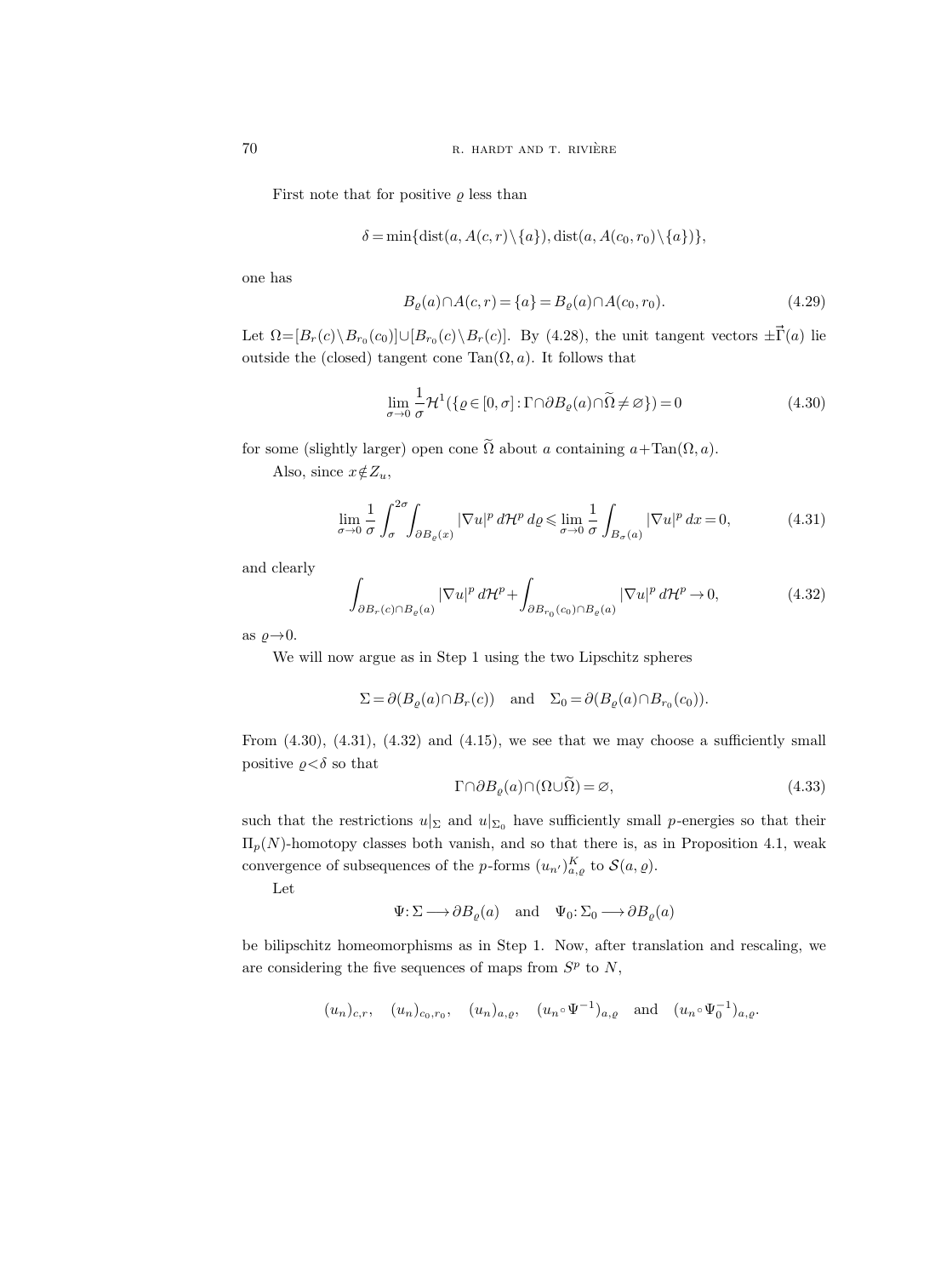First note that for positive $\varrho$ less than

$$\delta = \min\{\operatorname{dist}(a, A(c,r)\setminus\{a\}), \operatorname{dist}(a, A(c_0,r_0)\setminus\{a\})\},$$

one has

$$B_\varrho(a)\cap A(c,r) = \{a\} = B_\varrho(a)\cap A(c_0,r_0). \tag{4.29}$$

Let $\Omega = [B_r(c)\setminus B_{r_0}(c_0)]\cup[B_{r_0}(c)\setminus B_r(c)]$. By (4.28), the unit tangent vectors $\pm\vec{\Gamma}(a)$ lie outside the (closed) tangent cone $\operatorname{Tan}(\Omega, a)$. It follows that

$$\lim_{\sigma\to 0}\frac{1}{\sigma}\mathcal{H}^1(\{\varrho\in[0,\sigma] : \Gamma\cap\partial B_\varrho(a)\cap\widetilde{\Omega}\neq\varnothing\}) = 0 \tag{4.30}$$

for some (slightly larger) open cone $\widetilde{\Omega}$ about $a$ containing $a+\operatorname{Tan}(\Omega,a)$.

Also, since $x\notin Z_u$,

$$\lim_{\sigma\to 0}\frac{1}{\sigma}\int_\sigma^{2\sigma}\int_{\partial B_\varrho(x)}|\nabla u|^p\,d\mathcal{H}^p\,d\varrho \leqslant \lim_{\sigma\to 0}\frac{1}{\sigma}\int_{B_\sigma(a)}|\nabla u|^p\,dx = 0, \tag{4.31}$$

and clearly

$$\int_{\partial B_r(c)\cap B_\varrho(a)}|\nabla u|^p\,d\mathcal{H}^p + \int_{\partial B_{r_0}(c_0)\cap B_\varrho(a)}|\nabla u|^p\,d\mathcal{H}^p \to 0, \tag{4.32}$$

as $\varrho\to 0$.

We will now argue as in Step 1 using the two Lipschitz spheres

$$\Sigma = \partial(B_\varrho(a)\cap B_r(c)) \quad\text{and}\quad \Sigma_0 = \partial(B_\varrho(a)\cap B_{r_0}(c_0)).$$

From (4.30), (4.31), (4.32) and (4.15), we see that we may choose a sufficiently small positive $\varrho<\delta$ so that

$$\Gamma\cap\partial B_\varrho(a)\cap(\Omega\cup\widetilde{\Omega}) = \varnothing, \tag{4.33}$$

such that the restrictions $u|_\Sigma$ and $u|_{\Sigma_0}$ have sufficiently small $p$-energies so that their $\Pi_p(N)$-homotopy classes both vanish, and so that there is, as in Proposition 4.1, weak convergence of subsequences of the $p$-forms $(u_{n'})^K_{a,\varrho}$ to $\mathcal{S}(a,\varrho)$.

Let

$$\Psi\colon\Sigma\longrightarrow\partial B_\varrho(a) \quad\text{and}\quad \Psi_0\colon\Sigma_0\longrightarrow\partial B_\varrho(a)$$

be bilipschitz homeomorphisms as in Step 1. Now, after translation and rescaling, we are considering the five sequences of maps from $S^p$ to $N$,

$$(u_n)_{c,r},\quad (u_n)_{c_0,r_0},\quad (u_n)_{a,\varrho},\quad (u_n\circ\Psi^{-1})_{a,\varrho}\quad\text{and}\quad (u_n\circ\Psi_0^{-1})_{a,\varrho}.$$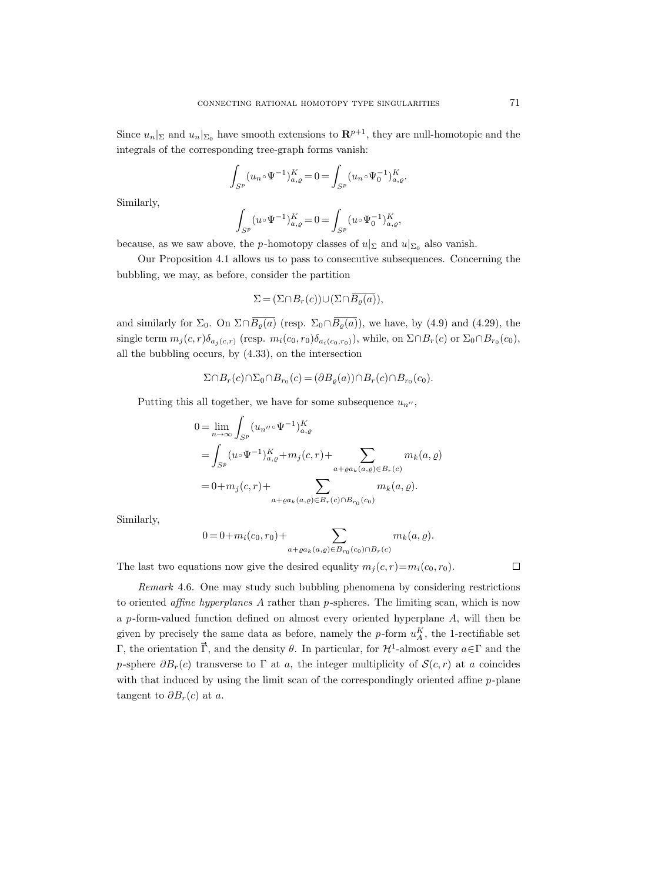Since $u_n|_\Sigma$ and $u_n|_{\Sigma_0}$ have smooth extensions to $\mathbf{R}^{p+1}$, they are null-homotopic and the integrals of the corresponding tree-graph forms vanish:

$$\int_{S^p} (u_n \circ \Psi^{-1})^K_{a,\varrho} = 0 = \int_{S^p} (u_n \circ \Psi_0^{-1})^K_{a,\varrho}.$$

Similarly,

$$\int_{S^p} (u \circ \Psi^{-1})^K_{a,\varrho} = 0 = \int_{S^p} (u \circ \Psi_0^{-1})^K_{a,\varrho},$$

because, as we saw above, the $p$-homotopy classes of $u|_\Sigma$ and $u|_{\Sigma_0}$ also vanish.

Our Proposition 4.1 allows us to pass to consecutive subsequences. Concerning the bubbling, we may, as before, consider the partition

$$\Sigma = (\Sigma \cap B_r(c)) \cup (\Sigma \cap \overline{B_\varrho(a)}),$$

and similarly for $\Sigma_0$. On $\Sigma \cap \overline{B_\varrho(a)}$ (resp. $\Sigma_0 \cap \overline{B_\varrho(a)}$), we have, by (4.9) and (4.29), the single term $m_j(c,r)\delta_{a_j(c,r)}$ (resp. $m_i(c_0,r_0)\delta_{a_i(c_0,r_0)}$), while, on $\Sigma \cap B_r(c)$ or $\Sigma_0 \cap B_{r_0}(c_0)$, all the bubbling occurs, by (4.33), on the intersection

$$\Sigma \cap B_r(c) \cap \Sigma_0 \cap B_{r_0}(c) = (\partial B_\varrho(a)) \cap B_r(c) \cap B_{r_0}(c_0).$$

Putting this all together, we have for some subsequence $u_{n''}$,

$$\begin{aligned}
0 &= \lim_{n\to\infty} \int_{S^p} (u_{n''} \circ \Psi^{-1})^K_{a,\varrho} \\
&= \int_{S^p} (u \circ \Psi^{-1})^K_{a,\varrho} + m_j(c,r) + \sum_{a+\varrho a_k(a,\varrho) \in B_r(c)} m_k(a,\varrho) \\
&= 0 + m_j(c,r) + \sum_{a+\varrho a_k(a,\varrho) \in B_r(c) \cap B_{r_0}(c_0)} m_k(a,\varrho).
\end{aligned}$$

Similarly,

$$0 = 0 + m_i(c_0,r_0) + \sum_{a+\varrho a_k(a,\varrho) \in B_{r_0}(c_0) \cap B_r(c)} m_k(a,\varrho).$$

The last two equations now give the desired equality $m_j(c,r) = m_i(c_0,r_0)$. □

*Remark* 4.6. One may study such bubbling phenomena by considering restrictions to oriented *affine hyperplanes* $A$ rather than $p$-spheres. The limiting scan, which is now a $p$-form-valued function defined on almost every oriented hyperplane $A$, will then be given by precisely the same data as before, namely the $p$-form $u^K_A$, the 1-rectifiable set $\Gamma$, the orientation $\vec{\Gamma}$, and the density $\theta$. In particular, for $\mathcal{H}^1$-almost every $a \in \Gamma$ and the $p$-sphere $\partial B_r(c)$ transverse to $\Gamma$ at $a$, the integer multiplicity of $\mathcal{S}(c,r)$ at $a$ coincides with that induced by using the limit scan of the correspondingly oriented affine $p$-plane tangent to $\partial B_r(c)$ at $a$.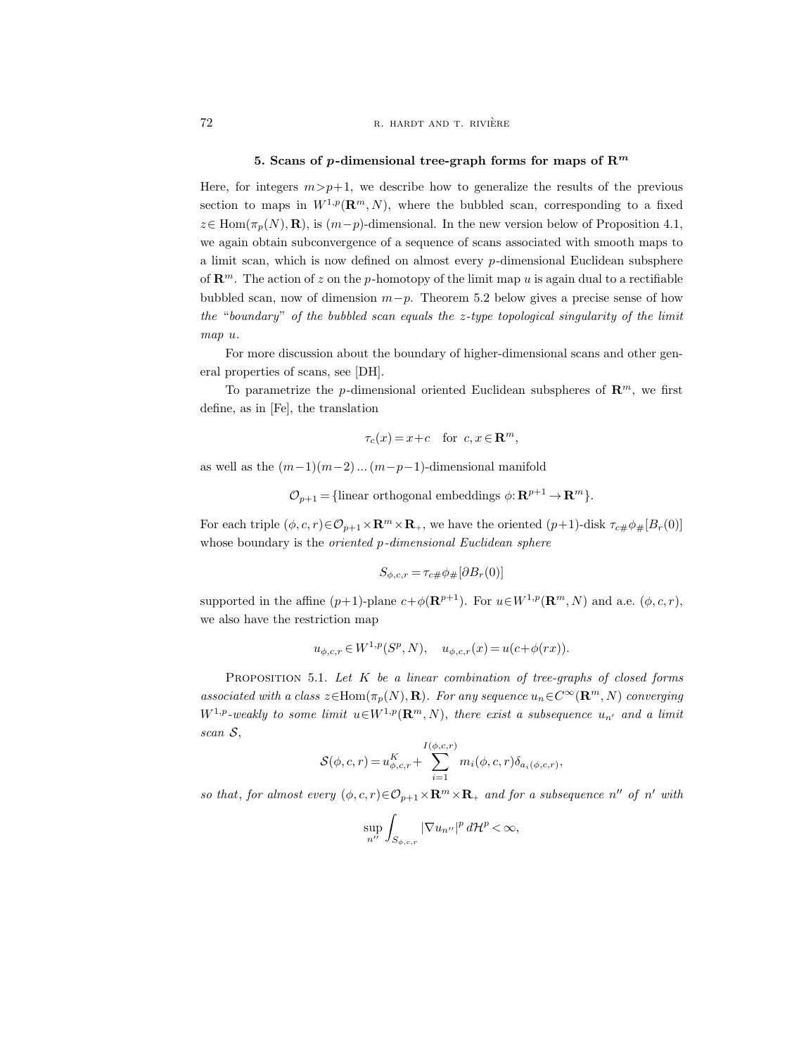### 5. Scans of $p$-dimensional tree-graph forms for maps of $\mathbf{R}^m$

Here, for integers $m>p+1$, we describe how to generalize the results of the previous section to maps in $W^{1,p}(\mathbf{R}^m, N)$, where the bubbled scan, corresponding to a fixed $z\in \mathrm{Hom}(\pi_p(N), \mathbf{R})$, is $(m-p)$-dimensional. In the new version below of Proposition 4.1, we again obtain subconvergence of a sequence of scans associated with smooth maps to a limit scan, which is now defined on almost every $p$-dimensional Euclidean subsphere of $\mathbf{R}^m$. The action of $z$ on the $p$-homotopy of the limit map $u$ is again dual to a rectifiable bubbled scan, now of dimension $m-p$. Theorem 5.2 below gives a precise sense of how *the "boundary" of the bubbled scan equals the $z$-type topological singularity of the limit map $u$.*

For more discussion about the boundary of higher-dimensional scans and other general properties of scans, see [DH].

To parametrize the $p$-dimensional oriented Euclidean subspheres of $\mathbf{R}^m$, we first define, as in [Fe], the translation

$$\tau_c(x)=x+c \quad \text{for } c,x\in \mathbf{R}^m,$$

as well as the $(m-1)(m-2)\dots(m-p-1)$-dimensional manifold

$$\mathcal{O}_{p+1}=\{\text{linear orthogonal embeddings } \phi\colon \mathbf{R}^{p+1}\to \mathbf{R}^m\}.$$

For each triple $(\phi,c,r)\in\mathcal{O}_{p+1}\times\mathbf{R}^m\times\mathbf{R}_+$, we have the oriented $(p+1)$-disk $\tau_{c\#}\phi_\#[B_r(0)]$ whose boundary is the *oriented $p$-dimensional Euclidean sphere*

$$S_{\phi,c,r}=\tau_{c\#}\phi_\#[\partial B_r(0)]$$

supported in the affine $(p+1)$-plane $c+\phi(\mathbf{R}^{p+1})$. For $u\in W^{1,p}(\mathbf{R}^m,N)$ and a.e. $(\phi,c,r)$, we also have the restriction map

$$u_{\phi,c,r}\in W^{1,p}(S^p,N), \quad u_{\phi,c,r}(x)=u(c+\phi(rx)).$$

Proposition 5.1. *Let $K$ be a linear combination of tree-graphs of closed forms associated with a class $z\in\mathrm{Hom}(\pi_p(N),\mathbf{R})$. For any sequence $u_n\in C^\infty(\mathbf{R}^m,N)$ converging $W^{1,p}$-weakly to some limit $u\in W^{1,p}(\mathbf{R}^m,N)$, there exist a subsequence $u_{n'}$ and a limit scan $\mathcal{S}$,*

$$\mathcal{S}(\phi,c,r)=u^K_{\phi,c,r}+\sum_{i=1}^{I(\phi,c,r)} m_i(\phi,c,r)\delta_{a_i(\phi,c,r)},$$

*so that, for almost every $(\phi,c,r)\in\mathcal{O}_{p+1}\times\mathbf{R}^m\times\mathbf{R}_+$ and for a subsequence $n''$ of $n'$ with*

$$\sup_{n''}\int_{S_{\phi,c,r}}|\nabla u_{n''}|^p\,d\mathcal{H}^p<\infty,$$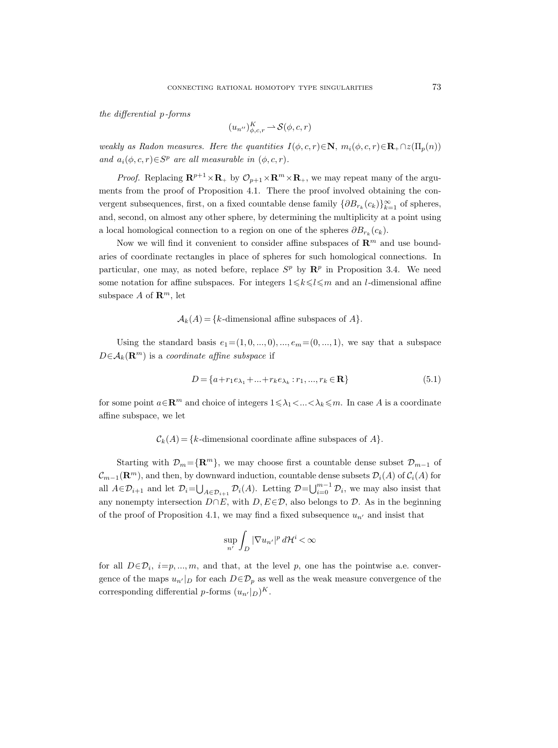*the differential p-forms*

$$(u_{n''})^K_{\phi,c,r} \rightharpoonup \mathcal{S}(\phi,c,r)$$

*weakly as Radon measures. Here the quantities* $I(\phi,c,r)\in\mathbf{N}$, $m_i(\phi,c,r)\in\mathbf{R}_+\cap z(\Pi_p(n))$ *and* $a_i(\phi,c,r)\in S^p$ *are all measurable in* $(\phi,c,r)$.

*Proof.* Replacing $\mathbf{R}^{p+1}\times\mathbf{R}_+$ by $\mathcal{O}_{p+1}\times\mathbf{R}^m\times\mathbf{R}_+$, we may repeat many of the arguments from the proof of Proposition 4.1. There the proof involved obtaining the convergent subsequences, first, on a fixed countable dense family $\{\partial B_{r_k}(c_k)\}_{k=1}^\infty$ of spheres, and, second, on almost any other sphere, by determining the multiplicity at a point using a local homological connection to a region on one of the spheres $\partial B_{r_k}(c_k)$.

Now we will find it convenient to consider affine subspaces of $\mathbf{R}^m$ and use boundaries of coordinate rectangles in place of spheres for such homological connections. In particular, one may, as noted before, replace $S^p$ by $\mathbf{R}^p$ in Proposition 3.4. We need some notation for affine subspaces. For integers $1\leqslant k\leqslant l\leqslant m$ and an $l$-dimensional affine subspace $A$ of $\mathbf{R}^m$, let

$$\mathcal{A}_k(A)=\{k\text{-dimensional affine subspaces of } A\}.$$

Using the standard basis $e_1=(1,0,...,0),...,e_m=(0,...,1)$, we say that a subspace $D\in\mathcal{A}_k(\mathbf{R}^m)$ is a *coordinate affine subspace* if

$$D=\{a+r_1e_{\lambda_1}+...+r_ke_{\lambda_k}: r_1,...,r_k\in\mathbf{R}\} \tag{5.1}$$

for some point $a\in\mathbf{R}^m$ and choice of integers $1\leqslant\lambda_1<...<\lambda_k\leqslant m$. In case $A$ is a coordinate affine subspace, we let

$$\mathcal{C}_k(A)=\{k\text{-dimensional coordinate affine subspaces of } A\}.$$

Starting with $\mathcal{D}_m=\{\mathbf{R}^m\}$, we may choose first a countable dense subset $\mathcal{D}_{m-1}$ of $\mathcal{C}_{m-1}(\mathbf{R}^m)$, and then, by downward induction, countable dense subsets $\mathcal{D}_i(A)$ of $\mathcal{C}_i(A)$ for all $A\in\mathcal{D}_{i+1}$ and let $\mathcal{D}_i=\bigcup_{A\in\mathcal{D}_{i+1}}\mathcal{D}_i(A)$. Letting $\mathcal{D}=\bigcup_{i=0}^{m-1}\mathcal{D}_i$, we may also insist that any nonempty intersection $D\cap E$, with $D,E\in\mathcal{D}$, also belongs to $\mathcal{D}$. As in the beginning of the proof of Proposition 4.1, we may find a fixed subsequence $u_{n'}$ and insist that

$$\sup_{n'}\int_D|\nabla u_{n'}|^p\,d\mathcal{H}^i<\infty$$

for all $D\in\mathcal{D}_i$, $i=p,...,m$, and that, at the level $p$, one has the pointwise a.e. convergence of the maps $u_{n'}|_D$ for each $D\in\mathcal{D}_p$ as well as the weak measure convergence of the corresponding differential $p$-forms $(u_{n'}|_D)^K$.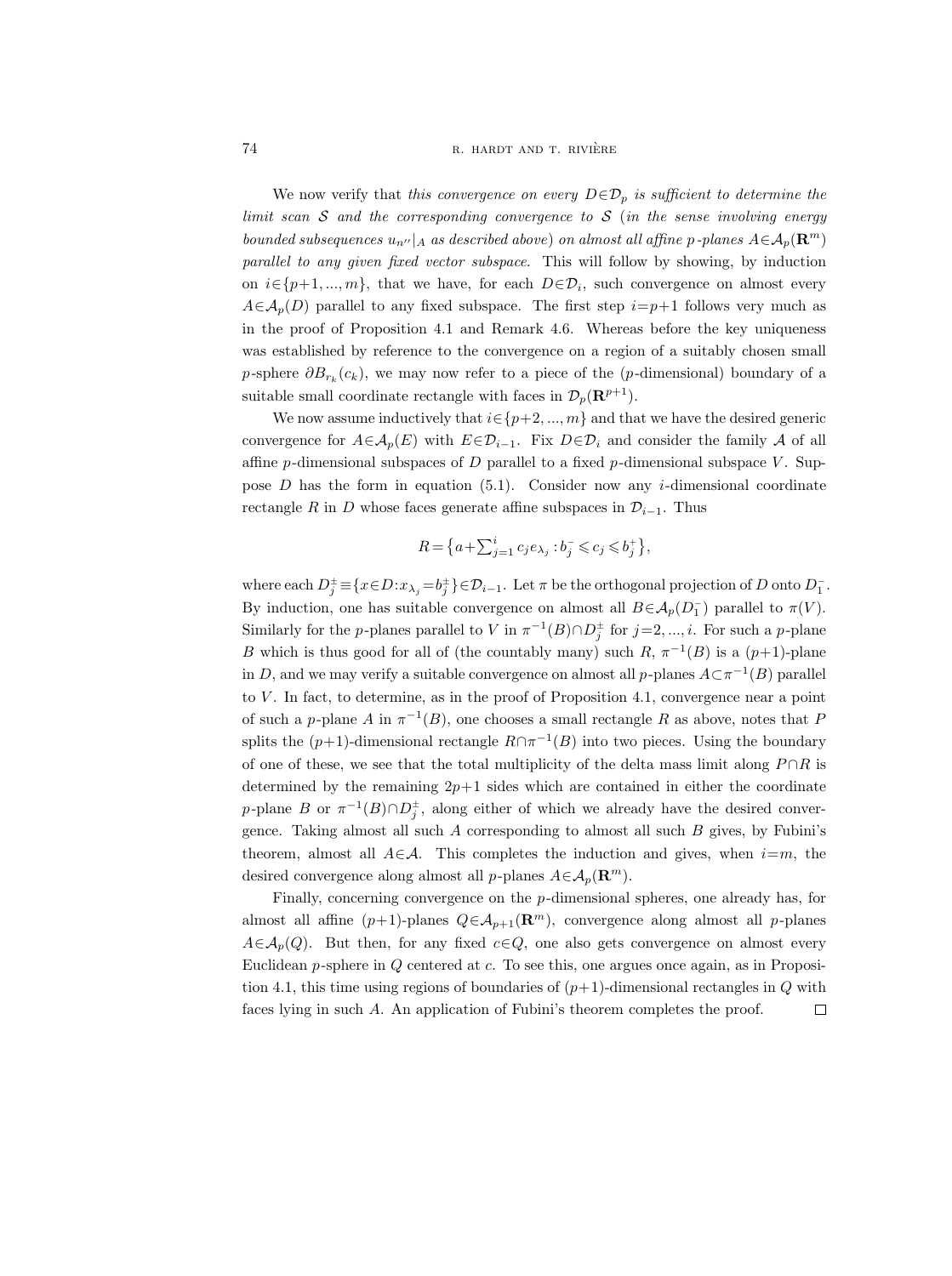We now verify that *this convergence on every $D \in \mathcal{D}_p$ is sufficient to determine the limit scan $\mathcal{S}$ and the corresponding convergence to $\mathcal{S}$* (*in the sense involving energy bounded subsequences $u_{n''}|_A$ as described above*) *on almost all affine $p$-planes $A \in \mathcal{A}_p(\mathbf{R}^m)$ parallel to any given fixed vector subspace*. This will follow by showing, by induction on $i \in \{p+1, ..., m\}$, that we have, for each $D \in \mathcal{D}_i$, such convergence on almost every $A \in \mathcal{A}_p(D)$ parallel to any fixed subspace. The first step $i = p+1$ follows very much as in the proof of Proposition 4.1 and Remark 4.6. Whereas before the key uniqueness was established by reference to the convergence on a region of a suitably chosen small $p$-sphere $\partial B_{r_k}(c_k)$, we may now refer to a piece of the ($p$-dimensional) boundary of a suitable small coordinate rectangle with faces in $\mathcal{D}_p(\mathbf{R}^{p+1})$.

We now assume inductively that $i \in \{p+2, ..., m\}$ and that we have the desired generic convergence for $A \in \mathcal{A}_p(E)$ with $E \in \mathcal{D}_{i-1}$. Fix $D \in \mathcal{D}_i$ and consider the family $\mathcal{A}$ of all affine $p$-dimensional subspaces of $D$ parallel to a fixed $p$-dimensional subspace $V$. Suppose $D$ has the form in equation (5.1). Consider now any $i$-dimensional coordinate rectangle $R$ in $D$ whose faces generate affine subspaces in $\mathcal{D}_{i-1}$. Thus

$$R = \left\{ a + \textstyle\sum_{j=1}^{i} c_j e_{\lambda_j} : b_j^- \leqslant c_j \leqslant b_j^+ \right\},$$

where each $D_j^{\pm} \equiv \{x \in D : x_{\lambda_j} = b_j^{\pm}\} \in \mathcal{D}_{i-1}$. Let $\pi$ be the orthogonal projection of $D$ onto $D_1^-$. By induction, one has suitable convergence on almost all $B \in \mathcal{A}_p(D_1^-)$ parallel to $\pi(V)$. Similarly for the $p$-planes parallel to $V$ in $\pi^{-1}(B) \cap D_j^{\pm}$ for $j = 2, ..., i$. For such a $p$-plane $B$ which is thus good for all of (the countably many) such $R$, $\pi^{-1}(B)$ is a $(p+1)$-plane in $D$, and we may verify a suitable convergence on almost all $p$-planes $A \subset \pi^{-1}(B)$ parallel to $V$. In fact, to determine, as in the proof of Proposition 4.1, convergence near a point of such a $p$-plane $A$ in $\pi^{-1}(B)$, one chooses a small rectangle $R$ as above, notes that $P$ splits the $(p+1)$-dimensional rectangle $R \cap \pi^{-1}(B)$ into two pieces. Using the boundary of one of these, we see that the total multiplicity of the delta mass limit along $P \cap R$ is determined by the remaining $2p+1$ sides which are contained in either the coordinate $p$-plane $B$ or $\pi^{-1}(B) \cap D_j^{\pm}$, along either of which we already have the desired convergence. Taking almost all such $A$ corresponding to almost all such $B$ gives, by Fubini's theorem, almost all $A \in \mathcal{A}$. This completes the induction and gives, when $i = m$, the desired convergence along almost all $p$-planes $A \in \mathcal{A}_p(\mathbf{R}^m)$.

Finally, concerning convergence on the $p$-dimensional spheres, one already has, for almost all affine $(p+1)$-planes $Q \in \mathcal{A}_{p+1}(\mathbf{R}^m)$, convergence along almost all $p$-planes $A \in \mathcal{A}_p(Q)$. But then, for any fixed $c \in Q$, one also gets convergence on almost every Euclidean $p$-sphere in $Q$ centered at $c$. To see this, one argues once again, as in Proposition 4.1, this time using regions of boundaries of $(p+1)$-dimensional rectangles in $Q$ with faces lying in such $A$. An application of Fubini's theorem completes the proof. $\square$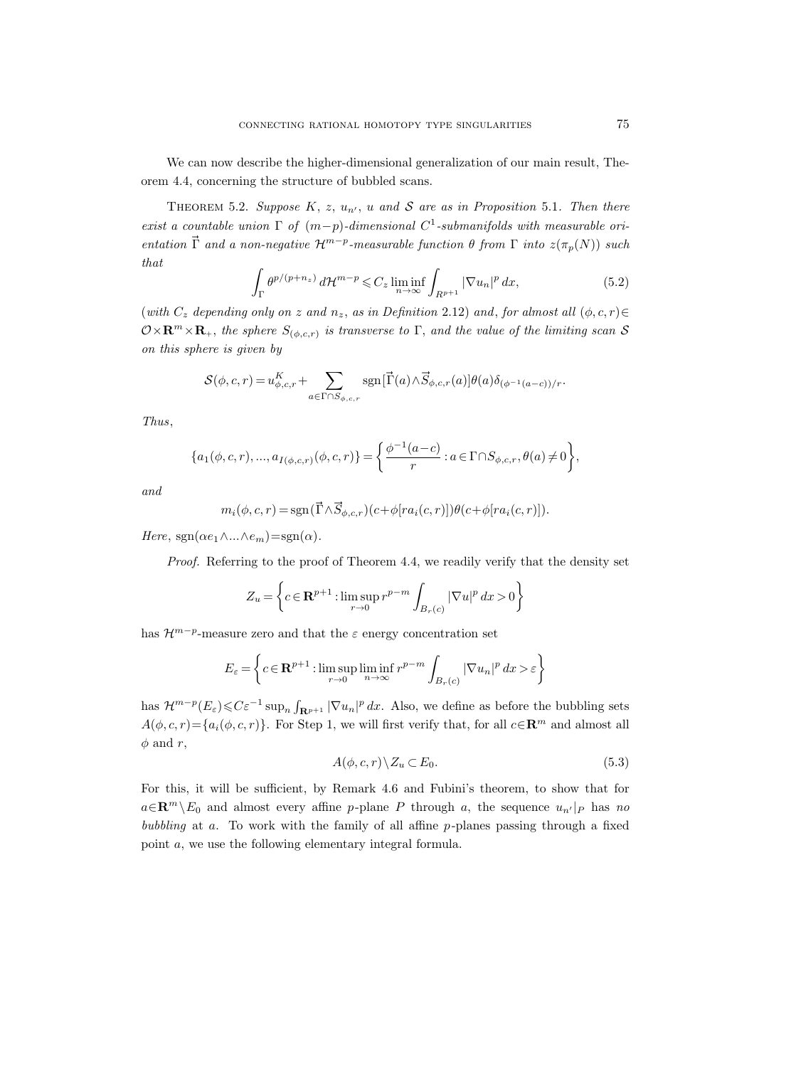We can now describe the higher-dimensional generalization of our main result, Theorem 4.4, concerning the structure of bubbled scans.

Theorem 5.2. *Suppose $K$, $z$, $u_{n'}$, $u$ and $\mathcal{S}$ are as in Proposition 5.1. Then there exist a countable union $\Gamma$ of $(m-p)$-dimensional $C^1$-submanifolds with measurable orientation $\vec{\Gamma}$ and a non-negative $\mathcal{H}^{m-p}$-measurable function $\theta$ from $\Gamma$ into $z(\pi_p(N))$ such that*

$$\int_\Gamma \theta^{p/(p+n_z)}\, d\mathcal{H}^{m-p} \leqslant C_z \liminf_{n\to\infty} \int_{R^{p+1}} |\nabla u_n|^p\, dx, \tag{5.2}$$

(*with $C_z$ depending only on $z$ and $n_z$, as in Definition* 2.12) *and, for almost all $(\phi, c, r)\in \mathcal{O}\times\mathbf{R}^m\times\mathbf{R}_+$, the sphere $S_{(\phi,c,r)}$ is transverse to $\Gamma$, and the value of the limiting scan $\mathcal{S}$ on this sphere is given by*

$$\mathcal{S}(\phi,c,r) = u^K_{\phi,c,r} + \sum_{a\in\Gamma\cap S_{\phi,c,r}} \operatorname{sgn}[\vec{\Gamma}(a)\wedge\vec{S}_{\phi,c,r}(a)]\theta(a)\delta_{(\phi^{-1}(a-c))/r}.$$

*Thus*,

$$\{a_1(\phi,c,r),\dots,a_{I(\phi,c,r)}(\phi,c,r)\} = \left\{\frac{\phi^{-1}(a-c)}{r} : a\in\Gamma\cap S_{\phi,c,r}, \theta(a)\neq 0\right\},$$

*and*

$$m_i(\phi,c,r) = \operatorname{sgn}(\vec{\Gamma}\wedge\vec{S}_{\phi,c,r})(c+\phi[ra_i(c,r)])\theta(c+\phi[ra_i(c,r)]).$$

*Here*, $\operatorname{sgn}(\alpha e_1\wedge\dots\wedge e_m)=\operatorname{sgn}(\alpha)$.

*Proof.* Referring to the proof of Theorem 4.4, we readily verify that the density set

$$Z_u = \left\{c\in\mathbf{R}^{p+1} : \limsup_{r\to 0} r^{p-m}\int_{B_r(c)} |\nabla u|^p\, dx > 0\right\}$$

has $\mathcal{H}^{m-p}$-measure zero and that the $\varepsilon$ energy concentration set

$$E_\varepsilon = \left\{c\in\mathbf{R}^{p+1} : \limsup_{r\to 0}\liminf_{n\to\infty} r^{p-m}\int_{B_r(c)} |\nabla u_n|^p\, dx > \varepsilon\right\}$$

has $\mathcal{H}^{m-p}(E_\varepsilon)\leqslant C\varepsilon^{-1}\sup_n \int_{\mathbf{R}^{p+1}} |\nabla u_n|^p\, dx$. Also, we define as before the bubbling sets $A(\phi,c,r)=\{a_i(\phi,c,r)\}$. For Step 1, we will first verify that, for all $c\in\mathbf{R}^m$ and almost all $\phi$ and $r$,

$$A(\phi,c,r)\setminus Z_u \subset E_0. \tag{5.3}$$

For this, it will be sufficient, by Remark 4.6 and Fubini's theorem, to show that for $a\in\mathbf{R}^m\setminus E_0$ and almost every affine $p$-plane $P$ through $a$, the sequence $u_{n'}|_P$ has *no bubbling* at $a$. To work with the family of all affine $p$-planes passing through a fixed point $a$, we use the following elementary integral formula.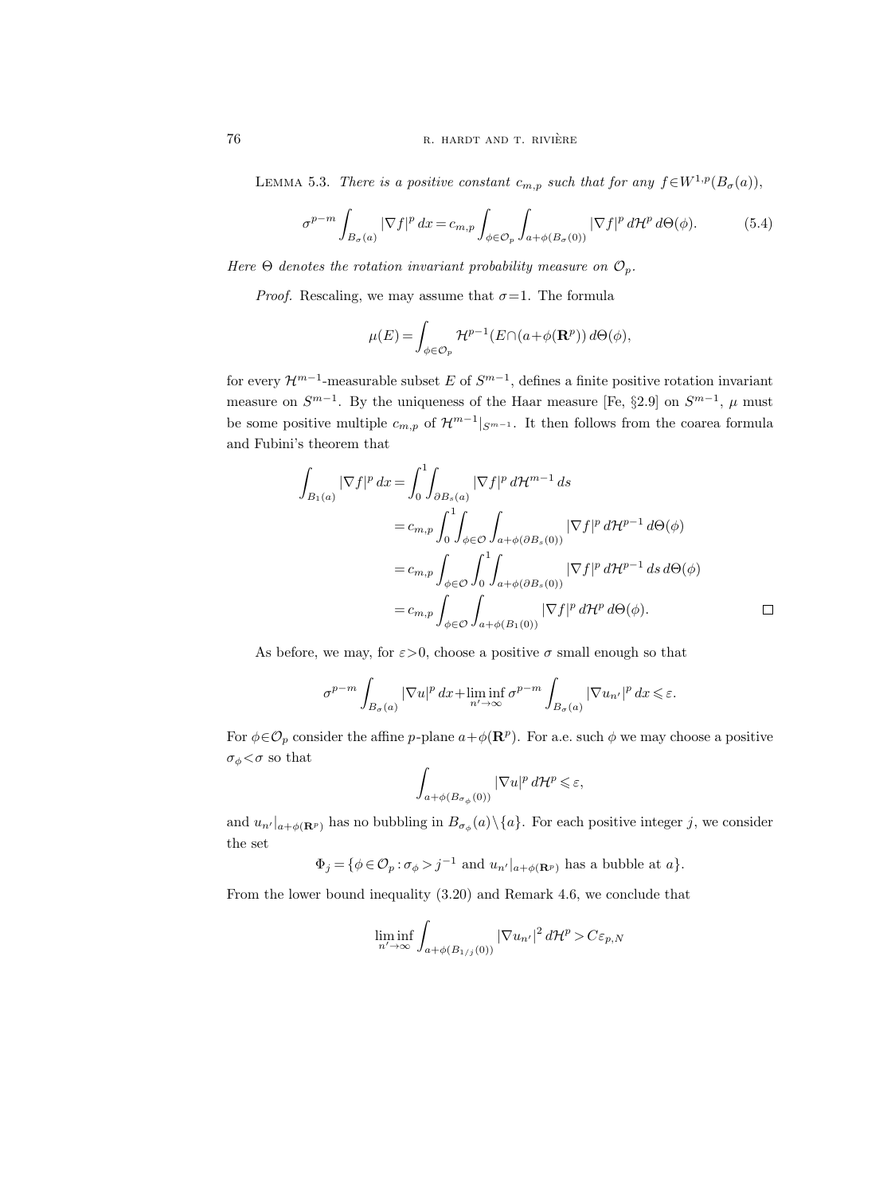LEMMA 5.3. *There is a positive constant $c_{m,p}$ such that for any $f \in W^{1,p}(B_\sigma(a))$,*

$$\sigma^{p-m} \int_{B_\sigma(a)} |\nabla f|^p \, dx = c_{m,p} \int_{\phi \in \mathcal{O}_p} \int_{a+\phi(B_\sigma(0))} |\nabla f|^p \, d\mathcal{H}^p \, d\Theta(\phi). \tag{5.4}$$

*Here $\Theta$ denotes the rotation invariant probability measure on $\mathcal{O}_p$.*

*Proof.* Rescaling, we may assume that $\sigma = 1$. The formula

$$\mu(E) = \int_{\phi \in \mathcal{O}_p} \mathcal{H}^{p-1}(E \cap (a + \phi(\mathbf{R}^p))) \, d\Theta(\phi),$$

for every $\mathcal{H}^{m-1}$-measurable subset $E$ of $S^{m-1}$, defines a finite positive rotation invariant measure on $S^{m-1}$. By the uniqueness of the Haar measure [Fe, §2.9] on $S^{m-1}$, $\mu$ must be some positive multiple $c_{m,p}$ of $\mathcal{H}^{m-1}|_{S^{m-1}}$. It then follows from the coarea formula and Fubini's theorem that

$$\begin{aligned}
\int_{B_1(a)} |\nabla f|^p \, dx &= \int_0^1 \int_{\partial B_s(a)} |\nabla f|^p \, d\mathcal{H}^{m-1} \, ds \\
&= c_{m,p} \int_0^1 \int_{\phi \in \mathcal{O}} \int_{a+\phi(\partial B_s(0))} |\nabla f|^p \, d\mathcal{H}^{p-1} \, d\Theta(\phi) \\
&= c_{m,p} \int_{\phi \in \mathcal{O}} \int_0^1 \int_{a+\phi(\partial B_s(0))} |\nabla f|^p \, d\mathcal{H}^{p-1} \, ds \, d\Theta(\phi) \\
&= c_{m,p} \int_{\phi \in \mathcal{O}} \int_{a+\phi(B_1(0))} |\nabla f|^p \, d\mathcal{H}^p \, d\Theta(\phi). \qquad \square
\end{aligned}$$

As before, we may, for $\varepsilon > 0$, choose a positive $\sigma$ small enough so that

$$\sigma^{p-m} \int_{B_\sigma(a)} |\nabla u|^p \, dx + \liminf_{n' \to \infty} \sigma^{p-m} \int_{B_\sigma(a)} |\nabla u_{n'}|^p \, dx \leqslant \varepsilon.$$

For $\phi \in \mathcal{O}_p$ consider the affine $p$-plane $a + \phi(\mathbf{R}^p)$. For a.e. such $\phi$ we may choose a positive $\sigma_\phi < \sigma$ so that

$$\int_{a+\phi(B_{\sigma_\phi}(0))} |\nabla u|^p \, d\mathcal{H}^p \leqslant \varepsilon,$$

and $u_{n'}|_{a+\phi(\mathbf{R}^p)}$ has no bubbling in $B_{\sigma_\phi}(a) \setminus \{a\}$. For each positive integer $j$, we consider the set

$$\Phi_j = \{\phi \in \mathcal{O}_p : \sigma_\phi > j^{-1} \text{ and } u_{n'}|_{a+\phi(\mathbf{R}^p)} \text{ has a bubble at } a\}.$$

From the lower bound inequality (3.20) and Remark 4.6, we conclude that

$$\liminf_{n' \to \infty} \int_{a+\phi(B_{1/j}(0))} |\nabla u_{n'}|^2 \, d\mathcal{H}^p > C \varepsilon_{p,N}$$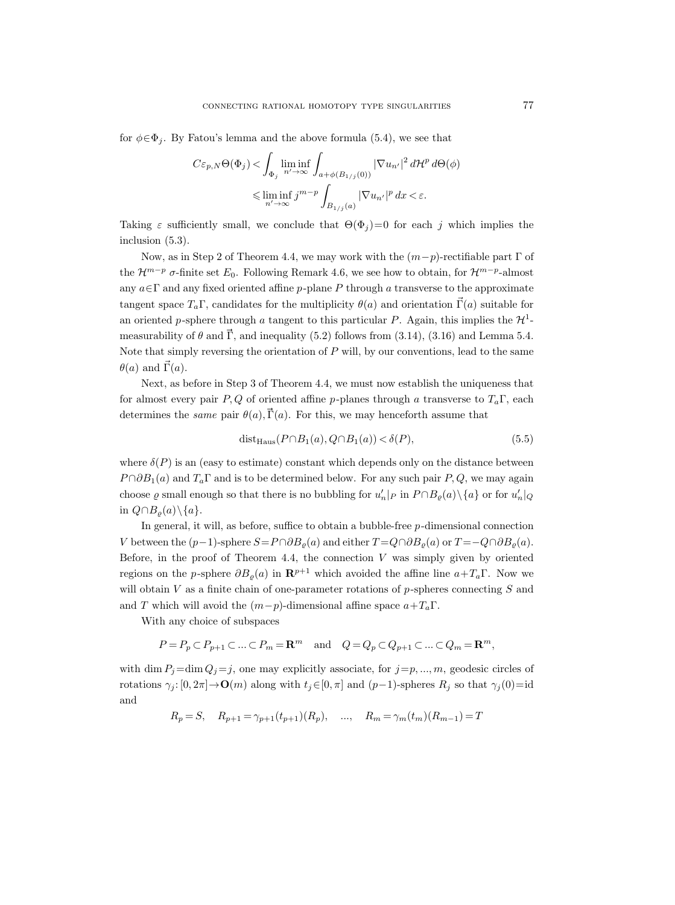for $\phi\in\Phi_j$. By Fatou's lemma and the above formula (5.4), we see that

$$
\begin{aligned}
C\varepsilon_{p,N}\Theta(\Phi_j) &< \int_{\Phi_j} \liminf_{n'\to\infty} \int_{a+\phi(B_{1/j}(0))} |\nabla u_{n'}|^2 \, d\mathcal{H}^p \, d\Theta(\phi) \\
&\leqslant \liminf_{n'\to\infty} j^{m-p} \int_{B_{1/j}(a)} |\nabla u_{n'}|^p \, dx < \varepsilon.
\end{aligned}
$$

Taking $\varepsilon$ sufficiently small, we conclude that $\Theta(\Phi_j)=0$ for each $j$ which implies the inclusion (5.3).

Now, as in Step 2 of Theorem 4.4, we may work with the $(m-p)$-rectifiable part $\Gamma$ of the $\mathcal{H}^{m-p}$ $\sigma$-finite set $E_0$. Following Remark 4.6, we see how to obtain, for $\mathcal{H}^{m-p}$-almost any $a\in\Gamma$ and any fixed oriented affine $p$-plane $P$ through $a$ transverse to the approximate tangent space $T_a\Gamma$, candidates for the multiplicity $\theta(a)$ and orientation $\vec{\Gamma}(a)$ suitable for an oriented $p$-sphere through $a$ tangent to this particular $P$. Again, this implies the $\mathcal{H}^1$-measurability of $\theta$ and $\vec{\Gamma}$, and inequality (5.2) follows from (3.14), (3.16) and Lemma 5.4. Note that simply reversing the orientation of $P$ will, by our conventions, lead to the same $\theta(a)$ and $\vec{\Gamma}(a)$.

Next, as before in Step 3 of Theorem 4.4, we must now establish the uniqueness that for almost every pair $P,Q$ of oriented affine $p$-planes through $a$ transverse to $T_a\Gamma$, each determines the *same* pair $\theta(a),\vec{\Gamma}(a)$. For this, we may henceforth assume that

$$
\operatorname{dist}_{\text{Haus}}(P\cap B_1(a), Q\cap B_1(a)) < \delta(P), \tag{5.5}
$$

where $\delta(P)$ is an (easy to estimate) constant which depends only on the distance between $P\cap\partial B_1(a)$ and $T_a\Gamma$ and is to be determined below. For any such pair $P,Q$, we may again choose $\varrho$ small enough so that there is no bubbling for $u'_n|_P$ in $P\cap B_\varrho(a)\setminus\{a\}$ or for $u'_n|_Q$ in $Q\cap B_\varrho(a)\setminus\{a\}$.

In general, it will, as before, suffice to obtain a bubble-free $p$-dimensional connection $V$ between the $(p-1)$-sphere $S=P\cap\partial B_\varrho(a)$ and either $T=Q\cap\partial B_\varrho(a)$ or $T=-Q\cap\partial B_\varrho(a)$. Before, in the proof of Theorem 4.4, the connection $V$ was simply given by oriented regions on the $p$-sphere $\partial B_\varrho(a)$ in $\mathbf{R}^{p+1}$ which avoided the affine line $a+T_a\Gamma$. Now we will obtain $V$ as a finite chain of one-parameter rotations of $p$-spheres connecting $S$ and and $T$ which will avoid the $(m-p)$-dimensional affine space $a+T_a\Gamma$.

With any choice of subspaces

$$
P=P_p\subset P_{p+1}\subset\ldots\subset P_m=\mathbf{R}^m \quad\text{and}\quad Q=Q_p\subset Q_{p+1}\subset\ldots\subset Q_m=\mathbf{R}^m,
$$

with $\dim P_j=\dim Q_j=j$, one may explicitly associate, for $j=p,\ldots,m$, geodesic circles of rotations $\gamma_j\colon[0,2\pi]\to\mathbf{O}(m)$ along with $t_j\in[0,\pi]$ and $(p-1)$-spheres $R_j$ so that $\gamma_j(0)=\mathrm{id}$ and

$$
R_p=S,\quad R_{p+1}=\gamma_{p+1}(t_{p+1})(R_p),\quad \ldots,\quad R_m=\gamma_m(t_m)(R_{m-1})=T
$$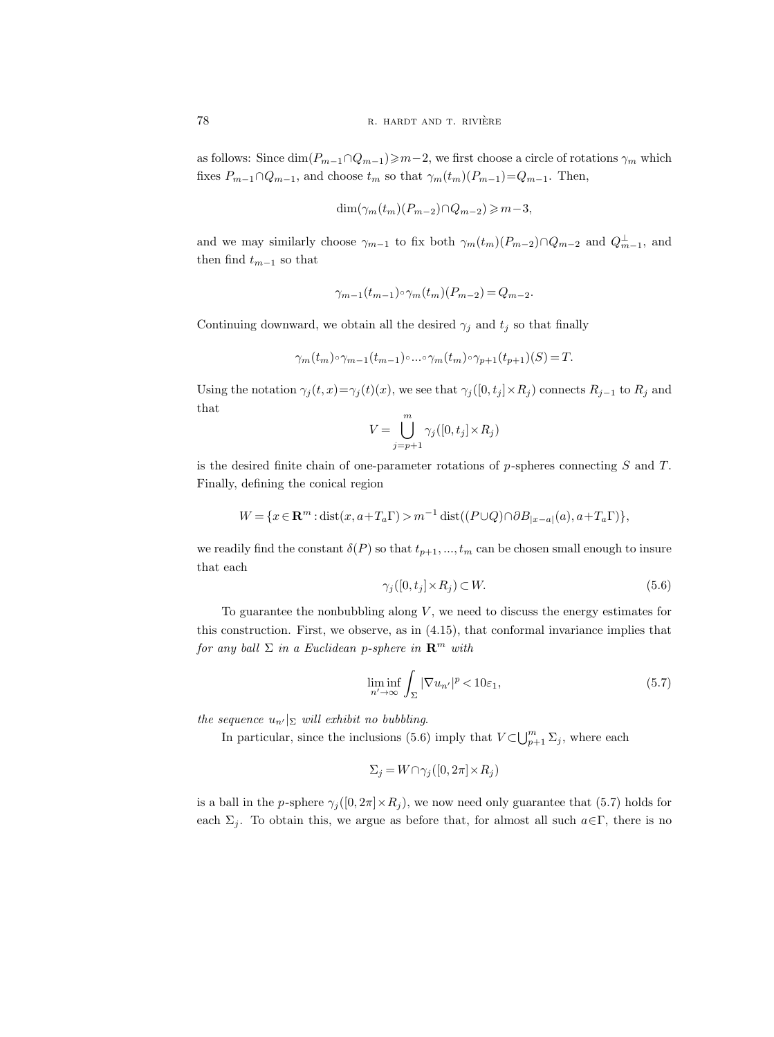as follows: Since $\dim(P_{m-1}\cap Q_{m-1})\geqslant m-2$, we first choose a circle of rotations $\gamma_m$ which fixes $P_{m-1}\cap Q_{m-1}$, and choose $t_m$ so that $\gamma_m(t_m)(P_{m-1})=Q_{m-1}$. Then,

$$\dim(\gamma_m(t_m)(P_{m-2})\cap Q_{m-2})\geqslant m-3,$$

and we may similarly choose $\gamma_{m-1}$ to fix both $\gamma_m(t_m)(P_{m-2})\cap Q_{m-2}$ and $Q_{m-1}^{\perp}$, and then find $t_{m-1}$ so that

$$\gamma_{m-1}(t_{m-1})\circ\gamma_m(t_m)(P_{m-2})=Q_{m-2}.$$

Continuing downward, we obtain all the desired $\gamma_j$ and $t_j$ so that finally

$$\gamma_m(t_m)\circ\gamma_{m-1}(t_{m-1})\circ...\circ\gamma_m(t_m)\circ\gamma_{p+1}(t_{p+1})(S)=T.$$

Using the notation $\gamma_j(t,x)=\gamma_j(t)(x)$, we see that $\gamma_j([0,t_j]\times R_j)$ connects $R_{j-1}$ to $R_j$ and that

$$V=\bigcup_{j=p+1}^{m}\gamma_j([0,t_j]\times R_j)$$

is the desired finite chain of one-parameter rotations of $p$-spheres connecting $S$ and $T$. Finally, defining the conical region

$$W=\{x\in\mathbf{R}^m:\operatorname{dist}(x,a+T_a\Gamma)>m^{-1}\operatorname{dist}((P\cup Q)\cap\partial B_{|x-a|}(a),a+T_a\Gamma)\},$$

we readily find the constant $\delta(P)$ so that $t_{p+1},...,t_m$ can be chosen small enough to insure that each

$$\gamma_j([0,t_j]\times R_j)\subset W. \tag{5.6}$$

To guarantee the nonbubbling along $V$, we need to discuss the energy estimates for this construction. First, we observe, as in (4.15), that conformal invariance implies that *for any ball $\Sigma$ in a Euclidean $p$-sphere in $\mathbf{R}^m$ with*

$$\liminf_{n'\to\infty}\int_{\Sigma}|\nabla u_{n'}|^p<10\varepsilon_1, \tag{5.7}$$

*the sequence $u_{n'}|_{\Sigma}$ will exhibit no bubbling.*

In particular, since the inclusions (5.6) imply that $V\subset\bigcup_{p+1}^{m}\Sigma_j$, where each

$$\Sigma_j=W\cap\gamma_j([0,2\pi]\times R_j)$$

is a ball in the $p$-sphere $\gamma_j([0,2\pi]\times R_j)$, we now need only guarantee that (5.7) holds for each $\Sigma_j$. To obtain this, we argue as before that, for almost all such $a\in\Gamma$, there is no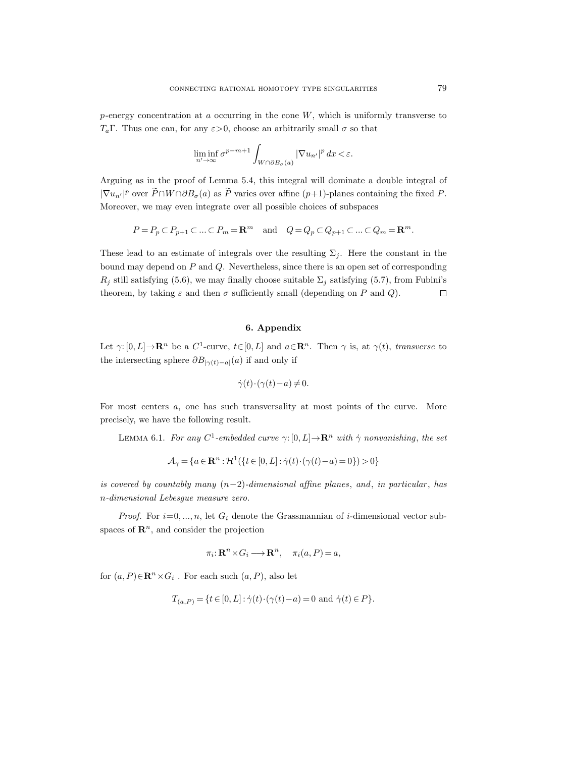$p$-energy concentration at $a$ occurring in the cone $W$, which is uniformly transverse to $T_a\Gamma$. Thus one can, for any $\varepsilon>0$, choose an arbitrarily small $\sigma$ so that

$$\liminf_{n'\to\infty} \sigma^{p-m+1} \int_{W\cap\partial B_\sigma(a)} |\nabla u_{n'}|^p \, dx < \varepsilon.$$

Arguing as in the proof of Lemma 5.4, this integral will dominate a double integral of $|\nabla u_{n'}|^p$ over $\widetilde{P}\cap W\cap\partial B_\sigma(a)$ as $\widetilde{P}$ varies over affine $(p+1)$-planes containing the fixed $P$. Moreover, we may even integrate over all possible choices of subspaces

$$P = P_p \subset P_{p+1} \subset \ldots \subset P_m = \mathbf{R}^m \quad \text{and} \quad Q = Q_p \subset Q_{p+1} \subset \ldots \subset Q_m = \mathbf{R}^m.$$

These lead to an estimate of integrals over the resulting $\Sigma_j$. Here the constant in the bound may depend on $P$ and $Q$. Nevertheless, since there is an open set of corresponding $R_j$ still satisfying (5.6), we may finally choose suitable $\Sigma_j$ satisfying (5.7), from Fubini's theorem, by taking $\varepsilon$ and then $\sigma$ sufficiently small (depending on $P$ and $Q$). $\square$

## 6. Appendix

Let $\gamma: [0, L] \to \mathbf{R}^n$ be a $C^1$-curve, $t\in[0, L]$ and $a\in\mathbf{R}^n$. Then $\gamma$ is, at $\gamma(t)$, *transverse* to the intersecting sphere $\partial B_{|\gamma(t)-a|}(a)$ if and only if

$$\dot{\gamma}(t)\cdot(\gamma(t)-a) \neq 0.$$

For most centers $a$, one has such transversality at most points of the curve. More precisely, we have the following result.

Lemma 6.1. *For any $C^1$-embedded curve $\gamma: [0, L] \to \mathbf{R}^n$ with $\dot{\gamma}$ nonvanishing, the set*

$$\mathcal{A}_\gamma = \{a \in \mathbf{R}^n : \mathcal{H}^1(\{t \in [0, L] : \dot{\gamma}(t)\cdot(\gamma(t)-a) = 0\}) > 0\}$$

*is covered by countably many $(n-2)$-dimensional affine planes, and, in particular, has $n$-dimensional Lebesgue measure zero.*

*Proof.* For $i=0, \ldots, n$, let $G_i$ denote the Grassmannian of $i$-dimensional vector subspaces of $\mathbf{R}^n$, and consider the projection

$$\pi_i : \mathbf{R}^n \times G_i \longrightarrow \mathbf{R}^n, \quad \pi_i(a, P) = a,$$

for $(a, P)\in\mathbf{R}^n \times G_i$ . For each such $(a, P)$, also let

$$T_{(a,P)} = \{t \in [0, L] : \dot{\gamma}(t)\cdot(\gamma(t)-a) = 0 \text{ and } \dot{\gamma}(t) \in P\}.$$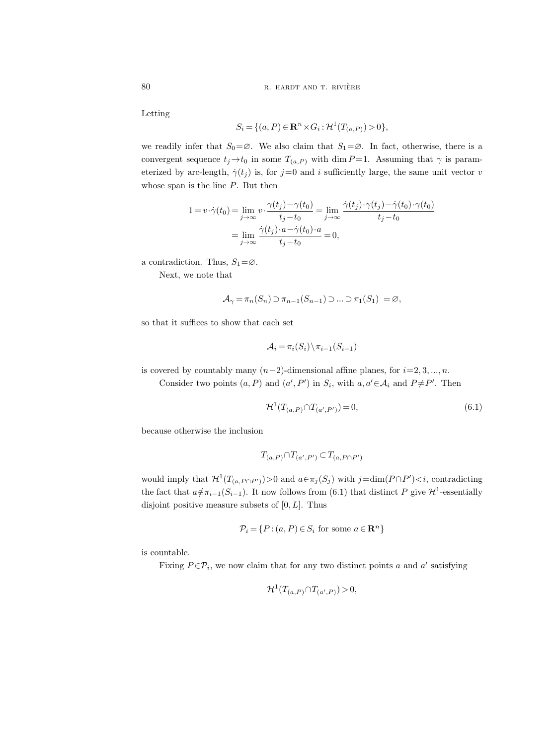Letting

$$S_i = \{(a,P) \in \mathbf{R}^n \times G_i : \mathcal{H}^1(T_{(a,P)}) > 0\},$$

we readily infer that $S_0 = \varnothing$. We also claim that $S_1 = \varnothing$. In fact, otherwise, there is a convergent sequence $t_j \to t_0$ in some $T_{(a,P)}$ with $\dim P = 1$. Assuming that $\gamma$ is parameterized by arc-length, $\dot\gamma(t_j)$ is, for $j=0$ and $i$ sufficiently large, the same unit vector $v$ whose span is the line $P$. But then

$$\begin{aligned} 1 = v \cdot \dot\gamma(t_0) &= \lim_{j\to\infty} v \cdot \frac{\gamma(t_j) - \gamma(t_0)}{t_j - t_0} = \lim_{j\to\infty} \frac{\dot\gamma(t_j)\cdot\gamma(t_j) - \dot\gamma(t_0)\cdot\gamma(t_0)}{t_j - t_0} \\ &= \lim_{j\to\infty} \frac{\dot\gamma(t_j)\cdot a - \dot\gamma(t_0)\cdot a}{t_j - t_0} = 0, \end{aligned}$$

a contradiction. Thus, $S_1 = \varnothing$.

Next, we note that

$$\mathcal{A}_\gamma = \pi_n(S_n) \supset \pi_{n-1}(S_{n-1}) \supset \ldots \supset \pi_1(S_1) \ = \varnothing,$$

so that it suffices to show that each set

$$\mathcal{A}_i = \pi_i(S_i) \setminus \pi_{i-1}(S_{i-1})$$

is covered by countably many $(n-2)$-dimensional affine planes, for $i = 2, 3, \ldots, n$.

Consider two points $(a,P)$ and $(a',P')$ in $S_i$, with $a, a' \in \mathcal{A}_i$ and $P \neq P'$. Then

$$\mathcal{H}^1(T_{(a,P)} \cap T_{(a',P')}) = 0, \tag{6.1}$$

because otherwise the inclusion

$$T_{(a,P)} \cap T_{(a',P')} \subset T_{(a,P\cap P')}$$

would imply that $\mathcal{H}^1(T_{(a,P\cap P')}) > 0$ and $a \in \pi_j(S_j)$ with $j = \dim(P \cap P') < i$, contradicting the fact that $a \notin \pi_{i-1}(S_{i-1})$. It now follows from (6.1) that distinct $P$ give $\mathcal{H}^1$-essentially disjoint positive measure subsets of $[0,L]$. Thus

$$\mathcal{P}_i = \{P : (a,P) \in S_i \text{ for some } a \in \mathbf{R}^n\}$$

is countable.

Fixing $P \in \mathcal{P}_i$, we now claim that for any two distinct points $a$ and $a'$ satisfying

$$\mathcal{H}^1(T_{(a,P)} \cap T_{(a',P)}) > 0,$$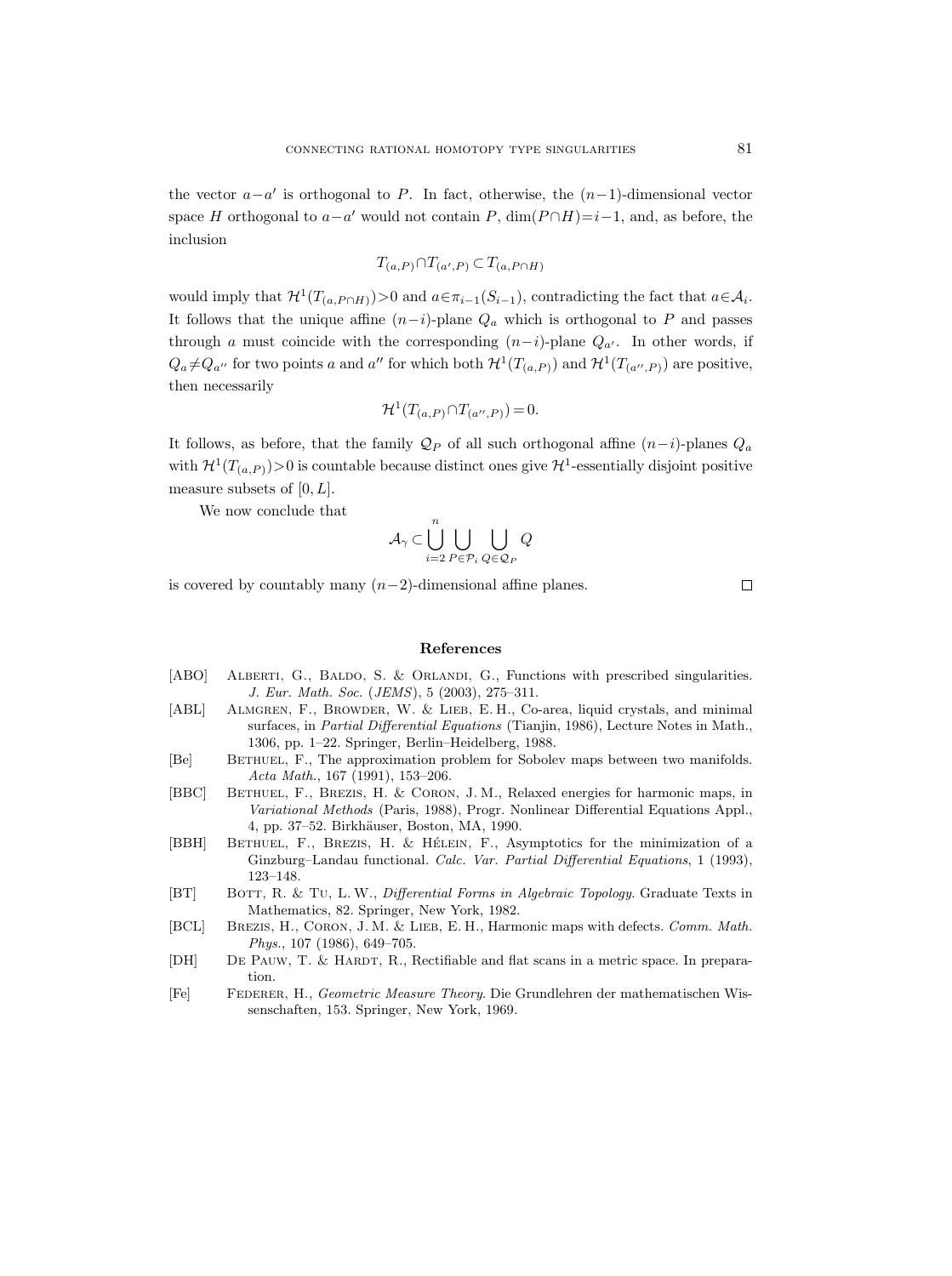the vector $a-a'$ is orthogonal to $P$. In fact, otherwise, the $(n-1)$-dimensional vector space $H$ orthogonal to $a-a'$ would not contain $P$, $\dim(P\cap H)=i-1$, and, as before, the inclusion

$$T_{(a,P)}\cap T_{(a',P)}\subset T_{(a,P\cap H)}$$

would imply that $\mathcal{H}^1(T_{(a,P\cap H)})>0$ and $a\in\pi_{i-1}(S_{i-1})$, contradicting the fact that $a\in\mathcal{A}_i$. It follows that the unique affine $(n-i)$-plane $Q_a$ which is orthogonal to $P$ and passes through $a$ must coincide with the corresponding $(n-i)$-plane $Q_{a'}$. In other words, if $Q_a\neq Q_{a''}$ for two points $a$ and $a''$ for which both $\mathcal{H}^1(T_{(a,P)})$ and $\mathcal{H}^1(T_{(a'',P)})$ are positive, then necessarily

$$\mathcal{H}^1(T_{(a,P)}\cap T_{(a'',P)})=0.$$

It follows, as before, that the family $\mathcal{Q}_P$ of all such orthogonal affine $(n-i)$-planes $Q_a$ with $\mathcal{H}^1(T_{(a,P)})>0$ is countable because distinct ones give $\mathcal{H}^1$-essentially disjoint positive measure subsets of $[0,L]$.

We now conclude that

$$\mathcal{A}_\gamma\subset\bigcup_{i=2}^{n}\bigcup_{P\in\mathcal{P}_i}\bigcup_{Q\in\mathcal{Q}_P}Q$$

is covered by countably many $(n-2)$-dimensional affine planes. □

## References

[ABO] Alberti, G., Baldo, S. & Orlandi, G., Functions with prescribed singularities. *J. Eur. Math. Soc.* (*JEMS*), 5 (2003), 275–311.

[ABL] Almgren, F., Browder, W. & Lieb, E. H., Co-area, liquid crystals, and minimal surfaces, in *Partial Differential Equations* (Tianjin, 1986), Lecture Notes in Math., 1306, pp. 1–22. Springer, Berlin–Heidelberg, 1988.

[Be] Bethuel, F., The approximation problem for Sobolev maps between two manifolds. *Acta Math.*, 167 (1991), 153–206.

[BBC] Bethuel, F., Brezis, H. & Coron, J. M., Relaxed energies for harmonic maps, in *Variational Methods* (Paris, 1988), Progr. Nonlinear Differential Equations Appl., 4, pp. 37–52. Birkhäuser, Boston, MA, 1990.

[BBH] Bethuel, F., Brezis, H. & Hélein, F., Asymptotics for the minimization of a Ginzburg–Landau functional. *Calc. Var. Partial Differential Equations*, 1 (1993), 123–148.

[BT] Bott, R. & Tu, L. W., *Differential Forms in Algebraic Topology*. Graduate Texts in Mathematics, 82. Springer, New York, 1982.

[BCL] Brezis, H., Coron, J. M. & Lieb, E. H., Harmonic maps with defects. *Comm. Math. Phys.*, 107 (1986), 649–705.

[DH] De Pauw, T. & Hardt, R., Rectifiable and flat scans in a metric space. In preparation.

[Fe] Federer, H., *Geometric Measure Theory*. Die Grundlehren der mathematischen Wissenschaften, 153. Springer, New York, 1969.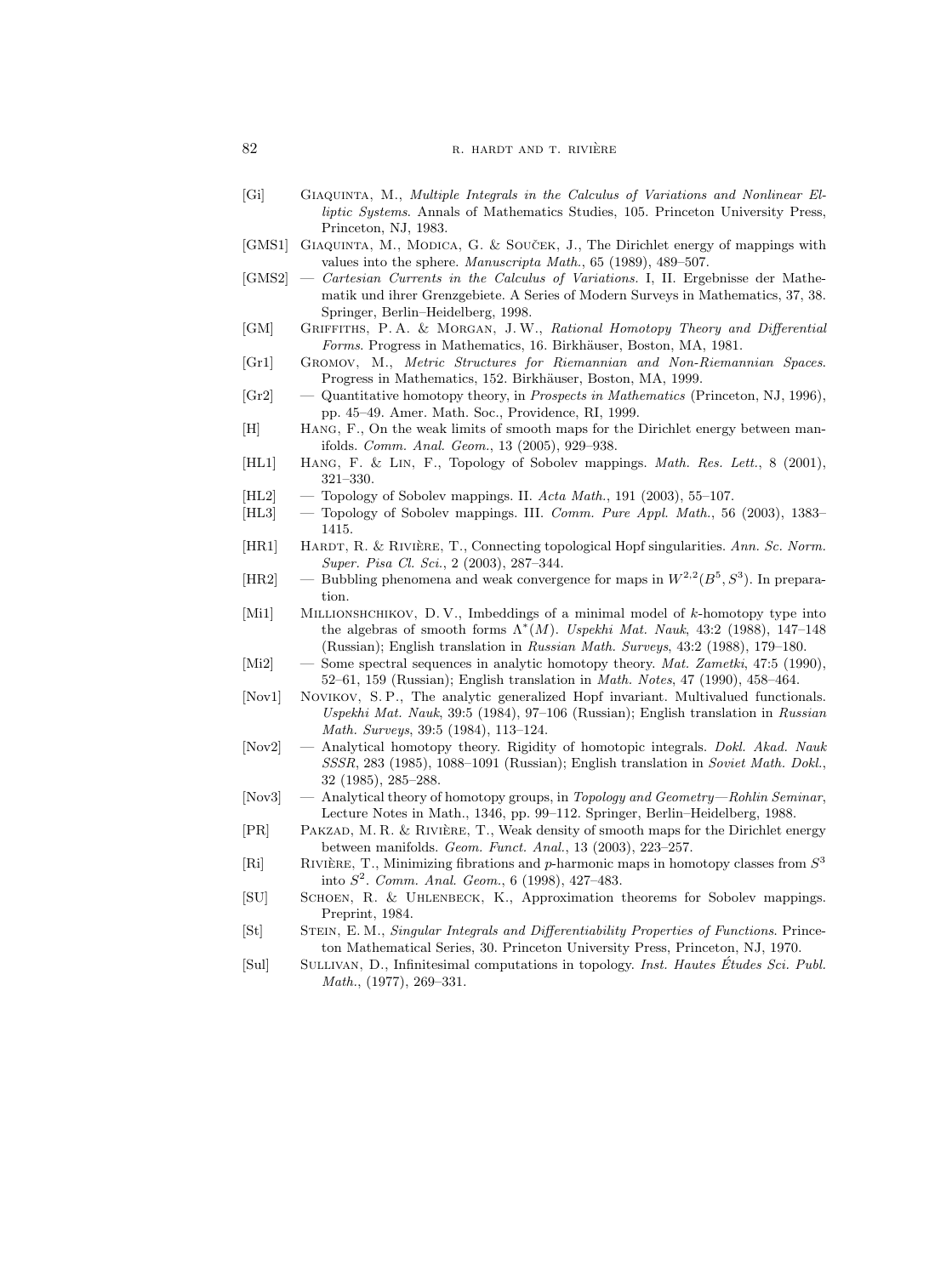[Gi] Giaquinta, M., *Multiple Integrals in the Calculus of Variations and Nonlinear Elliptic Systems*. Annals of Mathematics Studies, 105. Princeton University Press, Princeton, NJ, 1983.

[GMS1] Giaquinta, M., Modica, G. & Souček, J., The Dirichlet energy of mappings with values into the sphere. *Manuscripta Math.*, 65 (1989), 489–507.

[GMS2] — *Cartesian Currents in the Calculus of Variations*. I, II. Ergebnisse der Mathematik und ihrer Grenzgebiete. A Series of Modern Surveys in Mathematics, 37, 38. Springer, Berlin–Heidelberg, 1998.

[GM] Griffiths, P. A. & Morgan, J. W., *Rational Homotopy Theory and Differential Forms*. Progress in Mathematics, 16. Birkhäuser, Boston, MA, 1981.

[Gr1] Gromov, M., *Metric Structures for Riemannian and Non-Riemannian Spaces*. Progress in Mathematics, 152. Birkhäuser, Boston, MA, 1999.

[Gr2] — Quantitative homotopy theory, in *Prospects in Mathematics* (Princeton, NJ, 1996), pp. 45–49. Amer. Math. Soc., Providence, RI, 1999.

[H] Hang, F., On the weak limits of smooth maps for the Dirichlet energy between manifolds. *Comm. Anal. Geom.*, 13 (2005), 929–938.

[HL1] Hang, F. & Lin, F., Topology of Sobolev mappings. *Math. Res. Lett.*, 8 (2001), 321–330.

[HL2] — Topology of Sobolev mappings. II. *Acta Math.*, 191 (2003), 55–107.

[HL3] — Topology of Sobolev mappings. III. *Comm. Pure Appl. Math.*, 56 (2003), 1383–1415.

[HR1] Hardt, R. & Rivière, T., Connecting topological Hopf singularities. *Ann. Sc. Norm. Super. Pisa Cl. Sci.*, 2 (2003), 287–344.

[HR2] — Bubbling phenomena and weak convergence for maps in $W^{2,2}(B^5, S^3)$. In preparation.

[Mi1] Millionshchikov, D. V., Imbeddings of a minimal model of $k$-homotopy type into the algebras of smooth forms $\Lambda^*(M)$. *Uspekhi Mat. Nauk*, 43:2 (1988), 147–148 (Russian); English translation in *Russian Math. Surveys*, 43:2 (1988), 179–180.

[Mi2] — Some spectral sequences in analytic homotopy theory. *Mat. Zametki*, 47:5 (1990), 52–61, 159 (Russian); English translation in *Math. Notes*, 47 (1990), 458–464.

[Nov1] Novikov, S. P., The analytic generalized Hopf invariant. Multivalued functionals. *Uspekhi Mat. Nauk*, 39:5 (1984), 97–106 (Russian); English translation in *Russian Math. Surveys*, 39:5 (1984), 113–124.

[Nov2] — Analytical homotopy theory. Rigidity of homotopic integrals. *Dokl. Akad. Nauk SSSR*, 283 (1985), 1088–1091 (Russian); English translation in *Soviet Math. Dokl.*, 32 (1985), 285–288.

[Nov3] — Analytical theory of homotopy groups, in *Topology and Geometry—Rohlin Seminar*, Lecture Notes in Math., 1346, pp. 99–112. Springer, Berlin–Heidelberg, 1988.

[PR] Pakzad, M. R. & Rivière, T., Weak density of smooth maps for the Dirichlet energy between manifolds. *Geom. Funct. Anal.*, 13 (2003), 223–257.

[Ri] Rivière, T., Minimizing fibrations and $p$-harmonic maps in homotopy classes from $S^3$ into $S^2$. *Comm. Anal. Geom.*, 6 (1998), 427–483.

[SU] Schoen, R. & Uhlenbeck, K., Approximation theorems for Sobolev mappings. Preprint, 1984.

[St] Stein, E. M., *Singular Integrals and Differentiability Properties of Functions*. Princeton Mathematical Series, 30. Princeton University Press, Princeton, NJ, 1970.

[Sul] Sullivan, D., Infinitesimal computations in topology. *Inst. Hautes Études Sci. Publ. Math.*, (1977), 269–331.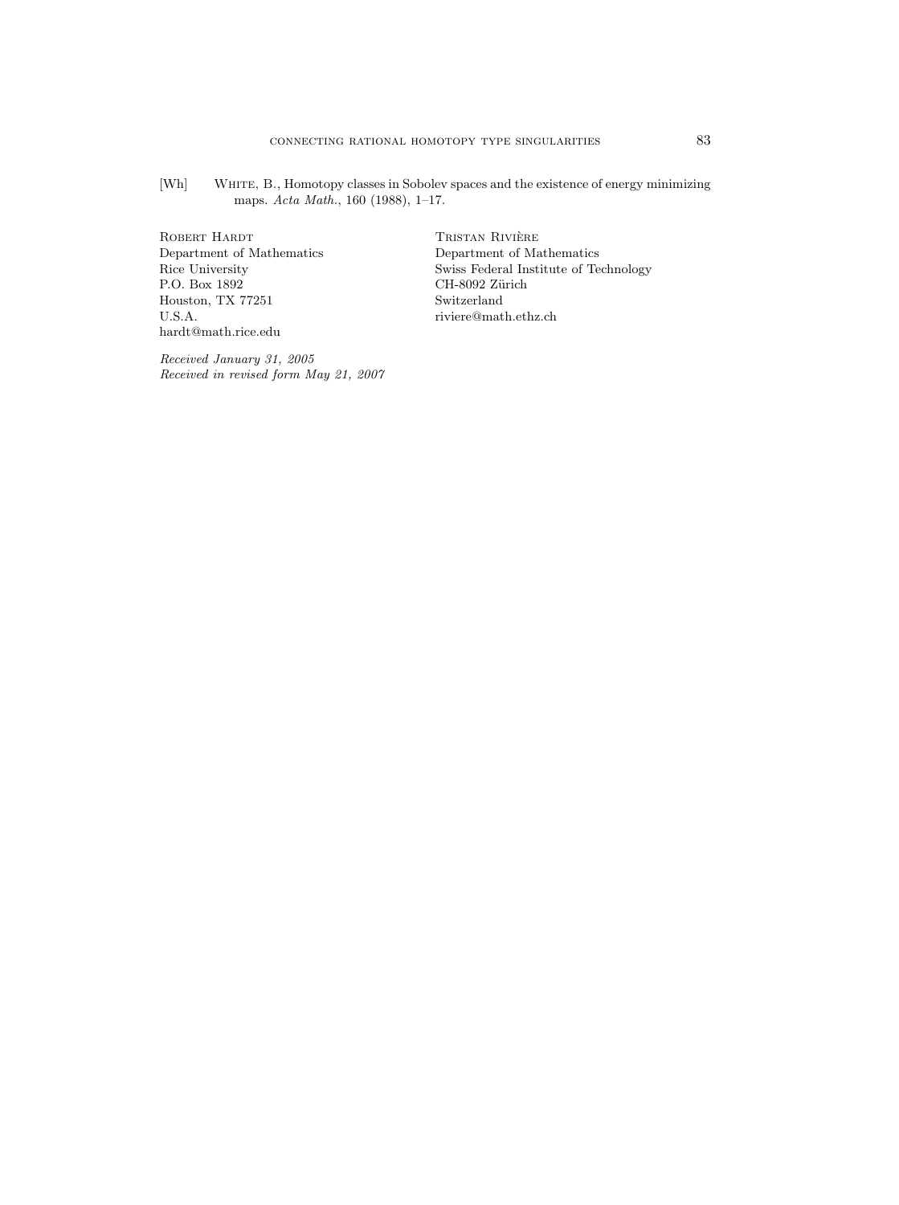[Wh] White, B., Homotopy classes in Sobolev spaces and the existence of energy minimizing maps. *Acta Math.*, 160 (1988), 1–17.

Robert Hardt
Department of Mathematics
Rice University
P.O. Box 1892
Houston, TX 77251
U.S.A.
hardt@math.rice.edu

Tristan Rivière
Department of Mathematics
Swiss Federal Institute of Technology
CH-8092 Zürich
Switzerland
riviere@math.ethz.ch

*Received January 31, 2005*
*Received in revised form May 21, 2007*